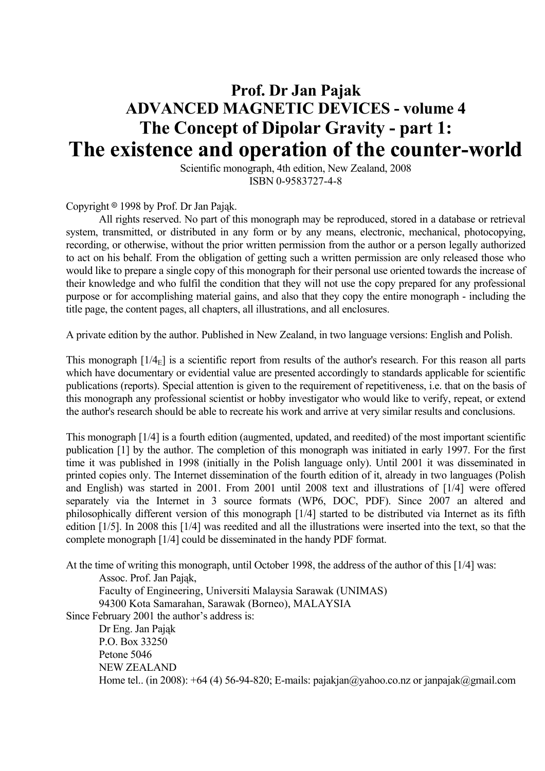# Prof. Dr Jan Pajak
# ADVANCED MAGNETIC DEVICES - volume 4
# The Concept of Dipolar Gravity - part 1:
# The existence and operation of the counter-world

Scientific monograph, 4th edition, New Zealand, 2008
ISBN 0-9583727-4-8

Copyright © 1998 by Prof. Dr Jan Pająk.

All rights reserved. No part of this monograph may be reproduced, stored in a database or retrieval system, transmitted, or distributed in any form or by any means, electronic, mechanical, photocopying, recording, or otherwise, without the prior written permission from the author or a person legally authorized to act on his behalf. From the obligation of getting such a written permission are only released those who would like to prepare a single copy of this monograph for their personal use oriented towards the increase of their knowledge and who fulfil the condition that they will not use the copy prepared for any professional purpose or for accomplishing material gains, and also that they copy the entire monograph - including the title page, the content pages, all chapters, all illustrations, and all enclosures.

A private edition by the author. Published in New Zealand, in two language versions: English and Polish.

This monograph [1/$4_E$] is a scientific report from results of the author's research. For this reason all parts which have documentary or evidential value are presented accordingly to standards applicable for scientific publications (reports). Special attention is given to the requirement of repetitiveness, i.e. that on the basis of this monograph any professional scientist or hobby investigator who would like to verify, repeat, or extend the author's research should be able to recreate his work and arrive at very similar results and conclusions.

This monograph [1/4] is a fourth edition (augmented, updated, and reedited) of the most important scientific publication [1] by the author. The completion of this monograph was initiated in early 1997. For the first time it was published in 1998 (initially in the Polish language only). Until 2001 it was disseminated in printed copies only. The Internet dissemination of the fourth edition of it, already in two languages (Polish and English) was started in 2001. From 2001 until 2008 text and illustrations of [1/4] were offered separately via the Internet in 3 source formats (WP6, DOC, PDF). Since 2007 an altered and philosophically different version of this monograph [1/4] started to be distributed via Internet as its fifth edition [1/5]. In 2008 this [1/4] was reedited and all the illustrations were inserted into the text, so that the complete monograph [1/4] could be disseminated in the handy PDF format.

At the time of writing this monograph, until October 1998, the address of the author of this [1/4] was:

Assoc. Prof. Jan Pająk,
Faculty of Engineering, Universiti Malaysia Sarawak (UNIMAS)
94300 Kota Samarahan, Sarawak (Borneo), MALAYSIA

Since February 2001 the author's address is:

Dr Eng. Jan Pająk
P.O. Box 33250
Petone 5046
NEW ZEALAND
Home tel.. (in 2008): +64 (4) 56-94-820; E-mails: pajakjan@yahoo.co.nz or janpajak@gmail.com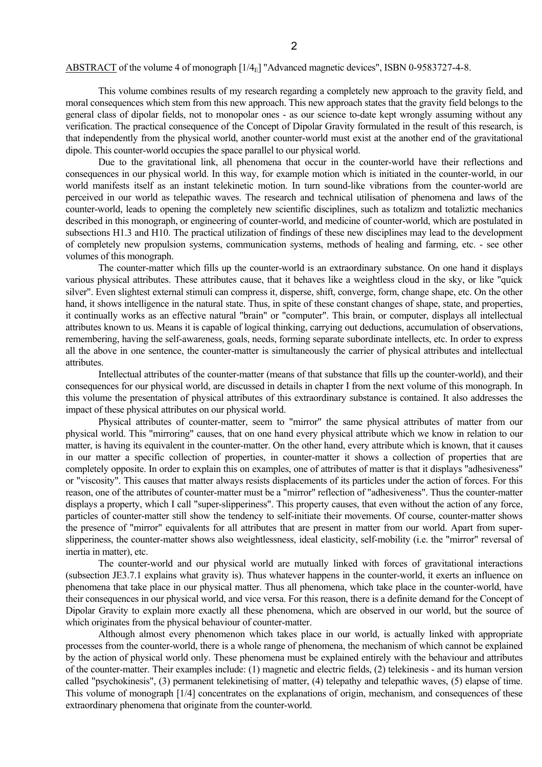ABSTRACT of the volume 4 of monograph [1/$4_E$] "Advanced magnetic devices", ISBN 0-9583727-4-8.

This volume combines results of my research regarding a completely new approach to the gravity field, and moral consequences which stem from this new approach. This new approach states that the gravity field belongs to the general class of dipolar fields, not to monopolar ones - as our science to-date kept wrongly assuming without any verification. The practical consequence of the Concept of Dipolar Gravity formulated in the result of this research, is that independently from the physical world, another counter-world must exist at the another end of the gravitational dipole. This counter-world occupies the space parallel to our physical world.

Due to the gravitational link, all phenomena that occur in the counter-world have their reflections and consequences in our physical world. In this way, for example motion which is initiated in the counter-world, in our world manifests itself as an instant telekinetic motion. In turn sound-like vibrations from the counter-world are perceived in our world as telepathic waves. The research and technical utilisation of phenomena and laws of the counter-world, leads to opening the completely new scientific disciplines, such as totalizm and totaliztic mechanics described in this monograph, or engineering of counter-world, and medicine of counter-world, which are postulated in subsections H1.3 and H10. The practical utilization of findings of these new disciplines may lead to the development of completely new propulsion systems, communication systems, methods of healing and farming, etc. - see other volumes of this monograph.

The counter-matter which fills up the counter-world is an extraordinary substance. On one hand it displays various physical attributes. These attributes cause, that it behaves like a weightless cloud in the sky, or like "quick silver". Even slightest external stimuli can compress it, disperse, shift, converge, form, change shape, etc. On the other hand, it shows intelligence in the natural state. Thus, in spite of these constant changes of shape, state, and properties, it continually works as an effective natural "brain" or "computer". This brain, or computer, displays all intellectual attributes known to us. Means it is capable of logical thinking, carrying out deductions, accumulation of observations, remembering, having the self-awareness, goals, needs, forming separate subordinate intellects, etc. In order to express all the above in one sentence, the counter-matter is simultaneously the carrier of physical attributes and intellectual attributes.

Intellectual attributes of the counter-matter (means of that substance that fills up the counter-world), and their consequences for our physical world, are discussed in details in chapter I from the next volume of this monograph. In this volume the presentation of physical attributes of this extraordinary substance is contained. It also addresses the impact of these physical attributes on our physical world.

Physical attributes of counter-matter, seem to "mirror" the same physical attributes of matter from our physical world. This "mirroring" causes, that on one hand every physical attribute which we know in relation to our matter, is having its equivalent in the counter-matter. On the other hand, every attribute which is known, that it causes in our matter a specific collection of properties, in counter-matter it shows a collection of properties that are completely opposite. In order to explain this on examples, one of attributes of matter is that it displays "adhesiveness" or "viscosity". This causes that matter always resists displacements of its particles under the action of forces. For this reason, one of the attributes of counter-matter must be a "mirror" reflection of "adhesiveness". Thus the counter-matter displays a property, which I call "super-slipperiness". This property causes, that even without the action of any force, particles of counter-matter still show the tendency to self-initiate their movements. Of course, counter-matter shows the presence of "mirror" equivalents for all attributes that are present in matter from our world. Apart from super-slipperiness, the counter-matter shows also weightlessness, ideal elasticity, self-mobility (i.e. the "mirror" reversal of inertia in matter), etc.

The counter-world and our physical world are mutually linked with forces of gravitational interactions (subsection JE3.7.1 explains what gravity is). Thus whatever happens in the counter-world, it exerts an influence on phenomena that take place in our physical matter. Thus all phenomena, which take place in the counter-world, have their consequences in our physical world, and vice versa. For this reason, there is a definite demand for the Concept of Dipolar Gravity to explain more exactly all these phenomena, which are observed in our world, but the source of which originates from the physical behaviour of counter-matter.

Although almost every phenomenon which takes place in our world, is actually linked with appropriate processes from the counter-world, there is a whole range of phenomena, the mechanism of which cannot be explained by the action of physical world only. These phenomena must be explained entirely with the behaviour and attributes of the counter-matter. Their examples include: (1) magnetic and electric fields, (2) telekinesis - and its human version called "psychokinesis", (3) permanent telekinetising of matter, (4) telepathy and telepathic waves, (5) elapse of time. This volume of monograph [1/4] concentrates on the explanations of origin, mechanism, and consequences of these extraordinary phenomena that originate from the counter-world.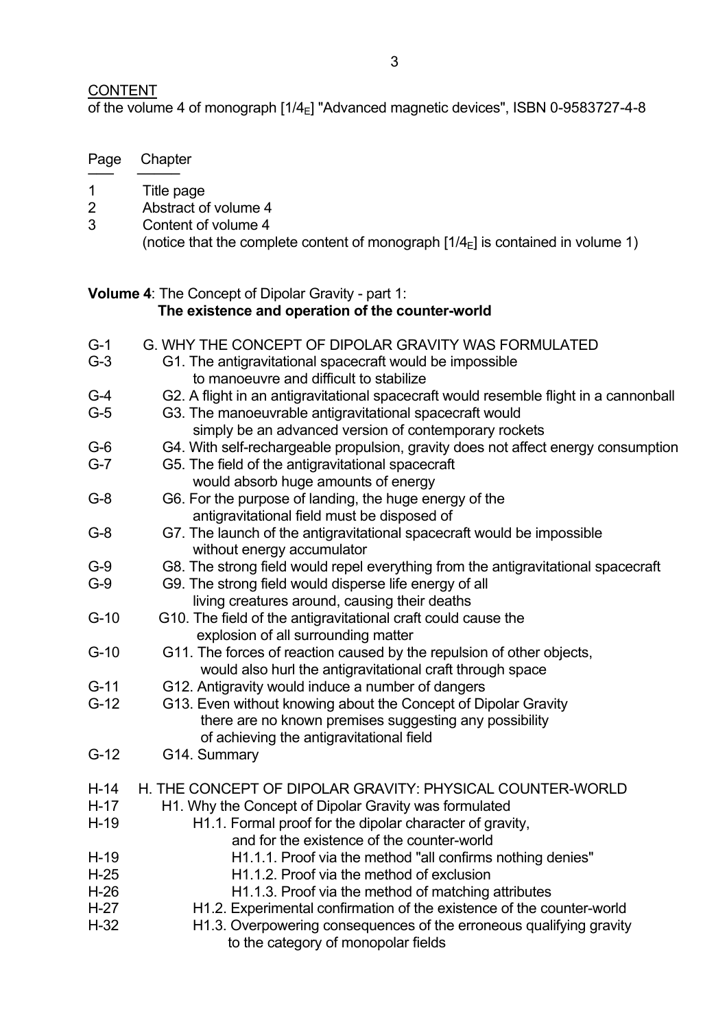CONTENT

of the volume 4 of monograph [$1/4_E$] "Advanced magnetic devices", ISBN 0-9583727-4-8

| Page | Chapter |
|---|---|
| 1 | Title page |
| 2 | Abstract of volume 4 |
| 3 | Content of volume 4 (notice that the complete content of monograph [$1/4_E$] is contained in volume 1) |

**Volume 4**: The Concept of Dipolar Gravity - part 1:
**The existence and operation of the counter-world**

| Page | Chapter |
|---|---|
| G-1 | G. WHY THE CONCEPT OF DIPOLAR GRAVITY WAS FORMULATED |
| G-3 | G1. The antigravitational spacecraft would be impossible to manoeuvre and difficult to stabilize |
| G-4 | G2. A flight in an antigravitational spacecraft would resemble flight in a cannonball |
| G-5 | G3. The manoeuvrable antigravitational spacecraft would simply be an advanced version of contemporary rockets |
| G-6 | G4. With self-rechargeable propulsion, gravity does not affect energy consumption |
| G-7 | G5. The field of the antigravitational spacecraft would absorb huge amounts of energy |
| G-8 | G6. For the purpose of landing, the huge energy of the antigravitational field must be disposed of |
| G-8 | G7. The launch of the antigravitational spacecraft would be impossible without energy accumulator |
| G-9 | G8. The strong field would repel everything from the antigravitational spacecraft |
| G-9 | G9. The strong field would disperse life energy of all living creatures around, causing their deaths |
| G-10 | G10. The field of the antigravitational craft could cause the explosion of all surrounding matter |
| G-10 | G11. The forces of reaction caused by the repulsion of other objects, would also hurl the antigravitational craft through space |
| G-11 | G12. Antigravity would induce a number of dangers |
| G-12 | G13. Even without knowing about the Concept of Dipolar Gravity there are no known premises suggesting any possibility of achieving the antigravitational field |
| G-12 | G14. Summary |
| H-14 | H. THE CONCEPT OF DIPOLAR GRAVITY: PHYSICAL COUNTER-WORLD |
| H-17 | H1. Why the Concept of Dipolar Gravity was formulated |
| H-19 | H1.1. Formal proof for the dipolar character of gravity, and for the existence of the counter-world |
| H-19 | H1.1.1. Proof via the method "all confirms nothing denies" |
| H-25 | H1.1.2. Proof via the method of exclusion |
| H-26 | H1.1.3. Proof via the method of matching attributes |
| H-27 | H1.2. Experimental confirmation of the existence of the counter-world |
| H-32 | H1.3. Overpowering consequences of the erroneous qualifying gravity to the category of monopolar fields |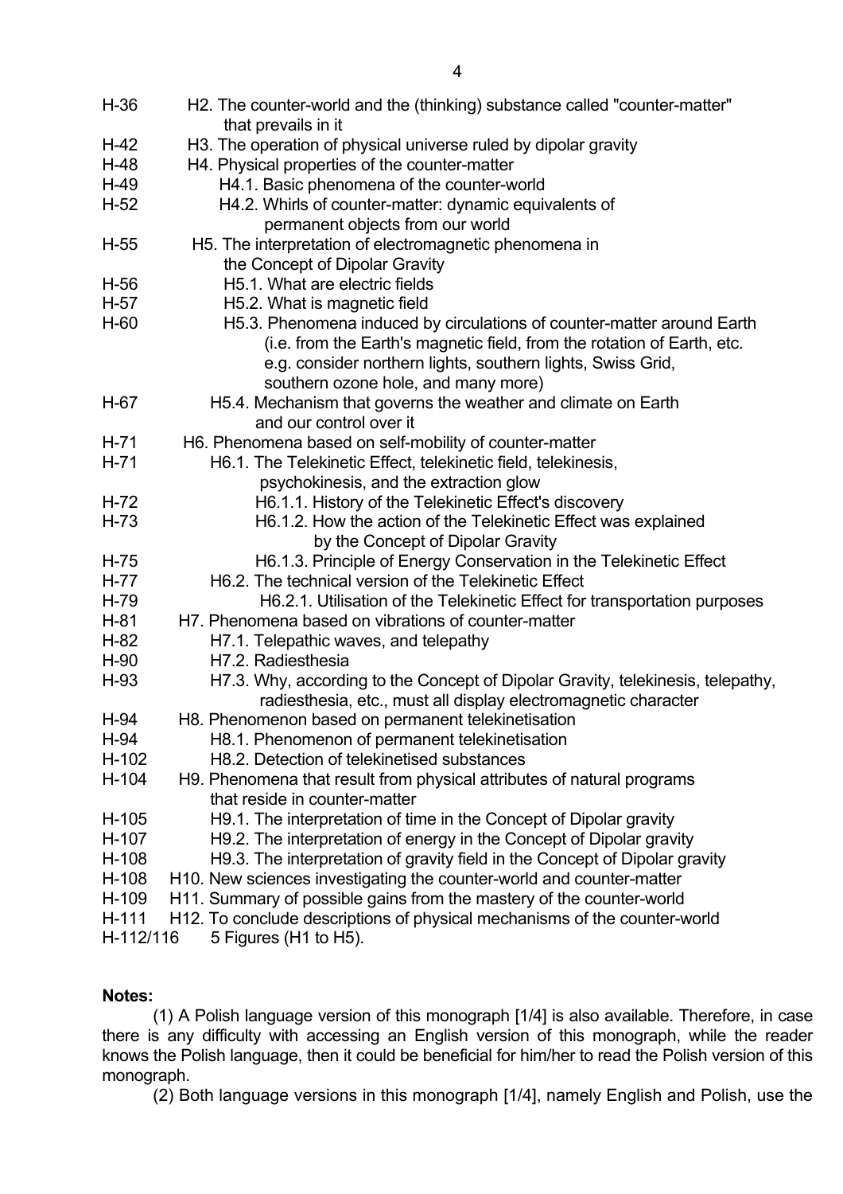H-36 H2. The counter-world and the (thinking) substance called "counter-matter" that prevails in it
H-42 H3. The operation of physical universe ruled by dipolar gravity
H-48 H4. Physical properties of the counter-matter
H-49 H4.1. Basic phenomena of the counter-world
H-52 H4.2. Whirls of counter-matter: dynamic equivalents of permanent objects from our world
H-55 H5. The interpretation of electromagnetic phenomena in the Concept of Dipolar Gravity
H-56 H5.1. What are electric fields
H-57 H5.2. What is magnetic field
H-60 H5.3. Phenomena induced by circulations of counter-matter around Earth (i.e. from the Earth's magnetic field, from the rotation of Earth, etc. e.g. consider northern lights, southern lights, Swiss Grid, southern ozone hole, and many more)
H-67 H5.4. Mechanism that governs the weather and climate on Earth and our control over it
H-71 H6. Phenomena based on self-mobility of counter-matter
H-71 H6.1. The Telekinetic Effect, telekinetic field, telekinesis, psychokinesis, and the extraction glow
H-72 H6.1.1. History of the Telekinetic Effect's discovery
H-73 H6.1.2. How the action of the Telekinetic Effect was explained by the Concept of Dipolar Gravity
H-75 H6.1.3. Principle of Energy Conservation in the Telekinetic Effect
H-77 H6.2. The technical version of the Telekinetic Effect
H-79 H6.2.1. Utilisation of the Telekinetic Effect for transportation purposes
H-81 H7. Phenomena based on vibrations of counter-matter
H-82 H7.1. Telepathic waves, and telepathy
H-90 H7.2. Radiesthesia
H-93 H7.3. Why, according to the Concept of Dipolar Gravity, telekinesis, telepathy, radiesthesia, etc., must all display electromagnetic character
H-94 H8. Phenomenon based on permanent telekinetisation
H-94 H8.1. Phenomenon of permanent telekinetisation
H-102 H8.2. Detection of telekinetised substances
H-104 H9. Phenomena that result from physical attributes of natural programs that reside in counter-matter
H-105 H9.1. The interpretation of time in the Concept of Dipolar gravity
H-107 H9.2. The interpretation of energy in the Concept of Dipolar gravity
H-108 H9.3. The interpretation of gravity field in the Concept of Dipolar gravity
H-108 H10. New sciences investigating the counter-world and counter-matter
H-109 H11. Summary of possible gains from the mastery of the counter-world
H-111 H12. To conclude descriptions of physical mechanisms of the counter-world
H-112/116 5 Figures (H1 to H5).

**Notes:**

(1) A Polish language version of this monograph [1/4] is also available. Therefore, in case there is any difficulty with accessing an English version of this monograph, while the reader knows the Polish language, then it could be beneficial for him/her to read the Polish version of this monograph.

(2) Both language versions in this monograph [1/4], namely English and Polish, use the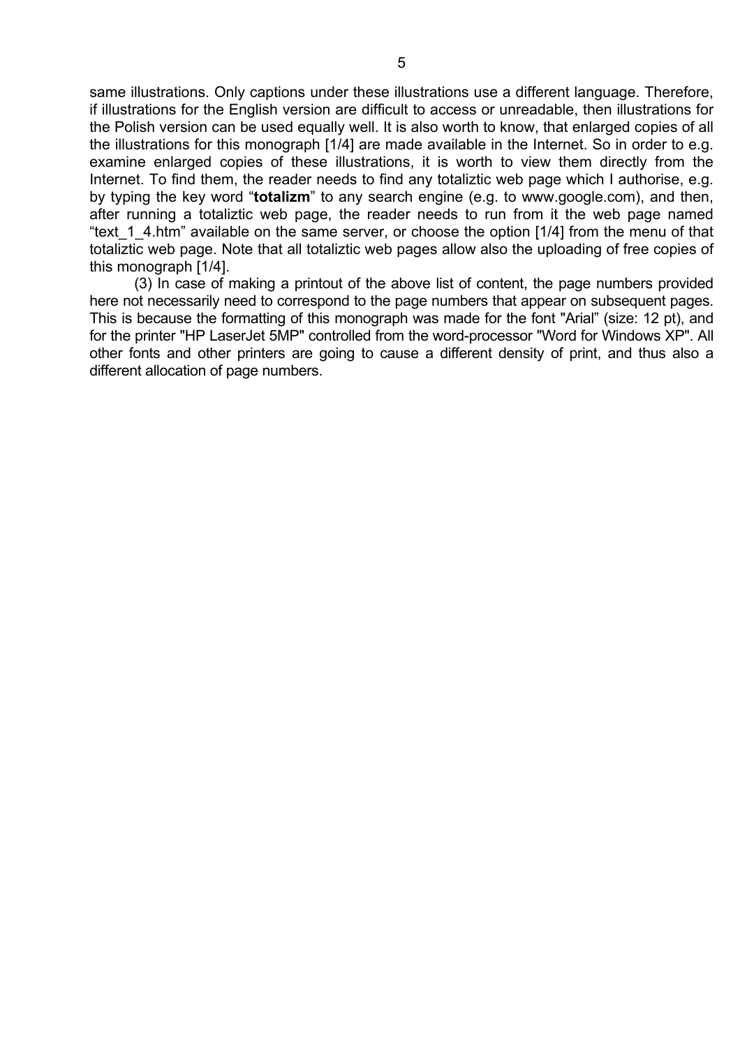same illustrations. Only captions under these illustrations use a different language. Therefore, if illustrations for the English version are difficult to access or unreadable, then illustrations for the Polish version can be used equally well. It is also worth to know, that enlarged copies of all the illustrations for this monograph [1/4] are made available in the Internet. So in order to e.g. examine enlarged copies of these illustrations, it is worth to view them directly from the Internet. To find them, the reader needs to find any totaliztic web page which I authorise, e.g. by typing the key word "**totalizm**" to any search engine (e.g. to www.google.com), and then, after running a totaliztic web page, the reader needs to run from it the web page named "text_1_4.htm" available on the same server, or choose the option [1/4] from the menu of that totaliztic web page. Note that all totaliztic web pages allow also the uploading of free copies of this monograph [1/4].

(3) In case of making a printout of the above list of content, the page numbers provided here not necessarily need to correspond to the page numbers that appear on subsequent pages. This is because the formatting of this monograph was made for the font "Arial" (size: 12 pt), and for the printer "HP LaserJet 5MP" controlled from the word-processor "Word for Windows XP". All other fonts and other printers are going to cause a different density of print, and thus also a different allocation of page numbers.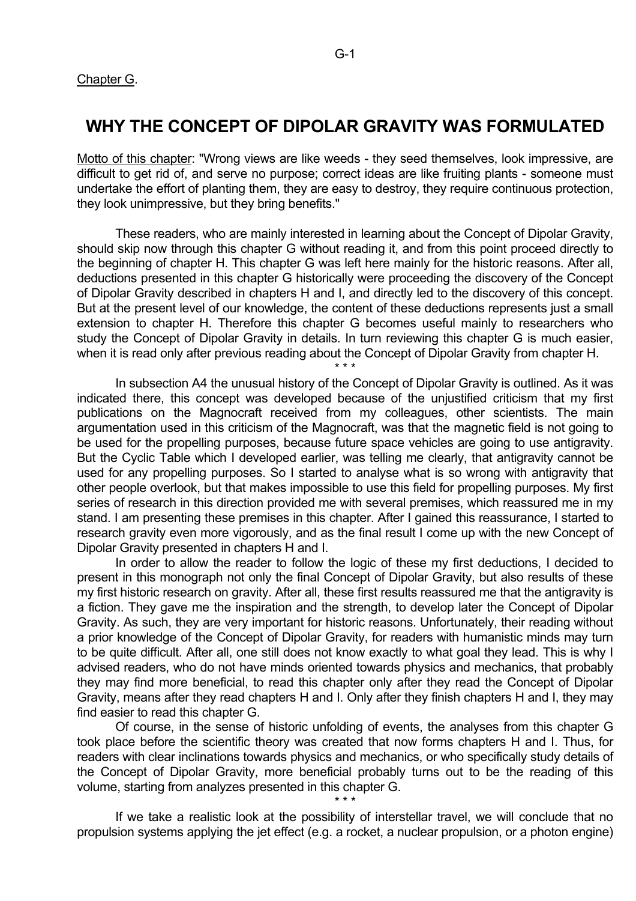Chapter G.

# WHY THE CONCEPT OF DIPOLAR GRAVITY WAS FORMULATED

Motto of this chapter: "Wrong views are like weeds - they seed themselves, look impressive, are difficult to get rid of, and serve no purpose; correct ideas are like fruiting plants - someone must undertake the effort of planting them, they are easy to destroy, they require continuous protection, they look unimpressive, but they bring benefits."

These readers, who are mainly interested in learning about the Concept of Dipolar Gravity, should skip now through this chapter G without reading it, and from this point proceed directly to the beginning of chapter H. This chapter G was left here mainly for the historic reasons. After all, deductions presented in this chapter G historically were proceeding the discovery of the Concept of Dipolar Gravity described in chapters H and I, and directly led to the discovery of this concept. But at the present level of our knowledge, the content of these deductions represents just a small extension to chapter H. Therefore this chapter G becomes useful mainly to researchers who study the Concept of Dipolar Gravity in details. In turn reviewing this chapter G is much easier, when it is read only after previous reading about the Concept of Dipolar Gravity from chapter H.

\* \* \*

In subsection A4 the unusual history of the Concept of Dipolar Gravity is outlined. As it was indicated there, this concept was developed because of the unjustified criticism that my first publications on the Magnocraft received from my colleagues, other scientists. The main argumentation used in this criticism of the Magnocraft, was that the magnetic field is not going to be used for the propelling purposes, because future space vehicles are going to use antigravity. But the Cyclic Table which I developed earlier, was telling me clearly, that antigravity cannot be used for any propelling purposes. So I started to analyse what is so wrong with antigravity that other people overlook, but that makes impossible to use this field for propelling purposes. My first series of research in this direction provided me with several premises, which reassured me in my stand. I am presenting these premises in this chapter. After I gained this reassurance, I started to research gravity even more vigorously, and as the final result I come up with the new Concept of Dipolar Gravity presented in chapters H and I.

In order to allow the reader to follow the logic of these my first deductions, I decided to present in this monograph not only the final Concept of Dipolar Gravity, but also results of these my first historic research on gravity. After all, these first results reassured me that the antigravity is a fiction. They gave me the inspiration and the strength, to develop later the Concept of Dipolar Gravity. As such, they are very important for historic reasons. Unfortunately, their reading without a prior knowledge of the Concept of Dipolar Gravity, for readers with humanistic minds may turn to be quite difficult. After all, one still does not know exactly to what goal they lead. This is why I advised readers, who do not have minds oriented towards physics and mechanics, that probably they may find more beneficial, to read this chapter only after they read the Concept of Dipolar Gravity, means after they read chapters H and I. Only after they finish chapters H and I, they may find easier to read this chapter G.

Of course, in the sense of historic unfolding of events, the analyses from this chapter G took place before the scientific theory was created that now forms chapters H and I. Thus, for readers with clear inclinations towards physics and mechanics, or who specifically study details of the Concept of Dipolar Gravity, more beneficial probably turns out to be the reading of this volume, starting from analyzes presented in this chapter G.

\* \* \*

If we take a realistic look at the possibility of interstellar travel, we will conclude that no propulsion systems applying the jet effect (e.g. a rocket, a nuclear propulsion, or a photon engine)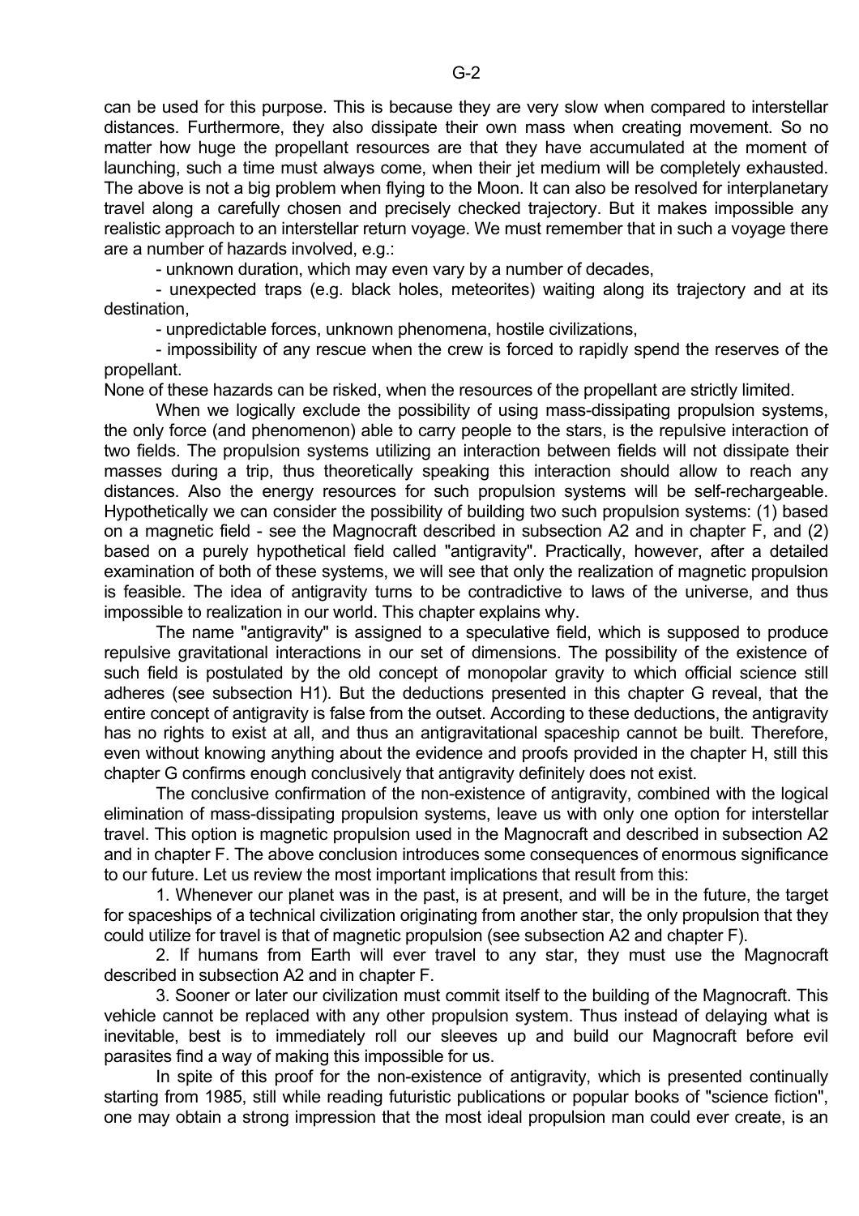can be used for this purpose. This is because they are very slow when compared to interstellar distances. Furthermore, they also dissipate their own mass when creating movement. So no matter how huge the propellant resources are that they have accumulated at the moment of launching, such a time must always come, when their jet medium will be completely exhausted. The above is not a big problem when flying to the Moon. It can also be resolved for interplanetary travel along a carefully chosen and precisely checked trajectory. But it makes impossible any realistic approach to an interstellar return voyage. We must remember that in such a voyage there are a number of hazards involved, e.g.:

- unknown duration, which may even vary by a number of decades,
- unexpected traps (e.g. black holes, meteorites) waiting along its trajectory and at its destination,
- unpredictable forces, unknown phenomena, hostile civilizations,
- impossibility of any rescue when the crew is forced to rapidly spend the reserves of the propellant.

None of these hazards can be risked, when the resources of the propellant are strictly limited.

When we logically exclude the possibility of using mass-dissipating propulsion systems, the only force (and phenomenon) able to carry people to the stars, is the repulsive interaction of two fields. The propulsion systems utilizing an interaction between fields will not dissipate their masses during a trip, thus theoretically speaking this interaction should allow to reach any distances. Also the energy resources for such propulsion systems will be self-rechargeable. Hypothetically we can consider the possibility of building two such propulsion systems: (1) based on a magnetic field - see the Magnocraft described in subsection A2 and in chapter F, and (2) based on a purely hypothetical field called "antigravity". Practically, however, after a detailed examination of both of these systems, we will see that only the realization of magnetic propulsion is feasible. The idea of antigravity turns to be contradictive to laws of the universe, and thus impossible to realization in our world. This chapter explains why.

The name "antigravity" is assigned to a speculative field, which is supposed to produce repulsive gravitational interactions in our set of dimensions. The possibility of the existence of such field is postulated by the old concept of monopolar gravity to which official science still adheres (see subsection H1). But the deductions presented in this chapter G reveal, that the entire concept of antigravity is false from the outset. According to these deductions, the antigravity has no rights to exist at all, and thus an antigravitational spaceship cannot be built. Therefore, even without knowing anything about the evidence and proofs provided in the chapter H, still this chapter G confirms enough conclusively that antigravity definitely does not exist.

The conclusive confirmation of the non-existence of antigravity, combined with the logical elimination of mass-dissipating propulsion systems, leave us with only one option for interstellar travel. This option is magnetic propulsion used in the Magnocraft and described in subsection A2 and in chapter F. The above conclusion introduces some consequences of enormous significance to our future. Let us review the most important implications that result from this:

1. Whenever our planet was in the past, is at present, and will be in the future, the target for spaceships of a technical civilization originating from another star, the only propulsion that they could utilize for travel is that of magnetic propulsion (see subsection A2 and chapter F).

2. If humans from Earth will ever travel to any star, they must use the Magnocraft described in subsection A2 and in chapter F.

3. Sooner or later our civilization must commit itself to the building of the Magnocraft. This vehicle cannot be replaced with any other propulsion system. Thus instead of delaying what is inevitable, best is to immediately roll our sleeves up and build our Magnocraft before evil parasites find a way of making this impossible for us.

In spite of this proof for the non-existence of antigravity, which is presented continually starting from 1985, still while reading futuristic publications or popular books of "science fiction", one may obtain a strong impression that the most ideal propulsion man could ever create, is an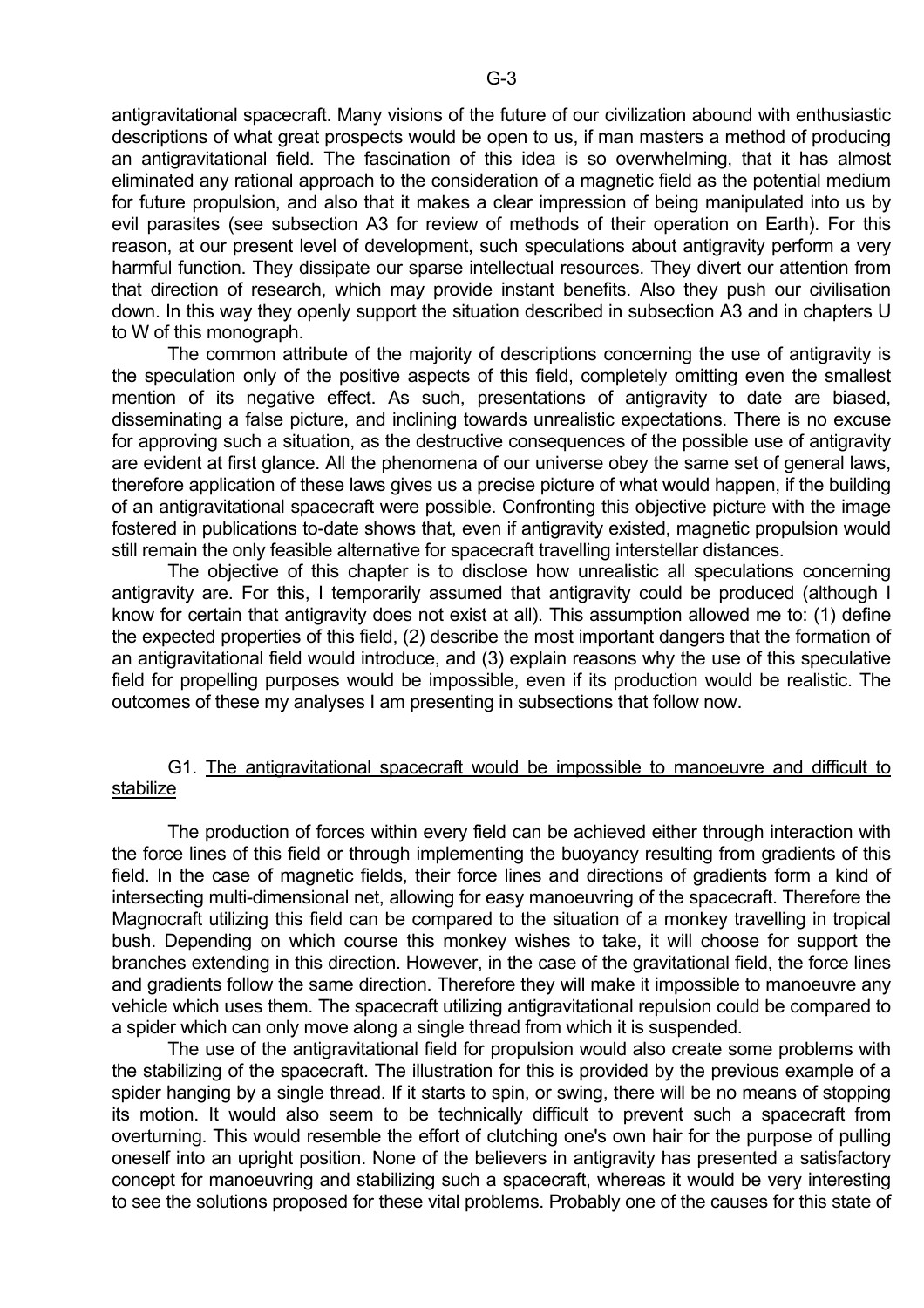antigravitational spacecraft. Many visions of the future of our civilization abound with enthusiastic descriptions of what great prospects would be open to us, if man masters a method of producing an antigravitational field. The fascination of this idea is so overwhelming, that it has almost eliminated any rational approach to the consideration of a magnetic field as the potential medium for future propulsion, and also that it makes a clear impression of being manipulated into us by evil parasites (see subsection A3 for review of methods of their operation on Earth). For this reason, at our present level of development, such speculations about antigravity perform a very harmful function. They dissipate our sparse intellectual resources. They divert our attention from that direction of research, which may provide instant benefits. Also they push our civilisation down. In this way they openly support the situation described in subsection A3 and in chapters U to W of this monograph.

The common attribute of the majority of descriptions concerning the use of antigravity is the speculation only of the positive aspects of this field, completely omitting even the smallest mention of its negative effect. As such, presentations of antigravity to date are biased, disseminating a false picture, and inclining towards unrealistic expectations. There is no excuse for approving such a situation, as the destructive consequences of the possible use of antigravity are evident at first glance. All the phenomena of our universe obey the same set of general laws, therefore application of these laws gives us a precise picture of what would happen, if the building of an antigravitational spacecraft were possible. Confronting this objective picture with the image fostered in publications to-date shows that, even if antigravity existed, magnetic propulsion would still remain the only feasible alternative for spacecraft travelling interstellar distances.

The objective of this chapter is to disclose how unrealistic all speculations concerning antigravity are. For this, I temporarily assumed that antigravity could be produced (although I know for certain that antigravity does not exist at all). This assumption allowed me to: (1) define the expected properties of this field, (2) describe the most important dangers that the formation of an antigravitational field would introduce, and (3) explain reasons why the use of this speculative field for propelling purposes would be impossible, even if its production would be realistic. The outcomes of these my analyses I am presenting in subsections that follow now.

## G1. The antigravitational spacecraft would be impossible to manoeuvre and difficult to stabilize

The production of forces within every field can be achieved either through interaction with the force lines of this field or through implementing the buoyancy resulting from gradients of this field. In the case of magnetic fields, their force lines and directions of gradients form a kind of intersecting multi-dimensional net, allowing for easy manoeuvring of the spacecraft. Therefore the Magnocraft utilizing this field can be compared to the situation of a monkey travelling in tropical bush. Depending on which course this monkey wishes to take, it will choose for support the branches extending in this direction. However, in the case of the gravitational field, the force lines and gradients follow the same direction. Therefore they will make it impossible to manoeuvre any vehicle which uses them. The spacecraft utilizing antigravitational repulsion could be compared to a spider which can only move along a single thread from which it is suspended.

The use of the antigravitational field for propulsion would also create some problems with the stabilizing of the spacecraft. The illustration for this is provided by the previous example of a spider hanging by a single thread. If it starts to spin, or swing, there will be no means of stopping its motion. It would also seem to be technically difficult to prevent such a spacecraft from overturning. This would resemble the effort of clutching one's own hair for the purpose of pulling oneself into an upright position. None of the believers in antigravity has presented a satisfactory concept for manoeuvring and stabilizing such a spacecraft, whereas it would be very interesting to see the solutions proposed for these vital problems. Probably one of the causes for this state of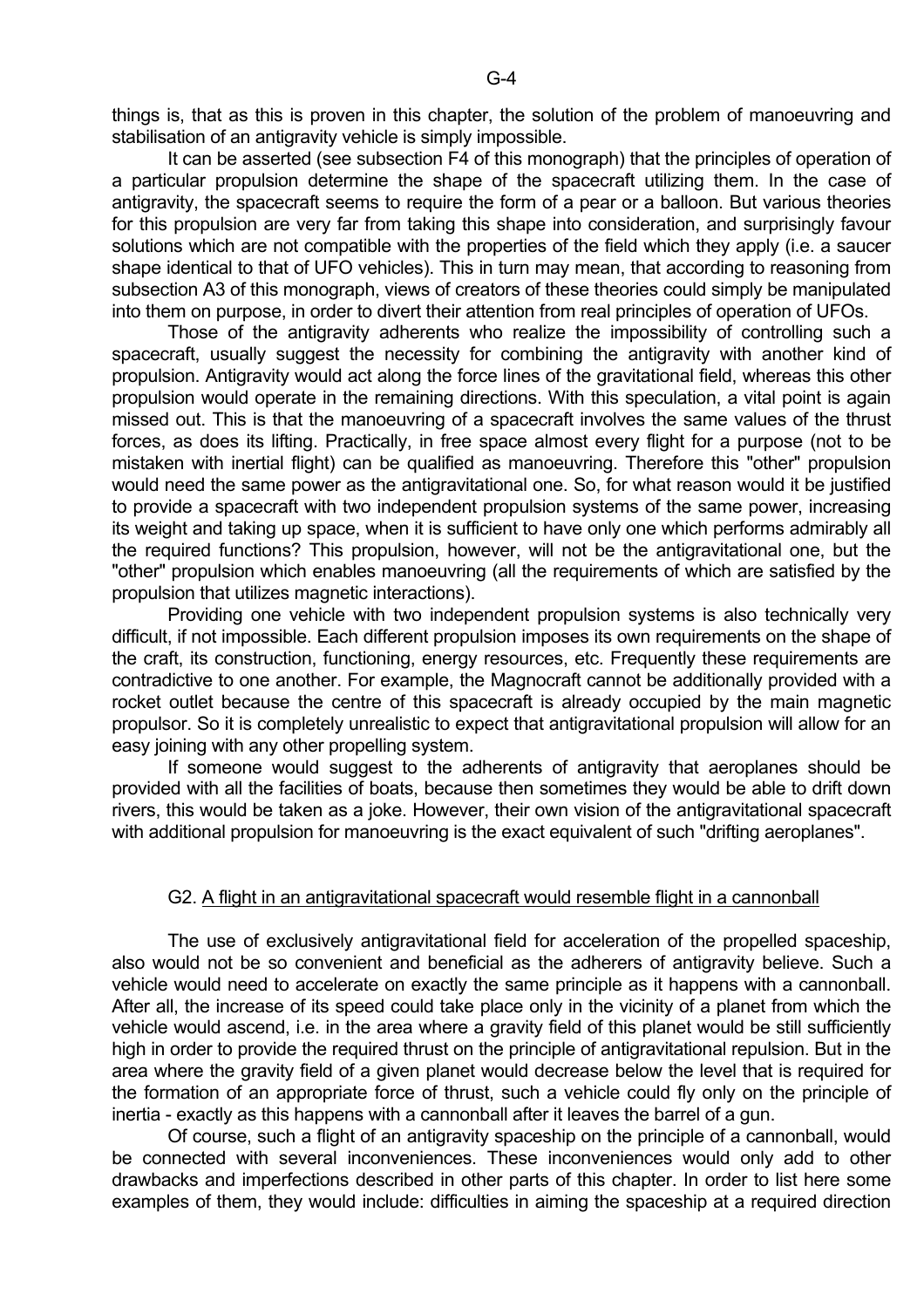things is, that as this is proven in this chapter, the solution of the problem of manoeuvring and stabilisation of an antigravity vehicle is simply impossible.

It can be asserted (see subsection F4 of this monograph) that the principles of operation of a particular propulsion determine the shape of the spacecraft utilizing them. In the case of antigravity, the spacecraft seems to require the form of a pear or a balloon. But various theories for this propulsion are very far from taking this shape into consideration, and surprisingly favour solutions which are not compatible with the properties of the field which they apply (i.e. a saucer shape identical to that of UFO vehicles). This in turn may mean, that according to reasoning from subsection A3 of this monograph, views of creators of these theories could simply be manipulated into them on purpose, in order to divert their attention from real principles of operation of UFOs.

Those of the antigravity adherents who realize the impossibility of controlling such a spacecraft, usually suggest the necessity for combining the antigravity with another kind of propulsion. Antigravity would act along the force lines of the gravitational field, whereas this other propulsion would operate in the remaining directions. With this speculation, a vital point is again missed out. This is that the manoeuvring of a spacecraft involves the same values of the thrust forces, as does its lifting. Practically, in free space almost every flight for a purpose (not to be mistaken with inertial flight) can be qualified as manoeuvring. Therefore this "other" propulsion would need the same power as the antigravitational one. So, for what reason would it be justified to provide a spacecraft with two independent propulsion systems of the same power, increasing its weight and taking up space, when it is sufficient to have only one which performs admirably all the required functions? This propulsion, however, will not be the antigravitational one, but the "other" propulsion which enables manoeuvring (all the requirements of which are satisfied by the propulsion that utilizes magnetic interactions).

Providing one vehicle with two independent propulsion systems is also technically very difficult, if not impossible. Each different propulsion imposes its own requirements on the shape of the craft, its construction, functioning, energy resources, etc. Frequently these requirements are contradictive to one another. For example, the Magnocraft cannot be additionally provided with a rocket outlet because the centre of this spacecraft is already occupied by the main magnetic propulsor. So it is completely unrealistic to expect that antigravitational propulsion will allow for an easy joining with any other propelling system.

If someone would suggest to the adherents of antigravity that aeroplanes should be provided with all the facilities of boats, because then sometimes they would be able to drift down rivers, this would be taken as a joke. However, their own vision of the antigravitational spacecraft with additional propulsion for manoeuvring is the exact equivalent of such "drifting aeroplanes".

## G2. A flight in an antigravitational spacecraft would resemble flight in a cannonball

The use of exclusively antigravitational field for acceleration of the propelled spaceship, also would not be so convenient and beneficial as the adherers of antigravity believe. Such a vehicle would need to accelerate on exactly the same principle as it happens with a cannonball. After all, the increase of its speed could take place only in the vicinity of a planet from which the vehicle would ascend, i.e. in the area where a gravity field of this planet would be still sufficiently high in order to provide the required thrust on the principle of antigravitational repulsion. But in the area where the gravity field of a given planet would decrease below the level that is required for the formation of an appropriate force of thrust, such a vehicle could fly only on the principle of inertia - exactly as this happens with a cannonball after it leaves the barrel of a gun.

Of course, such a flight of an antigravity spaceship on the principle of a cannonball, would be connected with several inconveniences. These inconveniences would only add to other drawbacks and imperfections described in other parts of this chapter. In order to list here some examples of them, they would include: difficulties in aiming the spaceship at a required direction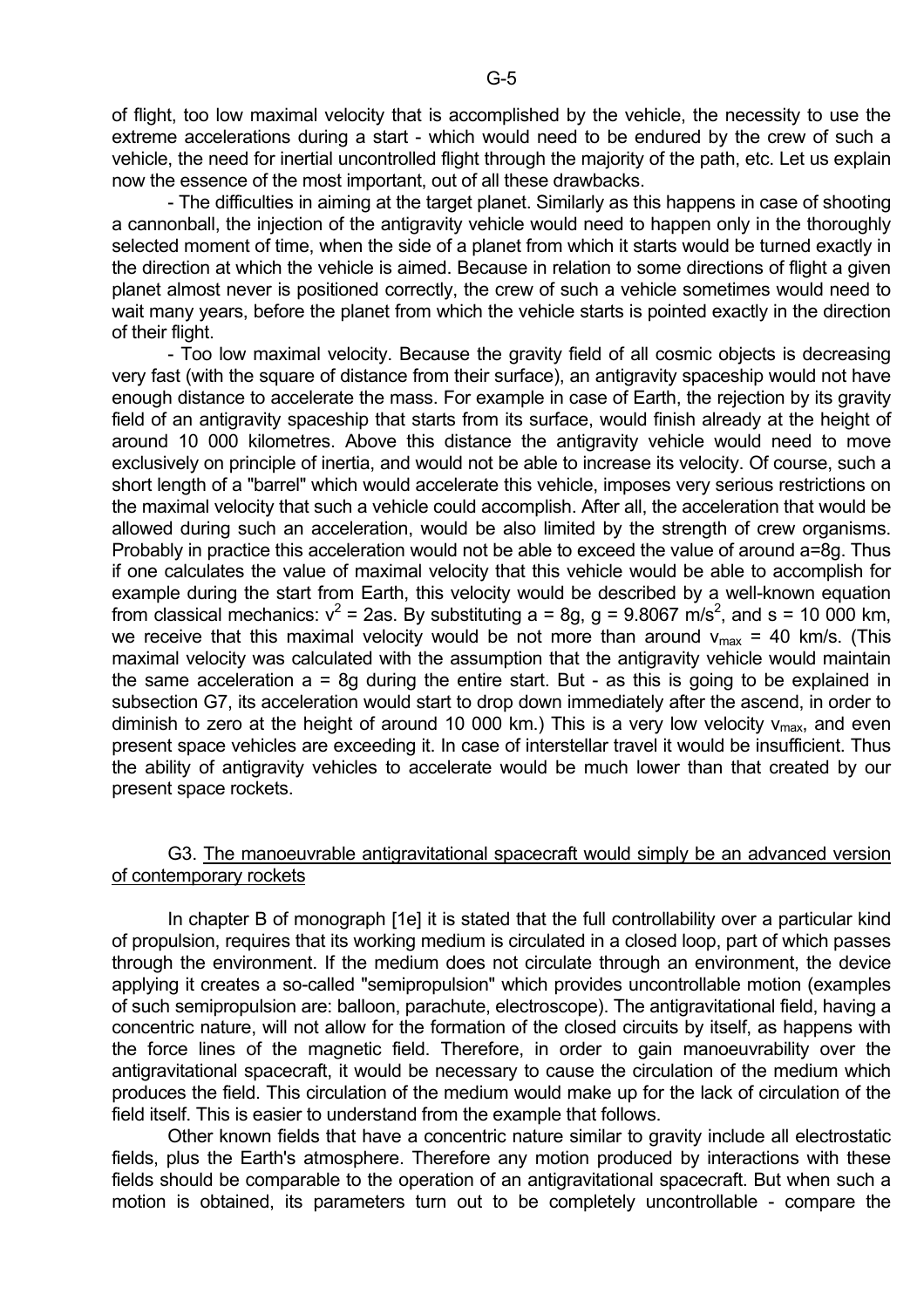of flight, too low maximal velocity that is accomplished by the vehicle, the necessity to use the extreme accelerations during a start - which would need to be endured by the crew of such a vehicle, the need for inertial uncontrolled flight through the majority of the path, etc. Let us explain now the essence of the most important, out of all these drawbacks.

- The difficulties in aiming at the target planet. Similarly as this happens in case of shooting a cannonball, the injection of the antigravity vehicle would need to happen only in the thoroughly selected moment of time, when the side of a planet from which it starts would be turned exactly in the direction at which the vehicle is aimed. Because in relation to some directions of flight a given planet almost never is positioned correctly, the crew of such a vehicle sometimes would need to wait many years, before the planet from which the vehicle starts is pointed exactly in the direction of their flight.

- Too low maximal velocity. Because the gravity field of all cosmic objects is decreasing very fast (with the square of distance from their surface), an antigravity spaceship would not have enough distance to accelerate the mass. For example in case of Earth, the rejection by its gravity field of an antigravity spaceship that starts from its surface, would finish already at the height of around 10 000 kilometres. Above this distance the antigravity vehicle would need to move exclusively on principle of inertia, and would not be able to increase its velocity. Of course, such a short length of a "barrel" which would accelerate this vehicle, imposes very serious restrictions on the maximal velocity that such a vehicle could accomplish. After all, the acceleration that would be allowed during such an acceleration, would be also limited by the strength of crew organisms. Probably in practice this acceleration would not be able to exceed the value of around a=8g. Thus if one calculates the value of maximal velocity that this vehicle would be able to accomplish for example during the start from Earth, this velocity would be described by a well-known equation from classical mechanics: $v^2 = 2as$. By substituting $a = 8g$, $g = 9.8067\ m/s^2$, and $s = 10\ 000$ km, we receive that this maximal velocity would be not more than around $v_{max} = 40$ km/s. (This maximal velocity was calculated with the assumption that the antigravity vehicle would maintain the same acceleration $a = 8g$ during the entire start. But - as this is going to be explained in subsection G7, its acceleration would start to drop down immediately after the ascend, in order to diminish to zero at the height of around 10 000 km.) This is a very low velocity $v_{max}$, and even present space vehicles are exceeding it. In case of interstellar travel it would be insufficient. Thus the ability of antigravity vehicles to accelerate would be much lower than that created by our present space rockets.

### G3. The manoeuvrable antigravitational spacecraft would simply be an advanced version of contemporary rockets

In chapter B of monograph [1e] it is stated that the full controllability over a particular kind of propulsion, requires that its working medium is circulated in a closed loop, part of which passes through the environment. If the medium does not circulate through an environment, the device applying it creates a so-called "semipropulsion" which provides uncontrollable motion (examples of such semipropulsion are: balloon, parachute, electroscope). The antigravitational field, having a concentric nature, will not allow for the formation of the closed circuits by itself, as happens with the force lines of the magnetic field. Therefore, in order to gain manoeuvrability over the antigravitational spacecraft, it would be necessary to cause the circulation of the medium which produces the field. This circulation of the medium would make up for the lack of circulation of the field itself. This is easier to understand from the example that follows.

Other known fields that have a concentric nature similar to gravity include all electrostatic fields, plus the Earth's atmosphere. Therefore any motion produced by interactions with these fields should be comparable to the operation of an antigravitational spacecraft. But when such a motion is obtained, its parameters turn out to be completely uncontrollable - compare the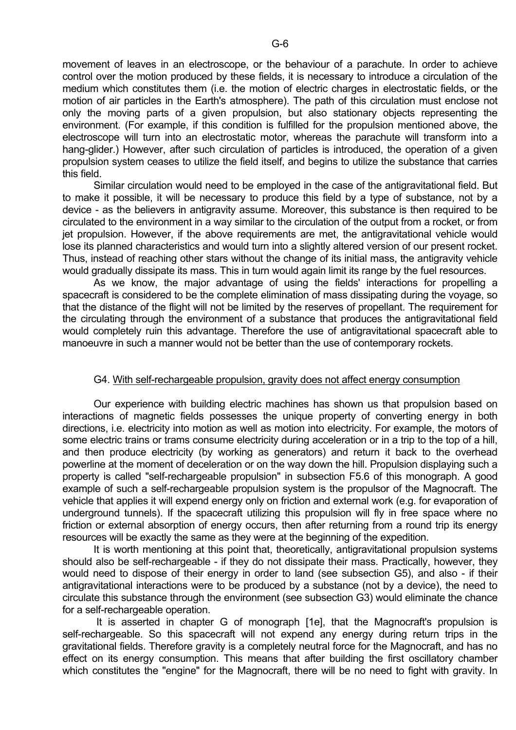movement of leaves in an electroscope, or the behaviour of a parachute. In order to achieve control over the motion produced by these fields, it is necessary to introduce a circulation of the medium which constitutes them (i.e. the motion of electric charges in electrostatic fields, or the motion of air particles in the Earth's atmosphere). The path of this circulation must enclose not only the moving parts of a given propulsion, but also stationary objects representing the environment. (For example, if this condition is fulfilled for the propulsion mentioned above, the electroscope will turn into an electrostatic motor, whereas the parachute will transform into a hang-glider.) However, after such circulation of particles is introduced, the operation of a given propulsion system ceases to utilize the field itself, and begins to utilize the substance that carries this field.

Similar circulation would need to be employed in the case of the antigravitational field. But to make it possible, it will be necessary to produce this field by a type of substance, not by a device - as the believers in antigravity assume. Moreover, this substance is then required to be circulated to the environment in a way similar to the circulation of the output from a rocket, or from jet propulsion. However, if the above requirements are met, the antigravitational vehicle would lose its planned characteristics and would turn into a slightly altered version of our present rocket. Thus, instead of reaching other stars without the change of its initial mass, the antigravity vehicle would gradually dissipate its mass. This in turn would again limit its range by the fuel resources.

As we know, the major advantage of using the fields' interactions for propelling a spacecraft is considered to be the complete elimination of mass dissipating during the voyage, so that the distance of the flight will not be limited by the reserves of propellant. The requirement for the circulating through the environment of a substance that produces the antigravitational field would completely ruin this advantage. Therefore the use of antigravitational spacecraft able to manoeuvre in such a manner would not be better than the use of contemporary rockets.

### G4. With self-rechargeable propulsion, gravity does not affect energy consumption

Our experience with building electric machines has shown us that propulsion based on interactions of magnetic fields possesses the unique property of converting energy in both directions, i.e. electricity into motion as well as motion into electricity. For example, the motors of some electric trains or trams consume electricity during acceleration or in a trip to the top of a hill, and then produce electricity (by working as generators) and return it back to the overhead powerline at the moment of deceleration or on the way down the hill. Propulsion displaying such a property is called "self-rechargeable propulsion" in subsection F5.6 of this monograph. A good example of such a self-rechargeable propulsion system is the propulsor of the Magnocraft. The vehicle that applies it will expend energy only on friction and external work (e.g. for evaporation of underground tunnels). If the spacecraft utilizing this propulsion will fly in free space where no friction or external absorption of energy occurs, then after returning from a round trip its energy resources will be exactly the same as they were at the beginning of the expedition.

It is worth mentioning at this point that, theoretically, antigravitational propulsion systems should also be self-rechargeable - if they do not dissipate their mass. Practically, however, they would need to dispose of their energy in order to land (see subsection G5), and also - if their antigravitational interactions were to be produced by a substance (not by a device), the need to circulate this substance through the environment (see subsection G3) would eliminate the chance for a self-rechargeable operation.

It is asserted in chapter G of monograph [1e], that the Magnocraft's propulsion is self-rechargeable. So this spacecraft will not expend any energy during return trips in the gravitational fields. Therefore gravity is a completely neutral force for the Magnocraft, and has no effect on its energy consumption. This means that after building the first oscillatory chamber which constitutes the "engine" for the Magnocraft, there will be no need to fight with gravity. In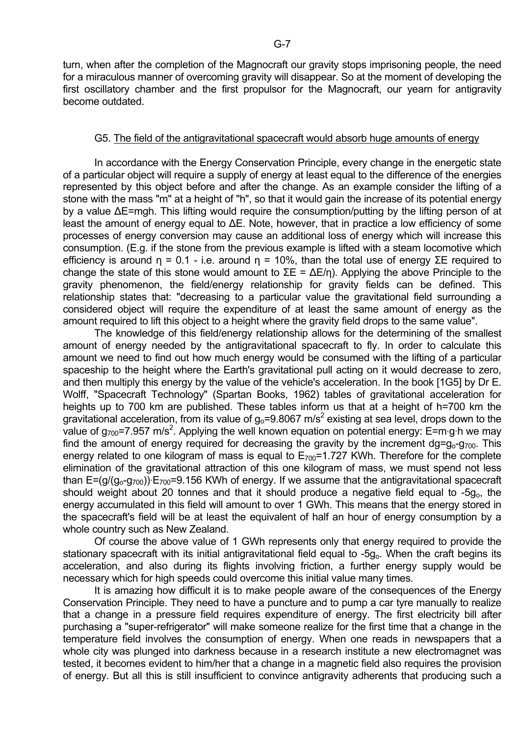turn, when after the completion of the Magnocraft our gravity stops imprisoning people, the need for a miraculous manner of overcoming gravity will disappear. So at the moment of developing the first oscillatory chamber and the first propulsor for the Magnocraft, our yearn for antigravity become outdated.

## G5. The field of the antigravitational spacecraft would absorb huge amounts of energy

In accordance with the Energy Conservation Principle, every change in the energetic state of a particular object will require a supply of energy at least equal to the difference of the energies represented by this object before and after the change. As an example consider the lifting of a stone with the mass "m" at a height of "h", so that it would gain the increase of its potential energy by a value $\Delta E = mgh$. This lifting would require the consumption/putting by the lifting person of at least the amount of energy equal to $\Delta E$. Note, however, that in practice a low efficiency of some processes of energy conversion may cause an additional loss of energy which will increase this consumption. (E.g. if the stone from the previous example is lifted with a steam locomotive which efficiency is around $\eta = 0.1$ - i.e. around $\eta = 10\%$, than the total use of energy $\Sigma E$ required to change the state of this stone would amount to $\Sigma E = \Delta E/\eta$). Applying the above Principle to the gravity phenomenon, the field/energy relationship for gravity fields can be defined. This relationship states that: "decreasing to a particular value the gravitational field surrounding a considered object will require the expenditure of at least the same amount of energy as the amount required to lift this object to a height where the gravity field drops to the same value".

The knowledge of this field/energy relationship allows for the determining of the smallest amount of energy needed by the antigravitational spacecraft to fly. In order to calculate this amount we need to find out how much energy would be consumed with the lifting of a particular spaceship to the height where the Earth's gravitational pull acting on it would decrease to zero, and then multiply this energy by the value of the vehicle's acceleration. In the book [1G5] by Dr E. Wolff, "Spacecraft Technology" (Spartan Books, 1962) tables of gravitational acceleration for heights up to 700 km are published. These tables inform us that at a height of h=700 km the gravitational acceleration, from its value of $g_o = 9.8067$ m/s$^2$ existing at sea level, drops down to the value of $g_{700} = 7.957$ m/s$^2$. Applying the well known equation on potential energy: $E = m \cdot g \cdot h$ we may find the amount of energy required for decreasing the gravity by the increment $dg = g_o - g_{700}$. This energy related to one kilogram of mass is equal to $E_{700} = 1.727$ KWh. Therefore for the complete elimination of the gravitational attraction of this one kilogram of mass, we must spend not less than $E = (g/(g_o - g_{700})) \cdot E_{700} = 9.156$ KWh of energy. If we assume that the antigravitational spacecraft should weight about 20 tonnes and that it should produce a negative field equal to $-5g_o$, the energy accumulated in this field will amount to over 1 GWh. This means that the energy stored in the spacecraft's field will be at least the equivalent of half an hour of energy consumption by a whole country such as New Zealand.

Of course the above value of 1 GWh represents only that energy required to provide the stationary spacecraft with its initial antigravitational field equal to $-5g_o$. When the craft begins its acceleration, and also during its flights involving friction, a further energy supply would be necessary which for high speeds could overcome this initial value many times.

It is amazing how difficult it is to make people aware of the consequences of the Energy Conservation Principle. They need to have a puncture and to pump a car tyre manually to realize that a change in a pressure field requires expenditure of energy. The first electricity bill after purchasing a "super-refrigerator" will make someone realize for the first time that a change in the temperature field involves the consumption of energy. When one reads in newspapers that a whole city was plunged into darkness because in a research institute a new electromagnet was tested, it becomes evident to him/her that a change in a magnetic field also requires the provision of energy. But all this is still insufficient to convince antigravity adherents that producing such a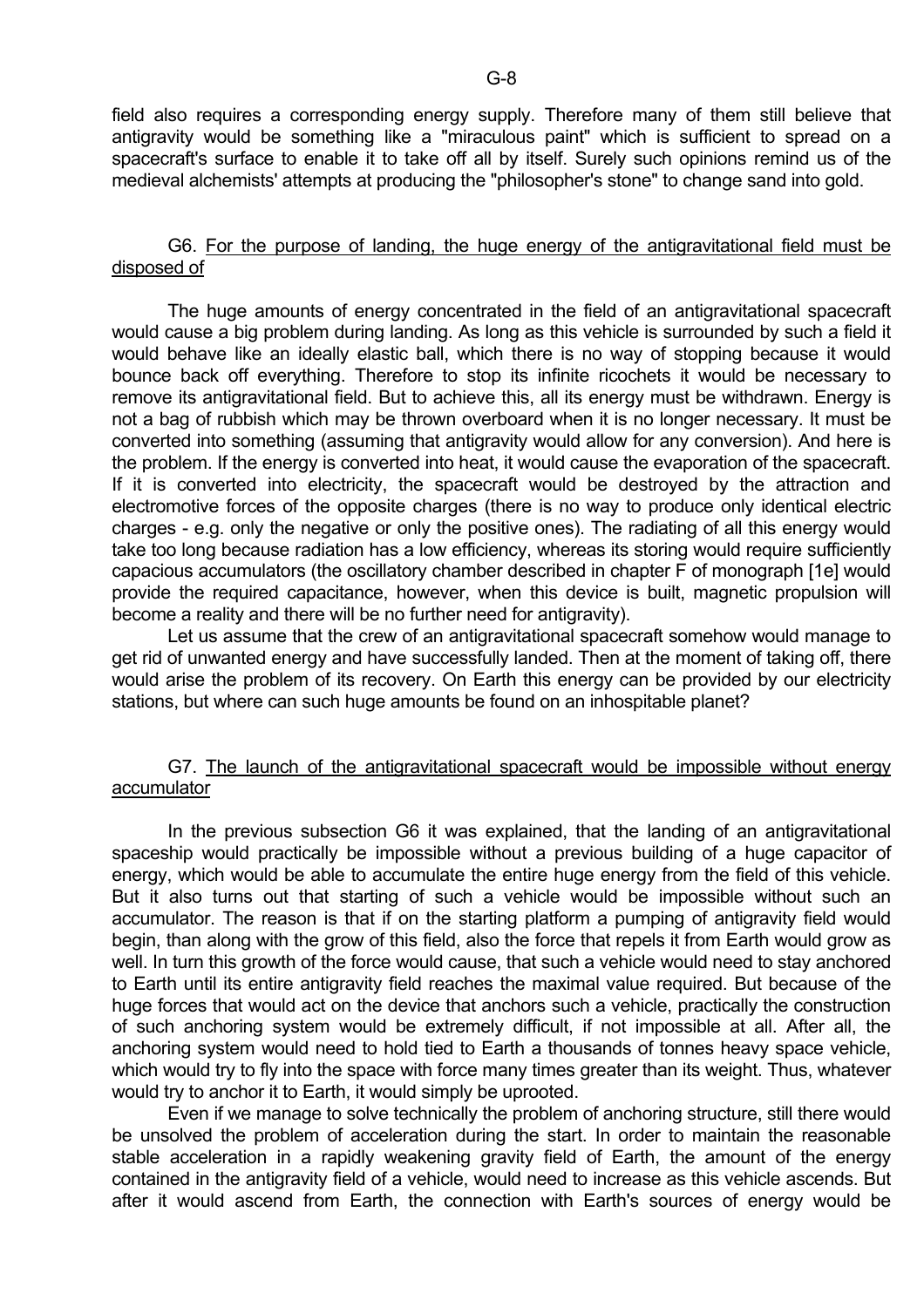field also requires a corresponding energy supply. Therefore many of them still believe that antigravity would be something like a "miraculous paint" which is sufficient to spread on a spacecraft's surface to enable it to take off all by itself. Surely such opinions remind us of the medieval alchemists' attempts at producing the "philosopher's stone" to change sand into gold.

## G6. <u>For the purpose of landing, the huge energy of the antigravitational field must be disposed of</u>

The huge amounts of energy concentrated in the field of an antigravitational spacecraft would cause a big problem during landing. As long as this vehicle is surrounded by such a field it would behave like an ideally elastic ball, which there is no way of stopping because it would bounce back off everything. Therefore to stop its infinite ricochets it would be necessary to remove its antigravitational field. But to achieve this, all its energy must be withdrawn. Energy is not a bag of rubbish which may be thrown overboard when it is no longer necessary. It must be converted into something (assuming that antigravity would allow for any conversion). And here is the problem. If the energy is converted into heat, it would cause the evaporation of the spacecraft. If it is converted into electricity, the spacecraft would be destroyed by the attraction and electromotive forces of the opposite charges (there is no way to produce only identical electric charges - e.g. only the negative or only the positive ones). The radiating of all this energy would take too long because radiation has a low efficiency, whereas its storing would require sufficiently capacious accumulators (the oscillatory chamber described in chapter F of monograph [1e] would provide the required capacitance, however, when this device is built, magnetic propulsion will become a reality and there will be no further need for antigravity).

Let us assume that the crew of an antigravitational spacecraft somehow would manage to get rid of unwanted energy and have successfully landed. Then at the moment of taking off, there would arise the problem of its recovery. On Earth this energy can be provided by our electricity stations, but where can such huge amounts be found on an inhospitable planet?

## G7. <u>The launch of the antigravitational spacecraft would be impossible without energy accumulator</u>

In the previous subsection G6 it was explained, that the landing of an antigravitational spaceship would practically be impossible without a previous building of a huge capacitor of energy, which would be able to accumulate the entire huge energy from the field of this vehicle. But it also turns out that starting of such a vehicle would be impossible without such an accumulator. The reason is that if on the starting platform a pumping of antigravity field would begin, than along with the grow of this field, also the force that repels it from Earth would grow as well. In turn this growth of the force would cause, that such a vehicle would need to stay anchored to Earth until its entire antigravity field reaches the maximal value required. But because of the huge forces that would act on the device that anchors such a vehicle, practically the construction of such anchoring system would be extremely difficult, if not impossible at all. After all, the anchoring system would need to hold tied to Earth a thousands of tonnes heavy space vehicle, which would try to fly into the space with force many times greater than its weight. Thus, whatever would try to anchor it to Earth, it would simply be uprooted.

Even if we manage to solve technically the problem of anchoring structure, still there would be unsolved the problem of acceleration during the start. In order to maintain the reasonable stable acceleration in a rapidly weakening gravity field of Earth, the amount of the energy contained in the antigravity field of a vehicle, would need to increase as this vehicle ascends. But after it would ascend from Earth, the connection with Earth's sources of energy would be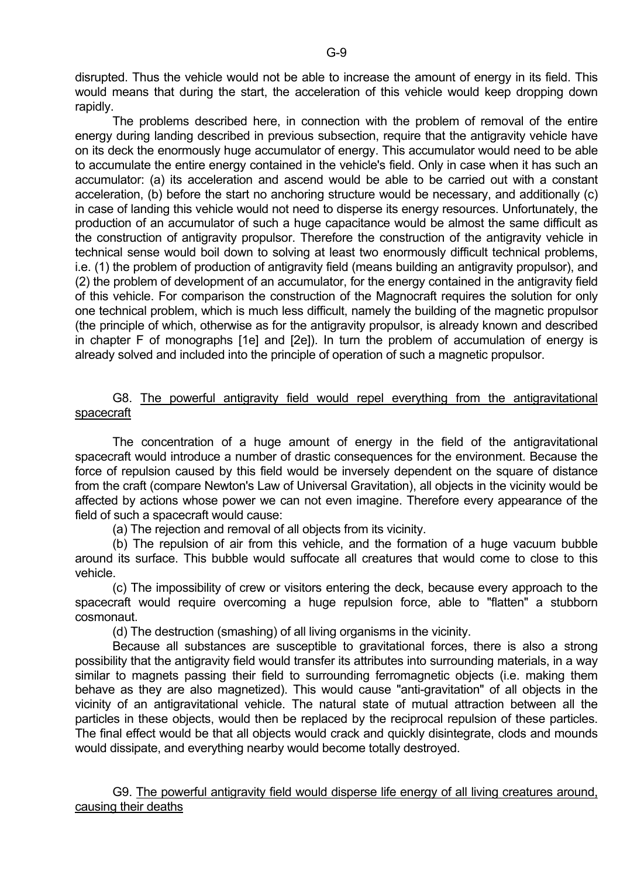disrupted. Thus the vehicle would not be able to increase the amount of energy in its field. This would means that during the start, the acceleration of this vehicle would keep dropping down rapidly.

The problems described here, in connection with the problem of removal of the entire energy during landing described in previous subsection, require that the antigravity vehicle have on its deck the enormously huge accumulator of energy. This accumulator would need to be able to accumulate the entire energy contained in the vehicle's field. Only in case when it has such an accumulator: (a) its acceleration and ascend would be able to be carried out with a constant acceleration, (b) before the start no anchoring structure would be necessary, and additionally (c) in case of landing this vehicle would not need to disperse its energy resources. Unfortunately, the production of an accumulator of such a huge capacitance would be almost the same difficult as the construction of antigravity propulsor. Therefore the construction of the antigravity vehicle in technical sense would boil down to solving at least two enormously difficult technical problems, i.e. (1) the problem of production of antigravity field (means building an antigravity propulsor), and (2) the problem of development of an accumulator, for the energy contained in the antigravity field of this vehicle. For comparison the construction of the Magnocraft requires the solution for only one technical problem, which is much less difficult, namely the building of the magnetic propulsor (the principle of which, otherwise as for the antigravity propulsor, is already known and described in chapter F of monographs [1e] and [2e]). In turn the problem of accumulation of energy is already solved and included into the principle of operation of such a magnetic propulsor.

## G8. The powerful antigravity field would repel everything from the antigravitational spacecraft

The concentration of a huge amount of energy in the field of the antigravitational spacecraft would introduce a number of drastic consequences for the environment. Because the force of repulsion caused by this field would be inversely dependent on the square of distance from the craft (compare Newton's Law of Universal Gravitation), all objects in the vicinity would be affected by actions whose power we can not even imagine. Therefore every appearance of the field of such a spacecraft would cause:

(a) The rejection and removal of all objects from its vicinity.

(b) The repulsion of air from this vehicle, and the formation of a huge vacuum bubble around its surface. This bubble would suffocate all creatures that would come to close to this vehicle.

(c) The impossibility of crew or visitors entering the deck, because every approach to the spacecraft would require overcoming a huge repulsion force, able to "flatten" a stubborn cosmonaut.

(d) The destruction (smashing) of all living organisms in the vicinity.

Because all substances are susceptible to gravitational forces, there is also a strong possibility that the antigravity field would transfer its attributes into surrounding materials, in a way similar to magnets passing their field to surrounding ferromagnetic objects (i.e. making them behave as they are also magnetized). This would cause "anti-gravitation" of all objects in the vicinity of an antigravitational vehicle. The natural state of mutual attraction between all the particles in these objects, would then be replaced by the reciprocal repulsion of these particles. The final effect would be that all objects would crack and quickly disintegrate, clods and mounds would dissipate, and everything nearby would become totally destroyed.

## G9. The powerful antigravity field would disperse life energy of all living creatures around, causing their deaths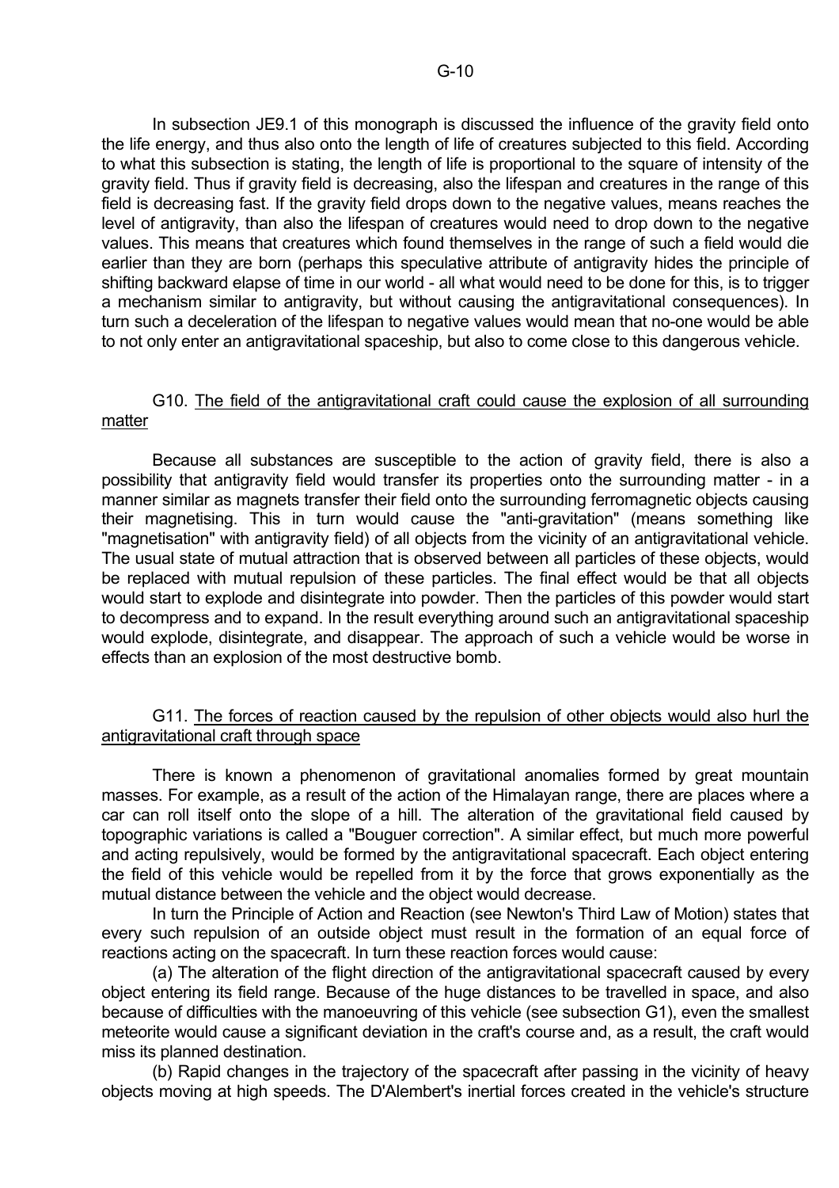In subsection JE9.1 of this monograph is discussed the influence of the gravity field onto the life energy, and thus also onto the length of life of creatures subjected to this field. According to what this subsection is stating, the length of life is proportional to the square of intensity of the gravity field. Thus if gravity field is decreasing, also the lifespan and creatures in the range of this field is decreasing fast. If the gravity field drops down to the negative values, means reaches the level of antigravity, than also the lifespan of creatures would need to drop down to the negative values. This means that creatures which found themselves in the range of such a field would die earlier than they are born (perhaps this speculative attribute of antigravity hides the principle of shifting backward elapse of time in our world - all what would need to be done for this, is to trigger a mechanism similar to antigravity, but without causing the antigravitational consequences). In turn such a deceleration of the lifespan to negative values would mean that no-one would be able to not only enter an antigravitational spaceship, but also to come close to this dangerous vehicle.

## G10. <u>The field of the antigravitational craft could cause the explosion of all surrounding matter</u>

Because all substances are susceptible to the action of gravity field, there is also a possibility that antigravity field would transfer its properties onto the surrounding matter - in a manner similar as magnets transfer their field onto the surrounding ferromagnetic objects causing their magnetising. This in turn would cause the "anti-gravitation" (means something like "magnetisation" with antigravity field) of all objects from the vicinity of an antigravitational vehicle. The usual state of mutual attraction that is observed between all particles of these objects, would be replaced with mutual repulsion of these particles. The final effect would be that all objects would start to explode and disintegrate into powder. Then the particles of this powder would start to decompress and to expand. In the result everything around such an antigravitational spaceship would explode, disintegrate, and disappear. The approach of such a vehicle would be worse in effects than an explosion of the most destructive bomb.

## G11. <u>The forces of reaction caused by the repulsion of other objects would also hurl the antigravitational craft through space</u>

There is known a phenomenon of gravitational anomalies formed by great mountain masses. For example, as a result of the action of the Himalayan range, there are places where a car can roll itself onto the slope of a hill. The alteration of the gravitational field caused by topographic variations is called a "Bouguer correction". A similar effect, but much more powerful and acting repulsively, would be formed by the antigravitational spacecraft. Each object entering the field of this vehicle would be repelled from it by the force that grows exponentially as the mutual distance between the vehicle and the object would decrease.

In turn the Principle of Action and Reaction (see Newton's Third Law of Motion) states that every such repulsion of an outside object must result in the formation of an equal force of reactions acting on the spacecraft. In turn these reaction forces would cause:

(a) The alteration of the flight direction of the antigravitational spacecraft caused by every object entering its field range. Because of the huge distances to be travelled in space, and also because of difficulties with the manoeuvring of this vehicle (see subsection G1), even the smallest meteorite would cause a significant deviation in the craft's course and, as a result, the craft would miss its planned destination.

(b) Rapid changes in the trajectory of the spacecraft after passing in the vicinity of heavy objects moving at high speeds. The D'Alembert's inertial forces created in the vehicle's structure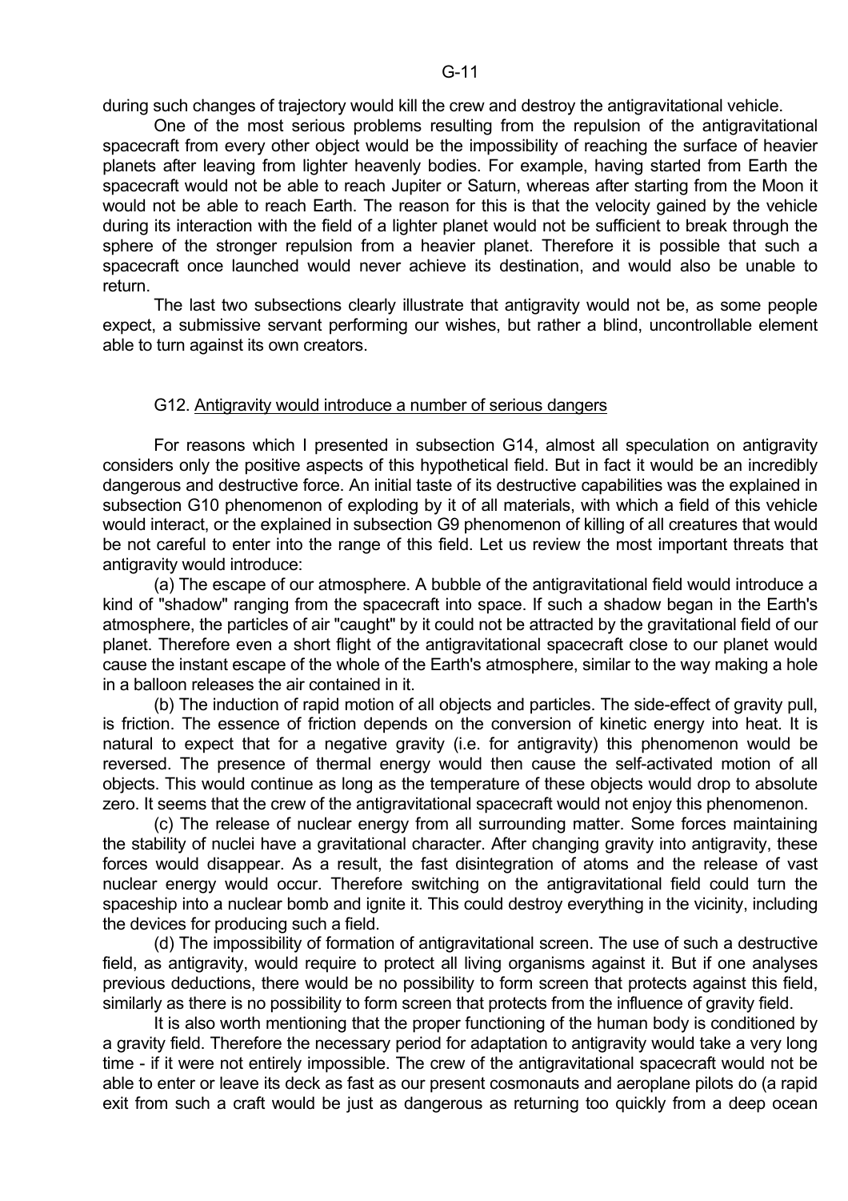during such changes of trajectory would kill the crew and destroy the antigravitational vehicle.

One of the most serious problems resulting from the repulsion of the antigravitational spacecraft from every other object would be the impossibility of reaching the surface of heavier planets after leaving from lighter heavenly bodies. For example, having started from Earth the spacecraft would not be able to reach Jupiter or Saturn, whereas after starting from the Moon it would not be able to reach Earth. The reason for this is that the velocity gained by the vehicle during its interaction with the field of a lighter planet would not be sufficient to break through the sphere of the stronger repulsion from a heavier planet. Therefore it is possible that such a spacecraft once launched would never achieve its destination, and would also be unable to return.

The last two subsections clearly illustrate that antigravity would not be, as some people expect, a submissive servant performing our wishes, but rather a blind, uncontrollable element able to turn against its own creators.

## G12. Antigravity would introduce a number of serious dangers

For reasons which I presented in subsection G14, almost all speculation on antigravity considers only the positive aspects of this hypothetical field. But in fact it would be an incredibly dangerous and destructive force. An initial taste of its destructive capabilities was the explained in subsection G10 phenomenon of exploding by it of all materials, with which a field of this vehicle would interact, or the explained in subsection G9 phenomenon of killing of all creatures that would be not careful to enter into the range of this field. Let us review the most important threats that antigravity would introduce:

(a) The escape of our atmosphere. A bubble of the antigravitational field would introduce a kind of "shadow" ranging from the spacecraft into space. If such a shadow began in the Earth's atmosphere, the particles of air "caught" by it could not be attracted by the gravitational field of our planet. Therefore even a short flight of the antigravitational spacecraft close to our planet would cause the instant escape of the whole of the Earth's atmosphere, similar to the way making a hole in a balloon releases the air contained in it.

(b) The induction of rapid motion of all objects and particles. The side-effect of gravity pull, is friction. The essence of friction depends on the conversion of kinetic energy into heat. It is natural to expect that for a negative gravity (i.e. for antigravity) this phenomenon would be reversed. The presence of thermal energy would then cause the self-activated motion of all objects. This would continue as long as the temperature of these objects would drop to absolute zero. It seems that the crew of the antigravitational spacecraft would not enjoy this phenomenon.

(c) The release of nuclear energy from all surrounding matter. Some forces maintaining the stability of nuclei have a gravitational character. After changing gravity into antigravity, these forces would disappear. As a result, the fast disintegration of atoms and the release of vast nuclear energy would occur. Therefore switching on the antigravitational field could turn the spaceship into a nuclear bomb and ignite it. This could destroy everything in the vicinity, including the devices for producing such a field.

(d) The impossibility of formation of antigravitational screen. The use of such a destructive field, as antigravity, would require to protect all living organisms against it. But if one analyses previous deductions, there would be no possibility to form screen that protects against this field, similarly as there is no possibility to form screen that protects from the influence of gravity field.

It is also worth mentioning that the proper functioning of the human body is conditioned by a gravity field. Therefore the necessary period for adaptation to antigravity would take a very long time - if it were not entirely impossible. The crew of the antigravitational spacecraft would not be able to enter or leave its deck as fast as our present cosmonauts and aeroplane pilots do (a rapid exit from such a craft would be just as dangerous as returning too quickly from a deep ocean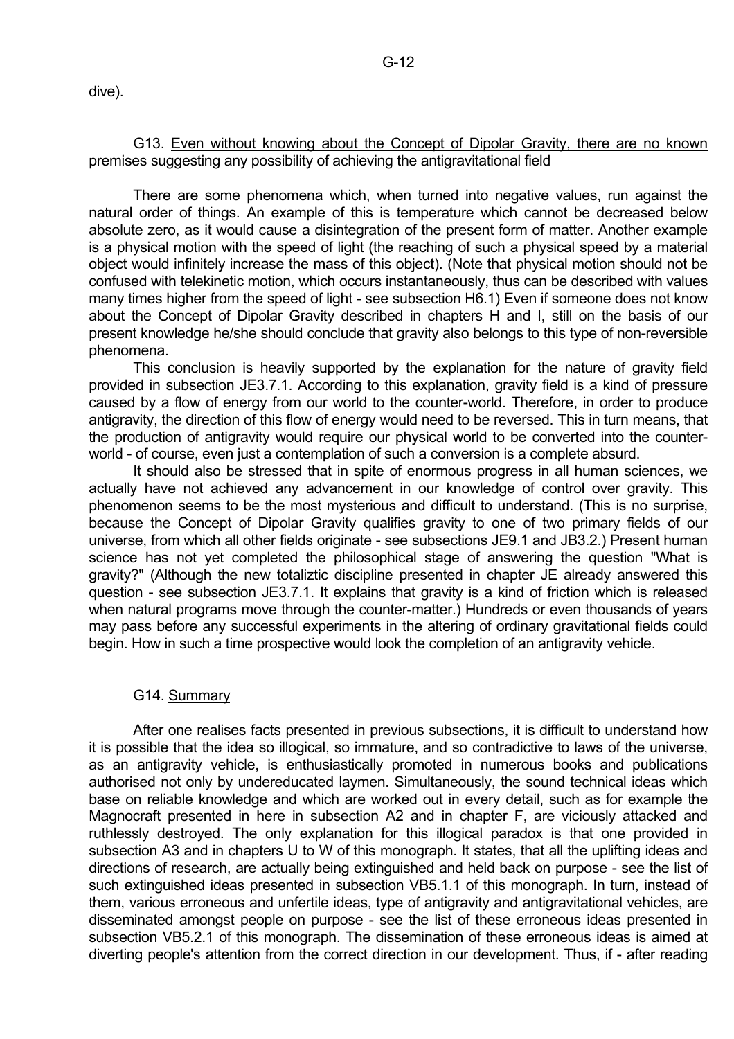dive).

## G13. Even without knowing about the Concept of Dipolar Gravity, there are no known premises suggesting any possibility of achieving the antigravitational field

There are some phenomena which, when turned into negative values, run against the natural order of things. An example of this is temperature which cannot be decreased below absolute zero, as it would cause a disintegration of the present form of matter. Another example is a physical motion with the speed of light (the reaching of such a physical speed by a material object would infinitely increase the mass of this object). (Note that physical motion should not be confused with telekinetic motion, which occurs instantaneously, thus can be described with values many times higher from the speed of light - see subsection H6.1) Even if someone does not know about the Concept of Dipolar Gravity described in chapters H and I, still on the basis of our present knowledge he/she should conclude that gravity also belongs to this type of non-reversible phenomena.

This conclusion is heavily supported by the explanation for the nature of gravity field provided in subsection JE3.7.1. According to this explanation, gravity field is a kind of pressure caused by a flow of energy from our world to the counter-world. Therefore, in order to produce antigravity, the direction of this flow of energy would need to be reversed. This in turn means, that the production of antigravity would require our physical world to be converted into the counter-world - of course, even just a contemplation of such a conversion is a complete absurd.

It should also be stressed that in spite of enormous progress in all human sciences, we actually have not achieved any advancement in our knowledge of control over gravity. This phenomenon seems to be the most mysterious and difficult to understand. (This is no surprise, because the Concept of Dipolar Gravity qualifies gravity to one of two primary fields of our universe, from which all other fields originate - see subsections JE9.1 and JB3.2.) Present human science has not yet completed the philosophical stage of answering the question "What is gravity?" (Although the new totaliztic discipline presented in chapter JE already answered this question - see subsection JE3.7.1. It explains that gravity is a kind of friction which is released when natural programs move through the counter-matter.) Hundreds or even thousands of years may pass before any successful experiments in the altering of ordinary gravitational fields could begin. How in such a time prospective would look the completion of an antigravity vehicle.

## G14. Summary

After one realises facts presented in previous subsections, it is difficult to understand how it is possible that the idea so illogical, so immature, and so contradictive to laws of the universe, as an antigravity vehicle, is enthusiastically promoted in numerous books and publications authorised not only by undereducated laymen. Simultaneously, the sound technical ideas which base on reliable knowledge and which are worked out in every detail, such as for example the Magnocraft presented in here in subsection A2 and in chapter F, are viciously attacked and ruthlessly destroyed. The only explanation for this illogical paradox is that one provided in subsection A3 and in chapters U to W of this monograph. It states, that all the uplifting ideas and directions of research, are actually being extinguished and held back on purpose - see the list of such extinguished ideas presented in subsection VB5.1.1 of this monograph. In turn, instead of them, various erroneous and unfertile ideas, type of antigravity and antigravitational vehicles, are disseminated amongst people on purpose - see the list of these erroneous ideas presented in subsection VB5.2.1 of this monograph. The dissemination of these erroneous ideas is aimed at diverting people's attention from the correct direction in our development. Thus, if - after reading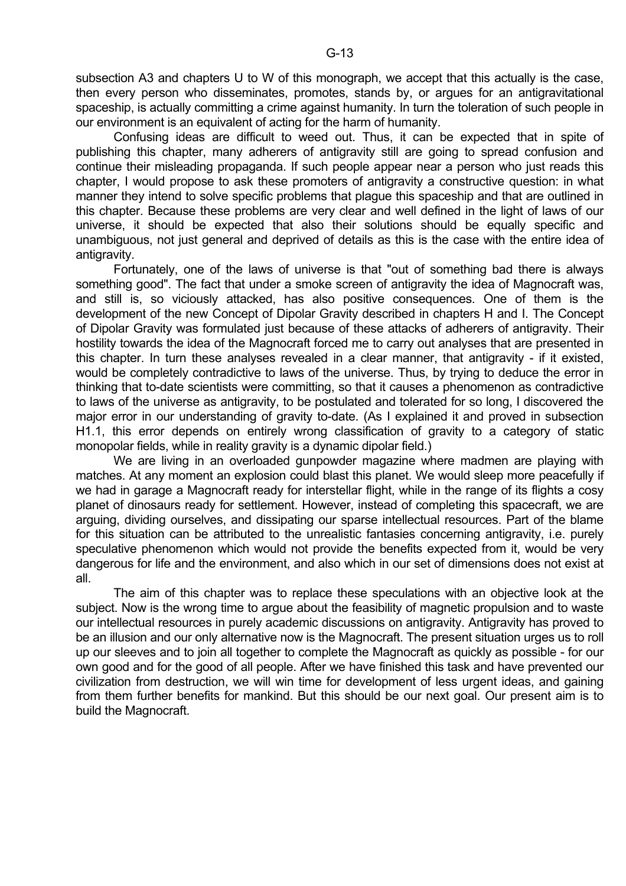subsection A3 and chapters U to W of this monograph, we accept that this actually is the case, then every person who disseminates, promotes, stands by, or argues for an antigravitational spaceship, is actually committing a crime against humanity. In turn the toleration of such people in our environment is an equivalent of acting for the harm of humanity.

Confusing ideas are difficult to weed out. Thus, it can be expected that in spite of publishing this chapter, many adherers of antigravity still are going to spread confusion and continue their misleading propaganda. If such people appear near a person who just reads this chapter, I would propose to ask these promoters of antigravity a constructive question: in what manner they intend to solve specific problems that plague this spaceship and that are outlined in this chapter. Because these problems are very clear and well defined in the light of laws of our universe, it should be expected that also their solutions should be equally specific and unambiguous, not just general and deprived of details as this is the case with the entire idea of antigravity.

Fortunately, one of the laws of universe is that "out of something bad there is always something good". The fact that under a smoke screen of antigravity the idea of Magnocraft was, and still is, so viciously attacked, has also positive consequences. One of them is the development of the new Concept of Dipolar Gravity described in chapters H and I. The Concept of Dipolar Gravity was formulated just because of these attacks of adherers of antigravity. Their hostility towards the idea of the Magnocraft forced me to carry out analyses that are presented in this chapter. In turn these analyses revealed in a clear manner, that antigravity - if it existed, would be completely contradictive to laws of the universe. Thus, by trying to deduce the error in thinking that to-date scientists were committing, so that it causes a phenomenon as contradictive to laws of the universe as antigravity, to be postulated and tolerated for so long, I discovered the major error in our understanding of gravity to-date. (As I explained it and proved in subsection H1.1, this error depends on entirely wrong classification of gravity to a category of static monopolar fields, while in reality gravity is a dynamic dipolar field.)

We are living in an overloaded gunpowder magazine where madmen are playing with matches. At any moment an explosion could blast this planet. We would sleep more peacefully if we had in garage a Magnocraft ready for interstellar flight, while in the range of its flights a cosy planet of dinosaurs ready for settlement. However, instead of completing this spacecraft, we are arguing, dividing ourselves, and dissipating our sparse intellectual resources. Part of the blame for this situation can be attributed to the unrealistic fantasies concerning antigravity, i.e. purely speculative phenomenon which would not provide the benefits expected from it, would be very dangerous for life and the environment, and also which in our set of dimensions does not exist at all.

The aim of this chapter was to replace these speculations with an objective look at the subject. Now is the wrong time to argue about the feasibility of magnetic propulsion and to waste our intellectual resources in purely academic discussions on antigravity. Antigravity has proved to be an illusion and our only alternative now is the Magnocraft. The present situation urges us to roll up our sleeves and to join all together to complete the Magnocraft as quickly as possible - for our own good and for the good of all people. After we have finished this task and have prevented our civilization from destruction, we will win time for development of less urgent ideas, and gaining from them further benefits for mankind. But this should be our next goal. Our present aim is to build the Magnocraft.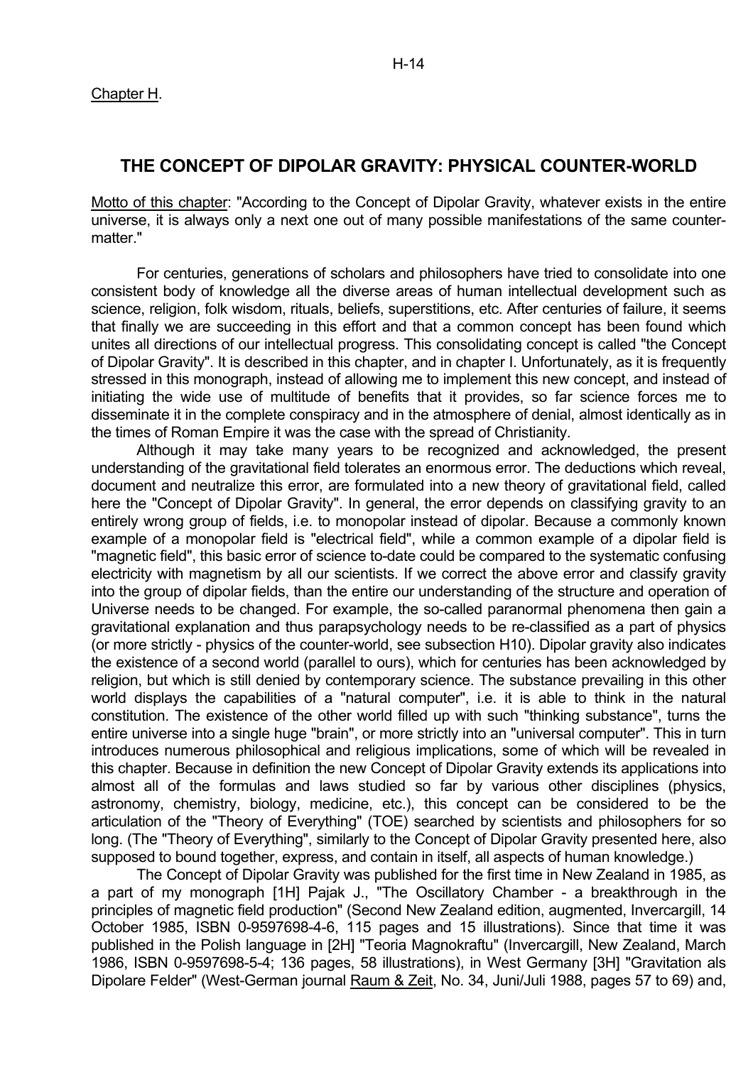Chapter H.

# THE CONCEPT OF DIPOLAR GRAVITY: PHYSICAL COUNTER-WORLD

Motto of this chapter: "According to the Concept of Dipolar Gravity, whatever exists in the entire universe, it is always only a next one out of many possible manifestations of the same counter-matter."

For centuries, generations of scholars and philosophers have tried to consolidate into one consistent body of knowledge all the diverse areas of human intellectual development such as science, religion, folk wisdom, rituals, beliefs, superstitions, etc. After centuries of failure, it seems that finally we are succeeding in this effort and that a common concept has been found which unites all directions of our intellectual progress. This consolidating concept is called "the Concept of Dipolar Gravity". It is described in this chapter, and in chapter I. Unfortunately, as it is frequently stressed in this monograph, instead of allowing me to implement this new concept, and instead of initiating the wide use of multitude of benefits that it provides, so far science forces me to disseminate it in the complete conspiracy and in the atmosphere of denial, almost identically as in the times of Roman Empire it was the case with the spread of Christianity.

Although it may take many years to be recognized and acknowledged, the present understanding of the gravitational field tolerates an enormous error. The deductions which reveal, document and neutralize this error, are formulated into a new theory of gravitational field, called here the "Concept of Dipolar Gravity". In general, the error depends on classifying gravity to an entirely wrong group of fields, i.e. to monopolar instead of dipolar. Because a commonly known example of a monopolar field is "electrical field", while a common example of a dipolar field is "magnetic field", this basic error of science to-date could be compared to the systematic confusing electricity with magnetism by all our scientists. If we correct the above error and classify gravity into the group of dipolar fields, than the entire our understanding of the structure and operation of Universe needs to be changed. For example, the so-called paranormal phenomena then gain a gravitational explanation and thus parapsychology needs to be re-classified as a part of physics (or more strictly - physics of the counter-world, see subsection H10). Dipolar gravity also indicates the existence of a second world (parallel to ours), which for centuries has been acknowledged by religion, but which is still denied by contemporary science. The substance prevailing in this other world displays the capabilities of a "natural computer", i.e. it is able to think in the natural constitution. The existence of the other world filled up with such "thinking substance", turns the entire universe into a single huge "brain", or more strictly into an "universal computer". This in turn introduces numerous philosophical and religious implications, some of which will be revealed in this chapter. Because in definition the new Concept of Dipolar Gravity extends its applications into almost all of the formulas and laws studied so far by various other disciplines (physics, astronomy, chemistry, biology, medicine, etc.), this concept can be considered to be the articulation of the "Theory of Everything" (TOE) searched by scientists and philosophers for so long. (The "Theory of Everything", similarly to the Concept of Dipolar Gravity presented here, also supposed to bound together, express, and contain in itself, all aspects of human knowledge.)

The Concept of Dipolar Gravity was published for the first time in New Zealand in 1985, as a part of my monograph [1H] Pajak J., "The Oscillatory Chamber - a breakthrough in the principles of magnetic field production" (Second New Zealand edition, augmented, Invercargill, 14 October 1985, ISBN 0-9597698-4-6, 115 pages and 15 illustrations). Since that time it was published in the Polish language in [2H] "Teoria Magnokraftu" (Invercargill, New Zealand, March 1986, ISBN 0-9597698-5-4; 136 pages, 58 illustrations), in West Germany [3H] "Gravitation als Dipolare Felder" (West-German journal Raum & Zeit, No. 34, Juni/Juli 1988, pages 57 to 69) and,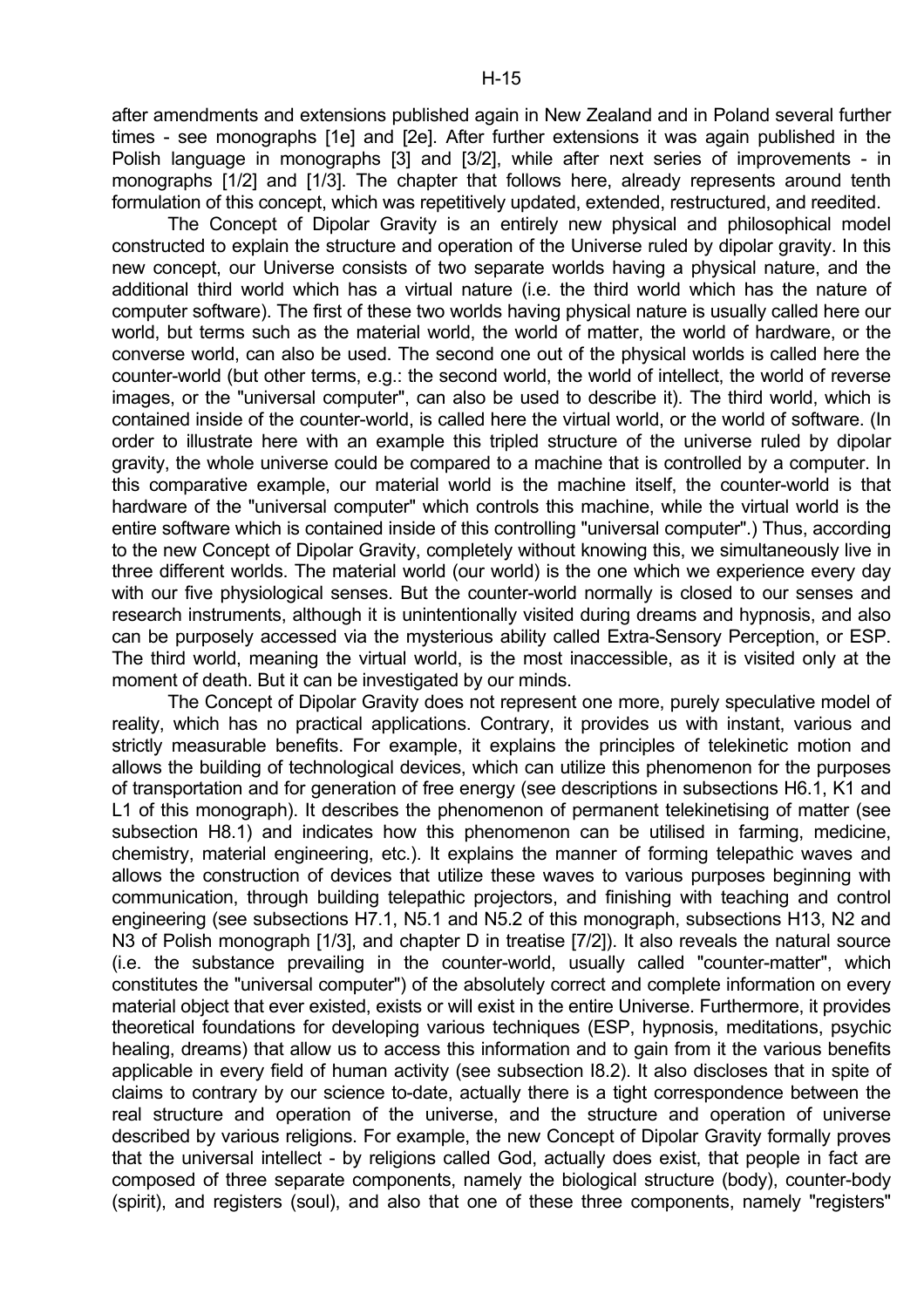after amendments and extensions published again in New Zealand and in Poland several further times - see monographs [1e] and [2e]. After further extensions it was again published in the Polish language in monographs [3] and [3/2], while after next series of improvements - in monographs [1/2] and [1/3]. The chapter that follows here, already represents around tenth formulation of this concept, which was repetitively updated, extended, restructured, and reedited.

The Concept of Dipolar Gravity is an entirely new physical and philosophical model constructed to explain the structure and operation of the Universe ruled by dipolar gravity. In this new concept, our Universe consists of two separate worlds having a physical nature, and the additional third world which has a virtual nature (i.e. the third world which has the nature of computer software). The first of these two worlds having physical nature is usually called here our world, but terms such as the material world, the world of matter, the world of hardware, or the converse world, can also be used. The second one out of the physical worlds is called here the counter-world (but other terms, e.g.: the second world, the world of intellect, the world of reverse images, or the "universal computer", can also be used to describe it). The third world, which is contained inside of the counter-world, is called here the virtual world, or the world of software. (In order to illustrate here with an example this tripled structure of the universe ruled by dipolar gravity, the whole universe could be compared to a machine that is controlled by a computer. In this comparative example, our material world is the machine itself, the counter-world is that hardware of the "universal computer" which controls this machine, while the virtual world is the entire software which is contained inside of this controlling "universal computer".) Thus, according to the new Concept of Dipolar Gravity, completely without knowing this, we simultaneously live in three different worlds. The material world (our world) is the one which we experience every day with our five physiological senses. But the counter-world normally is closed to our senses and research instruments, although it is unintentionally visited during dreams and hypnosis, and also can be purposely accessed via the mysterious ability called Extra-Sensory Perception, or ESP. The third world, meaning the virtual world, is the most inaccessible, as it is visited only at the moment of death. But it can be investigated by our minds.

The Concept of Dipolar Gravity does not represent one more, purely speculative model of reality, which has no practical applications. Contrary, it provides us with instant, various and strictly measurable benefits. For example, it explains the principles of telekinetic motion and allows the building of technological devices, which can utilize this phenomenon for the purposes of transportation and for generation of free energy (see descriptions in subsections H6.1, K1 and L1 of this monograph). It describes the phenomenon of permanent telekinetising of matter (see subsection H8.1) and indicates how this phenomenon can be utilised in farming, medicine, chemistry, material engineering, etc.). It explains the manner of forming telepathic waves and allows the construction of devices that utilize these waves to various purposes beginning with communication, through building telepathic projectors, and finishing with teaching and control engineering (see subsections H7.1, N5.1 and N5.2 of this monograph, subsections H13, N2 and N3 of Polish monograph [1/3], and chapter D in treatise [7/2]). It also reveals the natural source (i.e. the substance prevailing in the counter-world, usually called "counter-matter", which constitutes the "universal computer") of the absolutely correct and complete information on every material object that ever existed, exists or will exist in the entire Universe. Furthermore, it provides theoretical foundations for developing various techniques (ESP, hypnosis, meditations, psychic healing, dreams) that allow us to access this information and to gain from it the various benefits applicable in every field of human activity (see subsection I8.2). It also discloses that in spite of claims to contrary by our science to-date, actually there is a tight correspondence between the real structure and operation of the universe, and the structure and operation of universe described by various religions. For example, the new Concept of Dipolar Gravity formally proves that the universal intellect - by religions called God, actually does exist, that people in fact are composed of three separate components, namely the biological structure (body), counter-body (spirit), and registers (soul), and also that one of these three components, namely "registers"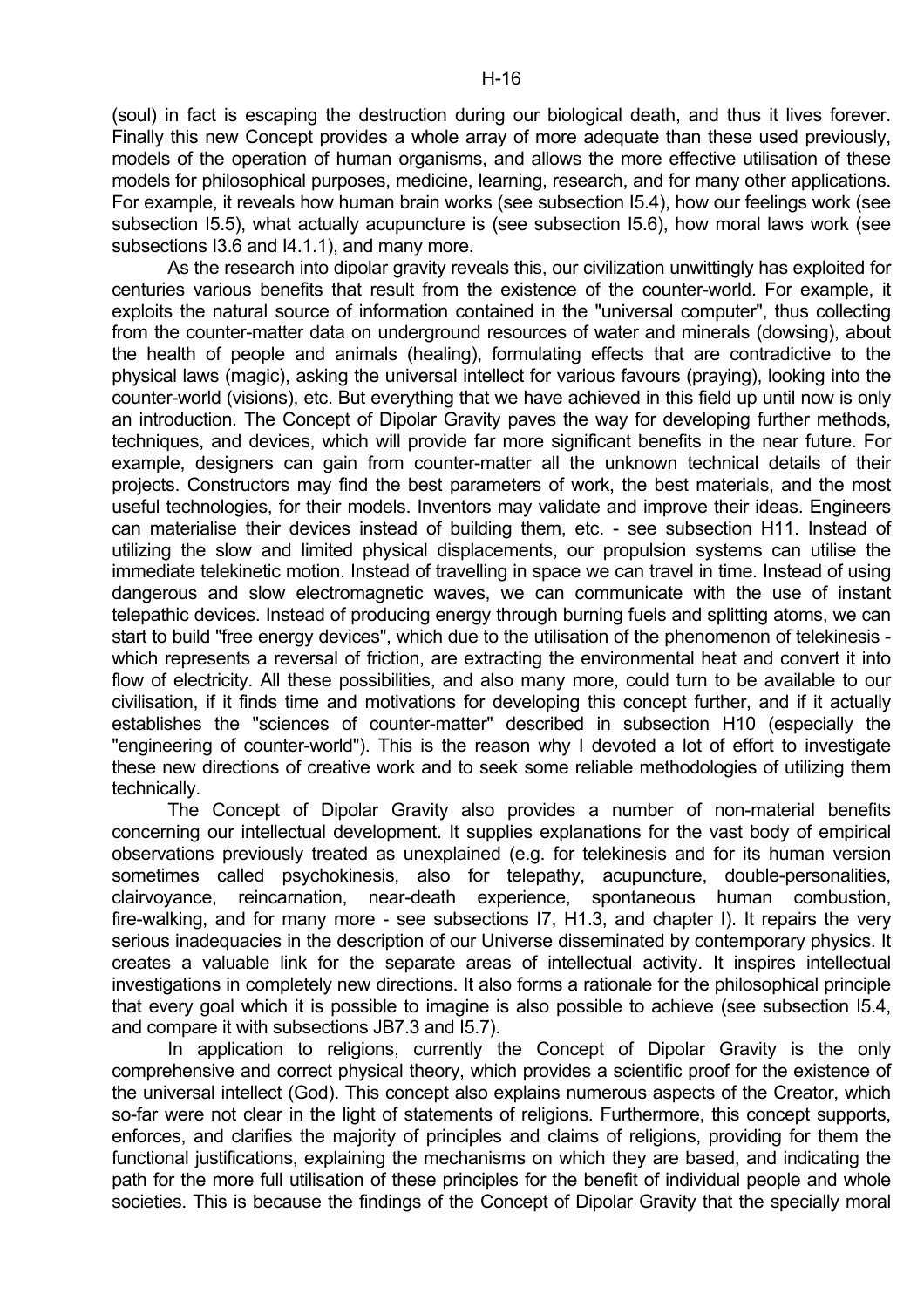(soul) in fact is escaping the destruction during our biological death, and thus it lives forever. Finally this new Concept provides a whole array of more adequate than these used previously, models of the operation of human organisms, and allows the more effective utilisation of these models for philosophical purposes, medicine, learning, research, and for many other applications. For example, it reveals how human brain works (see subsection I5.4), how our feelings work (see subsection I5.5), what actually acupuncture is (see subsection I5.6), how moral laws work (see subsections I3.6 and I4.1.1), and many more.

As the research into dipolar gravity reveals this, our civilization unwittingly has exploited for centuries various benefits that result from the existence of the counter-world. For example, it exploits the natural source of information contained in the "universal computer", thus collecting from the counter-matter data on underground resources of water and minerals (dowsing), about the health of people and animals (healing), formulating effects that are contradictive to the physical laws (magic), asking the universal intellect for various favours (praying), looking into the counter-world (visions), etc. But everything that we have achieved in this field up until now is only an introduction. The Concept of Dipolar Gravity paves the way for developing further methods, techniques, and devices, which will provide far more significant benefits in the near future. For example, designers can gain from counter-matter all the unknown technical details of their projects. Constructors may find the best parameters of work, the best materials, and the most useful technologies, for their models. Inventors may validate and improve their ideas. Engineers can materialise their devices instead of building them, etc. - see subsection H11. Instead of utilizing the slow and limited physical displacements, our propulsion systems can utilise the immediate telekinetic motion. Instead of travelling in space we can travel in time. Instead of using dangerous and slow electromagnetic waves, we can communicate with the use of instant telepathic devices. Instead of producing energy through burning fuels and splitting atoms, we can start to build "free energy devices", which due to the utilisation of the phenomenon of telekinesis - which represents a reversal of friction, are extracting the environmental heat and convert it into flow of electricity. All these possibilities, and also many more, could turn to be available to our civilisation, if it finds time and motivations for developing this concept further, and if it actually establishes the "sciences of counter-matter" described in subsection H10 (especially the "engineering of counter-world"). This is the reason why I devoted a lot of effort to investigate these new directions of creative work and to seek some reliable methodologies of utilizing them technically.

The Concept of Dipolar Gravity also provides a number of non-material benefits concerning our intellectual development. It supplies explanations for the vast body of empirical observations previously treated as unexplained (e.g. for telekinesis and for its human version sometimes called psychokinesis, also for telepathy, acupuncture, double-personalities, clairvoyance, reincarnation, near-death experience, spontaneous human combustion, fire-walking, and for many more - see subsections I7, H1.3, and chapter I). It repairs the very serious inadequacies in the description of our Universe disseminated by contemporary physics. It creates a valuable link for the separate areas of intellectual activity. It inspires intellectual investigations in completely new directions. It also forms a rationale for the philosophical principle that every goal which it is possible to imagine is also possible to achieve (see subsection I5.4, and compare it with subsections JB7.3 and I5.7).

In application to religions, currently the Concept of Dipolar Gravity is the only comprehensive and correct physical theory, which provides a scientific proof for the existence of the universal intellect (God). This concept also explains numerous aspects of the Creator, which so-far were not clear in the light of statements of religions. Furthermore, this concept supports, enforces, and clarifies the majority of principles and claims of religions, providing for them the functional justifications, explaining the mechanisms on which they are based, and indicating the path for the more full utilisation of these principles for the benefit of individual people and whole societies. This is because the findings of the Concept of Dipolar Gravity that the specially moral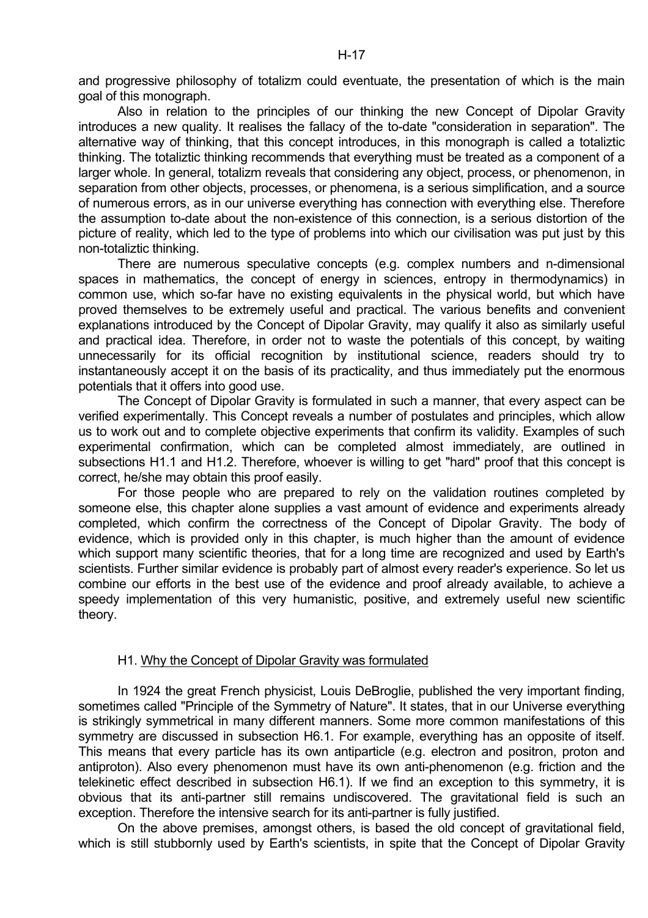and progressive philosophy of totalizm could eventuate, the presentation of which is the main goal of this monograph.

Also in relation to the principles of our thinking the new Concept of Dipolar Gravity introduces a new quality. It realises the fallacy of the to-date "consideration in separation". The alternative way of thinking, that this concept introduces, in this monograph is called a totaliztic thinking. The totaliztic thinking recommends that everything must be treated as a component of a larger whole. In general, totalizm reveals that considering any object, process, or phenomenon, in separation from other objects, processes, or phenomena, is a serious simplification, and a source of numerous errors, as in our universe everything has connection with everything else. Therefore the assumption to-date about the non-existence of this connection, is a serious distortion of the picture of reality, which led to the type of problems into which our civilisation was put just by this non-totaliztic thinking.

There are numerous speculative concepts (e.g. complex numbers and n-dimensional spaces in mathematics, the concept of energy in sciences, entropy in thermodynamics) in common use, which so-far have no existing equivalents in the physical world, but which have proved themselves to be extremely useful and practical. The various benefits and convenient explanations introduced by the Concept of Dipolar Gravity, may qualify it also as similarly useful and practical idea. Therefore, in order not to waste the potentials of this concept, by waiting unnecessarily for its official recognition by institutional science, readers should try to instantaneously accept it on the basis of its practicality, and thus immediately put the enormous potentials that it offers into good use.

The Concept of Dipolar Gravity is formulated in such a manner, that every aspect can be verified experimentally. This Concept reveals a number of postulates and principles, which allow us to work out and to complete objective experiments that confirm its validity. Examples of such experimental confirmation, which can be completed almost immediately, are outlined in subsections H1.1 and H1.2. Therefore, whoever is willing to get "hard" proof that this concept is correct, he/she may obtain this proof easily.

For those people who are prepared to rely on the validation routines completed by someone else, this chapter alone supplies a vast amount of evidence and experiments already completed, which confirm the correctness of the Concept of Dipolar Gravity. The body of evidence, which is provided only in this chapter, is much higher than the amount of evidence which support many scientific theories, that for a long time are recognized and used by Earth's scientists. Further similar evidence is probably part of almost every reader's experience. So let us combine our efforts in the best use of the evidence and proof already available, to achieve a speedy implementation of this very humanistic, positive, and extremely useful new scientific theory.

## H1. Why the Concept of Dipolar Gravity was formulated

In 1924 the great French physicist, Louis DeBroglie, published the very important finding, sometimes called "Principle of the Symmetry of Nature". It states, that in our Universe everything is strikingly symmetrical in many different manners. Some more common manifestations of this symmetry are discussed in subsection H6.1. For example, everything has an opposite of itself. This means that every particle has its own antiparticle (e.g. electron and positron, proton and antiproton). Also every phenomenon must have its own anti-phenomenon (e.g. friction and the telekinetic effect described in subsection H6.1). If we find an exception to this symmetry, it is obvious that its anti-partner still remains undiscovered. The gravitational field is such an exception. Therefore the intensive search for its anti-partner is fully justified.

On the above premises, amongst others, is based the old concept of gravitational field, which is still stubbornly used by Earth's scientists, in spite that the Concept of Dipolar Gravity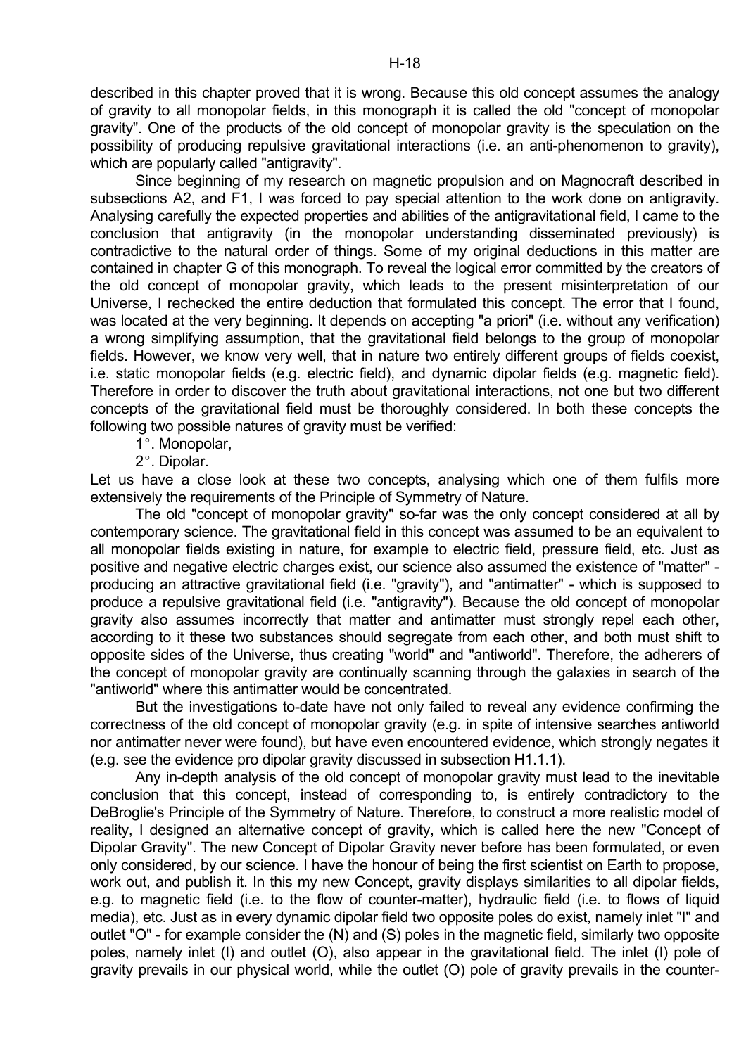described in this chapter proved that it is wrong. Because this old concept assumes the analogy of gravity to all monopolar fields, in this monograph it is called the old "concept of monopolar gravity". One of the products of the old concept of monopolar gravity is the speculation on the possibility of producing repulsive gravitational interactions (i.e. an anti-phenomenon to gravity), which are popularly called "antigravity".

Since beginning of my research on magnetic propulsion and on Magnocraft described in subsections A2, and F1, I was forced to pay special attention to the work done on antigravity. Analysing carefully the expected properties and abilities of the antigravitational field, I came to the conclusion that antigravity (in the monopolar understanding disseminated previously) is contradictive to the natural order of things. Some of my original deductions in this matter are contained in chapter G of this monograph. To reveal the logical error committed by the creators of the old concept of monopolar gravity, which leads to the present misinterpretation of our Universe, I rechecked the entire deduction that formulated this concept. The error that I found, was located at the very beginning. It depends on accepting "a priori" (i.e. without any verification) a wrong simplifying assumption, that the gravitational field belongs to the group of monopolar fields. However, we know very well, that in nature two entirely different groups of fields coexist, i.e. static monopolar fields (e.g. electric field), and dynamic dipolar fields (e.g. magnetic field). Therefore in order to discover the truth about gravitational interactions, not one but two different concepts of the gravitational field must be thoroughly considered. In both these concepts the following two possible natures of gravity must be verified:

1°. Monopolar,

2°. Dipolar.

Let us have a close look at these two concepts, analysing which one of them fulfils more extensively the requirements of the Principle of Symmetry of Nature.

The old "concept of monopolar gravity" so-far was the only concept considered at all by contemporary science. The gravitational field in this concept was assumed to be an equivalent to all monopolar fields existing in nature, for example to electric field, pressure field, etc. Just as positive and negative electric charges exist, our science also assumed the existence of "matter" - producing an attractive gravitational field (i.e. "gravity"), and "antimatter" - which is supposed to produce a repulsive gravitational field (i.e. "antigravity"). Because the old concept of monopolar gravity also assumes incorrectly that matter and antimatter must strongly repel each other, according to it these two substances should segregate from each other, and both must shift to opposite sides of the Universe, thus creating "world" and "antiworld". Therefore, the adherers of the concept of monopolar gravity are continually scanning through the galaxies in search of the "antiworld" where this antimatter would be concentrated.

But the investigations to-date have not only failed to reveal any evidence confirming the correctness of the old concept of monopolar gravity (e.g. in spite of intensive searches antiworld nor antimatter never were found), but have even encountered evidence, which strongly negates it (e.g. see the evidence pro dipolar gravity discussed in subsection H1.1.1).

Any in-depth analysis of the old concept of monopolar gravity must lead to the inevitable conclusion that this concept, instead of corresponding to, is entirely contradictory to the DeBroglie's Principle of the Symmetry of Nature. Therefore, to construct a more realistic model of reality, I designed an alternative concept of gravity, which is called here the new "Concept of Dipolar Gravity". The new Concept of Dipolar Gravity never before has been formulated, or even only considered, by our science. I have the honour of being the first scientist on Earth to propose, work out, and publish it. In this my new Concept, gravity displays similarities to all dipolar fields, e.g. to magnetic field (i.e. to the flow of counter-matter), hydraulic field (i.e. to flows of liquid media), etc. Just as in every dynamic dipolar field two opposite poles do exist, namely inlet "I" and outlet "O" - for example consider the (N) and (S) poles in the magnetic field, similarly two opposite poles, namely inlet (I) and outlet (O), also appear in the gravitational field. The inlet (I) pole of gravity prevails in our physical world, while the outlet (O) pole of gravity prevails in the counter-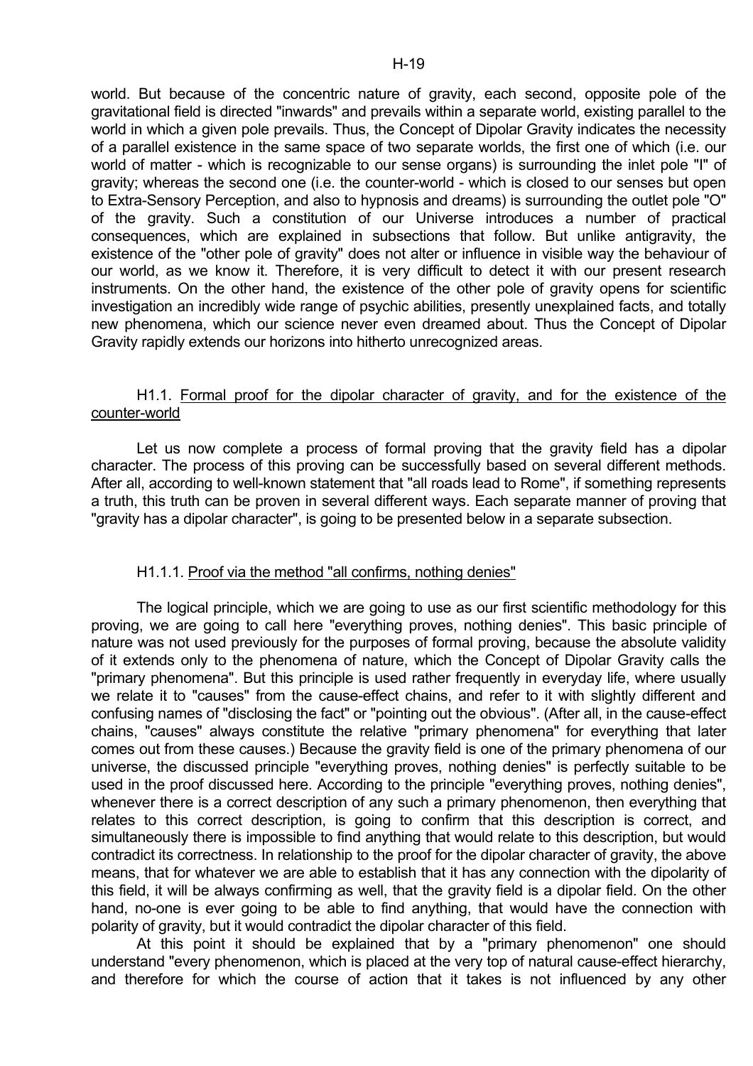world. But because of the concentric nature of gravity, each second, opposite pole of the gravitational field is directed "inwards" and prevails within a separate world, existing parallel to the world in which a given pole prevails. Thus, the Concept of Dipolar Gravity indicates the necessity of a parallel existence in the same space of two separate worlds, the first one of which (i.e. our world of matter - which is recognizable to our sense organs) is surrounding the inlet pole "I" of gravity; whereas the second one (i.e. the counter-world - which is closed to our senses but open to Extra-Sensory Perception, and also to hypnosis and dreams) is surrounding the outlet pole "O" of the gravity. Such a constitution of our Universe introduces a number of practical consequences, which are explained in subsections that follow. But unlike antigravity, the existence of the "other pole of gravity" does not alter or influence in visible way the behaviour of our world, as we know it. Therefore, it is very difficult to detect it with our present research instruments. On the other hand, the existence of the other pole of gravity opens for scientific investigation an incredibly wide range of psychic abilities, presently unexplained facts, and totally new phenomena, which our science never even dreamed about. Thus the Concept of Dipolar Gravity rapidly extends our horizons into hitherto unrecognized areas.

### H1.1. Formal proof for the dipolar character of gravity, and for the existence of the counter-world

Let us now complete a process of formal proving that the gravity field has a dipolar character. The process of this proving can be successfully based on several different methods. After all, according to well-known statement that "all roads lead to Rome", if something represents a truth, this truth can be proven in several different ways. Each separate manner of proving that "gravity has a dipolar character", is going to be presented below in a separate subsection.

#### H1.1.1. Proof via the method "all confirms, nothing denies"

The logical principle, which we are going to use as our first scientific methodology for this proving, we are going to call here "everything proves, nothing denies". This basic principle of nature was not used previously for the purposes of formal proving, because the absolute validity of it extends only to the phenomena of nature, which the Concept of Dipolar Gravity calls the "primary phenomena". But this principle is used rather frequently in everyday life, where usually we relate it to "causes" from the cause-effect chains, and refer to it with slightly different and confusing names of "disclosing the fact" or "pointing out the obvious". (After all, in the cause-effect chains, "causes" always constitute the relative "primary phenomena" for everything that later comes out from these causes.) Because the gravity field is one of the primary phenomena of our universe, the discussed principle "everything proves, nothing denies" is perfectly suitable to be used in the proof discussed here. According to the principle "everything proves, nothing denies", whenever there is a correct description of any such a primary phenomenon, then everything that relates to this correct description, is going to confirm that this description is correct, and simultaneously there is impossible to find anything that would relate to this description, but would contradict its correctness. In relationship to the proof for the dipolar character of gravity, the above means, that for whatever we are able to establish that it has any connection with the dipolarity of this field, it will be always confirming as well, that the gravity field is a dipolar field. On the other hand, no-one is ever going to be able to find anything, that would have the connection with polarity of gravity, but it would contradict the dipolar character of this field.

At this point it should be explained that by a "primary phenomenon" one should understand "every phenomenon, which is placed at the very top of natural cause-effect hierarchy, and therefore for which the course of action that it takes is not influenced by any other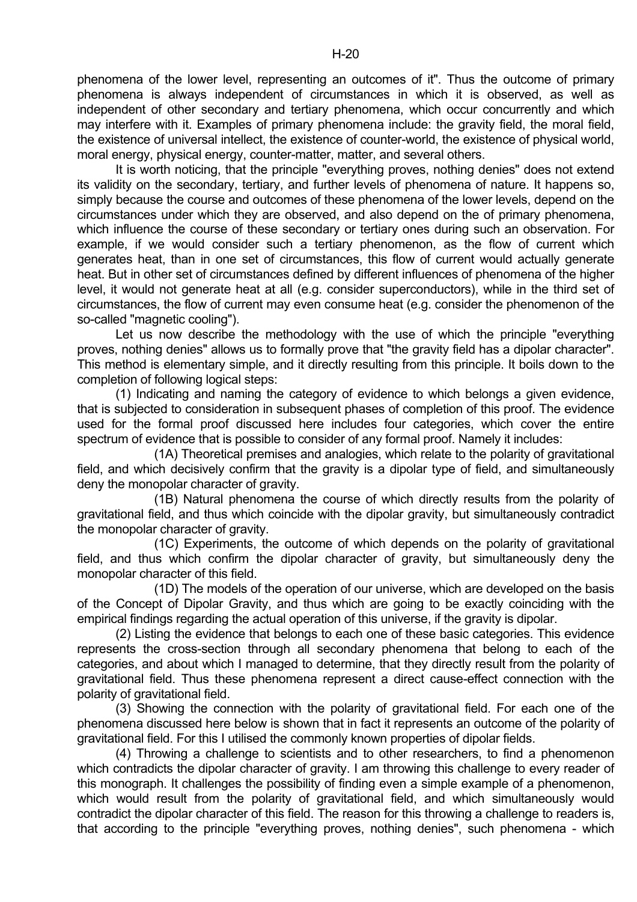phenomena of the lower level, representing an outcomes of it". Thus the outcome of primary phenomena is always independent of circumstances in which it is observed, as well as independent of other secondary and tertiary phenomena, which occur concurrently and which may interfere with it. Examples of primary phenomena include: the gravity field, the moral field, the existence of universal intellect, the existence of counter-world, the existence of physical world, moral energy, physical energy, counter-matter, matter, and several others.

It is worth noticing, that the principle "everything proves, nothing denies" does not extend its validity on the secondary, tertiary, and further levels of phenomena of nature. It happens so, simply because the course and outcomes of these phenomena of the lower levels, depend on the circumstances under which they are observed, and also depend on the of primary phenomena, which influence the course of these secondary or tertiary ones during such an observation. For example, if we would consider such a tertiary phenomenon, as the flow of current which generates heat, than in one set of circumstances, this flow of current would actually generate heat. But in other set of circumstances defined by different influences of phenomena of the higher level, it would not generate heat at all (e.g. consider superconductors), while in the third set of circumstances, the flow of current may even consume heat (e.g. consider the phenomenon of the so-called "magnetic cooling").

Let us now describe the methodology with the use of which the principle "everything proves, nothing denies" allows us to formally prove that "the gravity field has a dipolar character". This method is elementary simple, and it directly resulting from this principle. It boils down to the completion of following logical steps:

(1) Indicating and naming the category of evidence to which belongs a given evidence, that is subjected to consideration in subsequent phases of completion of this proof. The evidence used for the formal proof discussed here includes four categories, which cover the entire spectrum of evidence that is possible to consider of any formal proof. Namely it includes:

(1A) Theoretical premises and analogies, which relate to the polarity of gravitational field, and which decisively confirm that the gravity is a dipolar type of field, and simultaneously deny the monopolar character of gravity.

(1B) Natural phenomena the course of which directly results from the polarity of gravitational field, and thus which coincide with the dipolar gravity, but simultaneously contradict the monopolar character of gravity.

(1C) Experiments, the outcome of which depends on the polarity of gravitational field, and thus which confirm the dipolar character of gravity, but simultaneously deny the monopolar character of this field.

(1D) The models of the operation of our universe, which are developed on the basis of the Concept of Dipolar Gravity, and thus which are going to be exactly coinciding with the empirical findings regarding the actual operation of this universe, if the gravity is dipolar.

(2) Listing the evidence that belongs to each one of these basic categories. This evidence represents the cross-section through all secondary phenomena that belong to each of the categories, and about which I managed to determine, that they directly result from the polarity of gravitational field. Thus these phenomena represent a direct cause-effect connection with the polarity of gravitational field.

(3) Showing the connection with the polarity of gravitational field. For each one of the phenomena discussed here below is shown that in fact it represents an outcome of the polarity of gravitational field. For this I utilised the commonly known properties of dipolar fields.

(4) Throwing a challenge to scientists and to other researchers, to find a phenomenon which contradicts the dipolar character of gravity. I am throwing this challenge to every reader of this monograph. It challenges the possibility of finding even a simple example of a phenomenon, which would result from the polarity of gravitational field, and which simultaneously would contradict the dipolar character of this field. The reason for this throwing a challenge to readers is, that according to the principle "everything proves, nothing denies", such phenomena - which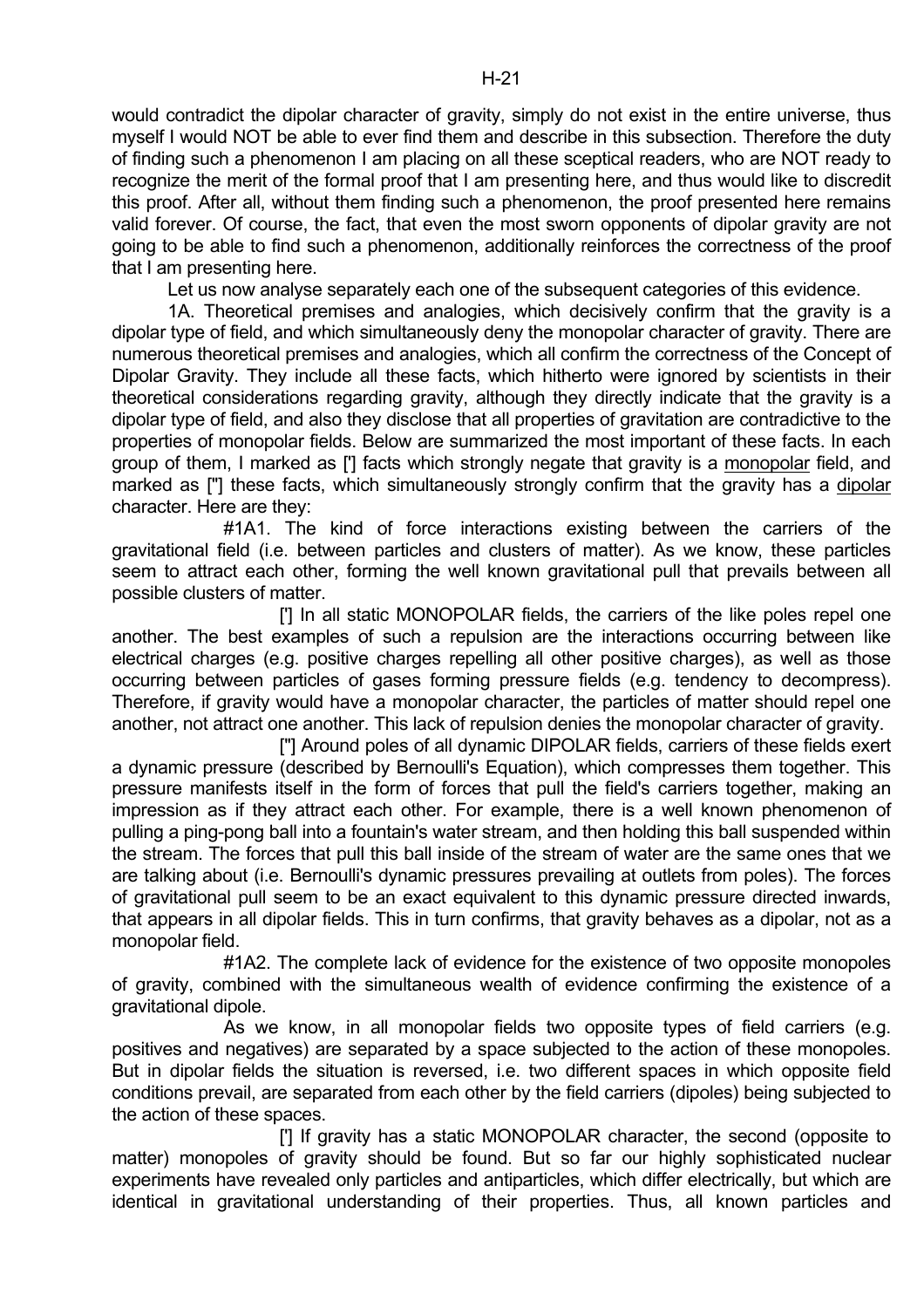would contradict the dipolar character of gravity, simply do not exist in the entire universe, thus myself I would NOT be able to ever find them and describe in this subsection. Therefore the duty of finding such a phenomenon I am placing on all these sceptical readers, who are NOT ready to recognize the merit of the formal proof that I am presenting here, and thus would like to discredit this proof. After all, without them finding such a phenomenon, the proof presented here remains valid forever. Of course, the fact, that even the most sworn opponents of dipolar gravity are not going to be able to find such a phenomenon, additionally reinforces the correctness of the proof that I am presenting here.

Let us now analyse separately each one of the subsequent categories of this evidence.

1A. Theoretical premises and analogies, which decisively confirm that the gravity is a dipolar type of field, and which simultaneously deny the monopolar character of gravity. There are numerous theoretical premises and analogies, which all confirm the correctness of the Concept of Dipolar Gravity. They include all these facts, which hitherto were ignored by scientists in their theoretical considerations regarding gravity, although they directly indicate that the gravity is a dipolar type of field, and also they disclose that all properties of gravitation are contradictive to the properties of monopolar fields. Below are summarized the most important of these facts. In each group of them, I marked as ['] facts which strongly negate that gravity is a monopolar field, and marked as ["] these facts, which simultaneously strongly confirm that the gravity has a dipolar character. Here are they:

#1A1. The kind of force interactions existing between the carriers of the gravitational field (i.e. between particles and clusters of matter). As we know, these particles seem to attract each other, forming the well known gravitational pull that prevails between all possible clusters of matter.

['] In all static MONOPOLAR fields, the carriers of the like poles repel one another. The best examples of such a repulsion are the interactions occurring between like electrical charges (e.g. positive charges repelling all other positive charges), as well as those occurring between particles of gases forming pressure fields (e.g. tendency to decompress). Therefore, if gravity would have a monopolar character, the particles of matter should repel one another, not attract one another. This lack of repulsion denies the monopolar character of gravity.

["] Around poles of all dynamic DIPOLAR fields, carriers of these fields exert a dynamic pressure (described by Bernoulli's Equation), which compresses them together. This pressure manifests itself in the form of forces that pull the field's carriers together, making an impression as if they attract each other. For example, there is a well known phenomenon of pulling a ping-pong ball into a fountain's water stream, and then holding this ball suspended within the stream. The forces that pull this ball inside of the stream of water are the same ones that we are talking about (i.e. Bernoulli's dynamic pressures prevailing at outlets from poles). The forces of gravitational pull seem to be an exact equivalent to this dynamic pressure directed inwards, that appears in all dipolar fields. This in turn confirms, that gravity behaves as a dipolar, not as a monopolar field.

#1A2. The complete lack of evidence for the existence of two opposite monopoles of gravity, combined with the simultaneous wealth of evidence confirming the existence of a gravitational dipole.

As we know, in all monopolar fields two opposite types of field carriers (e.g. positives and negatives) are separated by a space subjected to the action of these monopoles. But in dipolar fields the situation is reversed, i.e. two different spaces in which opposite field conditions prevail, are separated from each other by the field carriers (dipoles) being subjected to the action of these spaces.

['] If gravity has a static MONOPOLAR character, the second (opposite to matter) monopoles of gravity should be found. But so far our highly sophisticated nuclear experiments have revealed only particles and antiparticles, which differ electrically, but which are identical in gravitational understanding of their properties. Thus, all known particles and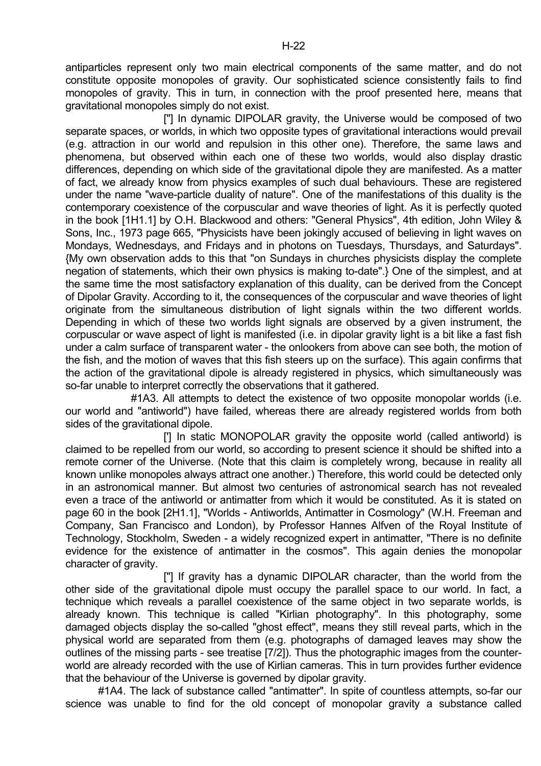antiparticles represent only two main electrical components of the same matter, and do not constitute opposite monopoles of gravity. Our sophisticated science consistently fails to find monopoles of gravity. This in turn, in connection with the proof presented here, means that gravitational monopoles simply do not exist.

["] In dynamic DIPOLAR gravity, the Universe would be composed of two separate spaces, or worlds, in which two opposite types of gravitational interactions would prevail (e.g. attraction in our world and repulsion in this other one). Therefore, the same laws and phenomena, but observed within each one of these two worlds, would also display drastic differences, depending on which side of the gravitational dipole they are manifested. As a matter of fact, we already know from physics examples of such dual behaviours. These are registered under the name "wave-particle duality of nature". One of the manifestations of this duality is the contemporary coexistence of the corpuscular and wave theories of light. As it is perfectly quoted in the book [1H1.1] by O.H. Blackwood and others: "General Physics", 4th edition, John Wiley & Sons, Inc., 1973 page 665, "Physicists have been jokingly accused of believing in light waves on Mondays, Wednesdays, and Fridays and in photons on Tuesdays, Thursdays, and Saturdays". {My own observation adds to this that "on Sundays in churches physicists display the complete negation of statements, which their own physics is making to-date".} One of the simplest, and at the same time the most satisfactory explanation of this duality, can be derived from the Concept of Dipolar Gravity. According to it, the consequences of the corpuscular and wave theories of light originate from the simultaneous distribution of light signals within the two different worlds. Depending in which of these two worlds light signals are observed by a given instrument, the corpuscular or wave aspect of light is manifested (i.e. in dipolar gravity light is a bit like a fast fish under a calm surface of transparent water - the onlookers from above can see both, the motion of the fish, and the motion of waves that this fish steers up on the surface). This again confirms that the action of the gravitational dipole is already registered in physics, which simultaneously was so-far unable to interpret correctly the observations that it gathered.

#1A3. All attempts to detect the existence of two opposite monopolar worlds (i.e. our world and "antiworld") have failed, whereas there are already registered worlds from both sides of the gravitational dipole.

['] In static MONOPOLAR gravity the opposite world (called antiworld) is claimed to be repelled from our world, so according to present science it should be shifted into a remote corner of the Universe. (Note that this claim is completely wrong, because in reality all known unlike monopoles always attract one another.) Therefore, this world could be detected only in an astronomical manner. But almost two centuries of astronomical search has not revealed even a trace of the antiworld or antimatter from which it would be constituted. As it is stated on page 60 in the book [2H1.1], "Worlds - Antiworlds, Antimatter in Cosmology" (W.H. Freeman and Company, San Francisco and London), by Professor Hannes Alfven of the Royal Institute of Technology, Stockholm, Sweden - a widely recognized expert in antimatter, "There is no definite evidence for the existence of antimatter in the cosmos". This again denies the monopolar character of gravity.

["] If gravity has a dynamic DIPOLAR character, than the world from the other side of the gravitational dipole must occupy the parallel space to our world. In fact, a technique which reveals a parallel coexistence of the same object in two separate worlds, is already known. This technique is called "Kirlian photography". In this photography, some damaged objects display the so-called "ghost effect", means they still reveal parts, which in the physical world are separated from them (e.g. photographs of damaged leaves may show the outlines of the missing parts - see treatise [7/2]). Thus the photographic images from the counter-world are already recorded with the use of Kirlian cameras. This in turn provides further evidence that the behaviour of the Universe is governed by dipolar gravity.

#1A4. The lack of substance called "antimatter". In spite of countless attempts, so-far our science was unable to find for the old concept of monopolar gravity a substance called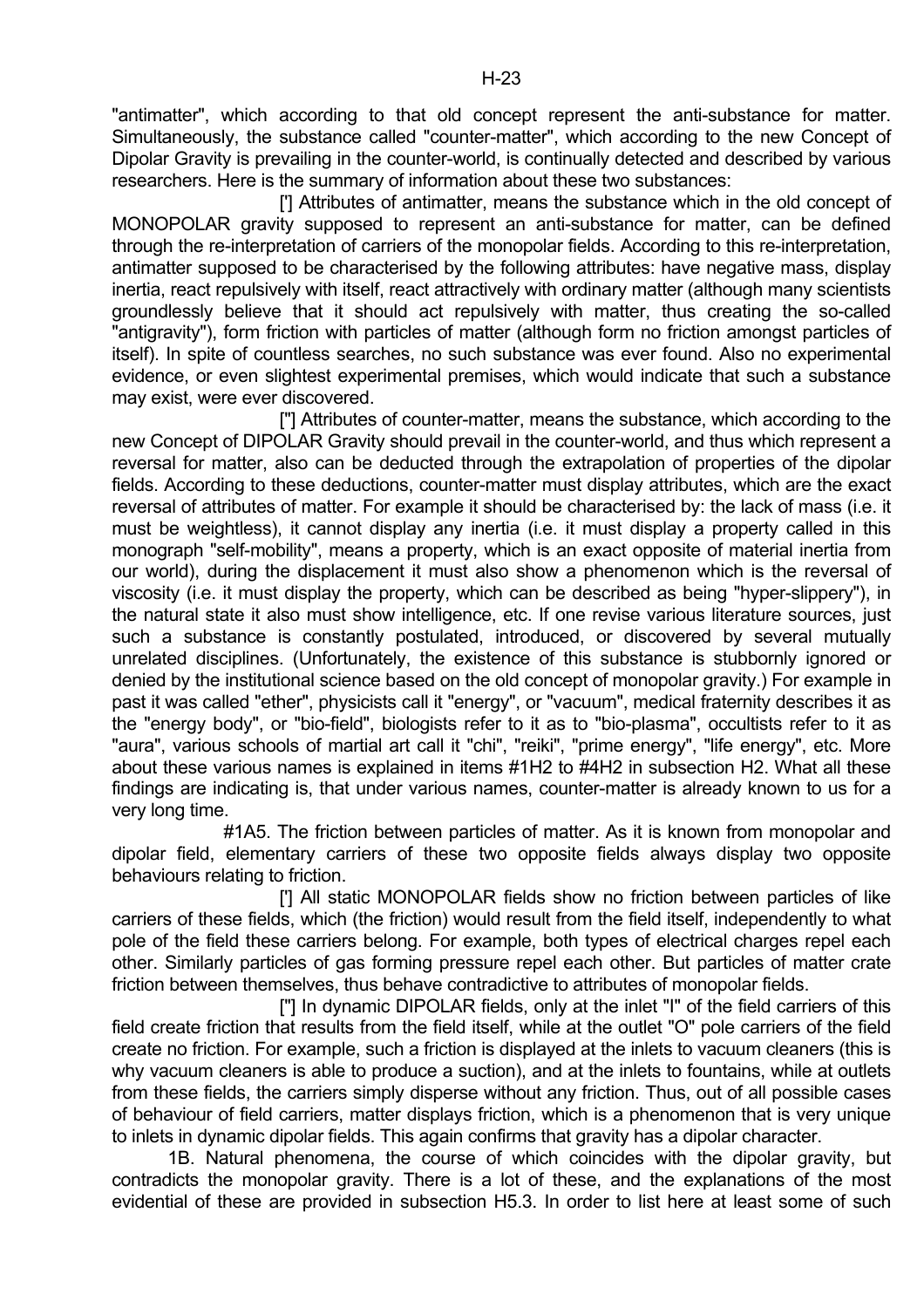"antimatter", which according to that old concept represent the anti-substance for matter. Simultaneously, the substance called "counter-matter", which according to the new Concept of Dipolar Gravity is prevailing in the counter-world, is continually detected and described by various researchers. Here is the summary of information about these two substances:

['] Attributes of antimatter, means the substance which in the old concept of MONOPOLAR gravity supposed to represent an anti-substance for matter, can be defined through the re-interpretation of carriers of the monopolar fields. According to this re-interpretation, antimatter supposed to be characterised by the following attributes: have negative mass, display inertia, react repulsively with itself, react attractively with ordinary matter (although many scientists groundlessly believe that it should act repulsively with matter, thus creating the so-called "antigravity"), form friction with particles of matter (although form no friction amongst particles of itself). In spite of countless searches, no such substance was ever found. Also no experimental evidence, or even slightest experimental premises, which would indicate that such a substance may exist, were ever discovered.

["] Attributes of counter-matter, means the substance, which according to the new Concept of DIPOLAR Gravity should prevail in the counter-world, and thus which represent a reversal for matter, also can be deducted through the extrapolation of properties of the dipolar fields. According to these deductions, counter-matter must display attributes, which are the exact reversal of attributes of matter. For example it should be characterised by: the lack of mass (i.e. it must be weightless), it cannot display any inertia (i.e. it must display a property called in this monograph "self-mobility", means a property, which is an exact opposite of material inertia from our world), during the displacement it must also show a phenomenon which is the reversal of viscosity (i.e. it must display the property, which can be described as being "hyper-slippery"), in the natural state it also must show intelligence, etc. If one revise various literature sources, just such a substance is constantly postulated, introduced, or discovered by several mutually unrelated disciplines. (Unfortunately, the existence of this substance is stubbornly ignored or denied by the institutional science based on the old concept of monopolar gravity.) For example in past it was called "ether", physicists call it "energy", or "vacuum", medical fraternity describes it as the "energy body", or "bio-field", biologists refer to it as to "bio-plasma", occultists refer to it as "aura", various schools of martial art call it "chi", "reiki", "prime energy", "life energy", etc. More about these various names is explained in items #1H2 to #4H2 in subsection H2. What all these findings are indicating is, that under various names, counter-matter is already known to us for a very long time.

#1A5. The friction between particles of matter. As it is known from monopolar and dipolar field, elementary carriers of these two opposite fields always display two opposite behaviours relating to friction.

['] All static MONOPOLAR fields show no friction between particles of like carriers of these fields, which (the friction) would result from the field itself, independently to what pole of the field these carriers belong. For example, both types of electrical charges repel each other. Similarly particles of gas forming pressure repel each other. But particles of matter crate friction between themselves, thus behave contradictive to attributes of monopolar fields.

["] In dynamic DIPOLAR fields, only at the inlet "I" of the field carriers of this field create friction that results from the field itself, while at the outlet "O" pole carriers of the field create no friction. For example, such a friction is displayed at the inlets to vacuum cleaners (this is why vacuum cleaners is able to produce a suction), and at the inlets to fountains, while at outlets from these fields, the carriers simply disperse without any friction. Thus, out of all possible cases of behaviour of field carriers, matter displays friction, which is a phenomenon that is very unique to inlets in dynamic dipolar fields. This again confirms that gravity has a dipolar character.

1B. Natural phenomena, the course of which coincides with the dipolar gravity, but contradicts the monopolar gravity. There is a lot of these, and the explanations of the most evidential of these are provided in subsection H5.3. In order to list here at least some of such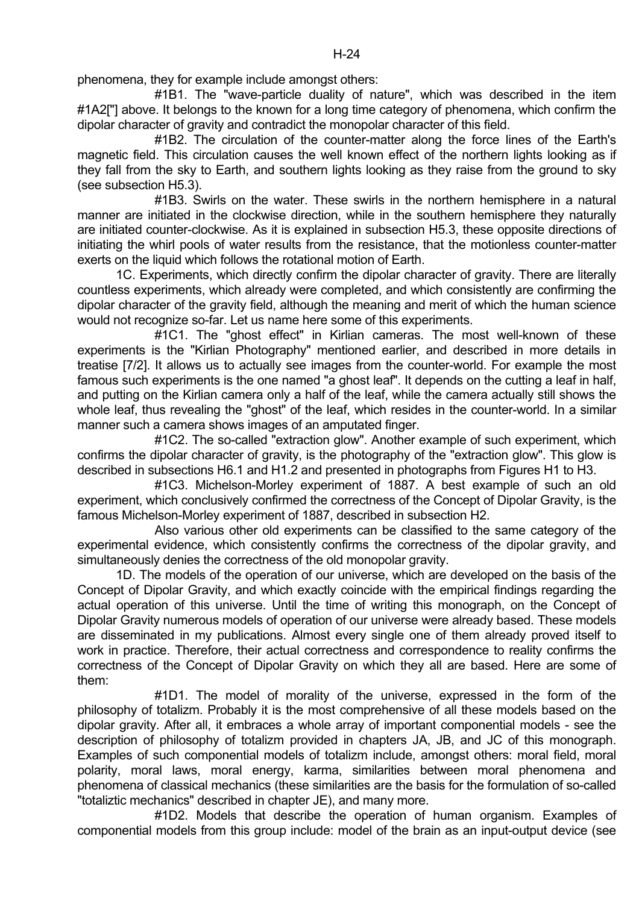phenomena, they for example include amongst others:

#1B1. The "wave-particle duality of nature", which was described in the item #1A2["] above. It belongs to the known for a long time category of phenomena, which confirm the dipolar character of gravity and contradict the monopolar character of this field.

#1B2. The circulation of the counter-matter along the force lines of the Earth's magnetic field. This circulation causes the well known effect of the northern lights looking as if they fall from the sky to Earth, and southern lights looking as they raise from the ground to sky (see subsection H5.3).

#1B3. Swirls on the water. These swirls in the northern hemisphere in a natural manner are initiated in the clockwise direction, while in the southern hemisphere they naturally are initiated counter-clockwise. As it is explained in subsection H5.3, these opposite directions of initiating the whirl pools of water results from the resistance, that the motionless counter-matter exerts on the liquid which follows the rotational motion of Earth.

1C. Experiments, which directly confirm the dipolar character of gravity. There are literally countless experiments, which already were completed, and which consistently are confirming the dipolar character of the gravity field, although the meaning and merit of which the human science would not recognize so-far. Let us name here some of this experiments.

#1C1. The "ghost effect" in Kirlian cameras. The most well-known of these experiments is the "Kirlian Photography" mentioned earlier, and described in more details in treatise [7/2]. It allows us to actually see images from the counter-world. For example the most famous such experiments is the one named "a ghost leaf". It depends on the cutting a leaf in half, and putting on the Kirlian camera only a half of the leaf, while the camera actually still shows the whole leaf, thus revealing the "ghost" of the leaf, which resides in the counter-world. In a similar manner such a camera shows images of an amputated finger.

#1C2. The so-called "extraction glow". Another example of such experiment, which confirms the dipolar character of gravity, is the photography of the "extraction glow". This glow is described in subsections H6.1 and H1.2 and presented in photographs from Figures H1 to H3.

#1C3. Michelson-Morley experiment of 1887. A best example of such an old experiment, which conclusively confirmed the correctness of the Concept of Dipolar Gravity, is the famous Michelson-Morley experiment of 1887, described in subsection H2.

Also various other old experiments can be classified to the same category of the experimental evidence, which consistently confirms the correctness of the dipolar gravity, and simultaneously denies the correctness of the old monopolar gravity.

1D. The models of the operation of our universe, which are developed on the basis of the Concept of Dipolar Gravity, and which exactly coincide with the empirical findings regarding the actual operation of this universe. Until the time of writing this monograph, on the Concept of Dipolar Gravity numerous models of operation of our universe were already based. These models are disseminated in my publications. Almost every single one of them already proved itself to work in practice. Therefore, their actual correctness and correspondence to reality confirms the correctness of the Concept of Dipolar Gravity on which they all are based. Here are some of them:

#1D1. The model of morality of the universe, expressed in the form of the philosophy of totalizm. Probably it is the most comprehensive of all these models based on the dipolar gravity. After all, it embraces a whole array of important componential models - see the description of philosophy of totalizm provided in chapters JA, JB, and JC of this monograph. Examples of such componential models of totalizm include, amongst others: moral field, moral polarity, moral laws, moral energy, karma, similarities between moral phenomena and phenomena of classical mechanics (these similarities are the basis for the formulation of so-called "totaliztic mechanics" described in chapter JE), and many more.

#1D2. Models that describe the operation of human organism. Examples of componential models from this group include: model of the brain as an input-output device (see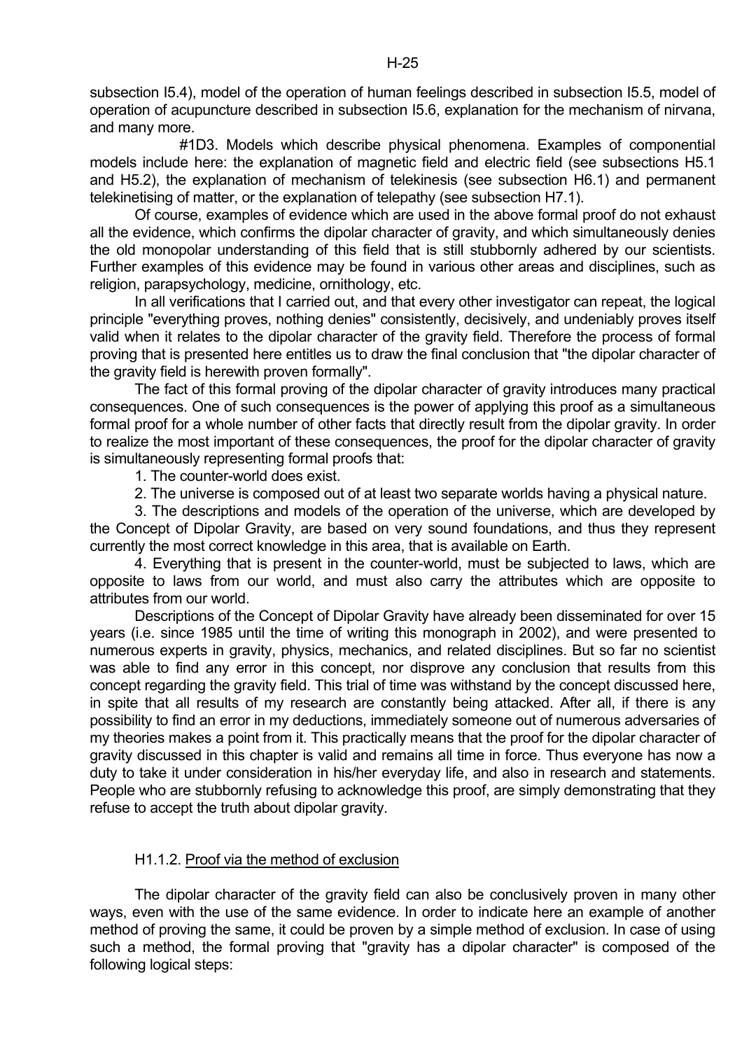subsection I5.4), model of the operation of human feelings described in subsection I5.5, model of operation of acupuncture described in subsection I5.6, explanation for the mechanism of nirvana, and many more.

#1D3. Models which describe physical phenomena. Examples of componential models include here: the explanation of magnetic field and electric field (see subsections H5.1 and H5.2), the explanation of mechanism of telekinesis (see subsection H6.1) and permanent telekinetising of matter, or the explanation of telepathy (see subsection H7.1).

Of course, examples of evidence which are used in the above formal proof do not exhaust all the evidence, which confirms the dipolar character of gravity, and which simultaneously denies the old monopolar understanding of this field that is still stubbornly adhered by our scientists. Further examples of this evidence may be found in various other areas and disciplines, such as religion, parapsychology, medicine, ornithology, etc.

In all verifications that I carried out, and that every other investigator can repeat, the logical principle "everything proves, nothing denies" consistently, decisively, and undeniably proves itself valid when it relates to the dipolar character of the gravity field. Therefore the process of formal proving that is presented here entitles us to draw the final conclusion that "the dipolar character of the gravity field is herewith proven formally".

The fact of this formal proving of the dipolar character of gravity introduces many practical consequences. One of such consequences is the power of applying this proof as a simultaneous formal proof for a whole number of other facts that directly result from the dipolar gravity. In order to realize the most important of these consequences, the proof for the dipolar character of gravity is simultaneously representing formal proofs that:

1. The counter-world does exist.

2. The universe is composed out of at least two separate worlds having a physical nature.

3. The descriptions and models of the operation of the universe, which are developed by the Concept of Dipolar Gravity, are based on very sound foundations, and thus they represent currently the most correct knowledge in this area, that is available on Earth.

4. Everything that is present in the counter-world, must be subjected to laws, which are opposite to laws from our world, and must also carry the attributes which are opposite to attributes from our world.

Descriptions of the Concept of Dipolar Gravity have already been disseminated for over 15 years (i.e. since 1985 until the time of writing this monograph in 2002), and were presented to numerous experts in gravity, physics, mechanics, and related disciplines. But so far no scientist was able to find any error in this concept, nor disprove any conclusion that results from this concept regarding the gravity field. This trial of time was withstand by the concept discussed here, in spite that all results of my research are constantly being attacked. After all, if there is any possibility to find an error in my deductions, immediately someone out of numerous adversaries of my theories makes a point from it. This practically means that the proof for the dipolar character of gravity discussed in this chapter is valid and remains all time in force. Thus everyone has now a duty to take it under consideration in his/her everyday life, and also in research and statements. People who are stubbornly refusing to acknowledge this proof, are simply demonstrating that they refuse to accept the truth about dipolar gravity.

### H1.1.2. Proof via the method of exclusion

The dipolar character of the gravity field can also be conclusively proven in many other ways, even with the use of the same evidence. In order to indicate here an example of another method of proving the same, it could be proven by a simple method of exclusion. In case of using such a method, the formal proving that "gravity has a dipolar character" is composed of the following logical steps: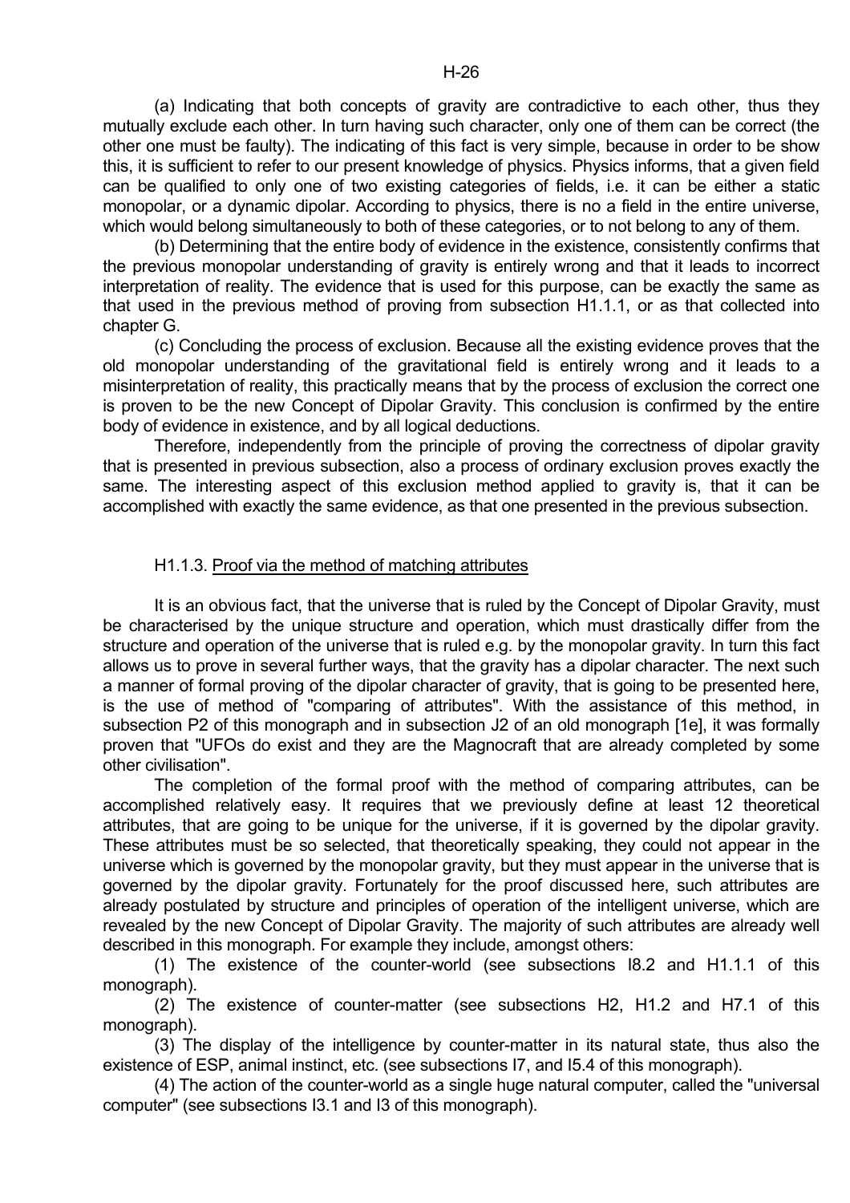(a) Indicating that both concepts of gravity are contradictive to each other, thus they mutually exclude each other. In turn having such character, only one of them can be correct (the other one must be faulty). The indicating of this fact is very simple, because in order to be show this, it is sufficient to refer to our present knowledge of physics. Physics informs, that a given field can be qualified to only one of two existing categories of fields, i.e. it can be either a static monopolar, or a dynamic dipolar. According to physics, there is no a field in the entire universe, which would belong simultaneously to both of these categories, or to not belong to any of them.

(b) Determining that the entire body of evidence in the existence, consistently confirms that the previous monopolar understanding of gravity is entirely wrong and that it leads to incorrect interpretation of reality. The evidence that is used for this purpose, can be exactly the same as that used in the previous method of proving from subsection H1.1.1, or as that collected into chapter G.

(c) Concluding the process of exclusion. Because all the existing evidence proves that the old monopolar understanding of the gravitational field is entirely wrong and it leads to a misinterpretation of reality, this practically means that by the process of exclusion the correct one is proven to be the new Concept of Dipolar Gravity. This conclusion is confirmed by the entire body of evidence in existence, and by all logical deductions.

Therefore, independently from the principle of proving the correctness of dipolar gravity that is presented in previous subsection, also a process of ordinary exclusion proves exactly the same. The interesting aspect of this exclusion method applied to gravity is, that it can be accomplished with exactly the same evidence, as that one presented in the previous subsection.

### H1.1.3. Proof via the method of matching attributes

It is an obvious fact, that the universe that is ruled by the Concept of Dipolar Gravity, must be characterised by the unique structure and operation, which must drastically differ from the structure and operation of the universe that is ruled e.g. by the monopolar gravity. In turn this fact allows us to prove in several further ways, that the gravity has a dipolar character. The next such a manner of formal proving of the dipolar character of gravity, that is going to be presented here, is the use of method of "comparing of attributes". With the assistance of this method, in subsection P2 of this monograph and in subsection J2 of an old monograph [1e], it was formally proven that "UFOs do exist and they are the Magnocraft that are already completed by some other civilisation".

The completion of the formal proof with the method of comparing attributes, can be accomplished relatively easy. It requires that we previously define at least 12 theoretical attributes, that are going to be unique for the universe, if it is governed by the dipolar gravity. These attributes must be so selected, that theoretically speaking, they could not appear in the universe which is governed by the monopolar gravity, but they must appear in the universe that is governed by the dipolar gravity. Fortunately for the proof discussed here, such attributes are already postulated by structure and principles of operation of the intelligent universe, which are revealed by the new Concept of Dipolar Gravity. The majority of such attributes are already well described in this monograph. For example they include, amongst others:

(1) The existence of the counter-world (see subsections I8.2 and H1.1.1 of this monograph).

(2) The existence of counter-matter (see subsections H2, H1.2 and H7.1 of this monograph).

(3) The display of the intelligence by counter-matter in its natural state, thus also the existence of ESP, animal instinct, etc. (see subsections I7, and I5.4 of this monograph).

(4) The action of the counter-world as a single huge natural computer, called the "universal computer" (see subsections I3.1 and I3 of this monograph).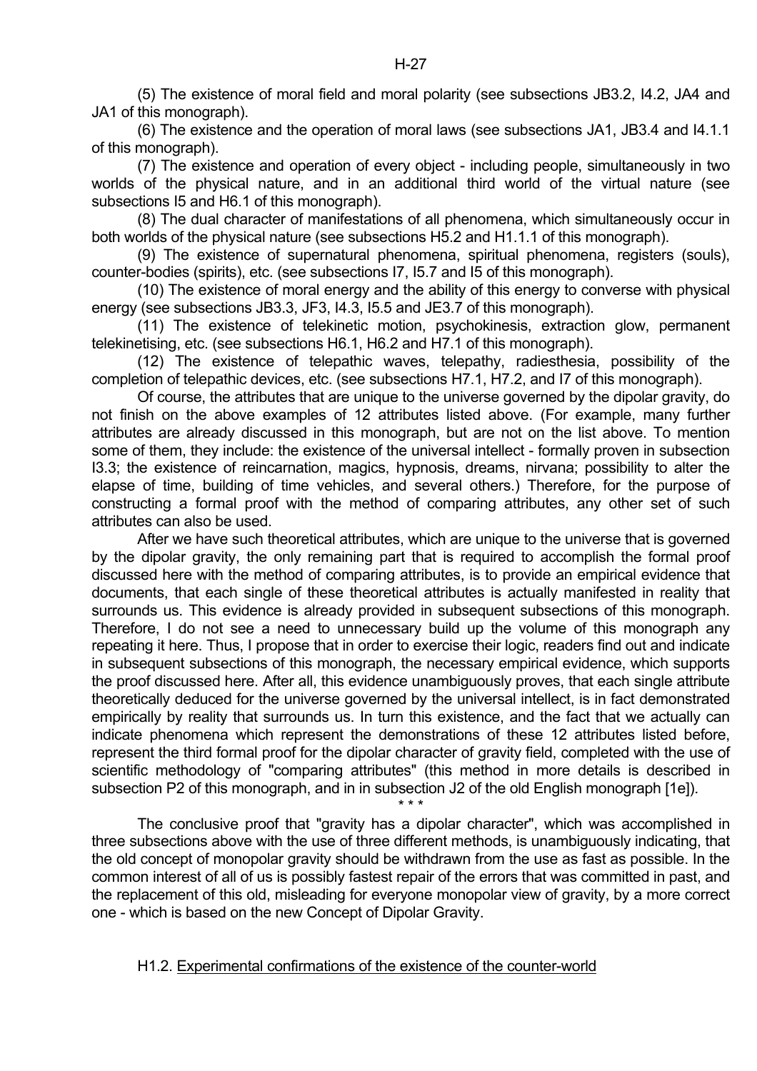(5) The existence of moral field and moral polarity (see subsections JB3.2, I4.2, JA4 and JA1 of this monograph).

(6) The existence and the operation of moral laws (see subsections JA1, JB3.4 and I4.1.1 of this monograph).

(7) The existence and operation of every object - including people, simultaneously in two worlds of the physical nature, and in an additional third world of the virtual nature (see subsections I5 and H6.1 of this monograph).

(8) The dual character of manifestations of all phenomena, which simultaneously occur in both worlds of the physical nature (see subsections H5.2 and H1.1.1 of this monograph).

(9) The existence of supernatural phenomena, spiritual phenomena, registers (souls), counter-bodies (spirits), etc. (see subsections I7, I5.7 and I5 of this monograph).

(10) The existence of moral energy and the ability of this energy to converse with physical energy (see subsections JB3.3, JF3, I4.3, I5.5 and JE3.7 of this monograph).

(11) The existence of telekinetic motion, psychokinesis, extraction glow, permanent telekinetising, etc. (see subsections H6.1, H6.2 and H7.1 of this monograph).

(12) The existence of telepathic waves, telepathy, radiesthesia, possibility of the completion of telepathic devices, etc. (see subsections H7.1, H7.2, and I7 of this monograph).

Of course, the attributes that are unique to the universe governed by the dipolar gravity, do not finish on the above examples of 12 attributes listed above. (For example, many further attributes are already discussed in this monograph, but are not on the list above. To mention some of them, they include: the existence of the universal intellect - formally proven in subsection I3.3; the existence of reincarnation, magics, hypnosis, dreams, nirvana; possibility to alter the elapse of time, building of time vehicles, and several others.) Therefore, for the purpose of constructing a formal proof with the method of comparing attributes, any other set of such attributes can also be used.

After we have such theoretical attributes, which are unique to the universe that is governed by the dipolar gravity, the only remaining part that is required to accomplish the formal proof discussed here with the method of comparing attributes, is to provide an empirical evidence that documents, that each single of these theoretical attributes is actually manifested in reality that surrounds us. This evidence is already provided in subsequent subsections of this monograph. Therefore, I do not see a need to unnecessary build up the volume of this monograph any repeating it here. Thus, I propose that in order to exercise their logic, readers find out and indicate in subsequent subsections of this monograph, the necessary empirical evidence, which supports the proof discussed here. After all, this evidence unambiguously proves, that each single attribute theoretically deduced for the universe governed by the universal intellect, is in fact demonstrated empirically by reality that surrounds us. In turn this existence, and the fact that we actually can indicate phenomena which represent the demonstrations of these 12 attributes listed before, represent the third formal proof for the dipolar character of gravity field, completed with the use of scientific methodology of "comparing attributes" (this method in more details is described in subsection P2 of this monograph, and in in subsection J2 of the old English monograph [1e]).

\* \* \*

The conclusive proof that "gravity has a dipolar character", which was accomplished in three subsections above with the use of three different methods, is unambiguously indicating, that the old concept of monopolar gravity should be withdrawn from the use as fast as possible. In the common interest of all of us is possibly fastest repair of the errors that was committed in past, and the replacement of this old, misleading for everyone monopolar view of gravity, by a more correct one - which is based on the new Concept of Dipolar Gravity.

### H1.2. Experimental confirmations of the existence of the counter-world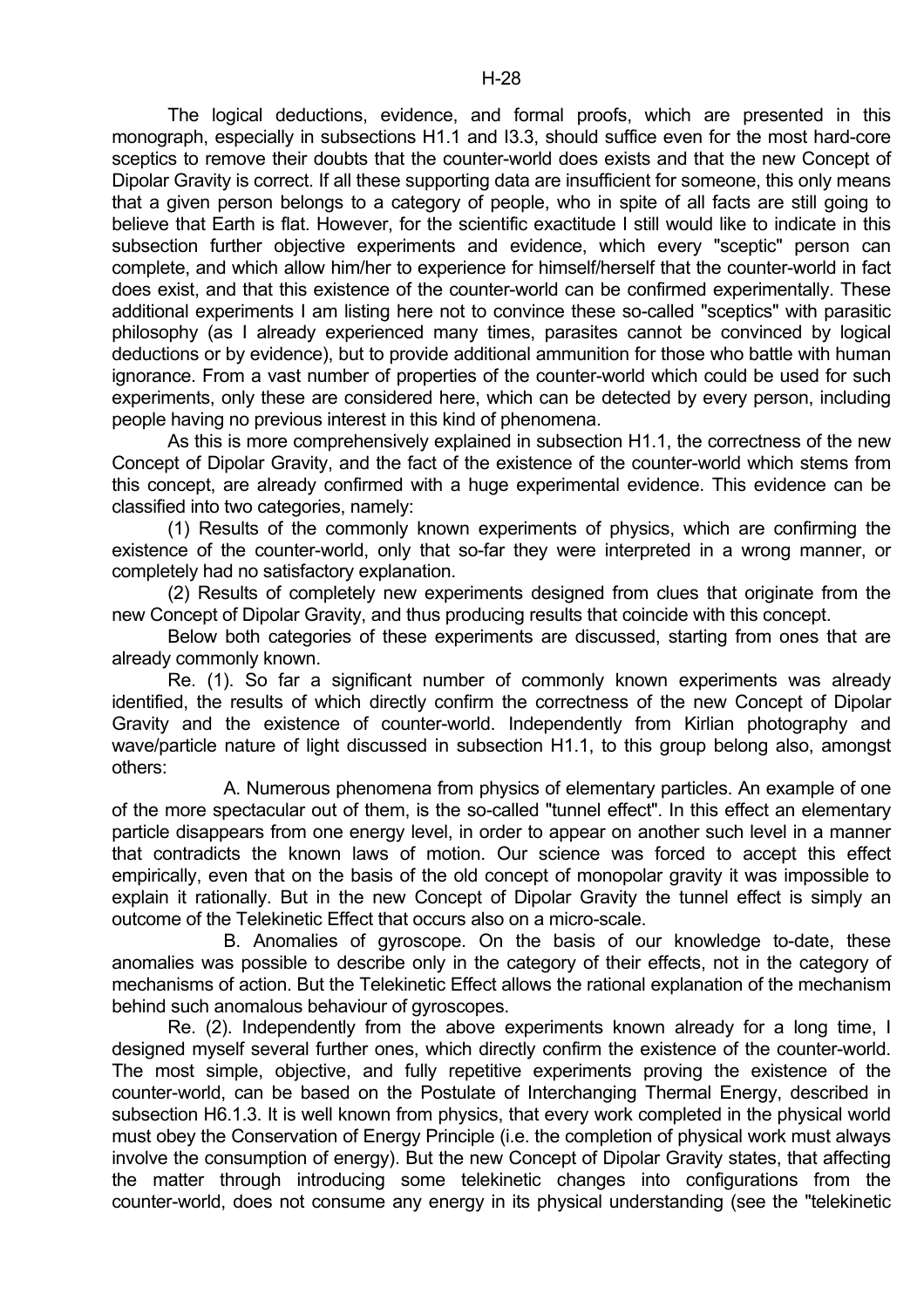The logical deductions, evidence, and formal proofs, which are presented in this monograph, especially in subsections H1.1 and I3.3, should suffice even for the most hard-core sceptics to remove their doubts that the counter-world does exists and that the new Concept of Dipolar Gravity is correct. If all these supporting data are insufficient for someone, this only means that a given person belongs to a category of people, who in spite of all facts are still going to believe that Earth is flat. However, for the scientific exactitude I still would like to indicate in this subsection further objective experiments and evidence, which every "sceptic" person can complete, and which allow him/her to experience for himself/herself that the counter-world in fact does exist, and that this existence of the counter-world can be confirmed experimentally. These additional experiments I am listing here not to convince these so-called "sceptics" with parasitic philosophy (as I already experienced many times, parasites cannot be convinced by logical deductions or by evidence), but to provide additional ammunition for those who battle with human ignorance. From a vast number of properties of the counter-world which could be used for such experiments, only these are considered here, which can be detected by every person, including people having no previous interest in this kind of phenomena.

As this is more comprehensively explained in subsection H1.1, the correctness of the new Concept of Dipolar Gravity, and the fact of the existence of the counter-world which stems from this concept, are already confirmed with a huge experimental evidence. This evidence can be classified into two categories, namely:

(1) Results of the commonly known experiments of physics, which are confirming the existence of the counter-world, only that so-far they were interpreted in a wrong manner, or completely had no satisfactory explanation.

(2) Results of completely new experiments designed from clues that originate from the new Concept of Dipolar Gravity, and thus producing results that coincide with this concept.

Below both categories of these experiments are discussed, starting from ones that are already commonly known.

Re. (1). So far a significant number of commonly known experiments was already identified, the results of which directly confirm the correctness of the new Concept of Dipolar Gravity and the existence of counter-world. Independently from Kirlian photography and wave/particle nature of light discussed in subsection H1.1, to this group belong also, amongst others:

A. Numerous phenomena from physics of elementary particles. An example of one of the more spectacular out of them, is the so-called "tunnel effect". In this effect an elementary particle disappears from one energy level, in order to appear on another such level in a manner that contradicts the known laws of motion. Our science was forced to accept this effect empirically, even that on the basis of the old concept of monopolar gravity it was impossible to explain it rationally. But in the new Concept of Dipolar Gravity the tunnel effect is simply an outcome of the Telekinetic Effect that occurs also on a micro-scale.

B. Anomalies of gyroscope. On the basis of our knowledge to-date, these anomalies was possible to describe only in the category of their effects, not in the category of mechanisms of action. But the Telekinetic Effect allows the rational explanation of the mechanism behind such anomalous behaviour of gyroscopes.

Re. (2). Independently from the above experiments known already for a long time, I designed myself several further ones, which directly confirm the existence of the counter-world. The most simple, objective, and fully repetitive experiments proving the existence of the counter-world, can be based on the Postulate of Interchanging Thermal Energy, described in subsection H6.1.3. It is well known from physics, that every work completed in the physical world must obey the Conservation of Energy Principle (i.e. the completion of physical work must always involve the consumption of energy). But the new Concept of Dipolar Gravity states, that affecting the matter through introducing some telekinetic changes into configurations from the counter-world, does not consume any energy in its physical understanding (see the "telekinetic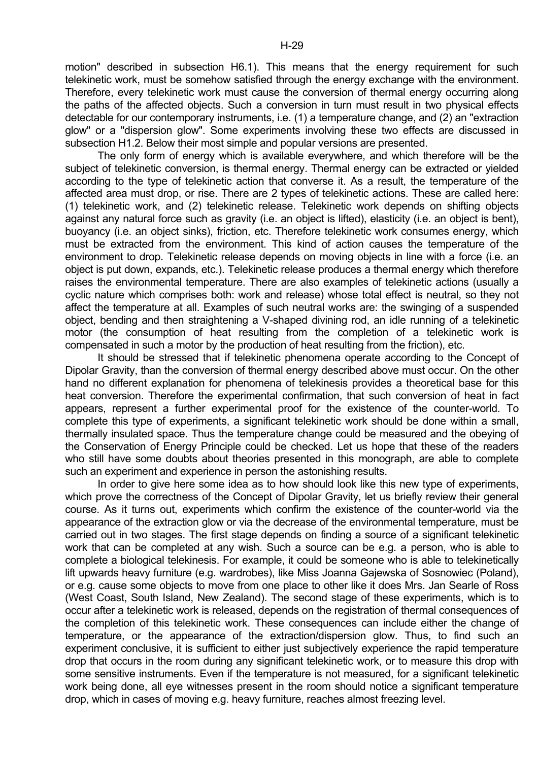motion" described in subsection H6.1). This means that the energy requirement for such telekinetic work, must be somehow satisfied through the energy exchange with the environment. Therefore, every telekinetic work must cause the conversion of thermal energy occurring along the paths of the affected objects. Such a conversion in turn must result in two physical effects detectable for our contemporary instruments, i.e. (1) a temperature change, and (2) an "extraction glow" or a "dispersion glow". Some experiments involving these two effects are discussed in subsection H1.2. Below their most simple and popular versions are presented.

The only form of energy which is available everywhere, and which therefore will be the subject of telekinetic conversion, is thermal energy. Thermal energy can be extracted or yielded according to the type of telekinetic action that converse it. As a result, the temperature of the affected area must drop, or rise. There are 2 types of telekinetic actions. These are called here: (1) telekinetic work, and (2) telekinetic release. Telekinetic work depends on shifting objects against any natural force such as gravity (i.e. an object is lifted), elasticity (i.e. an object is bent), buoyancy (i.e. an object sinks), friction, etc. Therefore telekinetic work consumes energy, which must be extracted from the environment. This kind of action causes the temperature of the environment to drop. Telekinetic release depends on moving objects in line with a force (i.e. an object is put down, expands, etc.). Telekinetic release produces a thermal energy which therefore raises the environmental temperature. There are also examples of telekinetic actions (usually a cyclic nature which comprises both: work and release) whose total effect is neutral, so they not affect the temperature at all. Examples of such neutral works are: the swinging of a suspended object, bending and then straightening a V-shaped divining rod, an idle running of a telekinetic motor (the consumption of heat resulting from the completion of a telekinetic work is compensated in such a motor by the production of heat resulting from the friction), etc.

It should be stressed that if telekinetic phenomena operate according to the Concept of Dipolar Gravity, than the conversion of thermal energy described above must occur. On the other hand no different explanation for phenomena of telekinesis provides a theoretical base for this heat conversion. Therefore the experimental confirmation, that such conversion of heat in fact appears, represent a further experimental proof for the existence of the counter-world. To complete this type of experiments, a significant telekinetic work should be done within a small, thermally insulated space. Thus the temperature change could be measured and the obeying of the Conservation of Energy Principle could be checked. Let us hope that these of the readers who still have some doubts about theories presented in this monograph, are able to complete such an experiment and experience in person the astonishing results.

In order to give here some idea as to how should look like this new type of experiments, which prove the correctness of the Concept of Dipolar Gravity, let us briefly review their general course. As it turns out, experiments which confirm the existence of the counter-world via the appearance of the extraction glow or via the decrease of the environmental temperature, must be carried out in two stages. The first stage depends on finding a source of a significant telekinetic work that can be completed at any wish. Such a source can be e.g. a person, who is able to complete a biological telekinesis. For example, it could be someone who is able to telekinetically lift upwards heavy furniture (e.g. wardrobes), like Miss Joanna Gajewska of Sosnowiec (Poland), or e.g. cause some objects to move from one place to other like it does Mrs. Jan Searle of Ross (West Coast, South Island, New Zealand). The second stage of these experiments, which is to occur after a telekinetic work is released, depends on the registration of thermal consequences of the completion of this telekinetic work. These consequences can include either the change of temperature, or the appearance of the extraction/dispersion glow. Thus, to find such an experiment conclusive, it is sufficient to either just subjectively experience the rapid temperature drop that occurs in the room during any significant telekinetic work, or to measure this drop with some sensitive instruments. Even if the temperature is not measured, for a significant telekinetic work being done, all eye witnesses present in the room should notice a significant temperature drop, which in cases of moving e.g. heavy furniture, reaches almost freezing level.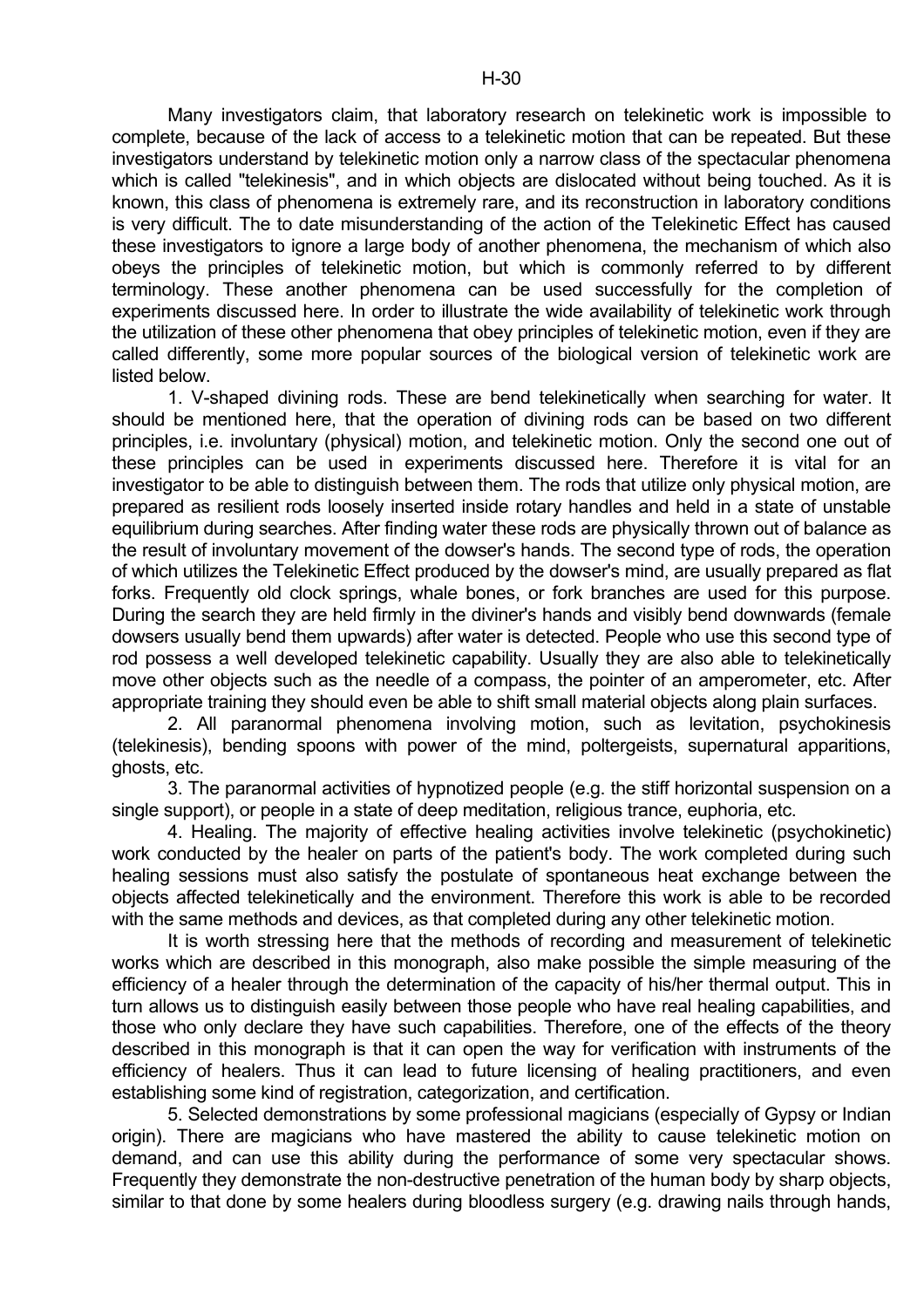Many investigators claim, that laboratory research on telekinetic work is impossible to complete, because of the lack of access to a telekinetic motion that can be repeated. But these investigators understand by telekinetic motion only a narrow class of the spectacular phenomena which is called "telekinesis", and in which objects are dislocated without being touched. As it is known, this class of phenomena is extremely rare, and its reconstruction in laboratory conditions is very difficult. The to date misunderstanding of the action of the Telekinetic Effect has caused these investigators to ignore a large body of another phenomena, the mechanism of which also obeys the principles of telekinetic motion, but which is commonly referred to by different terminology. These another phenomena can be used successfully for the completion of experiments discussed here. In order to illustrate the wide availability of telekinetic work through the utilization of these other phenomena that obey principles of telekinetic motion, even if they are called differently, some more popular sources of the biological version of telekinetic work are listed below.

1. V-shaped divining rods. These are bend telekinetically when searching for water. It should be mentioned here, that the operation of divining rods can be based on two different principles, i.e. involuntary (physical) motion, and telekinetic motion. Only the second one out of these principles can be used in experiments discussed here. Therefore it is vital for an investigator to be able to distinguish between them. The rods that utilize only physical motion, are prepared as resilient rods loosely inserted inside rotary handles and held in a state of unstable equilibrium during searches. After finding water these rods are physically thrown out of balance as the result of involuntary movement of the dowser's hands. The second type of rods, the operation of which utilizes the Telekinetic Effect produced by the dowser's mind, are usually prepared as flat forks. Frequently old clock springs, whale bones, or fork branches are used for this purpose. During the search they are held firmly in the diviner's hands and visibly bend downwards (female dowsers usually bend them upwards) after water is detected. People who use this second type of rod possess a well developed telekinetic capability. Usually they are also able to telekinetically move other objects such as the needle of a compass, the pointer of an amperometer, etc. After appropriate training they should even be able to shift small material objects along plain surfaces.

2. All paranormal phenomena involving motion, such as levitation, psychokinesis (telekinesis), bending spoons with power of the mind, poltergeists, supernatural apparitions, ghosts, etc.

3. The paranormal activities of hypnotized people (e.g. the stiff horizontal suspension on a single support), or people in a state of deep meditation, religious trance, euphoria, etc.

4. Healing. The majority of effective healing activities involve telekinetic (psychokinetic) work conducted by the healer on parts of the patient's body. The work completed during such healing sessions must also satisfy the postulate of spontaneous heat exchange between the objects affected telekinetically and the environment. Therefore this work is able to be recorded with the same methods and devices, as that completed during any other telekinetic motion.

It is worth stressing here that the methods of recording and measurement of telekinetic works which are described in this monograph, also make possible the simple measuring of the efficiency of a healer through the determination of the capacity of his/her thermal output. This in turn allows us to distinguish easily between those people who have real healing capabilities, and those who only declare they have such capabilities. Therefore, one of the effects of the theory described in this monograph is that it can open the way for verification with instruments of the efficiency of healers. Thus it can lead to future licensing of healing practitioners, and even establishing some kind of registration, categorization, and certification.

5. Selected demonstrations by some professional magicians (especially of Gypsy or Indian origin). There are magicians who have mastered the ability to cause telekinetic motion on demand, and can use this ability during the performance of some very spectacular shows. Frequently they demonstrate the non-destructive penetration of the human body by sharp objects, similar to that done by some healers during bloodless surgery (e.g. drawing nails through hands,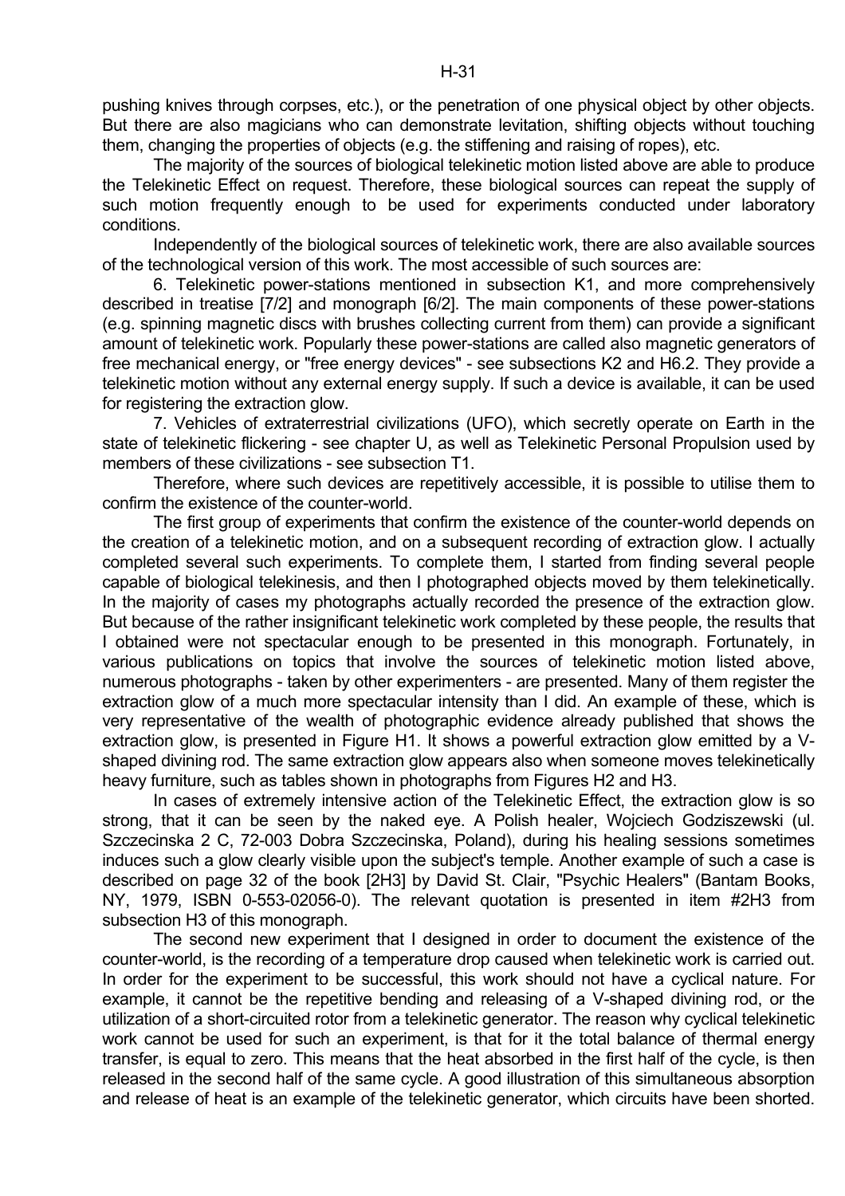pushing knives through corpses, etc.), or the penetration of one physical object by other objects. But there are also magicians who can demonstrate levitation, shifting objects without touching them, changing the properties of objects (e.g. the stiffening and raising of ropes), etc.

The majority of the sources of biological telekinetic motion listed above are able to produce the Telekinetic Effect on request. Therefore, these biological sources can repeat the supply of such motion frequently enough to be used for experiments conducted under laboratory conditions.

Independently of the biological sources of telekinetic work, there are also available sources of the technological version of this work. The most accessible of such sources are:

6. Telekinetic power-stations mentioned in subsection K1, and more comprehensively described in treatise [7/2] and monograph [6/2]. The main components of these power-stations (e.g. spinning magnetic discs with brushes collecting current from them) can provide a significant amount of telekinetic work. Popularly these power-stations are called also magnetic generators of free mechanical energy, or "free energy devices" - see subsections K2 and H6.2. They provide a telekinetic motion without any external energy supply. If such a device is available, it can be used for registering the extraction glow.

7. Vehicles of extraterrestrial civilizations (UFO), which secretly operate on Earth in the state of telekinetic flickering - see chapter U, as well as Telekinetic Personal Propulsion used by members of these civilizations - see subsection T1.

Therefore, where such devices are repetitively accessible, it is possible to utilise them to confirm the existence of the counter-world.

The first group of experiments that confirm the existence of the counter-world depends on the creation of a telekinetic motion, and on a subsequent recording of extraction glow. I actually completed several such experiments. To complete them, I started from finding several people capable of biological telekinesis, and then I photographed objects moved by them telekinetically. In the majority of cases my photographs actually recorded the presence of the extraction glow. But because of the rather insignificant telekinetic work completed by these people, the results that I obtained were not spectacular enough to be presented in this monograph. Fortunately, in various publications on topics that involve the sources of telekinetic motion listed above, numerous photographs - taken by other experimenters - are presented. Many of them register the extraction glow of a much more spectacular intensity than I did. An example of these, which is very representative of the wealth of photographic evidence already published that shows the extraction glow, is presented in Figure H1. It shows a powerful extraction glow emitted by a V-shaped divining rod. The same extraction glow appears also when someone moves telekinetically heavy furniture, such as tables shown in photographs from Figures H2 and H3.

In cases of extremely intensive action of the Telekinetic Effect, the extraction glow is so strong, that it can be seen by the naked eye. A Polish healer, Wojciech Godziszewski (ul. Szczecinska 2 C, 72-003 Dobra Szczecinska, Poland), during his healing sessions sometimes induces such a glow clearly visible upon the subject's temple. Another example of such a case is described on page 32 of the book [2H3] by David St. Clair, "Psychic Healers" (Bantam Books, NY, 1979, ISBN 0-553-02056-0). The relevant quotation is presented in item #2H3 from subsection H3 of this monograph.

The second new experiment that I designed in order to document the existence of the counter-world, is the recording of a temperature drop caused when telekinetic work is carried out. In order for the experiment to be successful, this work should not have a cyclical nature. For example, it cannot be the repetitive bending and releasing of a V-shaped divining rod, or the utilization of a short-circuited rotor from a telekinetic generator. The reason why cyclical telekinetic work cannot be used for such an experiment, is that for it the total balance of thermal energy transfer, is equal to zero. This means that the heat absorbed in the first half of the cycle, is then released in the second half of the same cycle. A good illustration of this simultaneous absorption and release of heat is an example of the telekinetic generator, which circuits have been shorted.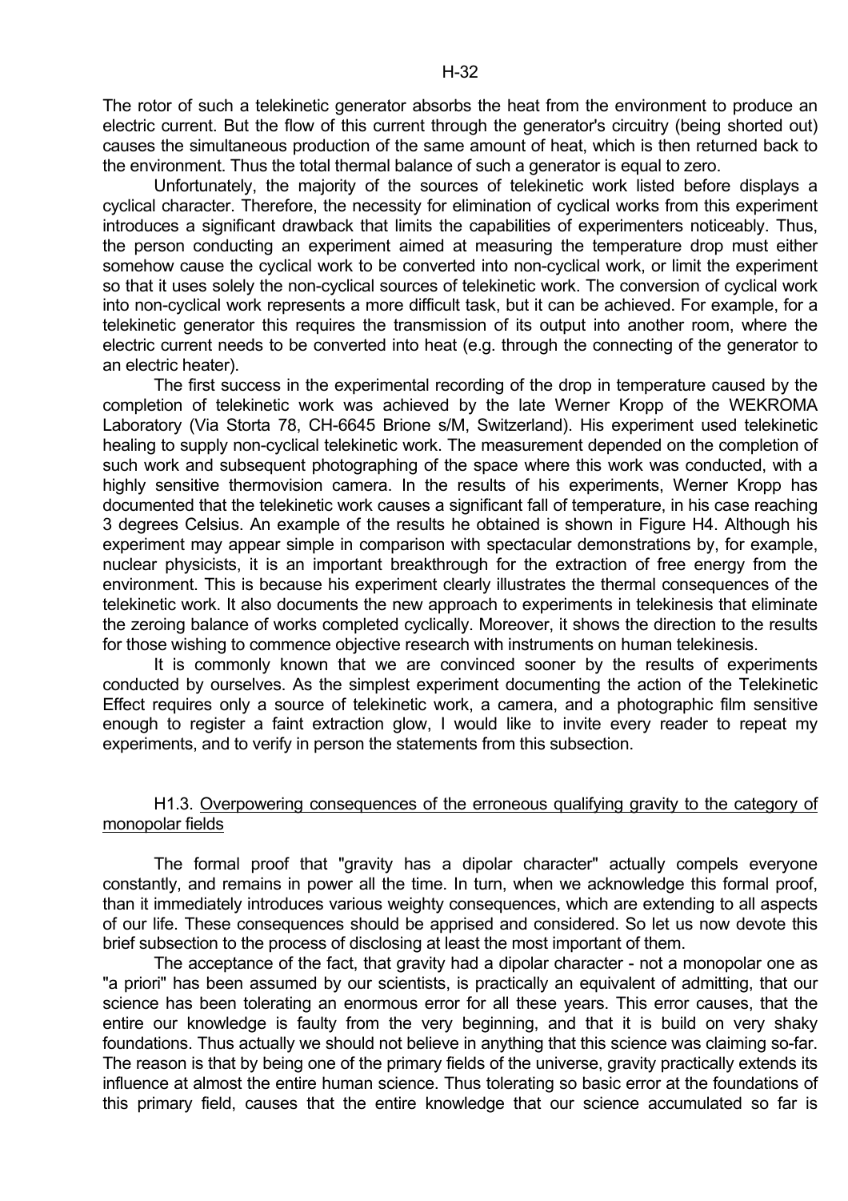The rotor of such a telekinetic generator absorbs the heat from the environment to produce an electric current. But the flow of this current through the generator's circuitry (being shorted out) causes the simultaneous production of the same amount of heat, which is then returned back to the environment. Thus the total thermal balance of such a generator is equal to zero.

Unfortunately, the majority of the sources of telekinetic work listed before displays a cyclical character. Therefore, the necessity for elimination of cyclical works from this experiment introduces a significant drawback that limits the capabilities of experimenters noticeably. Thus, the person conducting an experiment aimed at measuring the temperature drop must either somehow cause the cyclical work to be converted into non-cyclical work, or limit the experiment so that it uses solely the non-cyclical sources of telekinetic work. The conversion of cyclical work into non-cyclical work represents a more difficult task, but it can be achieved. For example, for a telekinetic generator this requires the transmission of its output into another room, where the electric current needs to be converted into heat (e.g. through the connecting of the generator to an electric heater).

The first success in the experimental recording of the drop in temperature caused by the completion of telekinetic work was achieved by the late Werner Kropp of the WEKROMA Laboratory (Via Storta 78, CH-6645 Brione s/M, Switzerland). His experiment used telekinetic healing to supply non-cyclical telekinetic work. The measurement depended on the completion of such work and subsequent photographing of the space where this work was conducted, with a highly sensitive thermovision camera. In the results of his experiments, Werner Kropp has documented that the telekinetic work causes a significant fall of temperature, in his case reaching 3 degrees Celsius. An example of the results he obtained is shown in Figure H4. Although his experiment may appear simple in comparison with spectacular demonstrations by, for example, nuclear physicists, it is an important breakthrough for the extraction of free energy from the environment. This is because his experiment clearly illustrates the thermal consequences of the telekinetic work. It also documents the new approach to experiments in telekinesis that eliminate the zeroing balance of works completed cyclically. Moreover, it shows the direction to the results for those wishing to commence objective research with instruments on human telekinesis.

It is commonly known that we are convinced sooner by the results of experiments conducted by ourselves. As the simplest experiment documenting the action of the Telekinetic Effect requires only a source of telekinetic work, a camera, and a photographic film sensitive enough to register a faint extraction glow, I would like to invite every reader to repeat my experiments, and to verify in person the statements from this subsection.

### H1.3. Overpowering consequences of the erroneous qualifying gravity to the category of monopolar fields

The formal proof that "gravity has a dipolar character" actually compels everyone constantly, and remains in power all the time. In turn, when we acknowledge this formal proof, than it immediately introduces various weighty consequences, which are extending to all aspects of our life. These consequences should be apprised and considered. So let us now devote this brief subsection to the process of disclosing at least the most important of them.

The acceptance of the fact, that gravity had a dipolar character - not a monopolar one as "a priori" has been assumed by our scientists, is practically an equivalent of admitting, that our science has been tolerating an enormous error for all these years. This error causes, that the entire our knowledge is faulty from the very beginning, and that it is build on very shaky foundations. Thus actually we should not believe in anything that this science was claiming so-far. The reason is that by being one of the primary fields of the universe, gravity practically extends its influence at almost the entire human science. Thus tolerating so basic error at the foundations of this primary field, causes that the entire knowledge that our science accumulated so far is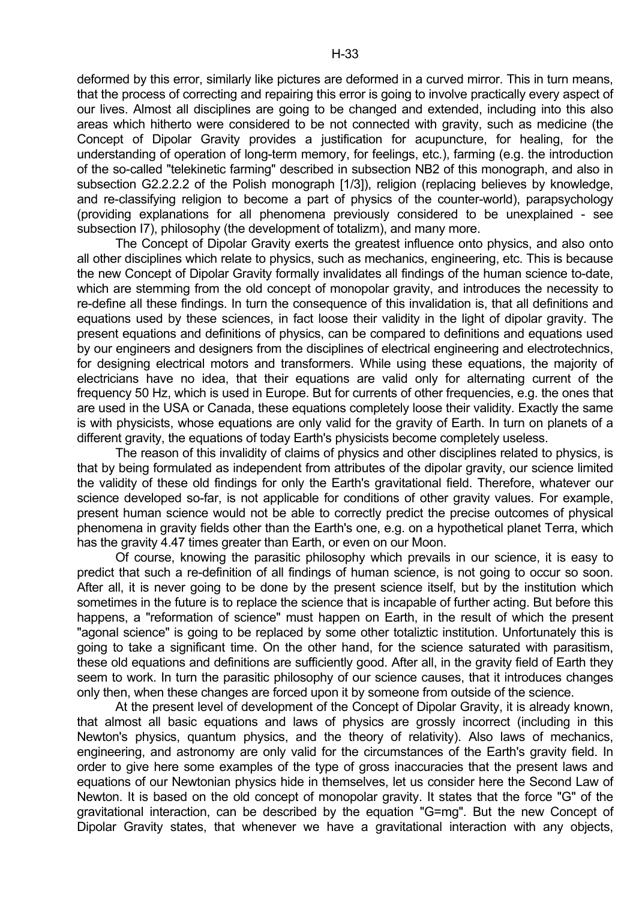deformed by this error, similarly like pictures are deformed in a curved mirror. This in turn means, that the process of correcting and repairing this error is going to involve practically every aspect of our lives. Almost all disciplines are going to be changed and extended, including into this also areas which hitherto were considered to be not connected with gravity, such as medicine (the Concept of Dipolar Gravity provides a justification for acupuncture, for healing, for the understanding of operation of long-term memory, for feelings, etc.), farming (e.g. the introduction of the so-called "telekinetic farming" described in subsection NB2 of this monograph, and also in subsection G2.2.2.2 of the Polish monograph [1/3]), religion (replacing believes by knowledge, and re-classifying religion to become a part of physics of the counter-world), parapsychology (providing explanations for all phenomena previously considered to be unexplained - see subsection I7), philosophy (the development of totalizm), and many more.

The Concept of Dipolar Gravity exerts the greatest influence onto physics, and also onto all other disciplines which relate to physics, such as mechanics, engineering, etc. This is because the new Concept of Dipolar Gravity formally invalidates all findings of the human science to-date, which are stemming from the old concept of monopolar gravity, and introduces the necessity to re-define all these findings. In turn the consequence of this invalidation is, that all definitions and equations used by these sciences, in fact loose their validity in the light of dipolar gravity. The present equations and definitions of physics, can be compared to definitions and equations used by our engineers and designers from the disciplines of electrical engineering and electrotechnics, for designing electrical motors and transformers. While using these equations, the majority of electricians have no idea, that their equations are valid only for alternating current of the frequency 50 Hz, which is used in Europe. But for currents of other frequencies, e.g. the ones that are used in the USA or Canada, these equations completely loose their validity. Exactly the same is with physicists, whose equations are only valid for the gravity of Earth. In turn on planets of a different gravity, the equations of today Earth's physicists become completely useless.

The reason of this invalidity of claims of physics and other disciplines related to physics, is that by being formulated as independent from attributes of the dipolar gravity, our science limited the validity of these old findings for only the Earth's gravitational field. Therefore, whatever our science developed so-far, is not applicable for conditions of other gravity values. For example, present human science would not be able to correctly predict the precise outcomes of physical phenomena in gravity fields other than the Earth's one, e.g. on a hypothetical planet Terra, which has the gravity 4.47 times greater than Earth, or even on our Moon.

Of course, knowing the parasitic philosophy which prevails in our science, it is easy to predict that such a re-definition of all findings of human science, is not going to occur so soon. After all, it is never going to be done by the present science itself, but by the institution which sometimes in the future is to replace the science that is incapable of further acting. But before this happens, a "reformation of science" must happen on Earth, in the result of which the present "agonal science" is going to be replaced by some other totaliztic institution. Unfortunately this is going to take a significant time. On the other hand, for the science saturated with parasitism, these old equations and definitions are sufficiently good. After all, in the gravity field of Earth they seem to work. In turn the parasitic philosophy of our science causes, that it introduces changes only then, when these changes are forced upon it by someone from outside of the science.

At the present level of development of the Concept of Dipolar Gravity, it is already known, that almost all basic equations and laws of physics are grossly incorrect (including in this Newton's physics, quantum physics, and the theory of relativity). Also laws of mechanics, engineering, and astronomy are only valid for the circumstances of the Earth's gravity field. In order to give here some examples of the type of gross inaccuracies that the present laws and equations of our Newtonian physics hide in themselves, let us consider here the Second Law of Newton. It is based on the old concept of monopolar gravity. It states that the force "G" of the gravitational interaction, can be described by the equation "$G=mg$". But the new Concept of Dipolar Gravity states, that whenever we have a gravitational interaction with any objects,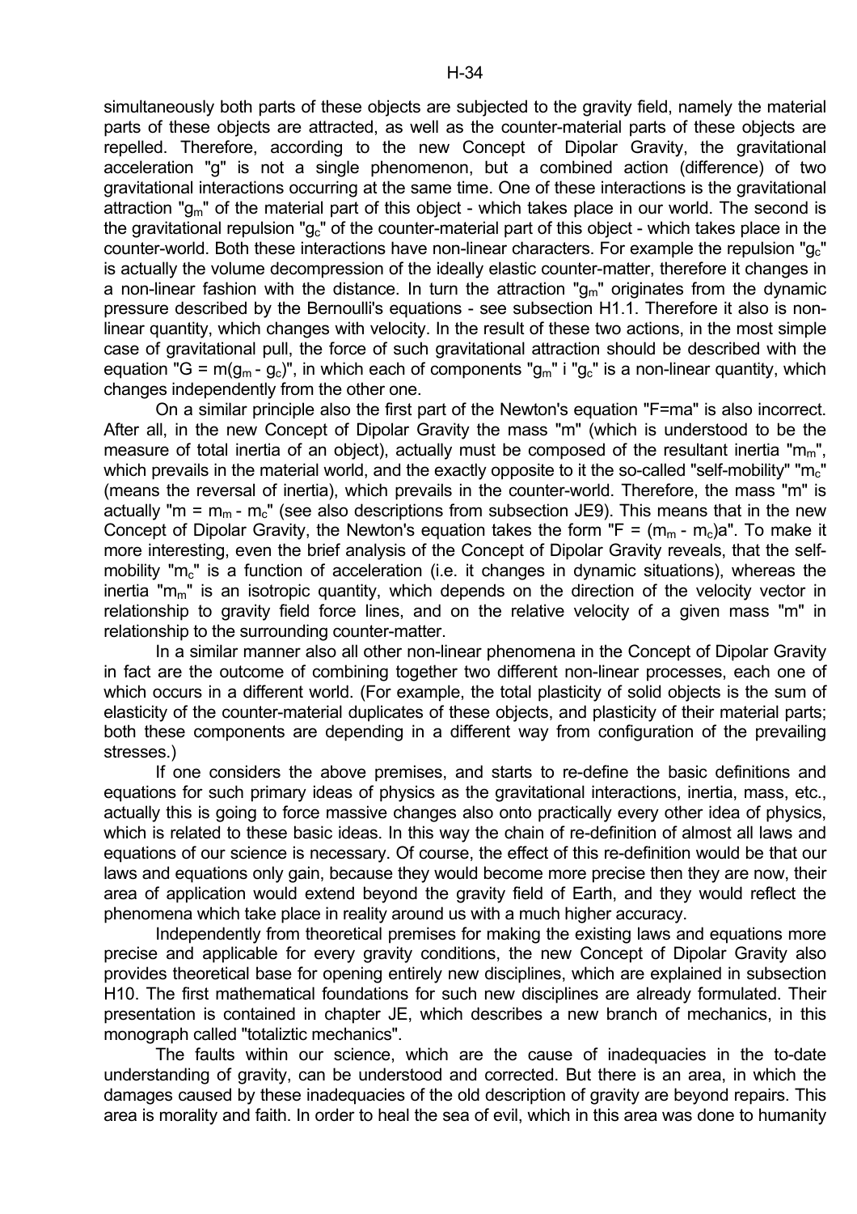simultaneously both parts of these objects are subjected to the gravity field, namely the material parts of these objects are attracted, as well as the counter-material parts of these objects are repelled. Therefore, according to the new Concept of Dipolar Gravity, the gravitational acceleration "g" is not a single phenomenon, but a combined action (difference) of two gravitational interactions occurring at the same time. One of these interactions is the gravitational attraction "$g_m$" of the material part of this object - which takes place in our world. The second is the gravitational repulsion "$g_c$" of the counter-material part of this object - which takes place in the counter-world. Both these interactions have non-linear characters. For example the repulsion "$g_c$" is actually the volume decompression of the ideally elastic counter-matter, therefore it changes in a non-linear fashion with the distance. In turn the attraction "$g_m$" originates from the dynamic pressure described by the Bernoulli's equations - see subsection H1.1. Therefore it also is non-linear quantity, which changes with velocity. In the result of these two actions, in the most simple case of gravitational pull, the force of such gravitational attraction should be described with the equation "$G = m(g_m - g_c)$", in which each of components "$g_m$" i "$g_c$" is a non-linear quantity, which changes independently from the other one.

On a similar principle also the first part of the Newton's equation "F=ma" is also incorrect. After all, in the new Concept of Dipolar Gravity the mass "m" (which is understood to be the measure of total inertia of an object), actually must be composed of the resultant inertia "$m_m$", which prevails in the material world, and the exactly opposite to it the so-called "self-mobility" "$m_c$" (means the reversal of inertia), which prevails in the counter-world. Therefore, the mass "m" is actually "$m = m_m - m_c$" (see also descriptions from subsection JE9). This means that in the new Concept of Dipolar Gravity, the Newton's equation takes the form "$F = (m_m - m_c)a$". To make it more interesting, even the brief analysis of the Concept of Dipolar Gravity reveals, that the self-mobility "$m_c$" is a function of acceleration (i.e. it changes in dynamic situations), whereas the inertia "$m_m$" is an isotropic quantity, which depends on the direction of the velocity vector in relationship to gravity field force lines, and on the relative velocity of a given mass "m" in relationship to the surrounding counter-matter.

In a similar manner also all other non-linear phenomena in the Concept of Dipolar Gravity in fact are the outcome of combining together two different non-linear processes, each one of which occurs in a different world. (For example, the total plasticity of solid objects is the sum of elasticity of the counter-material duplicates of these objects, and plasticity of their material parts; both these components are depending in a different way from configuration of the prevailing stresses.)

If one considers the above premises, and starts to re-define the basic definitions and equations for such primary ideas of physics as the gravitational interactions, inertia, mass, etc., actually this is going to force massive changes also onto practically every other idea of physics, which is related to these basic ideas. In this way the chain of re-definition of almost all laws and equations of our science is necessary. Of course, the effect of this re-definition would be that our laws and equations only gain, because they would become more precise then they are now, their area of application would extend beyond the gravity field of Earth, and they would reflect the phenomena which take place in reality around us with a much higher accuracy.

Independently from theoretical premises for making the existing laws and equations more precise and applicable for every gravity conditions, the new Concept of Dipolar Gravity also provides theoretical base for opening entirely new disciplines, which are explained in subsection H10. The first mathematical foundations for such new disciplines are already formulated. Their presentation is contained in chapter JE, which describes a new branch of mechanics, in this monograph called "totaliztic mechanics".

The faults within our science, which are the cause of inadequacies in the to-date understanding of gravity, can be understood and corrected. But there is an area, in which the damages caused by these inadequacies of the old description of gravity are beyond repairs. This area is morality and faith. In order to heal the sea of evil, which in this area was done to humanity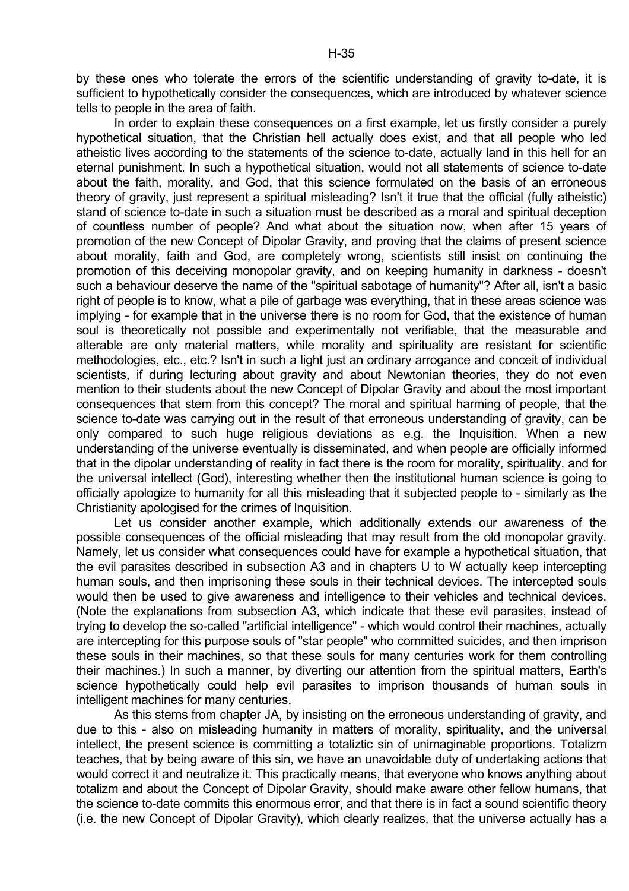by these ones who tolerate the errors of the scientific understanding of gravity to-date, it is sufficient to hypothetically consider the consequences, which are introduced by whatever science tells to people in the area of faith.

In order to explain these consequences on a first example, let us firstly consider a purely hypothetical situation, that the Christian hell actually does exist, and that all people who led atheistic lives according to the statements of the science to-date, actually land in this hell for an eternal punishment. In such a hypothetical situation, would not all statements of science to-date about the faith, morality, and God, that this science formulated on the basis of an erroneous theory of gravity, just represent a spiritual misleading? Isn't it true that the official (fully atheistic) stand of science to-date in such a situation must be described as a moral and spiritual deception of countless number of people? And what about the situation now, when after 15 years of promotion of the new Concept of Dipolar Gravity, and proving that the claims of present science about morality, faith and God, are completely wrong, scientists still insist on continuing the promotion of this deceiving monopolar gravity, and on keeping humanity in darkness - doesn't such a behaviour deserve the name of the "spiritual sabotage of humanity"? After all, isn't a basic right of people is to know, what a pile of garbage was everything, that in these areas science was implying - for example that in the universe there is no room for God, that the existence of human soul is theoretically not possible and experimentally not verifiable, that the measurable and alterable are only material matters, while morality and spirituality are resistant for scientific methodologies, etc., etc.? Isn't in such a light just an ordinary arrogance and conceit of individual scientists, if during lecturing about gravity and about Newtonian theories, they do not even mention to their students about the new Concept of Dipolar Gravity and about the most important consequences that stem from this concept? The moral and spiritual harming of people, that the science to-date was carrying out in the result of that erroneous understanding of gravity, can be only compared to such huge religious deviations as e.g. the Inquisition. When a new understanding of the universe eventually is disseminated, and when people are officially informed that in the dipolar understanding of reality in fact there is the room for morality, spirituality, and for the universal intellect (God), interesting whether then the institutional human science is going to officially apologize to humanity for all this misleading that it subjected people to - similarly as the Christianity apologised for the crimes of Inquisition.

Let us consider another example, which additionally extends our awareness of the possible consequences of the official misleading that may result from the old monopolar gravity. Namely, let us consider what consequences could have for example a hypothetical situation, that the evil parasites described in subsection A3 and in chapters U to W actually keep intercepting human souls, and then imprisoning these souls in their technical devices. The intercepted souls would then be used to give awareness and intelligence to their vehicles and technical devices. (Note the explanations from subsection A3, which indicate that these evil parasites, instead of trying to develop the so-called "artificial intelligence" - which would control their machines, actually are intercepting for this purpose souls of "star people" who committed suicides, and then imprison these souls in their machines, so that these souls for many centuries work for them controlling their machines.) In such a manner, by diverting our attention from the spiritual matters, Earth's science hypothetically could help evil parasites to imprison thousands of human souls in intelligent machines for many centuries.

As this stems from chapter JA, by insisting on the erroneous understanding of gravity, and due to this - also on misleading humanity in matters of morality, spirituality, and the universal intellect, the present science is committing a totaliztic sin of unimaginable proportions. Totalizm teaches, that by being aware of this sin, we have an unavoidable duty of undertaking actions that would correct it and neutralize it. This practically means, that everyone who knows anything about totalizm and about the Concept of Dipolar Gravity, should make aware other fellow humans, that the science to-date commits this enormous error, and that there is in fact a sound scientific theory (i.e. the new Concept of Dipolar Gravity), which clearly realizes, that the universe actually has a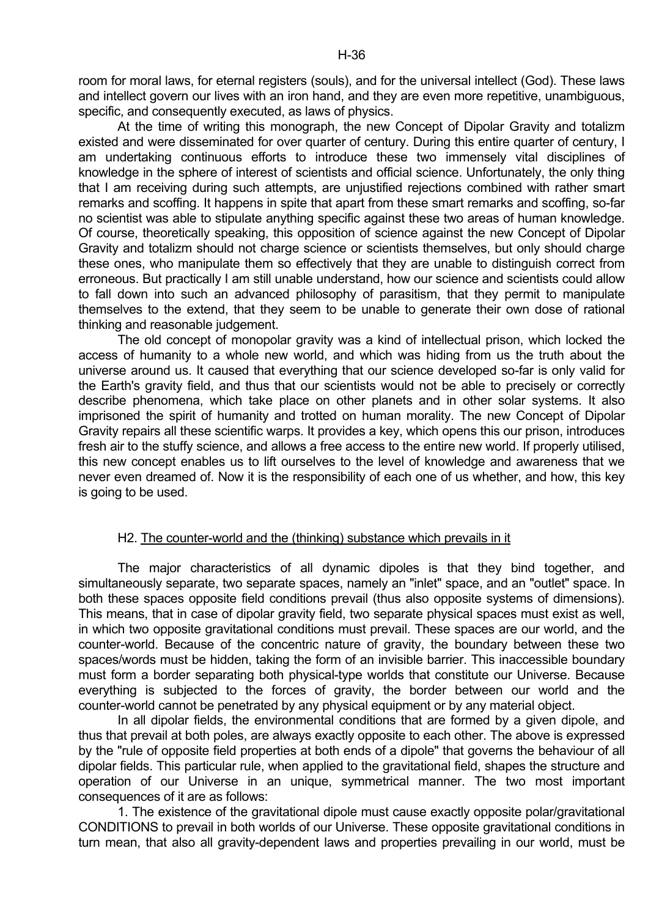room for moral laws, for eternal registers (souls), and for the universal intellect (God). These laws and intellect govern our lives with an iron hand, and they are even more repetitive, unambiguous, specific, and consequently executed, as laws of physics.

At the time of writing this monograph, the new Concept of Dipolar Gravity and totalizm existed and were disseminated for over quarter of century. During this entire quarter of century, I am undertaking continuous efforts to introduce these two immensely vital disciplines of knowledge in the sphere of interest of scientists and official science. Unfortunately, the only thing that I am receiving during such attempts, are unjustified rejections combined with rather smart remarks and scoffing. It happens in spite that apart from these smart remarks and scoffing, so-far no scientist was able to stipulate anything specific against these two areas of human knowledge. Of course, theoretically speaking, this opposition of science against the new Concept of Dipolar Gravity and totalizm should not charge science or scientists themselves, but only should charge these ones, who manipulate them so effectively that they are unable to distinguish correct from erroneous. But practically I am still unable understand, how our science and scientists could allow to fall down into such an advanced philosophy of parasitism, that they permit to manipulate themselves to the extend, that they seem to be unable to generate their own dose of rational thinking and reasonable judgement.

The old concept of monopolar gravity was a kind of intellectual prison, which locked the access of humanity to a whole new world, and which was hiding from us the truth about the universe around us. It caused that everything that our science developed so-far is only valid for the Earth's gravity field, and thus that our scientists would not be able to precisely or correctly describe phenomena, which take place on other planets and in other solar systems. It also imprisoned the spirit of humanity and trotted on human morality. The new Concept of Dipolar Gravity repairs all these scientific warps. It provides a key, which opens this our prison, introduces fresh air to the stuffy science, and allows a free access to the entire new world. If properly utilised, this new concept enables us to lift ourselves to the level of knowledge and awareness that we never even dreamed of. Now it is the responsibility of each one of us whether, and how, this key is going to be used.

## H2. The counter-world and the (thinking) substance which prevails in it

The major characteristics of all dynamic dipoles is that they bind together, and simultaneously separate, two separate spaces, namely an "inlet" space, and an "outlet" space. In both these spaces opposite field conditions prevail (thus also opposite systems of dimensions). This means, that in case of dipolar gravity field, two separate physical spaces must exist as well, in which two opposite gravitational conditions must prevail. These spaces are our world, and the counter-world. Because of the concentric nature of gravity, the boundary between these two spaces/words must be hidden, taking the form of an invisible barrier. This inaccessible boundary must form a border separating both physical-type worlds that constitute our Universe. Because everything is subjected to the forces of gravity, the border between our world and the counter-world cannot be penetrated by any physical equipment or by any material object.

In all dipolar fields, the environmental conditions that are formed by a given dipole, and thus that prevail at both poles, are always exactly opposite to each other. The above is expressed by the "rule of opposite field properties at both ends of a dipole" that governs the behaviour of all dipolar fields. This particular rule, when applied to the gravitational field, shapes the structure and operation of our Universe in an unique, symmetrical manner. The two most important consequences of it are as follows:

1. The existence of the gravitational dipole must cause exactly opposite polar/gravitational CONDITIONS to prevail in both worlds of our Universe. These opposite gravitational conditions in turn mean, that also all gravity-dependent laws and properties prevailing in our world, must be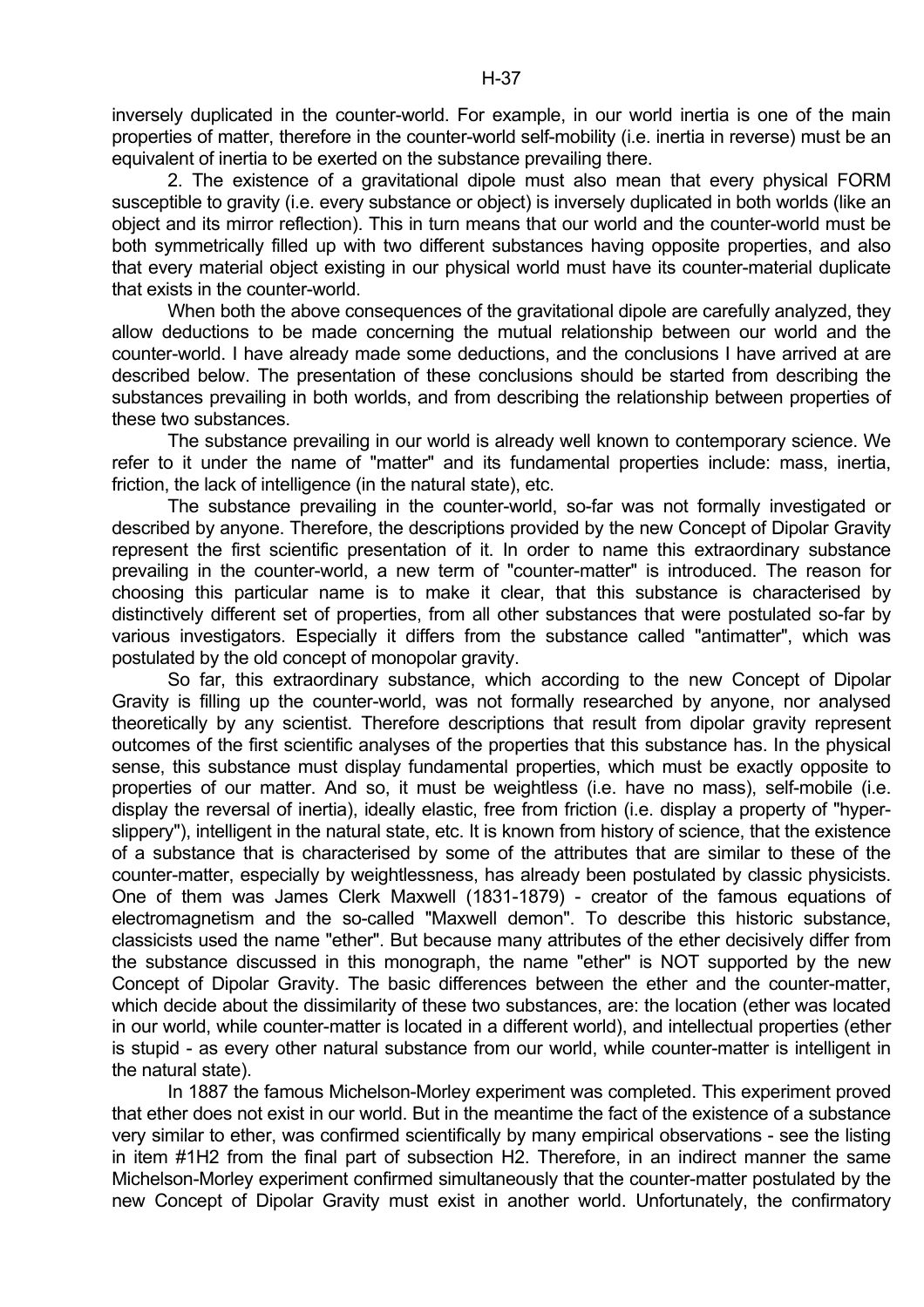inversely duplicated in the counter-world. For example, in our world inertia is one of the main properties of matter, therefore in the counter-world self-mobility (i.e. inertia in reverse) must be an equivalent of inertia to be exerted on the substance prevailing there.

2. The existence of a gravitational dipole must also mean that every physical FORM susceptible to gravity (i.e. every substance or object) is inversely duplicated in both worlds (like an object and its mirror reflection). This in turn means that our world and the counter-world must be both symmetrically filled up with two different substances having opposite properties, and also that every material object existing in our physical world must have its counter-material duplicate that exists in the counter-world.

When both the above consequences of the gravitational dipole are carefully analyzed, they allow deductions to be made concerning the mutual relationship between our world and the counter-world. I have already made some deductions, and the conclusions I have arrived at are described below. The presentation of these conclusions should be started from describing the substances prevailing in both worlds, and from describing the relationship between properties of these two substances.

The substance prevailing in our world is already well known to contemporary science. We refer to it under the name of "matter" and its fundamental properties include: mass, inertia, friction, the lack of intelligence (in the natural state), etc.

The substance prevailing in the counter-world, so-far was not formally investigated or described by anyone. Therefore, the descriptions provided by the new Concept of Dipolar Gravity represent the first scientific presentation of it. In order to name this extraordinary substance prevailing in the counter-world, a new term of "counter-matter" is introduced. The reason for choosing this particular name is to make it clear, that this substance is characterised by distinctively different set of properties, from all other substances that were postulated so-far by various investigators. Especially it differs from the substance called "antimatter", which was postulated by the old concept of monopolar gravity.

So far, this extraordinary substance, which according to the new Concept of Dipolar Gravity is filling up the counter-world, was not formally researched by anyone, nor analysed theoretically by any scientist. Therefore descriptions that result from dipolar gravity represent outcomes of the first scientific analyses of the properties that this substance has. In the physical sense, this substance must display fundamental properties, which must be exactly opposite to properties of our matter. And so, it must be weightless (i.e. have no mass), self-mobile (i.e. display the reversal of inertia), ideally elastic, free from friction (i.e. display a property of "hyper-slippery"), intelligent in the natural state, etc. It is known from history of science, that the existence of a substance that is characterised by some of the attributes that are similar to these of the counter-matter, especially by weightlessness, has already been postulated by classic physicists. One of them was James Clerk Maxwell (1831-1879) - creator of the famous equations of electromagnetism and the so-called "Maxwell demon". To describe this historic substance, classicists used the name "ether". But because many attributes of the ether decisively differ from the substance discussed in this monograph, the name "ether" is NOT supported by the new Concept of Dipolar Gravity. The basic differences between the ether and the counter-matter, which decide about the dissimilarity of these two substances, are: the location (ether was located in our world, while counter-matter is located in a different world), and intellectual properties (ether is stupid - as every other natural substance from our world, while counter-matter is intelligent in the natural state).

In 1887 the famous Michelson-Morley experiment was completed. This experiment proved that ether does not exist in our world. But in the meantime the fact of the existence of a substance very similar to ether, was confirmed scientifically by many empirical observations - see the listing in item #1H2 from the final part of subsection H2. Therefore, in an indirect manner the same Michelson-Morley experiment confirmed simultaneously that the counter-matter postulated by the new Concept of Dipolar Gravity must exist in another world. Unfortunately, the confirmatory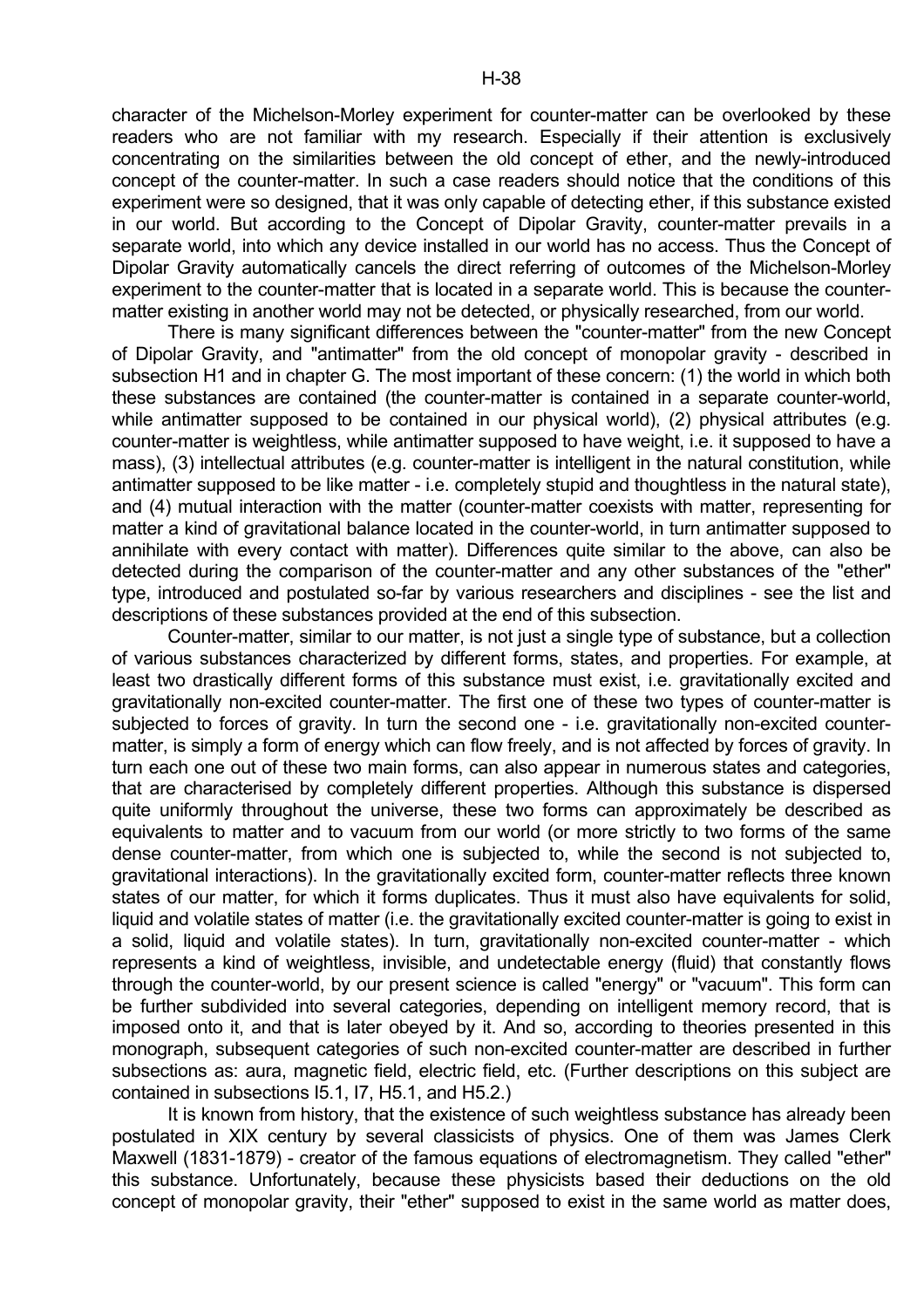character of the Michelson-Morley experiment for counter-matter can be overlooked by these readers who are not familiar with my research. Especially if their attention is exclusively concentrating on the similarities between the old concept of ether, and the newly-introduced concept of the counter-matter. In such a case readers should notice that the conditions of this experiment were so designed, that it was only capable of detecting ether, if this substance existed in our world. But according to the Concept of Dipolar Gravity, counter-matter prevails in a separate world, into which any device installed in our world has no access. Thus the Concept of Dipolar Gravity automatically cancels the direct referring of outcomes of the Michelson-Morley experiment to the counter-matter that is located in a separate world. This is because the counter-matter existing in another world may not be detected, or physically researched, from our world.

There is many significant differences between the "counter-matter" from the new Concept of Dipolar Gravity, and "antimatter" from the old concept of monopolar gravity - described in subsection H1 and in chapter G. The most important of these concern: (1) the world in which both these substances are contained (the counter-matter is contained in a separate counter-world, while antimatter supposed to be contained in our physical world), (2) physical attributes (e.g. counter-matter is weightless, while antimatter supposed to have weight, i.e. it supposed to have a mass), (3) intellectual attributes (e.g. counter-matter is intelligent in the natural constitution, while antimatter supposed to be like matter - i.e. completely stupid and thoughtless in the natural state), and (4) mutual interaction with the matter (counter-matter coexists with matter, representing for matter a kind of gravitational balance located in the counter-world, in turn antimatter supposed to annihilate with every contact with matter). Differences quite similar to the above, can also be detected during the comparison of the counter-matter and any other substances of the "ether" type, introduced and postulated so-far by various researchers and disciplines - see the list and descriptions of these substances provided at the end of this subsection.

Counter-matter, similar to our matter, is not just a single type of substance, but a collection of various substances characterized by different forms, states, and properties. For example, at least two drastically different forms of this substance must exist, i.e. gravitationally excited and gravitationally non-excited counter-matter. The first one of these two types of counter-matter is subjected to forces of gravity. In turn the second one - i.e. gravitationally non-excited counter-matter, is simply a form of energy which can flow freely, and is not affected by forces of gravity. In turn each one out of these two main forms, can also appear in numerous states and categories, that are characterised by completely different properties. Although this substance is dispersed quite uniformly throughout the universe, these two forms can approximately be described as equivalents to matter and to vacuum from our world (or more strictly to two forms of the same dense counter-matter, from which one is subjected to, while the second is not subjected to, gravitational interactions). In the gravitationally excited form, counter-matter reflects three known states of our matter, for which it forms duplicates. Thus it must also have equivalents for solid, liquid and volatile states of matter (i.e. the gravitationally excited counter-matter is going to exist in a solid, liquid and volatile states). In turn, gravitationally non-excited counter-matter - which represents a kind of weightless, invisible, and undetectable energy (fluid) that constantly flows through the counter-world, by our present science is called "energy" or "vacuum". This form can be further subdivided into several categories, depending on intelligent memory record, that is imposed onto it, and that is later obeyed by it. And so, according to theories presented in this monograph, subsequent categories of such non-excited counter-matter are described in further subsections as: aura, magnetic field, electric field, etc. (Further descriptions on this subject are contained in subsections I5.1, I7, H5.1, and H5.2.)

It is known from history, that the existence of such weightless substance has already been postulated in XIX century by several classicists of physics. One of them was James Clerk Maxwell (1831-1879) - creator of the famous equations of electromagnetism. They called "ether" this substance. Unfortunately, because these physicists based their deductions on the old concept of monopolar gravity, their "ether" supposed to exist in the same world as matter does,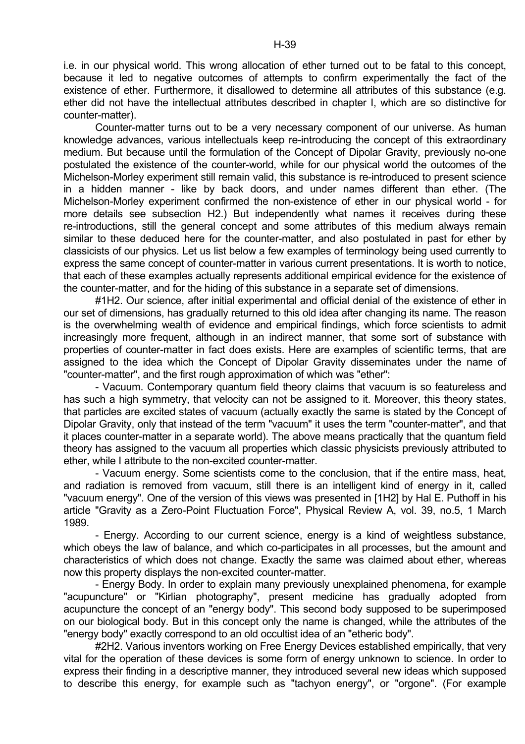i.e. in our physical world. This wrong allocation of ether turned out to be fatal to this concept, because it led to negative outcomes of attempts to confirm experimentally the fact of the existence of ether. Furthermore, it disallowed to determine all attributes of this substance (e.g. ether did not have the intellectual attributes described in chapter I, which are so distinctive for counter-matter).

Counter-matter turns out to be a very necessary component of our universe. As human knowledge advances, various intellectuals keep re-introducing the concept of this extraordinary medium. But because until the formulation of the Concept of Dipolar Gravity, previously no-one postulated the existence of the counter-world, while for our physical world the outcomes of the Michelson-Morley experiment still remain valid, this substance is re-introduced to present science in a hidden manner - like by back doors, and under names different than ether. (The Michelson-Morley experiment confirmed the non-existence of ether in our physical world - for more details see subsection H2.) But independently what names it receives during these re-introductions, still the general concept and some attributes of this medium always remain similar to these deduced here for the counter-matter, and also postulated in past for ether by classicists of our physics. Let us list below a few examples of terminology being used currently to express the same concept of counter-matter in various current presentations. It is worth to notice, that each of these examples actually represents additional empirical evidence for the existence of the counter-matter, and for the hiding of this substance in a separate set of dimensions.

#1H2. Our science, after initial experimental and official denial of the existence of ether in our set of dimensions, has gradually returned to this old idea after changing its name. The reason is the overwhelming wealth of evidence and empirical findings, which force scientists to admit increasingly more frequent, although in an indirect manner, that some sort of substance with properties of counter-matter in fact does exists. Here are examples of scientific terms, that are assigned to the idea which the Concept of Dipolar Gravity disseminates under the name of "counter-matter", and the first rough approximation of which was "ether":

- Vacuum. Contemporary quantum field theory claims that vacuum is so featureless and has such a high symmetry, that velocity can not be assigned to it. Moreover, this theory states, that particles are excited states of vacuum (actually exactly the same is stated by the Concept of Dipolar Gravity, only that instead of the term "vacuum" it uses the term "counter-matter", and that it places counter-matter in a separate world). The above means practically that the quantum field theory has assigned to the vacuum all properties which classic physicists previously attributed to ether, while I attribute to the non-excited counter-matter.

- Vacuum energy. Some scientists come to the conclusion, that if the entire mass, heat, and radiation is removed from vacuum, still there is an intelligent kind of energy in it, called "vacuum energy". One of the version of this views was presented in [1H2] by Hal E. Puthoff in his article "Gravity as a Zero-Point Fluctuation Force", Physical Review A, vol. 39, no.5, 1 March 1989.

- Energy. According to our current science, energy is a kind of weightless substance, which obeys the law of balance, and which co-participates in all processes, but the amount and characteristics of which does not change. Exactly the same was claimed about ether, whereas now this property displays the non-excited counter-matter.

- Energy Body. In order to explain many previously unexplained phenomena, for example "acupuncture" or "Kirlian photography", present medicine has gradually adopted from acupuncture the concept of an "energy body". This second body supposed to be superimposed on our biological body. But in this concept only the name is changed, while the attributes of the "energy body" exactly correspond to an old occultist idea of an "etheric body".

#2H2. Various inventors working on Free Energy Devices established empirically, that very vital for the operation of these devices is some form of energy unknown to science. In order to express their finding in a descriptive manner, they introduced several new ideas which supposed to describe this energy, for example such as "tachyon energy", or "orgone". (For example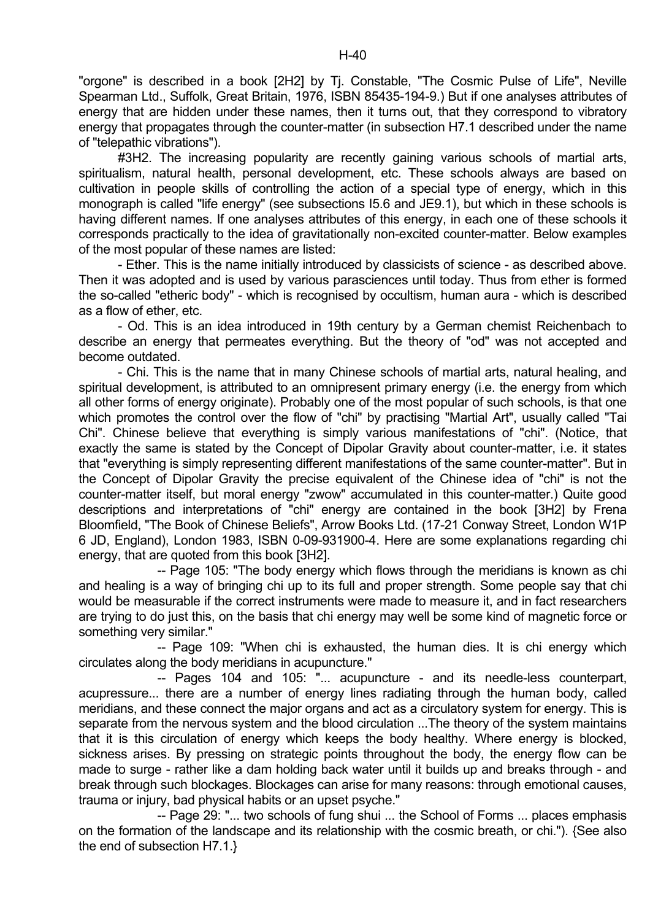"orgone" is described in a book [2H2] by Tj. Constable, "The Cosmic Pulse of Life", Neville Spearman Ltd., Suffolk, Great Britain, 1976, ISBN 85435-194-9.) But if one analyses attributes of energy that are hidden under these names, then it turns out, that they correspond to vibratory energy that propagates through the counter-matter (in subsection H7.1 described under the name of "telepathic vibrations").

#3H2. The increasing popularity are recently gaining various schools of martial arts, spiritualism, natural health, personal development, etc. These schools always are based on cultivation in people skills of controlling the action of a special type of energy, which in this monograph is called "life energy" (see subsections I5.6 and JE9.1), but which in these schools is having different names. If one analyses attributes of this energy, in each one of these schools it corresponds practically to the idea of gravitationally non-excited counter-matter. Below examples of the most popular of these names are listed:

- Ether. This is the name initially introduced by classicists of science - as described above. Then it was adopted and is used by various parasciences until today. Thus from ether is formed the so-called "etheric body" - which is recognised by occultism, human aura - which is described as a flow of ether, etc.

- Od. This is an idea introduced in 19th century by a German chemist Reichenbach to describe an energy that permeates everything. But the theory of "od" was not accepted and become outdated.

- Chi. This is the name that in many Chinese schools of martial arts, natural healing, and spiritual development, is attributed to an omnipresent primary energy (i.e. the energy from which all other forms of energy originate). Probably one of the most popular of such schools, is that one which promotes the control over the flow of "chi" by practising "Martial Art", usually called "Tai Chi". Chinese believe that everything is simply various manifestations of "chi". (Notice, that exactly the same is stated by the Concept of Dipolar Gravity about counter-matter, i.e. it states that "everything is simply representing different manifestations of the same counter-matter". But in the Concept of Dipolar Gravity the precise equivalent of the Chinese idea of "chi" is not the counter-matter itself, but moral energy "zwow" accumulated in this counter-matter.) Quite good descriptions and interpretations of "chi" energy are contained in the book [3H2] by Frena Bloomfield, "The Book of Chinese Beliefs", Arrow Books Ltd. (17-21 Conway Street, London W1P 6 JD, England), London 1983, ISBN 0-09-931900-4. Here are some explanations regarding chi energy, that are quoted from this book [3H2].

-- Page 105: "The body energy which flows through the meridians is known as chi and healing is a way of bringing chi up to its full and proper strength. Some people say that chi would be measurable if the correct instruments were made to measure it, and in fact researchers are trying to do just this, on the basis that chi energy may well be some kind of magnetic force or something very similar."

-- Page 109: "When chi is exhausted, the human dies. It is chi energy which circulates along the body meridians in acupuncture."

-- Pages 104 and 105: "... acupuncture - and its needle-less counterpart, acupressure... there are a number of energy lines radiating through the human body, called meridians, and these connect the major organs and act as a circulatory system for energy. This is separate from the nervous system and the blood circulation ...The theory of the system maintains that it is this circulation of energy which keeps the body healthy. Where energy is blocked, sickness arises. By pressing on strategic points throughout the body, the energy flow can be made to surge - rather like a dam holding back water until it builds up and breaks through - and break through such blockages. Blockages can arise for many reasons: through emotional causes, trauma or injury, bad physical habits or an upset psyche."

-- Page 29: "... two schools of fung shui ... the School of Forms ... places emphasis on the formation of the landscape and its relationship with the cosmic breath, or chi."). {See also the end of subsection H7.1.}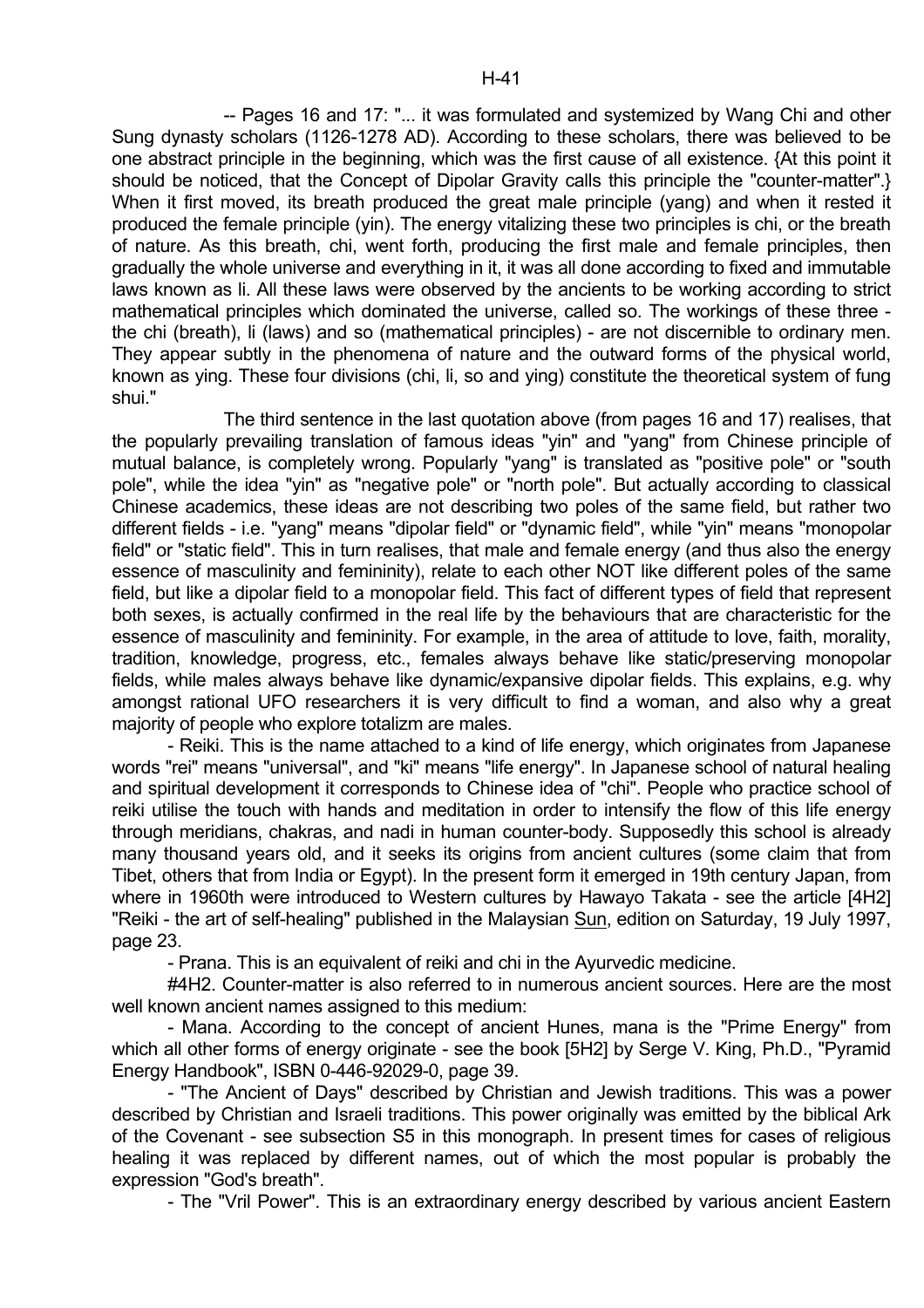-- Pages 16 and 17: "... it was formulated and systemized by Wang Chi and other Sung dynasty scholars (1126-1278 AD). According to these scholars, there was believed to be one abstract principle in the beginning, which was the first cause of all existence. {At this point it should be noticed, that the Concept of Dipolar Gravity calls this principle the "counter-matter".} When it first moved, its breath produced the great male principle (yang) and when it rested it produced the female principle (yin). The energy vitalizing these two principles is chi, or the breath of nature. As this breath, chi, went forth, producing the first male and female principles, then gradually the whole universe and everything in it, it was all done according to fixed and immutable laws known as li. All these laws were observed by the ancients to be working according to strict mathematical principles which dominated the universe, called so. The workings of these three - the chi (breath), li (laws) and so (mathematical principles) - are not discernible to ordinary men. They appear subtly in the phenomena of nature and the outward forms of the physical world, known as ying. These four divisions (chi, li, so and ying) constitute the theoretical system of fung shui."

The third sentence in the last quotation above (from pages 16 and 17) realises, that the popularly prevailing translation of famous ideas "yin" and "yang" from Chinese principle of mutual balance, is completely wrong. Popularly "yang" is translated as "positive pole" or "south pole", while the idea "yin" as "negative pole" or "north pole". But actually according to classical Chinese academics, these ideas are not describing two poles of the same field, but rather two different fields - i.e. "yang" means "dipolar field" or "dynamic field", while "yin" means "monopolar field" or "static field". This in turn realises, that male and female energy (and thus also the energy essence of masculinity and femininity), relate to each other NOT like different poles of the same field, but like a dipolar field to a monopolar field. This fact of different types of field that represent both sexes, is actually confirmed in the real life by the behaviours that are characteristic for the essence of masculinity and femininity. For example, in the area of attitude to love, faith, morality, tradition, knowledge, progress, etc., females always behave like static/preserving monopolar fields, while males always behave like dynamic/expansive dipolar fields. This explains, e.g. why amongst rational UFO researchers it is very difficult to find a woman, and also why a great majority of people who explore totalizm are males.

- Reiki. This is the name attached to a kind of life energy, which originates from Japanese words "rei" means "universal", and "ki" means "life energy". In Japanese school of natural healing and spiritual development it corresponds to Chinese idea of "chi". People who practice school of reiki utilise the touch with hands and meditation in order to intensify the flow of this life energy through meridians, chakras, and nadi in human counter-body. Supposedly this school is already many thousand years old, and it seeks its origins from ancient cultures (some claim that from Tibet, others that from India or Egypt). In the present form it emerged in 19th century Japan, from where in 1960th were introduced to Western cultures by Hawayo Takata - see the article [4H2] "Reiki - the art of self-healing" published in the Malaysian Sun, edition on Saturday, 19 July 1997, page 23.

- Prana. This is an equivalent of reiki and chi in the Ayurvedic medicine.

#4H2. Counter-matter is also referred to in numerous ancient sources. Here are the most well known ancient names assigned to this medium:

- Mana. According to the concept of ancient Hunes, mana is the "Prime Energy" from which all other forms of energy originate - see the book [5H2] by Serge V. King, Ph.D., "Pyramid Energy Handbook", ISBN 0-446-92029-0, page 39.

- "The Ancient of Days" described by Christian and Jewish traditions. This was a power described by Christian and Israeli traditions. This power originally was emitted by the biblical Ark of the Covenant - see subsection S5 in this monograph. In present times for cases of religious healing it was replaced by different names, out of which the most popular is probably the expression "God's breath".

- The "Vril Power". This is an extraordinary energy described by various ancient Eastern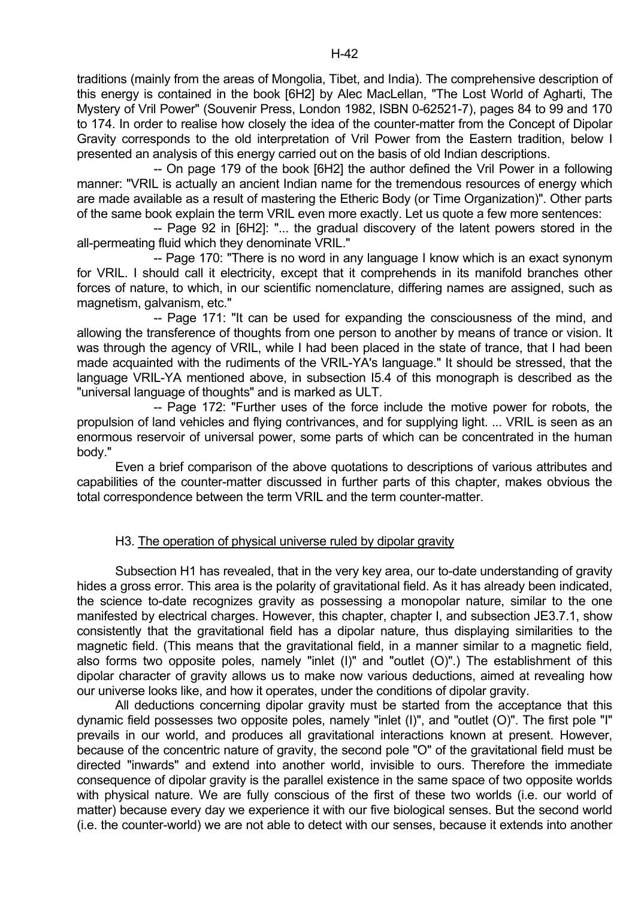traditions (mainly from the areas of Mongolia, Tibet, and India). The comprehensive description of this energy is contained in the book [6H2] by Alec MacLellan, "The Lost World of Agharti, The Mystery of Vril Power" (Souvenir Press, London 1982, ISBN 0-62521-7), pages 84 to 99 and 170 to 174. In order to realise how closely the idea of the counter-matter from the Concept of Dipolar Gravity corresponds to the old interpretation of Vril Power from the Eastern tradition, below I presented an analysis of this energy carried out on the basis of old Indian descriptions.

-- On page 179 of the book [6H2] the author defined the Vril Power in a following manner: "VRIL is actually an ancient Indian name for the tremendous resources of energy which are made available as a result of mastering the Etheric Body (or Time Organization)". Other parts of the same book explain the term VRIL even more exactly. Let us quote a few more sentences:

-- Page 92 in [6H2]: "... the gradual discovery of the latent powers stored in the all-permeating fluid which they denominate VRIL."

-- Page 170: "There is no word in any language I know which is an exact synonym for VRIL. I should call it electricity, except that it comprehends in its manifold branches other forces of nature, to which, in our scientific nomenclature, differing names are assigned, such as magnetism, galvanism, etc."

-- Page 171: "It can be used for expanding the consciousness of the mind, and allowing the transference of thoughts from one person to another by means of trance or vision. It was through the agency of VRIL, while I had been placed in the state of trance, that I had been made acquainted with the rudiments of the VRIL-YA's language." It should be stressed, that the language VRIL-YA mentioned above, in subsection I5.4 of this monograph is described as the "universal language of thoughts" and is marked as ULT.

-- Page 172: "Further uses of the force include the motive power for robots, the propulsion of land vehicles and flying contrivances, and for supplying light. ... VRIL is seen as an enormous reservoir of universal power, some parts of which can be concentrated in the human body."

Even a brief comparison of the above quotations to descriptions of various attributes and capabilities of the counter-matter discussed in further parts of this chapter, makes obvious the total correspondence between the term VRIL and the term counter-matter.

## H3. The operation of physical universe ruled by dipolar gravity

Subsection H1 has revealed, that in the very key area, our to-date understanding of gravity hides a gross error. This area is the polarity of gravitational field. As it has already been indicated, the science to-date recognizes gravity as possessing a monopolar nature, similar to the one manifested by electrical charges. However, this chapter, chapter I, and subsection JE3.7.1, show consistently that the gravitational field has a dipolar nature, thus displaying similarities to the magnetic field. (This means that the gravitational field, in a manner similar to a magnetic field, also forms two opposite poles, namely "inlet (I)" and "outlet (O)".) The establishment of this dipolar character of gravity allows us to make now various deductions, aimed at revealing how our universe looks like, and how it operates, under the conditions of dipolar gravity.

All deductions concerning dipolar gravity must be started from the acceptance that this dynamic field possesses two opposite poles, namely "inlet (I)", and "outlet (O)". The first pole "I" prevails in our world, and produces all gravitational interactions known at present. However, because of the concentric nature of gravity, the second pole "O" of the gravitational field must be directed "inwards" and extend into another world, invisible to ours. Therefore the immediate consequence of dipolar gravity is the parallel existence in the same space of two opposite worlds with physical nature. We are fully conscious of the first of these two worlds (i.e. our world of matter) because every day we experience it with our five biological senses. But the second world (i.e. the counter-world) we are not able to detect with our senses, because it extends into another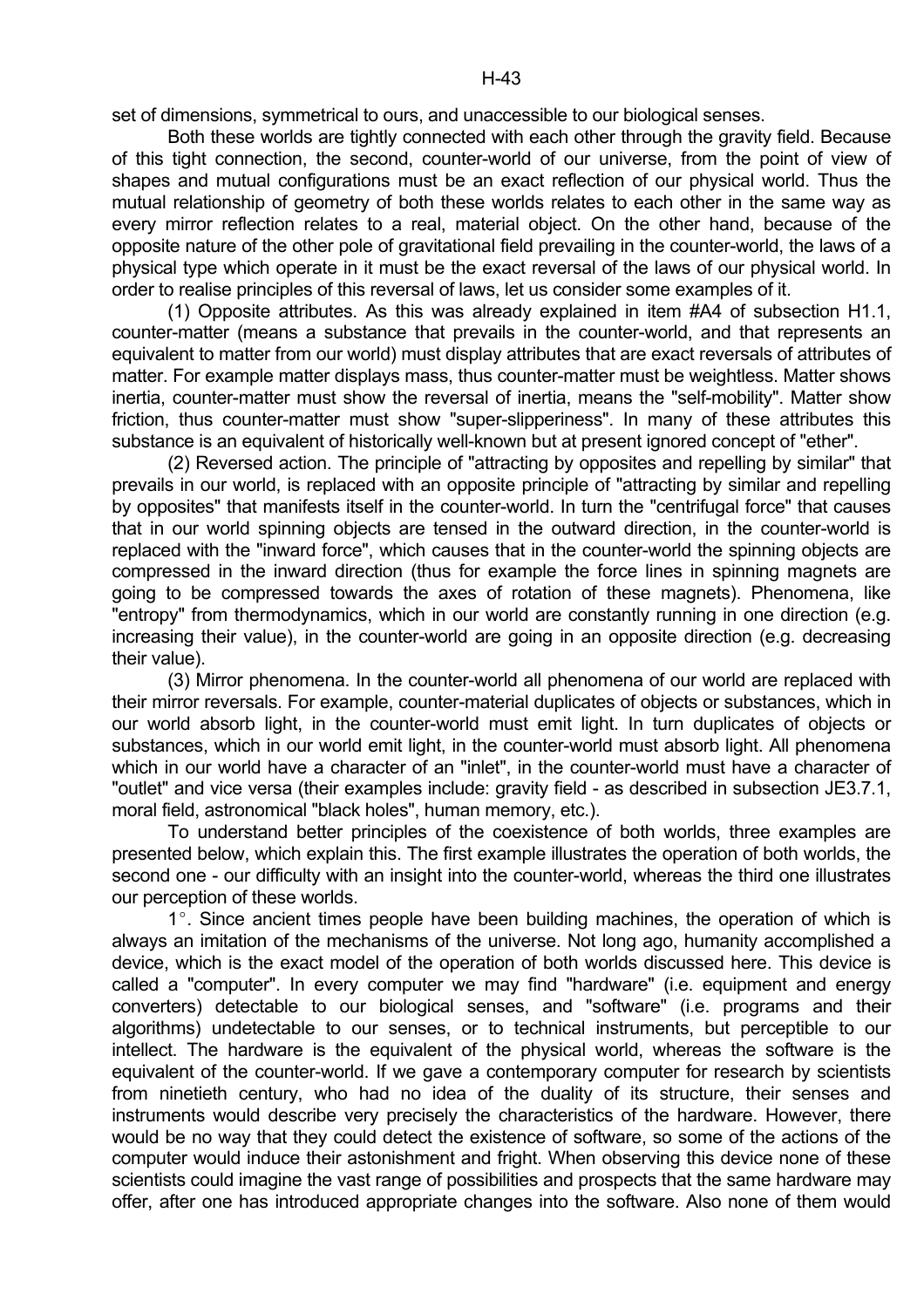set of dimensions, symmetrical to ours, and unaccessible to our biological senses.

Both these worlds are tightly connected with each other through the gravity field. Because of this tight connection, the second, counter-world of our universe, from the point of view of shapes and mutual configurations must be an exact reflection of our physical world. Thus the mutual relationship of geometry of both these worlds relates to each other in the same way as every mirror reflection relates to a real, material object. On the other hand, because of the opposite nature of the other pole of gravitational field prevailing in the counter-world, the laws of a physical type which operate in it must be the exact reversal of the laws of our physical world. In order to realise principles of this reversal of laws, let us consider some examples of it.

(1) Opposite attributes. As this was already explained in item #A4 of subsection H1.1, counter-matter (means a substance that prevails in the counter-world, and that represents an equivalent to matter from our world) must display attributes that are exact reversals of attributes of matter. For example matter displays mass, thus counter-matter must be weightless. Matter shows inertia, counter-matter must show the reversal of inertia, means the "self-mobility". Matter show friction, thus counter-matter must show "super-slipperiness". In many of these attributes this substance is an equivalent of historically well-known but at present ignored concept of "ether".

(2) Reversed action. The principle of "attracting by opposites and repelling by similar" that prevails in our world, is replaced with an opposite principle of "attracting by similar and repelling by opposites" that manifests itself in the counter-world. In turn the "centrifugal force" that causes that in our world spinning objects are tensed in the outward direction, in the counter-world is replaced with the "inward force", which causes that in the counter-world the spinning objects are compressed in the inward direction (thus for example the force lines in spinning magnets are going to be compressed towards the axes of rotation of these magnets). Phenomena, like "entropy" from thermodynamics, which in our world are constantly running in one direction (e.g. increasing their value), in the counter-world are going in an opposite direction (e.g. decreasing their value).

(3) Mirror phenomena. In the counter-world all phenomena of our world are replaced with their mirror reversals. For example, counter-material duplicates of objects or substances, which in our world absorb light, in the counter-world must emit light. In turn duplicates of objects or substances, which in our world emit light, in the counter-world must absorb light. All phenomena which in our world have a character of an "inlet", in the counter-world must have a character of "outlet" and vice versa (their examples include: gravity field - as described in subsection JE3.7.1, moral field, astronomical "black holes", human memory, etc.).

To understand better principles of the coexistence of both worlds, three examples are presented below, which explain this. The first example illustrates the operation of both worlds, the second one - our difficulty with an insight into the counter-world, whereas the third one illustrates our perception of these worlds.

1°. Since ancient times people have been building machines, the operation of which is always an imitation of the mechanisms of the universe. Not long ago, humanity accomplished a device, which is the exact model of the operation of both worlds discussed here. This device is called a "computer". In every computer we may find "hardware" (i.e. equipment and energy converters) detectable to our biological senses, and "software" (i.e. programs and their algorithms) undetectable to our senses, or to technical instruments, but perceptible to our intellect. The hardware is the equivalent of the physical world, whereas the software is the equivalent of the counter-world. If we gave a contemporary computer for research by scientists from ninetieth century, who had no idea of the duality of its structure, their senses and instruments would describe very precisely the characteristics of the hardware. However, there would be no way that they could detect the existence of software, so some of the actions of the computer would induce their astonishment and fright. When observing this device none of these scientists could imagine the vast range of possibilities and prospects that the same hardware may offer, after one has introduced appropriate changes into the software. Also none of them would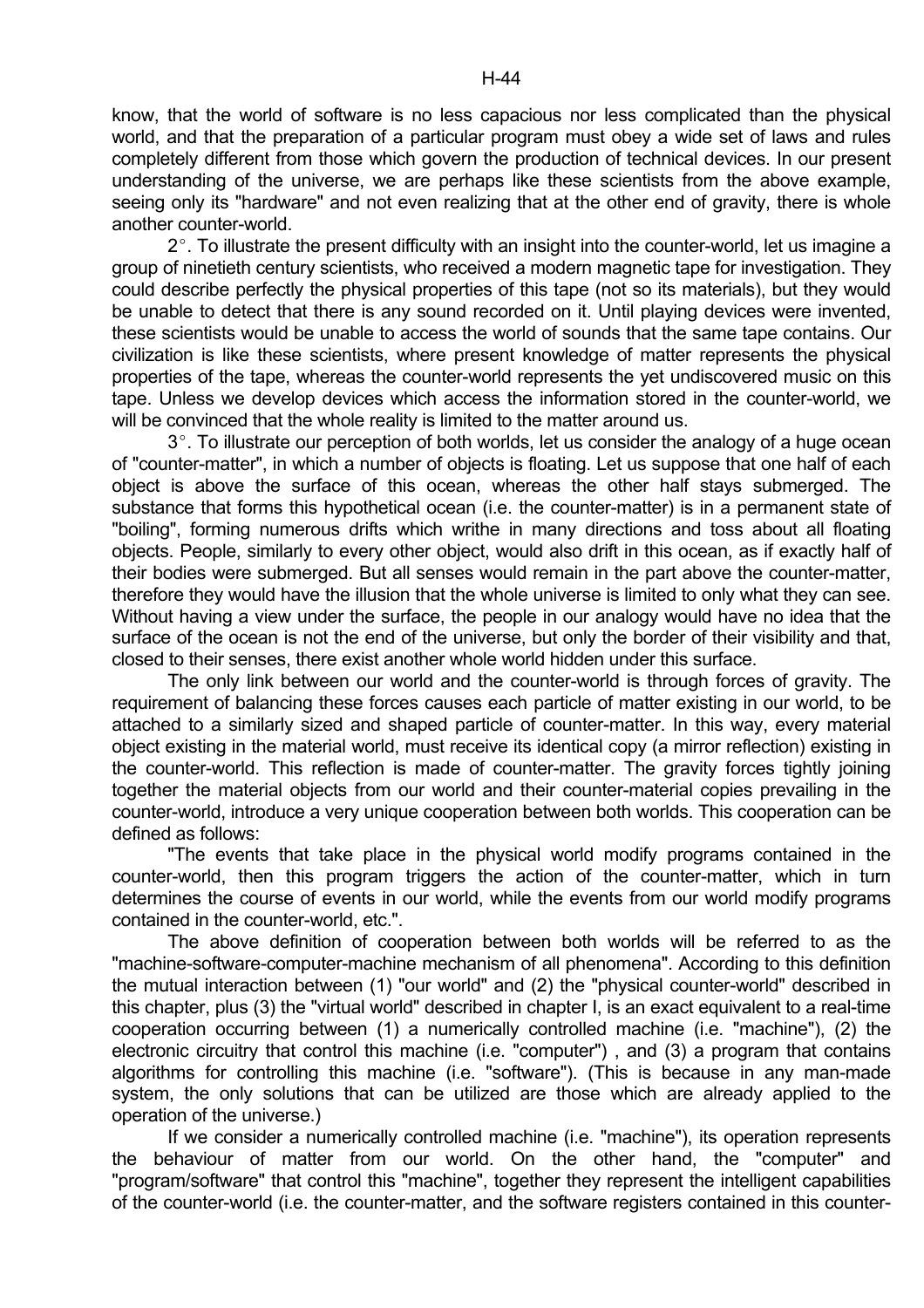know, that the world of software is no less capacious nor less complicated than the physical world, and that the preparation of a particular program must obey a wide set of laws and rules completely different from those which govern the production of technical devices. In our present understanding of the universe, we are perhaps like these scientists from the above example, seeing only its "hardware" and not even realizing that at the other end of gravity, there is whole another counter-world.

2°. To illustrate the present difficulty with an insight into the counter-world, let us imagine a group of ninetieth century scientists, who received a modern magnetic tape for investigation. They could describe perfectly the physical properties of this tape (not so its materials), but they would be unable to detect that there is any sound recorded on it. Until playing devices were invented, these scientists would be unable to access the world of sounds that the same tape contains. Our civilization is like these scientists, where present knowledge of matter represents the physical properties of the tape, whereas the counter-world represents the yet undiscovered music on this tape. Unless we develop devices which access the information stored in the counter-world, we will be convinced that the whole reality is limited to the matter around us.

3°. To illustrate our perception of both worlds, let us consider the analogy of a huge ocean of "counter-matter", in which a number of objects is floating. Let us suppose that one half of each object is above the surface of this ocean, whereas the other half stays submerged. The substance that forms this hypothetical ocean (i.e. the counter-matter) is in a permanent state of "boiling", forming numerous drifts which writhe in many directions and toss about all floating objects. People, similarly to every other object, would also drift in this ocean, as if exactly half of their bodies were submerged. But all senses would remain in the part above the counter-matter, therefore they would have the illusion that the whole universe is limited to only what they can see. Without having a view under the surface, the people in our analogy would have no idea that the surface of the ocean is not the end of the universe, but only the border of their visibility and that, closed to their senses, there exist another whole world hidden under this surface.

The only link between our world and the counter-world is through forces of gravity. The requirement of balancing these forces causes each particle of matter existing in our world, to be attached to a similarly sized and shaped particle of counter-matter. In this way, every material object existing in the material world, must receive its identical copy (a mirror reflection) existing in the counter-world. This reflection is made of counter-matter. The gravity forces tightly joining together the material objects from our world and their counter-material copies prevailing in the counter-world, introduce a very unique cooperation between both worlds. This cooperation can be defined as follows:

"The events that take place in the physical world modify programs contained in the counter-world, then this program triggers the action of the counter-matter, which in turn determines the course of events in our world, while the events from our world modify programs contained in the counter-world, etc.".

The above definition of cooperation between both worlds will be referred to as the "machine-software-computer-machine mechanism of all phenomena". According to this definition the mutual interaction between (1) "our world" and (2) the "physical counter-world" described in this chapter, plus (3) the "virtual world" described in chapter I, is an exact equivalent to a real-time cooperation occurring between (1) a numerically controlled machine (i.e. "machine"), (2) the electronic circuitry that control this machine (i.e. "computer") , and (3) a program that contains algorithms for controlling this machine (i.e. "software"). (This is because in any man-made system, the only solutions that can be utilized are those which are already applied to the operation of the universe.)

If we consider a numerically controlled machine (i.e. "machine"), its operation represents the behaviour of matter from our world. On the other hand, the "computer" and "program/software" that control this "machine", together they represent the intelligent capabilities of the counter-world (i.e. the counter-matter, and the software registers contained in this counter-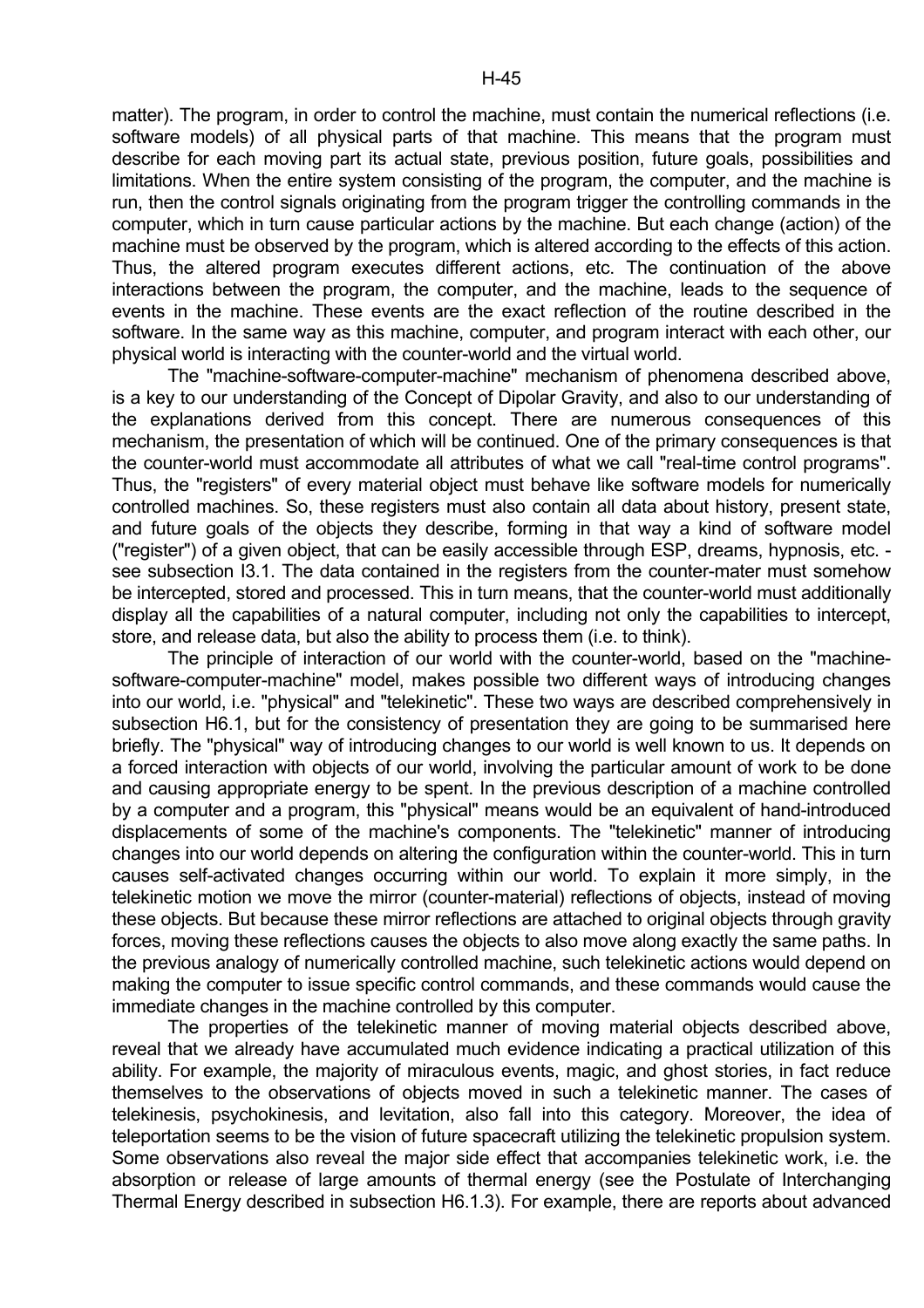matter). The program, in order to control the machine, must contain the numerical reflections (i.e. software models) of all physical parts of that machine. This means that the program must describe for each moving part its actual state, previous position, future goals, possibilities and limitations. When the entire system consisting of the program, the computer, and the machine is run, then the control signals originating from the program trigger the controlling commands in the computer, which in turn cause particular actions by the machine. But each change (action) of the machine must be observed by the program, which is altered according to the effects of this action. Thus, the altered program executes different actions, etc. The continuation of the above interactions between the program, the computer, and the machine, leads to the sequence of events in the machine. These events are the exact reflection of the routine described in the software. In the same way as this machine, computer, and program interact with each other, our physical world is interacting with the counter-world and the virtual world.

The "machine-software-computer-machine" mechanism of phenomena described above, is a key to our understanding of the Concept of Dipolar Gravity, and also to our understanding of the explanations derived from this concept. There are numerous consequences of this mechanism, the presentation of which will be continued. One of the primary consequences is that the counter-world must accommodate all attributes of what we call "real-time control programs". Thus, the "registers" of every material object must behave like software models for numerically controlled machines. So, these registers must also contain all data about history, present state, and future goals of the objects they describe, forming in that way a kind of software model ("register") of a given object, that can be easily accessible through ESP, dreams, hypnosis, etc. - see subsection I3.1. The data contained in the registers from the counter-mater must somehow be intercepted, stored and processed. This in turn means, that the counter-world must additionally display all the capabilities of a natural computer, including not only the capabilities to intercept, store, and release data, but also the ability to process them (i.e. to think).

The principle of interaction of our world with the counter-world, based on the "machine-software-computer-machine" model, makes possible two different ways of introducing changes into our world, i.e. "physical" and "telekinetic". These two ways are described comprehensively in subsection H6.1, but for the consistency of presentation they are going to be summarised here briefly. The "physical" way of introducing changes to our world is well known to us. It depends on a forced interaction with objects of our world, involving the particular amount of work to be done and causing appropriate energy to be spent. In the previous description of a machine controlled by a computer and a program, this "physical" means would be an equivalent of hand-introduced displacements of some of the machine's components. The "telekinetic" manner of introducing changes into our world depends on altering the configuration within the counter-world. This in turn causes self-activated changes occurring within our world. To explain it more simply, in the telekinetic motion we move the mirror (counter-material) reflections of objects, instead of moving these objects. But because these mirror reflections are attached to original objects through gravity forces, moving these reflections causes the objects to also move along exactly the same paths. In the previous analogy of numerically controlled machine, such telekinetic actions would depend on making the computer to issue specific control commands, and these commands would cause the immediate changes in the machine controlled by this computer.

The properties of the telekinetic manner of moving material objects described above, reveal that we already have accumulated much evidence indicating a practical utilization of this ability. For example, the majority of miraculous events, magic, and ghost stories, in fact reduce themselves to the observations of objects moved in such a telekinetic manner. The cases of telekinesis, psychokinesis, and levitation, also fall into this category. Moreover, the idea of teleportation seems to be the vision of future spacecraft utilizing the telekinetic propulsion system. Some observations also reveal the major side effect that accompanies telekinetic work, i.e. the absorption or release of large amounts of thermal energy (see the Postulate of Interchanging Thermal Energy described in subsection H6.1.3). For example, there are reports about advanced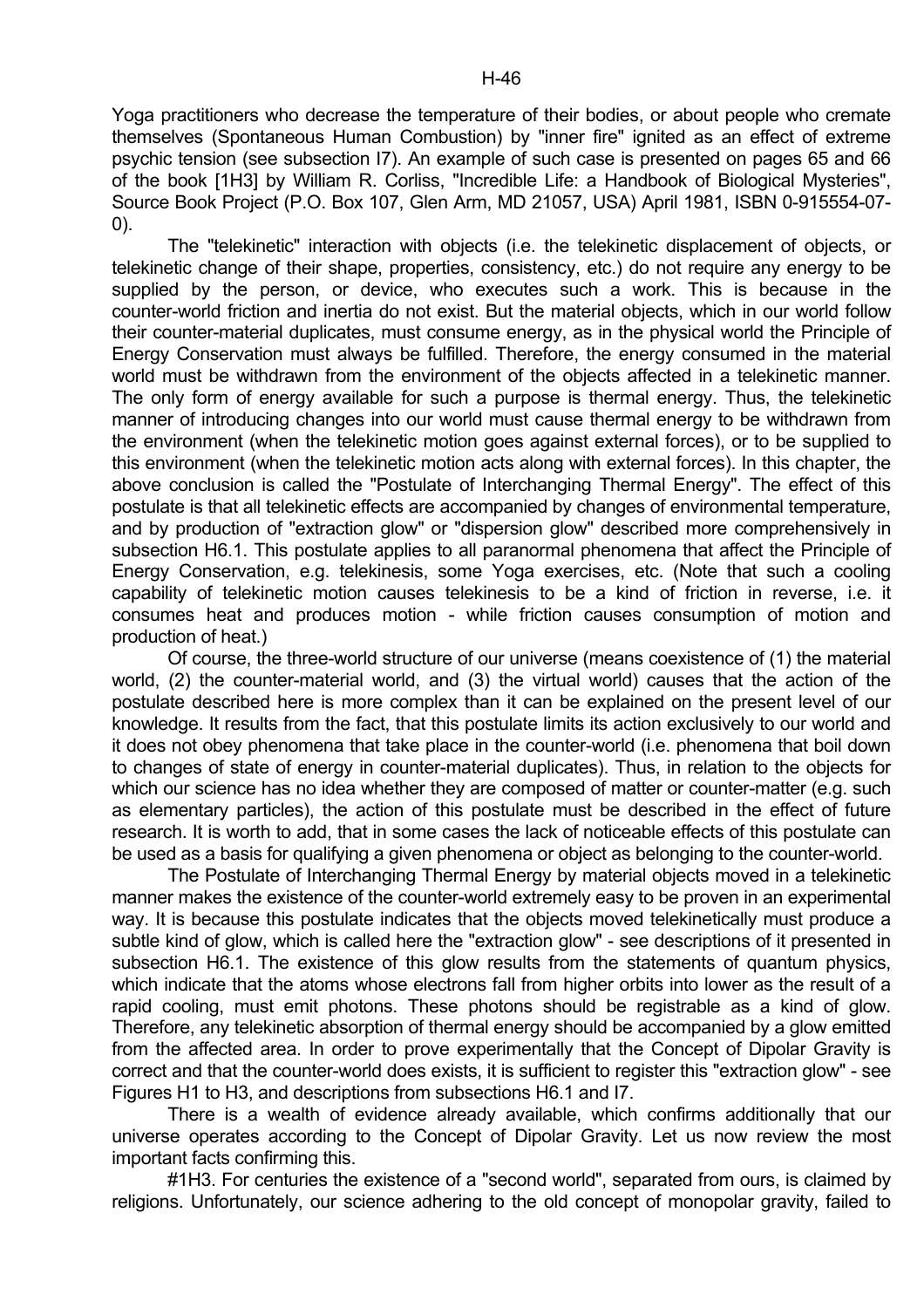Yoga practitioners who decrease the temperature of their bodies, or about people who cremate themselves (Spontaneous Human Combustion) by "inner fire" ignited as an effect of extreme psychic tension (see subsection I7). An example of such case is presented on pages 65 and 66 of the book [1H3] by William R. Corliss, "Incredible Life: a Handbook of Biological Mysteries", Source Book Project (P.O. Box 107, Glen Arm, MD 21057, USA) April 1981, ISBN 0-915554-07-0).

The "telekinetic" interaction with objects (i.e. the telekinetic displacement of objects, or telekinetic change of their shape, properties, consistency, etc.) do not require any energy to be supplied by the person, or device, who executes such a work. This is because in the counter-world friction and inertia do not exist. But the material objects, which in our world follow their counter-material duplicates, must consume energy, as in the physical world the Principle of Energy Conservation must always be fulfilled. Therefore, the energy consumed in the material world must be withdrawn from the environment of the objects affected in a telekinetic manner. The only form of energy available for such a purpose is thermal energy. Thus, the telekinetic manner of introducing changes into our world must cause thermal energy to be withdrawn from the environment (when the telekinetic motion goes against external forces), or to be supplied to this environment (when the telekinetic motion acts along with external forces). In this chapter, the above conclusion is called the "Postulate of Interchanging Thermal Energy". The effect of this postulate is that all telekinetic effects are accompanied by changes of environmental temperature, and by production of "extraction glow" or "dispersion glow" described more comprehensively in subsection H6.1. This postulate applies to all paranormal phenomena that affect the Principle of Energy Conservation, e.g. telekinesis, some Yoga exercises, etc. (Note that such a cooling capability of telekinetic motion causes telekinesis to be a kind of friction in reverse, i.e. it consumes heat and produces motion - while friction causes consumption of motion and production of heat.)

Of course, the three-world structure of our universe (means coexistence of (1) the material world, (2) the counter-material world, and (3) the virtual world) causes that the action of the postulate described here is more complex than it can be explained on the present level of our knowledge. It results from the fact, that this postulate limits its action exclusively to our world and it does not obey phenomena that take place in the counter-world (i.e. phenomena that boil down to changes of state of energy in counter-material duplicates). Thus, in relation to the objects for which our science has no idea whether they are composed of matter or counter-matter (e.g. such as elementary particles), the action of this postulate must be described in the effect of future research. It is worth to add, that in some cases the lack of noticeable effects of this postulate can be used as a basis for qualifying a given phenomena or object as belonging to the counter-world.

The Postulate of Interchanging Thermal Energy by material objects moved in a telekinetic manner makes the existence of the counter-world extremely easy to be proven in an experimental way. It is because this postulate indicates that the objects moved telekinetically must produce a subtle kind of glow, which is called here the "extraction glow" - see descriptions of it presented in subsection H6.1. The existence of this glow results from the statements of quantum physics, which indicate that the atoms whose electrons fall from higher orbits into lower as the result of a rapid cooling, must emit photons. These photons should be registrable as a kind of glow. Therefore, any telekinetic absorption of thermal energy should be accompanied by a glow emitted from the affected area. In order to prove experimentally that the Concept of Dipolar Gravity is correct and that the counter-world does exists, it is sufficient to register this "extraction glow" - see Figures H1 to H3, and descriptions from subsections H6.1 and I7.

There is a wealth of evidence already available, which confirms additionally that our universe operates according to the Concept of Dipolar Gravity. Let us now review the most important facts confirming this.

#1H3. For centuries the existence of a "second world", separated from ours, is claimed by religions. Unfortunately, our science adhering to the old concept of monopolar gravity, failed to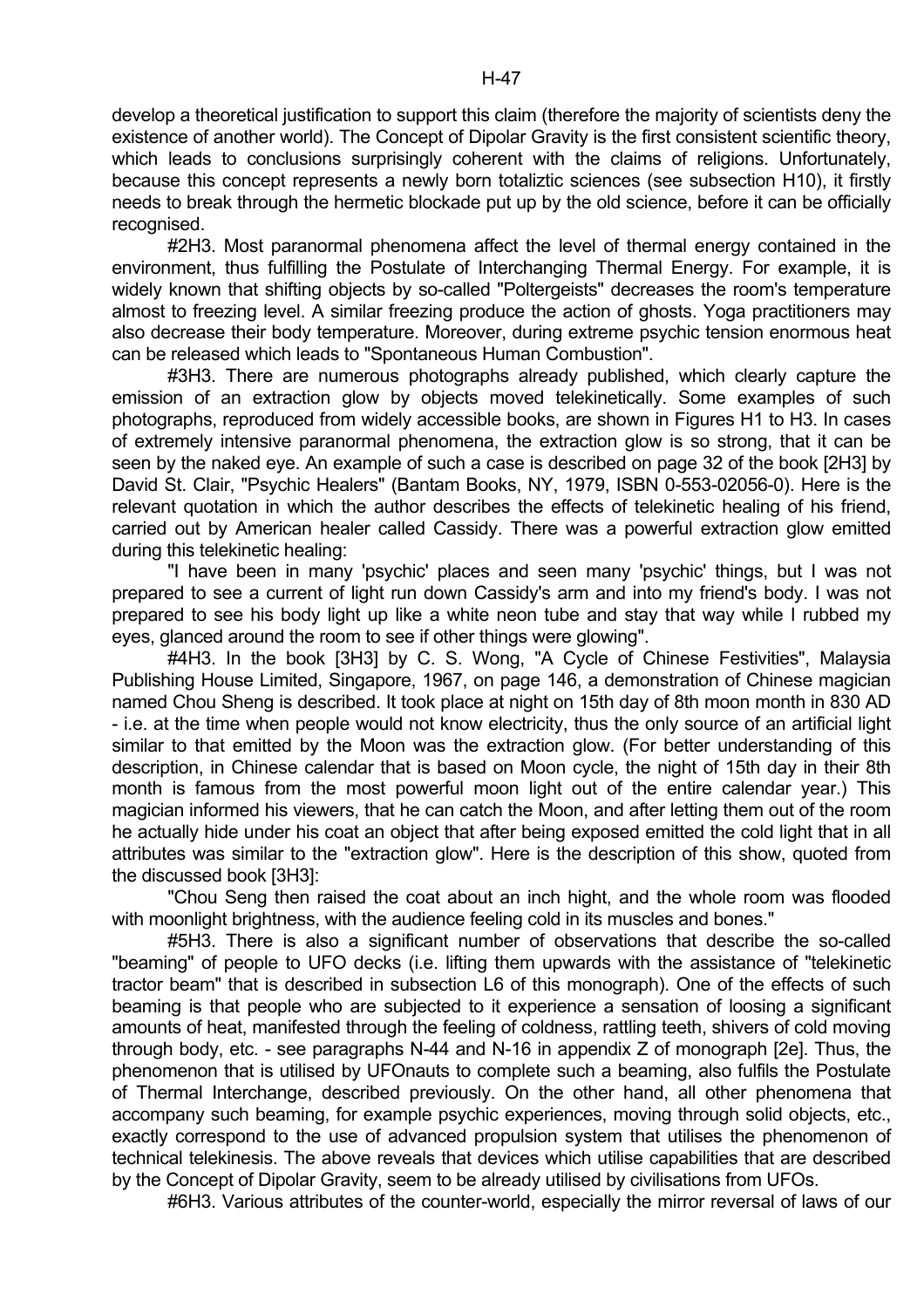develop a theoretical justification to support this claim (therefore the majority of scientists deny the existence of another world). The Concept of Dipolar Gravity is the first consistent scientific theory, which leads to conclusions surprisingly coherent with the claims of religions. Unfortunately, because this concept represents a newly born totaliztic sciences (see subsection H10), it firstly needs to break through the hermetic blockade put up by the old science, before it can be officially recognised.

#2H3. Most paranormal phenomena affect the level of thermal energy contained in the environment, thus fulfilling the Postulate of Interchanging Thermal Energy. For example, it is widely known that shifting objects by so-called "Poltergeists" decreases the room's temperature almost to freezing level. A similar freezing produce the action of ghosts. Yoga practitioners may also decrease their body temperature. Moreover, during extreme psychic tension enormous heat can be released which leads to "Spontaneous Human Combustion".

#3H3. There are numerous photographs already published, which clearly capture the emission of an extraction glow by objects moved telekinetically. Some examples of such photographs, reproduced from widely accessible books, are shown in Figures H1 to H3. In cases of extremely intensive paranormal phenomena, the extraction glow is so strong, that it can be seen by the naked eye. An example of such a case is described on page 32 of the book [2H3] by David St. Clair, "Psychic Healers" (Bantam Books, NY, 1979, ISBN 0-553-02056-0). Here is the relevant quotation in which the author describes the effects of telekinetic healing of his friend, carried out by American healer called Cassidy. There was a powerful extraction glow emitted during this telekinetic healing:

"I have been in many 'psychic' places and seen many 'psychic' things, but I was not prepared to see a current of light run down Cassidy's arm and into my friend's body. I was not prepared to see his body light up like a white neon tube and stay that way while I rubbed my eyes, glanced around the room to see if other things were glowing".

#4H3. In the book [3H3] by C. S. Wong, "A Cycle of Chinese Festivities", Malaysia Publishing House Limited, Singapore, 1967, on page 146, a demonstration of Chinese magician named Chou Sheng is described. It took place at night on 15th day of 8th moon month in 830 AD - i.e. at the time when people would not know electricity, thus the only source of an artificial light similar to that emitted by the Moon was the extraction glow. (For better understanding of this description, in Chinese calendar that is based on Moon cycle, the night of 15th day in their 8th month is famous from the most powerful moon light out of the entire calendar year.) This magician informed his viewers, that he can catch the Moon, and after letting them out of the room he actually hide under his coat an object that after being exposed emitted the cold light that in all attributes was similar to the "extraction glow". Here is the description of this show, quoted from the discussed book [3H3]:

"Chou Seng then raised the coat about an inch hight, and the whole room was flooded with moonlight brightness, with the audience feeling cold in its muscles and bones."

#5H3. There is also a significant number of observations that describe the so-called "beaming" of people to UFO decks (i.e. lifting them upwards with the assistance of "telekinetic tractor beam" that is described in subsection L6 of this monograph). One of the effects of such beaming is that people who are subjected to it experience a sensation of loosing a significant amounts of heat, manifested through the feeling of coldness, rattling teeth, shivers of cold moving through body, etc. - see paragraphs N-44 and N-16 in appendix Z of monograph [2e]. Thus, the phenomenon that is utilised by UFOnauts to complete such a beaming, also fulfils the Postulate of Thermal Interchange, described previously. On the other hand, all other phenomena that accompany such beaming, for example psychic experiences, moving through solid objects, etc., exactly correspond to the use of advanced propulsion system that utilises the phenomenon of technical telekinesis. The above reveals that devices which utilise capabilities that are described by the Concept of Dipolar Gravity, seem to be already utilised by civilisations from UFOs.

#6H3. Various attributes of the counter-world, especially the mirror reversal of laws of our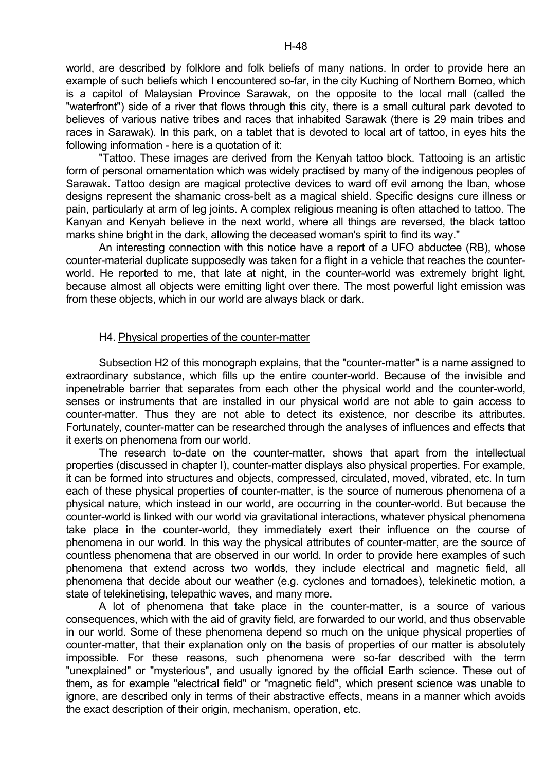world, are described by folklore and folk beliefs of many nations. In order to provide here an example of such beliefs which I encountered so-far, in the city Kuching of Northern Borneo, which is a capitol of Malaysian Province Sarawak, on the opposite to the local mall (called the "waterfront") side of a river that flows through this city, there is a small cultural park devoted to believes of various native tribes and races that inhabited Sarawak (there is 29 main tribes and races in Sarawak). In this park, on a tablet that is devoted to local art of tattoo, in eyes hits the following information - here is a quotation of it:

"Tattoo. These images are derived from the Kenyah tattoo block. Tattooing is an artistic form of personal ornamentation which was widely practised by many of the indigenous peoples of Sarawak. Tattoo design are magical protective devices to ward off evil among the Iban, whose designs represent the shamanic cross-belt as a magical shield. Specific designs cure illness or pain, particularly at arm of leg joints. A complex religious meaning is often attached to tattoo. The Kanyan and Kenyah believe in the next world, where all things are reversed, the black tattoo marks shine bright in the dark, allowing the deceased woman's spirit to find its way."

An interesting connection with this notice have a report of a UFO abductee (RB), whose counter-material duplicate supposedly was taken for a flight in a vehicle that reaches the counter-world. He reported to me, that late at night, in the counter-world was extremely bright light, because almost all objects were emitting light over there. The most powerful light emission was from these objects, which in our world are always black or dark.

## H4. Physical properties of the counter-matter

Subsection H2 of this monograph explains, that the "counter-matter" is a name assigned to extraordinary substance, which fills up the entire counter-world. Because of the invisible and inpenetrable barrier that separates from each other the physical world and the counter-world, senses or instruments that are installed in our physical world are not able to gain access to counter-matter. Thus they are not able to detect its existence, nor describe its attributes. Fortunately, counter-matter can be researched through the analyses of influences and effects that it exerts on phenomena from our world.

The research to-date on the counter-matter, shows that apart from the intellectual properties (discussed in chapter I), counter-matter displays also physical properties. For example, it can be formed into structures and objects, compressed, circulated, moved, vibrated, etc. In turn each of these physical properties of counter-matter, is the source of numerous phenomena of a physical nature, which instead in our world, are occurring in the counter-world. But because the counter-world is linked with our world via gravitational interactions, whatever physical phenomena take place in the counter-world, they immediately exert their influence on the course of phenomena in our world. In this way the physical attributes of counter-matter, are the source of countless phenomena that are observed in our world. In order to provide here examples of such phenomena that extend across two worlds, they include electrical and magnetic field, all phenomena that decide about our weather (e.g. cyclones and tornadoes), telekinetic motion, a state of telekinetising, telepathic waves, and many more.

A lot of phenomena that take place in the counter-matter, is a source of various consequences, which with the aid of gravity field, are forwarded to our world, and thus observable in our world. Some of these phenomena depend so much on the unique physical properties of counter-matter, that their explanation only on the basis of properties of our matter is absolutely impossible. For these reasons, such phenomena were so-far described with the term "unexplained" or "mysterious", and usually ignored by the official Earth science. These out of them, as for example "electrical field" or "magnetic field", which present science was unable to ignore, are described only in terms of their abstractive effects, means in a manner which avoids the exact description of their origin, mechanism, operation, etc.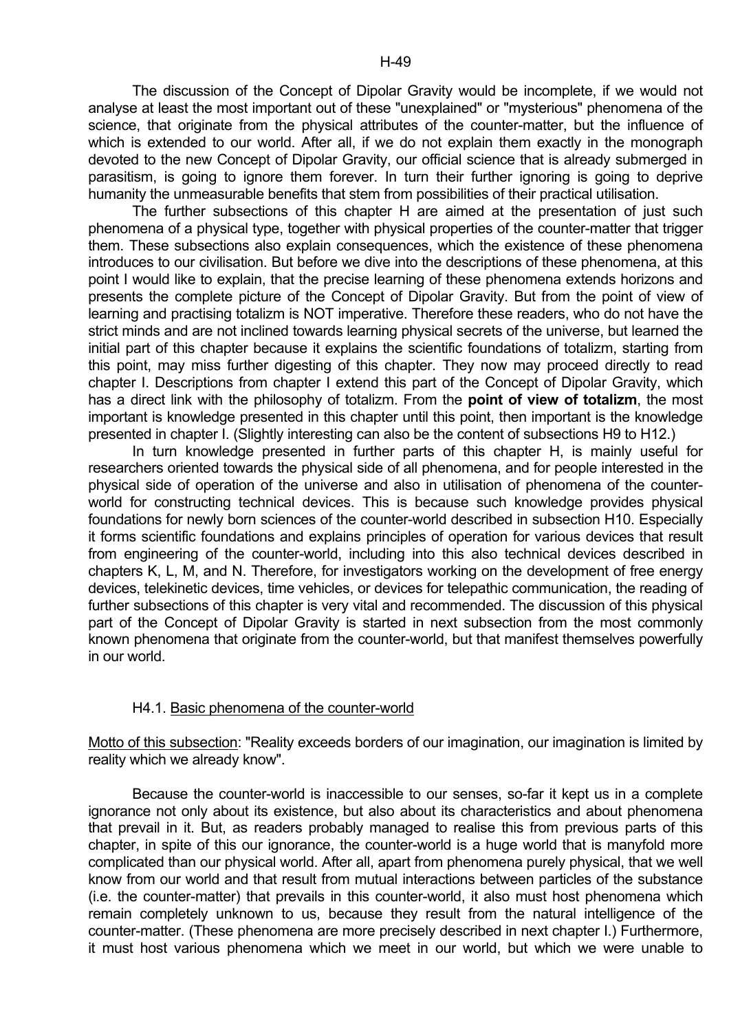The discussion of the Concept of Dipolar Gravity would be incomplete, if we would not analyse at least the most important out of these "unexplained" or "mysterious" phenomena of the science, that originate from the physical attributes of the counter-matter, but the influence of which is extended to our world. After all, if we do not explain them exactly in the monograph devoted to the new Concept of Dipolar Gravity, our official science that is already submerged in parasitism, is going to ignore them forever. In turn their further ignoring is going to deprive humanity the unmeasurable benefits that stem from possibilities of their practical utilisation.

The further subsections of this chapter H are aimed at the presentation of just such phenomena of a physical type, together with physical properties of the counter-matter that trigger them. These subsections also explain consequences, which the existence of these phenomena introduces to our civilisation. But before we dive into the descriptions of these phenomena, at this point I would like to explain, that the precise learning of these phenomena extends horizons and presents the complete picture of the Concept of Dipolar Gravity. But from the point of view of learning and practising totalizm is NOT imperative. Therefore these readers, who do not have the strict minds and are not inclined towards learning physical secrets of the universe, but learned the initial part of this chapter because it explains the scientific foundations of totalizm, starting from this point, may miss further digesting of this chapter. They now may proceed directly to read chapter I. Descriptions from chapter I extend this part of the Concept of Dipolar Gravity, which has a direct link with the philosophy of totalizm. From the **point of view of totalizm**, the most important is knowledge presented in this chapter until this point, then important is the knowledge presented in chapter I. (Slightly interesting can also be the content of subsections H9 to H12.)

In turn knowledge presented in further parts of this chapter H, is mainly useful for researchers oriented towards the physical side of all phenomena, and for people interested in the physical side of operation of the universe and also in utilisation of phenomena of the counter-world for constructing technical devices. This is because such knowledge provides physical foundations for newly born sciences of the counter-world described in subsection H10. Especially it forms scientific foundations and explains principles of operation for various devices that result from engineering of the counter-world, including into this also technical devices described in chapters K, L, M, and N. Therefore, for investigators working on the development of free energy devices, telekinetic devices, time vehicles, or devices for telepathic communication, the reading of further subsections of this chapter is very vital and recommended. The discussion of this physical part of the Concept of Dipolar Gravity is started in next subsection from the most commonly known phenomena that originate from the counter-world, but that manifest themselves powerfully in our world.

### H4.1. Basic phenomena of the counter-world

Motto of this subsection: "Reality exceeds borders of our imagination, our imagination is limited by reality which we already know".

Because the counter-world is inaccessible to our senses, so-far it kept us in a complete ignorance not only about its existence, but also about its characteristics and about phenomena that prevail in it. But, as readers probably managed to realise this from previous parts of this chapter, in spite of this our ignorance, the counter-world is a huge world that is manyfold more complicated than our physical world. After all, apart from phenomena purely physical, that we well know from our world and that result from mutual interactions between particles of the substance (i.e. the counter-matter) that prevails in this counter-world, it also must host phenomena which remain completely unknown to us, because they result from the natural intelligence of the counter-matter. (These phenomena are more precisely described in next chapter I.) Furthermore, it must host various phenomena which we meet in our world, but which we were unable to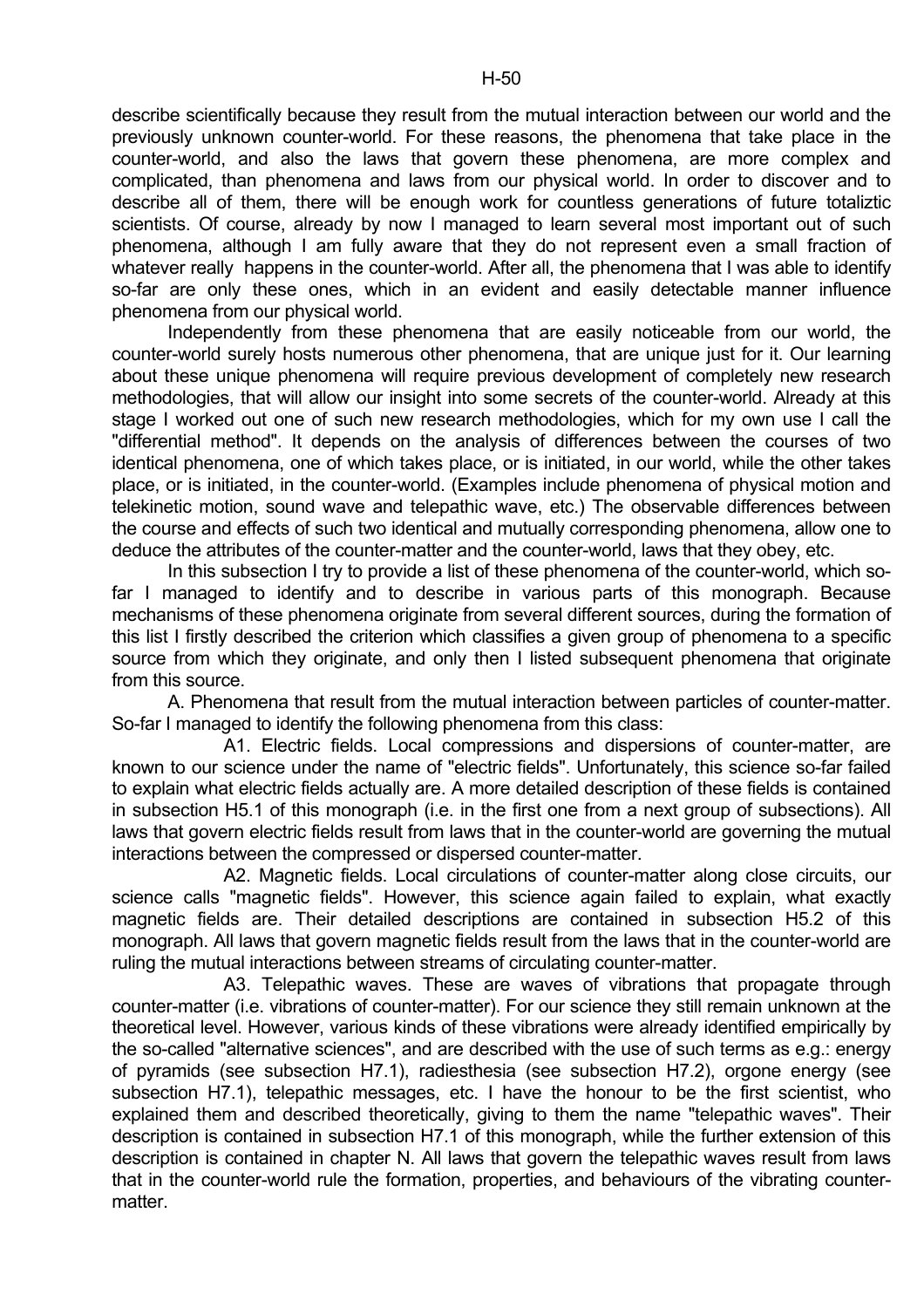describe scientifically because they result from the mutual interaction between our world and the previously unknown counter-world. For these reasons, the phenomena that take place in the counter-world, and also the laws that govern these phenomena, are more complex and complicated, than phenomena and laws from our physical world. In order to discover and to describe all of them, there will be enough work for countless generations of future totaliztic scientists. Of course, already by now I managed to learn several most important out of such phenomena, although I am fully aware that they do not represent even a small fraction of whatever really happens in the counter-world. After all, the phenomena that I was able to identify so-far are only these ones, which in an evident and easily detectable manner influence phenomena from our physical world.

Independently from these phenomena that are easily noticeable from our world, the counter-world surely hosts numerous other phenomena, that are unique just for it. Our learning about these unique phenomena will require previous development of completely new research methodologies, that will allow our insight into some secrets of the counter-world. Already at this stage I worked out one of such new research methodologies, which for my own use I call the "differential method". It depends on the analysis of differences between the courses of two identical phenomena, one of which takes place, or is initiated, in our world, while the other takes place, or is initiated, in the counter-world. (Examples include phenomena of physical motion and telekinetic motion, sound wave and telepathic wave, etc.) The observable differences between the course and effects of such two identical and mutually corresponding phenomena, allow one to deduce the attributes of the counter-matter and the counter-world, laws that they obey, etc.

In this subsection I try to provide a list of these phenomena of the counter-world, which so-far I managed to identify and to describe in various parts of this monograph. Because mechanisms of these phenomena originate from several different sources, during the formation of this list I firstly described the criterion which classifies a given group of phenomena to a specific source from which they originate, and only then I listed subsequent phenomena that originate from this source.

A. Phenomena that result from the mutual interaction between particles of counter-matter. So-far I managed to identify the following phenomena from this class:

A1. Electric fields. Local compressions and dispersions of counter-matter, are known to our science under the name of "electric fields". Unfortunately, this science so-far failed to explain what electric fields actually are. A more detailed description of these fields is contained in subsection H5.1 of this monograph (i.e. in the first one from a next group of subsections). All laws that govern electric fields result from laws that in the counter-world are governing the mutual interactions between the compressed or dispersed counter-matter.

A2. Magnetic fields. Local circulations of counter-matter along close circuits, our science calls "magnetic fields". However, this science again failed to explain, what exactly magnetic fields are. Their detailed descriptions are contained in subsection H5.2 of this monograph. All laws that govern magnetic fields result from the laws that in the counter-world are ruling the mutual interactions between streams of circulating counter-matter.

A3. Telepathic waves. These are waves of vibrations that propagate through counter-matter (i.e. vibrations of counter-matter). For our science they still remain unknown at the theoretical level. However, various kinds of these vibrations were already identified empirically by the so-called "alternative sciences", and are described with the use of such terms as e.g.: energy of pyramids (see subsection H7.1), radiesthesia (see subsection H7.2), orgone energy (see subsection H7.1), telepathic messages, etc. I have the honour to be the first scientist, who explained them and described theoretically, giving to them the name "telepathic waves". Their description is contained in subsection H7.1 of this monograph, while the further extension of this description is contained in chapter N. All laws that govern the telepathic waves result from laws that in the counter-world rule the formation, properties, and behaviours of the vibrating counter-matter.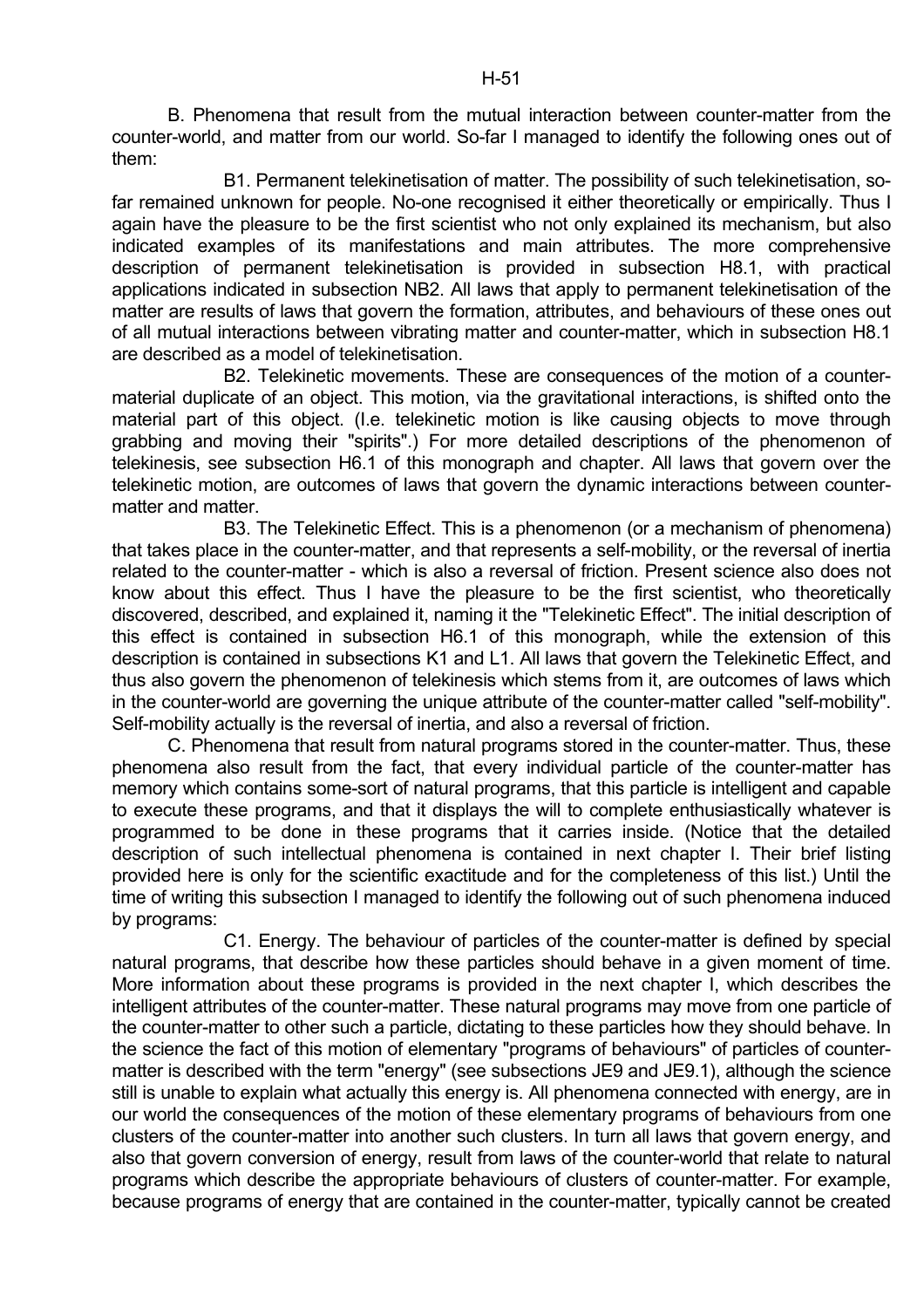B. Phenomena that result from the mutual interaction between counter-matter from the counter-world, and matter from our world. So-far I managed to identify the following ones out of them:

B1. Permanent telekinetisation of matter. The possibility of such telekinetisation, so-far remained unknown for people. No-one recognised it either theoretically or empirically. Thus I again have the pleasure to be the first scientist who not only explained its mechanism, but also indicated examples of its manifestations and main attributes. The more comprehensive description of permanent telekinetisation is provided in subsection H8.1, with practical applications indicated in subsection NB2. All laws that apply to permanent telekinetisation of the matter are results of laws that govern the formation, attributes, and behaviours of these ones out of all mutual interactions between vibrating matter and counter-matter, which in subsection H8.1 are described as a model of telekinetisation.

B2. Telekinetic movements. These are consequences of the motion of a counter-material duplicate of an object. This motion, via the gravitational interactions, is shifted onto the material part of this object. (I.e. telekinetic motion is like causing objects to move through grabbing and moving their "spirits".) For more detailed descriptions of the phenomenon of telekinesis, see subsection H6.1 of this monograph and chapter. All laws that govern over the telekinetic motion, are outcomes of laws that govern the dynamic interactions between counter-matter and matter.

B3. The Telekinetic Effect. This is a phenomenon (or a mechanism of phenomena) that takes place in the counter-matter, and that represents a self-mobility, or the reversal of inertia related to the counter-matter - which is also a reversal of friction. Present science also does not know about this effect. Thus I have the pleasure to be the first scientist, who theoretically discovered, described, and explained it, naming it the "Telekinetic Effect". The initial description of this effect is contained in subsection H6.1 of this monograph, while the extension of this description is contained in subsections K1 and L1. All laws that govern the Telekinetic Effect, and thus also govern the phenomenon of telekinesis which stems from it, are outcomes of laws which in the counter-world are governing the unique attribute of the counter-matter called "self-mobility". Self-mobility actually is the reversal of inertia, and also a reversal of friction.

C. Phenomena that result from natural programs stored in the counter-matter. Thus, these phenomena also result from the fact, that every individual particle of the counter-matter has memory which contains some-sort of natural programs, that this particle is intelligent and capable to execute these programs, and that it displays the will to complete enthusiastically whatever is programmed to be done in these programs that it carries inside. (Notice that the detailed description of such intellectual phenomena is contained in next chapter I. Their brief listing provided here is only for the scientific exactitude and for the completeness of this list.) Until the time of writing this subsection I managed to identify the following out of such phenomena induced by programs:

C1. Energy. The behaviour of particles of the counter-matter is defined by special natural programs, that describe how these particles should behave in a given moment of time. More information about these programs is provided in the next chapter I, which describes the intelligent attributes of the counter-matter. These natural programs may move from one particle of the counter-matter to other such a particle, dictating to these particles how they should behave. In the science the fact of this motion of elementary "programs of behaviours" of particles of counter-matter is described with the term "energy" (see subsections JE9 and JE9.1), although the science still is unable to explain what actually this energy is. All phenomena connected with energy, are in our world the consequences of the motion of these elementary programs of behaviours from one clusters of the counter-matter into another such clusters. In turn all laws that govern energy, and also that govern conversion of energy, result from laws of the counter-world that relate to natural programs which describe the appropriate behaviours of clusters of counter-matter. For example, because programs of energy that are contained in the counter-matter, typically cannot be created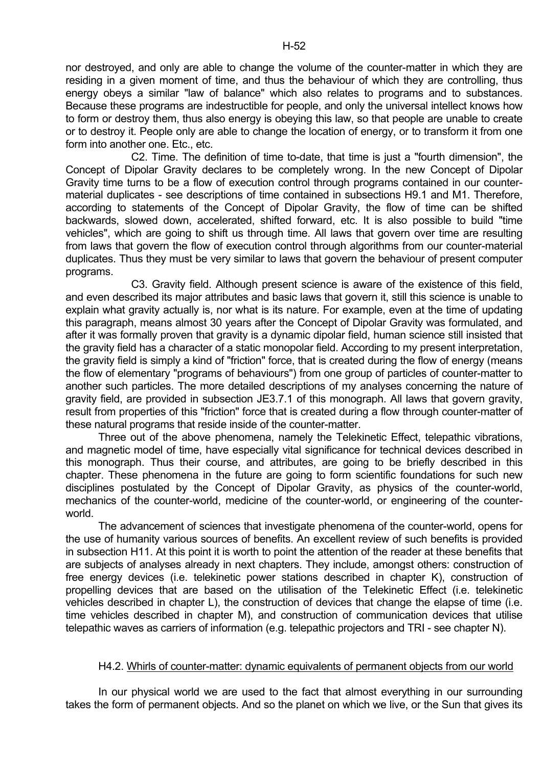nor destroyed, and only are able to change the volume of the counter-matter in which they are residing in a given moment of time, and thus the behaviour of which they are controlling, thus energy obeys a similar "law of balance" which also relates to programs and to substances. Because these programs are indestructible for people, and only the universal intellect knows how to form or destroy them, thus also energy is obeying this law, so that people are unable to create or to destroy it. People only are able to change the location of energy, or to transform it from one form into another one. Etc., etc.

C2. Time. The definition of time to-date, that time is just a "fourth dimension", the Concept of Dipolar Gravity declares to be completely wrong. In the new Concept of Dipolar Gravity time turns to be a flow of execution control through programs contained in our counter-material duplicates - see descriptions of time contained in subsections H9.1 and M1. Therefore, according to statements of the Concept of Dipolar Gravity, the flow of time can be shifted backwards, slowed down, accelerated, shifted forward, etc. It is also possible to build "time vehicles", which are going to shift us through time. All laws that govern over time are resulting from laws that govern the flow of execution control through algorithms from our counter-material duplicates. Thus they must be very similar to laws that govern the behaviour of present computer programs.

C3. Gravity field. Although present science is aware of the existence of this field, and even described its major attributes and basic laws that govern it, still this science is unable to explain what gravity actually is, nor what is its nature. For example, even at the time of updating this paragraph, means almost 30 years after the Concept of Dipolar Gravity was formulated, and after it was formally proven that gravity is a dynamic dipolar field, human science still insisted that the gravity field has a character of a static monopolar field. According to my present interpretation, the gravity field is simply a kind of "friction" force, that is created during the flow of energy (means the flow of elementary "programs of behaviours") from one group of particles of counter-matter to another such particles. The more detailed descriptions of my analyses concerning the nature of gravity field, are provided in subsection JE3.7.1 of this monograph. All laws that govern gravity, result from properties of this "friction" force that is created during a flow through counter-matter of these natural programs that reside inside of the counter-matter.

Three out of the above phenomena, namely the Telekinetic Effect, telepathic vibrations, and magnetic model of time, have especially vital significance for technical devices described in this monograph. Thus their course, and attributes, are going to be briefly described in this chapter. These phenomena in the future are going to form scientific foundations for such new disciplines postulated by the Concept of Dipolar Gravity, as physics of the counter-world, mechanics of the counter-world, medicine of the counter-world, or engineering of the counter-world.

The advancement of sciences that investigate phenomena of the counter-world, opens for the use of humanity various sources of benefits. An excellent review of such benefits is provided in subsection H11. At this point it is worth to point the attention of the reader at these benefits that are subjects of analyses already in next chapters. They include, amongst others: construction of free energy devices (i.e. telekinetic power stations described in chapter K), construction of propelling devices that are based on the utilisation of the Telekinetic Effect (i.e. telekinetic vehicles described in chapter L), the construction of devices that change the elapse of time (i.e. time vehicles described in chapter M), and construction of communication devices that utilise telepathic waves as carriers of information (e.g. telepathic projectors and TRI - see chapter N).

### H4.2. Whirls of counter-matter: dynamic equivalents of permanent objects from our world

In our physical world we are used to the fact that almost everything in our surrounding takes the form of permanent objects. And so the planet on which we live, or the Sun that gives its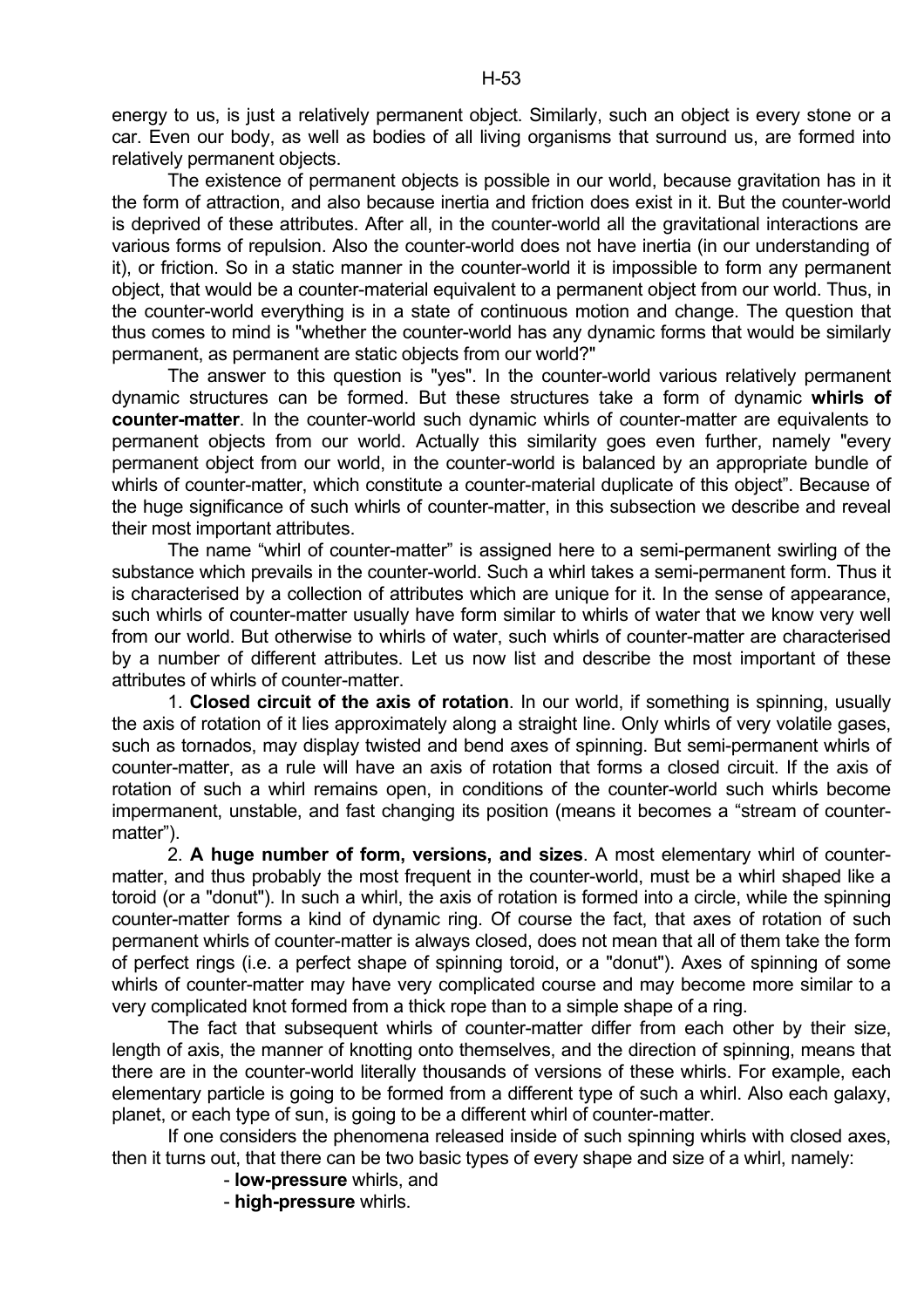energy to us, is just a relatively permanent object. Similarly, such an object is every stone or a car. Even our body, as well as bodies of all living organisms that surround us, are formed into relatively permanent objects.

The existence of permanent objects is possible in our world, because gravitation has in it the form of attraction, and also because inertia and friction does exist in it. But the counter-world is deprived of these attributes. After all, in the counter-world all the gravitational interactions are various forms of repulsion. Also the counter-world does not have inertia (in our understanding of it), or friction. So in a static manner in the counter-world it is impossible to form any permanent object, that would be a counter-material equivalent to a permanent object from our world. Thus, in the counter-world everything is in a state of continuous motion and change. The question that thus comes to mind is "whether the counter-world has any dynamic forms that would be similarly permanent, as permanent are static objects from our world?"

The answer to this question is "yes". In the counter-world various relatively permanent dynamic structures can be formed. But these structures take a form of dynamic **whirls of counter-matter**. In the counter-world such dynamic whirls of counter-matter are equivalents to permanent objects from our world. Actually this similarity goes even further, namely "every permanent object from our world, in the counter-world is balanced by an appropriate bundle of whirls of counter-matter, which constitute a counter-material duplicate of this object". Because of the huge significance of such whirls of counter-matter, in this subsection we describe and reveal their most important attributes.

The name "whirl of counter-matter" is assigned here to a semi-permanent swirling of the substance which prevails in the counter-world. Such a whirl takes a semi-permanent form. Thus it is characterised by a collection of attributes which are unique for it. In the sense of appearance, such whirls of counter-matter usually have form similar to whirls of water that we know very well from our world. But otherwise to whirls of water, such whirls of counter-matter are characterised by a number of different attributes. Let us now list and describe the most important of these attributes of whirls of counter-matter.

1. **Closed circuit of the axis of rotation**. In our world, if something is spinning, usually the axis of rotation of it lies approximately along a straight line. Only whirls of very volatile gases, such as tornados, may display twisted and bend axes of spinning. But semi-permanent whirls of counter-matter, as a rule will have an axis of rotation that forms a closed circuit. If the axis of rotation of such a whirl remains open, in conditions of the counter-world such whirls become impermanent, unstable, and fast changing its position (means it becomes a "stream of counter-matter").

2. **A huge number of form, versions, and sizes**. A most elementary whirl of counter-matter, and thus probably the most frequent in the counter-world, must be a whirl shaped like a toroid (or a "donut"). In such a whirl, the axis of rotation is formed into a circle, while the spinning counter-matter forms a kind of dynamic ring. Of course the fact, that axes of rotation of such permanent whirls of counter-matter is always closed, does not mean that all of them take the form of perfect rings (i.e. a perfect shape of spinning toroid, or a "donut"). Axes of spinning of some whirls of counter-matter may have very complicated course and may become more similar to a very complicated knot formed from a thick rope than to a simple shape of a ring.

The fact that subsequent whirls of counter-matter differ from each other by their size, length of axis, the manner of knotting onto themselves, and the direction of spinning, means that there are in the counter-world literally thousands of versions of these whirls. For example, each elementary particle is going to be formed from a different type of such a whirl. Also each galaxy, planet, or each type of sun, is going to be a different whirl of counter-matter.

If one considers the phenomena released inside of such spinning whirls with closed axes, then it turns out, that there can be two basic types of every shape and size of a whirl, namely:

- **low-pressure** whirls, and
- **high-pressure** whirls.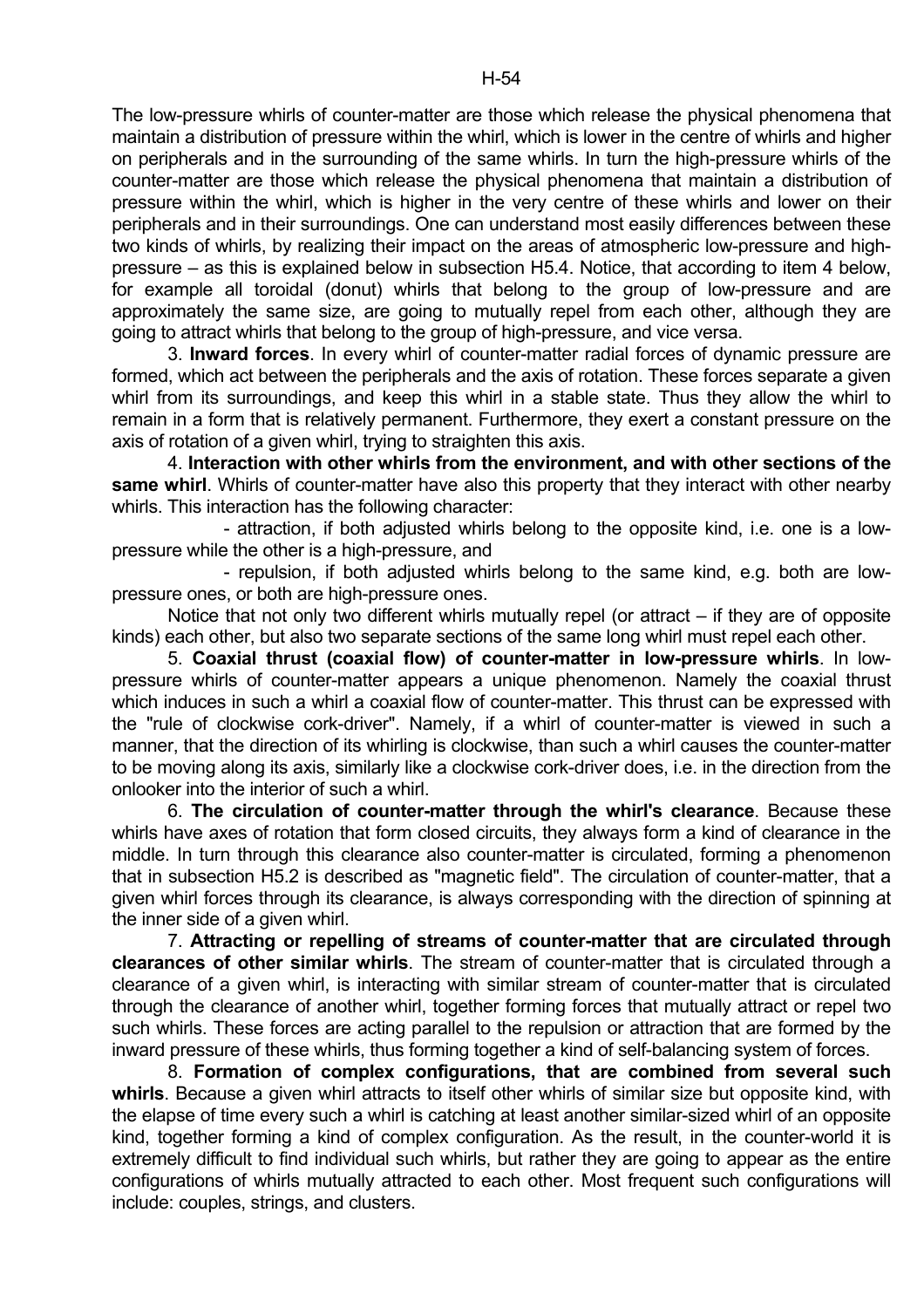The low-pressure whirls of counter-matter are those which release the physical phenomena that maintain a distribution of pressure within the whirl, which is lower in the centre of whirls and higher on peripherals and in the surrounding of the same whirls. In turn the high-pressure whirls of the counter-matter are those which release the physical phenomena that maintain a distribution of pressure within the whirl, which is higher in the very centre of these whirls and lower on their peripherals and in their surroundings. One can understand most easily differences between these two kinds of whirls, by realizing their impact on the areas of atmospheric low-pressure and high-pressure – as this is explained below in subsection H5.4. Notice, that according to item 4 below, for example all toroidal (donut) whirls that belong to the group of low-pressure and are approximately the same size, are going to mutually repel from each other, although they are going to attract whirls that belong to the group of high-pressure, and vice versa.

3. **Inward forces**. In every whirl of counter-matter radial forces of dynamic pressure are formed, which act between the peripherals and the axis of rotation. These forces separate a given whirl from its surroundings, and keep this whirl in a stable state. Thus they allow the whirl to remain in a form that is relatively permanent. Furthermore, they exert a constant pressure on the axis of rotation of a given whirl, trying to straighten this axis.

4. **Interaction with other whirls from the environment, and with other sections of the same whirl**. Whirls of counter-matter have also this property that they interact with other nearby whirls. This interaction has the following character:

- attraction, if both adjusted whirls belong to the opposite kind, i.e. one is a low-pressure while the other is a high-pressure, and
- repulsion, if both adjusted whirls belong to the same kind, e.g. both are low-pressure ones, or both are high-pressure ones.

Notice that not only two different whirls mutually repel (or attract – if they are of opposite kinds) each other, but also two separate sections of the same long whirl must repel each other.

5. **Coaxial thrust (coaxial flow) of counter-matter in low-pressure whirls**. In low-pressure whirls of counter-matter appears a unique phenomenon. Namely the coaxial thrust which induces in such a whirl a coaxial flow of counter-matter. This thrust can be expressed with the "rule of clockwise cork-driver". Namely, if a whirl of counter-matter is viewed in such a manner, that the direction of its whirling is clockwise, than such a whirl causes the counter-matter to be moving along its axis, similarly like a clockwise cork-driver does, i.e. in the direction from the onlooker into the interior of such a whirl.

6. **The circulation of counter-matter through the whirl's clearance**. Because these whirls have axes of rotation that form closed circuits, they always form a kind of clearance in the middle. In turn through this clearance also counter-matter is circulated, forming a phenomenon that in subsection H5.2 is described as "magnetic field". The circulation of counter-matter, that a given whirl forces through its clearance, is always corresponding with the direction of spinning at the inner side of a given whirl.

7. **Attracting or repelling of streams of counter-matter that are circulated through clearances of other similar whirls**. The stream of counter-matter that is circulated through a clearance of a given whirl, is interacting with similar stream of counter-matter that is circulated through the clearance of another whirl, together forming forces that mutually attract or repel two such whirls. These forces are acting parallel to the repulsion or attraction that are formed by the inward pressure of these whirls, thus forming together a kind of self-balancing system of forces.

8. **Formation of complex configurations, that are combined from several such whirls**. Because a given whirl attracts to itself other whirls of similar size but opposite kind, with the elapse of time every such a whirl is catching at least another similar-sized whirl of an opposite kind, together forming a kind of complex configuration. As the result, in the counter-world it is extremely difficult to find individual such whirls, but rather they are going to appear as the entire configurations of whirls mutually attracted to each other. Most frequent such configurations will include: couples, strings, and clusters.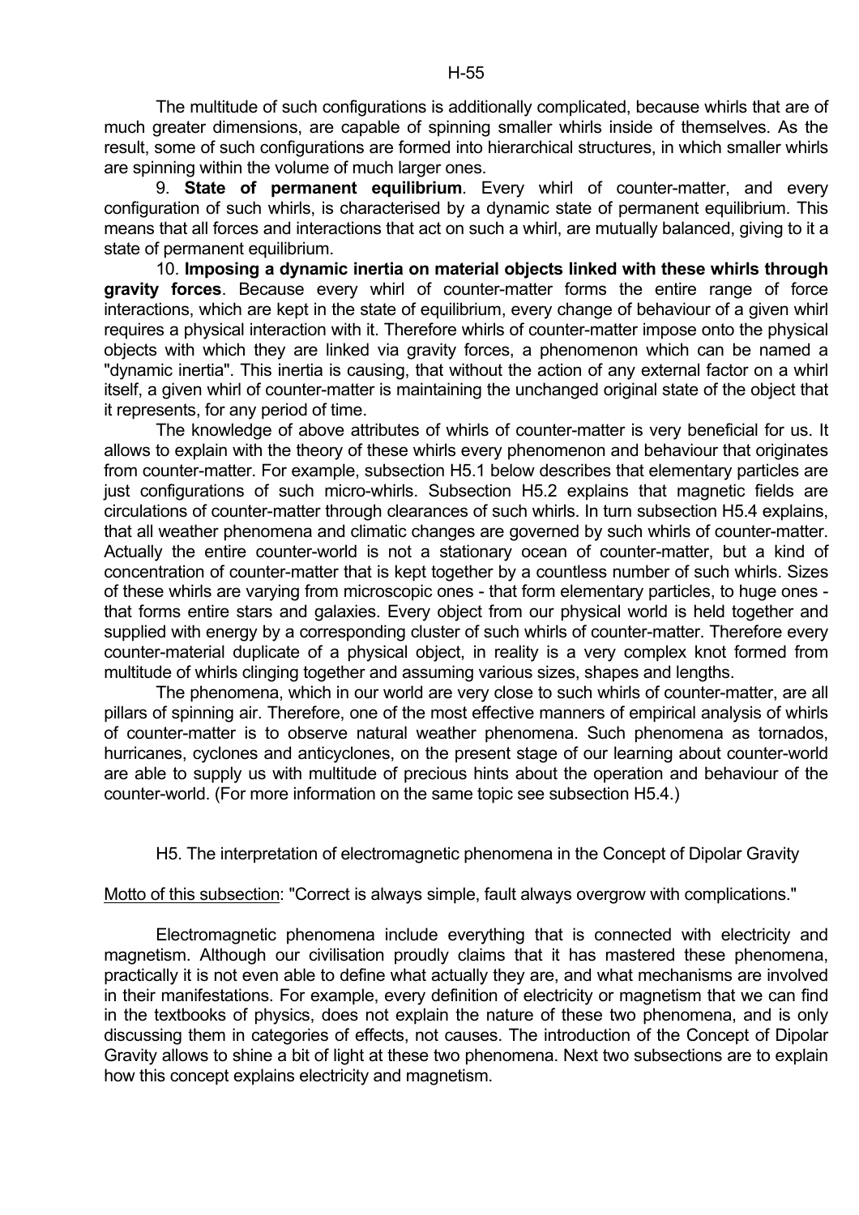The multitude of such configurations is additionally complicated, because whirls that are of much greater dimensions, are capable of spinning smaller whirls inside of themselves. As the result, some of such configurations are formed into hierarchical structures, in which smaller whirls are spinning within the volume of much larger ones.

9. **State of permanent equilibrium**. Every whirl of counter-matter, and every configuration of such whirls, is characterised by a dynamic state of permanent equilibrium. This means that all forces and interactions that act on such a whirl, are mutually balanced, giving to it a state of permanent equilibrium.

10. **Imposing a dynamic inertia on material objects linked with these whirls through gravity forces**. Because every whirl of counter-matter forms the entire range of force interactions, which are kept in the state of equilibrium, every change of behaviour of a given whirl requires a physical interaction with it. Therefore whirls of counter-matter impose onto the physical objects with which they are linked via gravity forces, a phenomenon which can be named a "dynamic inertia". This inertia is causing, that without the action of any external factor on a whirl itself, a given whirl of counter-matter is maintaining the unchanged original state of the object that it represents, for any period of time.

The knowledge of above attributes of whirls of counter-matter is very beneficial for us. It allows to explain with the theory of these whirls every phenomenon and behaviour that originates from counter-matter. For example, subsection H5.1 below describes that elementary particles are just configurations of such micro-whirls. Subsection H5.2 explains that magnetic fields are circulations of counter-matter through clearances of such whirls. In turn subsection H5.4 explains, that all weather phenomena and climatic changes are governed by such whirls of counter-matter. Actually the entire counter-world is not a stationary ocean of counter-matter, but a kind of concentration of counter-matter that is kept together by a countless number of such whirls. Sizes of these whirls are varying from microscopic ones - that form elementary particles, to huge ones - that forms entire stars and galaxies. Every object from our physical world is held together and supplied with energy by a corresponding cluster of such whirls of counter-matter. Therefore every counter-material duplicate of a physical object, in reality is a very complex knot formed from multitude of whirls clinging together and assuming various sizes, shapes and lengths.

The phenomena, which in our world are very close to such whirls of counter-matter, are all pillars of spinning air. Therefore, one of the most effective manners of empirical analysis of whirls of counter-matter is to observe natural weather phenomena. Such phenomena as tornados, hurricanes, cyclones and anticyclones, on the present stage of our learning about counter-world are able to supply us with multitude of precious hints about the operation and behaviour of the counter-world. (For more information on the same topic see subsection H5.4.)

## H5. The interpretation of electromagnetic phenomena in the Concept of Dipolar Gravity

Motto of this subsection: "Correct is always simple, fault always overgrow with complications."

Electromagnetic phenomena include everything that is connected with electricity and magnetism. Although our civilisation proudly claims that it has mastered these phenomena, practically it is not even able to define what actually they are, and what mechanisms are involved in their manifestations. For example, every definition of electricity or magnetism that we can find in the textbooks of physics, does not explain the nature of these two phenomena, and is only discussing them in categories of effects, not causes. The introduction of the Concept of Dipolar Gravity allows to shine a bit of light at these two phenomena. Next two subsections are to explain how this concept explains electricity and magnetism.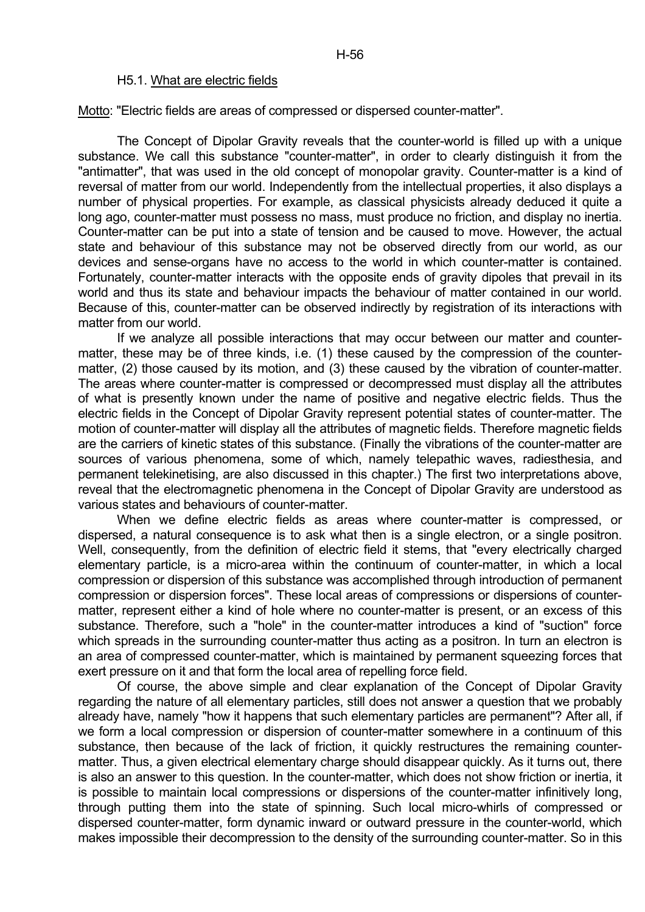### H5.1. What are electric fields

Motto: "Electric fields are areas of compressed or dispersed counter-matter".

The Concept of Dipolar Gravity reveals that the counter-world is filled up with a unique substance. We call this substance "counter-matter", in order to clearly distinguish it from the "antimatter", that was used in the old concept of monopolar gravity. Counter-matter is a kind of reversal of matter from our world. Independently from the intellectual properties, it also displays a number of physical properties. For example, as classical physicists already deduced it quite a long ago, counter-matter must possess no mass, must produce no friction, and display no inertia. Counter-matter can be put into a state of tension and be caused to move. However, the actual state and behaviour of this substance may not be observed directly from our world, as our devices and sense-organs have no access to the world in which counter-matter is contained. Fortunately, counter-matter interacts with the opposite ends of gravity dipoles that prevail in its world and thus its state and behaviour impacts the behaviour of matter contained in our world. Because of this, counter-matter can be observed indirectly by registration of its interactions with matter from our world.

If we analyze all possible interactions that may occur between our matter and counter-matter, these may be of three kinds, i.e. (1) these caused by the compression of the counter-matter, (2) those caused by its motion, and (3) these caused by the vibration of counter-matter. The areas where counter-matter is compressed or decompressed must display all the attributes of what is presently known under the name of positive and negative electric fields. Thus the electric fields in the Concept of Dipolar Gravity represent potential states of counter-matter. The motion of counter-matter will display all the attributes of magnetic fields. Therefore magnetic fields are the carriers of kinetic states of this substance. (Finally the vibrations of the counter-matter are sources of various phenomena, some of which, namely telepathic waves, radiesthesia, and permanent telekinetising, are also discussed in this chapter.) The first two interpretations above, reveal that the electromagnetic phenomena in the Concept of Dipolar Gravity are understood as various states and behaviours of counter-matter.

When we define electric fields as areas where counter-matter is compressed, or dispersed, a natural consequence is to ask what then is a single electron, or a single positron. Well, consequently, from the definition of electric field it stems, that "every electrically charged elementary particle, is a micro-area within the continuum of counter-matter, in which a local compression or dispersion of this substance was accomplished through introduction of permanent compression or dispersion forces". These local areas of compressions or dispersions of counter-matter, represent either a kind of hole where no counter-matter is present, or an excess of this substance. Therefore, such a "hole" in the counter-matter introduces a kind of "suction" force which spreads in the surrounding counter-matter thus acting as a positron. In turn an electron is an area of compressed counter-matter, which is maintained by permanent squeezing forces that exert pressure on it and that form the local area of repelling force field.

Of course, the above simple and clear explanation of the Concept of Dipolar Gravity regarding the nature of all elementary particles, still does not answer a question that we probably already have, namely "how it happens that such elementary particles are permanent"? After all, if we form a local compression or dispersion of counter-matter somewhere in a continuum of this substance, then because of the lack of friction, it quickly restructures the remaining counter-matter. Thus, a given electrical elementary charge should disappear quickly. As it turns out, there is also an answer to this question. In the counter-matter, which does not show friction or inertia, it is possible to maintain local compressions or dispersions of the counter-matter infinitively long, through putting them into the state of spinning. Such local micro-whirls of compressed or dispersed counter-matter, form dynamic inward or outward pressure in the counter-world, which makes impossible their decompression to the density of the surrounding counter-matter. So in this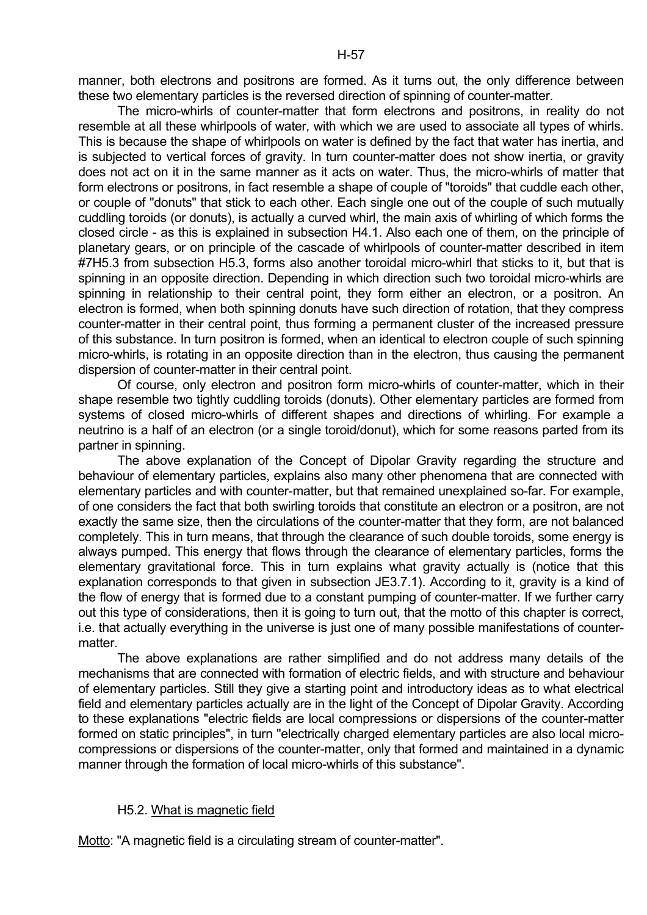manner, both electrons and positrons are formed. As it turns out, the only difference between these two elementary particles is the reversed direction of spinning of counter-matter.

The micro-whirls of counter-matter that form electrons and positrons, in reality do not resemble at all these whirlpools of water, with which we are used to associate all types of whirls. This is because the shape of whirlpools on water is defined by the fact that water has inertia, and is subjected to vertical forces of gravity. In turn counter-matter does not show inertia, or gravity does not act on it in the same manner as it acts on water. Thus, the micro-whirls of matter that form electrons or positrons, in fact resemble a shape of couple of "toroids" that cuddle each other, or couple of "donuts" that stick to each other. Each single one out of the couple of such mutually cuddling toroids (or donuts), is actually a curved whirl, the main axis of whirling of which forms the closed circle - as this is explained in subsection H4.1. Also each one of them, on the principle of planetary gears, or on principle of the cascade of whirlpools of counter-matter described in item #7H5.3 from subsection H5.3, forms also another toroidal micro-whirl that sticks to it, but that is spinning in an opposite direction. Depending in which direction such two toroidal micro-whirls are spinning in relationship to their central point, they form either an electron, or a positron. An electron is formed, when both spinning donuts have such direction of rotation, that they compress counter-matter in their central point, thus forming a permanent cluster of the increased pressure of this substance. In turn positron is formed, when an identical to electron couple of such spinning micro-whirls, is rotating in an opposite direction than in the electron, thus causing the permanent dispersion of counter-matter in their central point.

Of course, only electron and positron form micro-whirls of counter-matter, which in their shape resemble two tightly cuddling toroids (donuts). Other elementary particles are formed from systems of closed micro-whirls of different shapes and directions of whirling. For example a neutrino is a half of an electron (or a single toroid/donut), which for some reasons parted from its partner in spinning.

The above explanation of the Concept of Dipolar Gravity regarding the structure and behaviour of elementary particles, explains also many other phenomena that are connected with elementary particles and with counter-matter, but that remained unexplained so-far. For example, of one considers the fact that both swirling toroids that constitute an electron or a positron, are not exactly the same size, then the circulations of the counter-matter that they form, are not balanced completely. This in turn means, that through the clearance of such double toroids, some energy is always pumped. This energy that flows through the clearance of elementary particles, forms the elementary gravitational force. This in turn explains what gravity actually is (notice that this explanation corresponds to that given in subsection JE3.7.1). According to it, gravity is a kind of the flow of energy that is formed due to a constant pumping of counter-matter. If we further carry out this type of considerations, then it is going to turn out, that the motto of this chapter is correct, i.e. that actually everything in the universe is just one of many possible manifestations of counter-matter.

The above explanations are rather simplified and do not address many details of the mechanisms that are connected with formation of electric fields, and with structure and behaviour of elementary particles. Still they give a starting point and introductory ideas as to what electrical field and elementary particles actually are in the light of the Concept of Dipolar Gravity. According to these explanations "electric fields are local compressions or dispersions of the counter-matter formed on static principles", in turn "electrically charged elementary particles are also local micro-compressions or dispersions of the counter-matter, only that formed and maintained in a dynamic manner through the formation of local micro-whirls of this substance".

### H5.2. What is magnetic field

Motto: "A magnetic field is a circulating stream of counter-matter".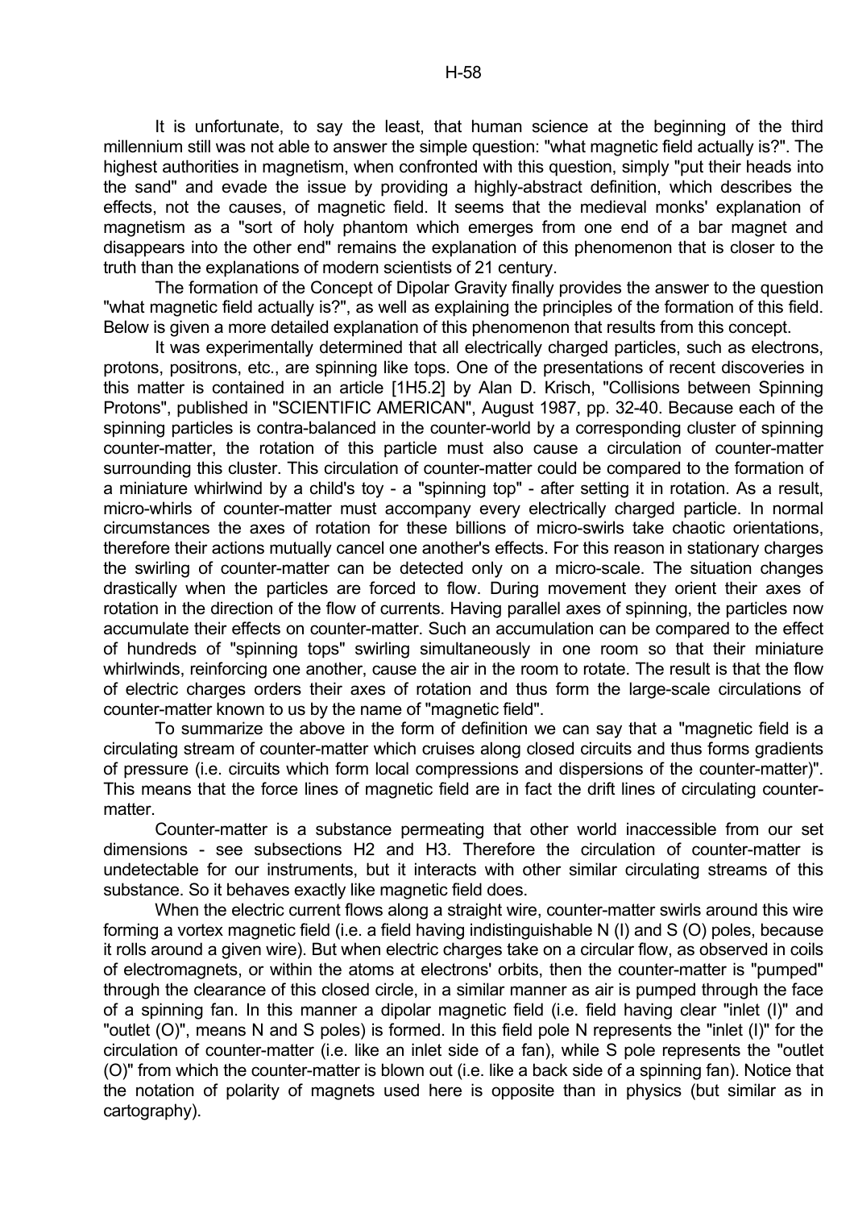It is unfortunate, to say the least, that human science at the beginning of the third millennium still was not able to answer the simple question: "what magnetic field actually is?". The highest authorities in magnetism, when confronted with this question, simply "put their heads into the sand" and evade the issue by providing a highly-abstract definition, which describes the effects, not the causes, of magnetic field. It seems that the medieval monks' explanation of magnetism as a "sort of holy phantom which emerges from one end of a bar magnet and disappears into the other end" remains the explanation of this phenomenon that is closer to the truth than the explanations of modern scientists of 21 century.

The formation of the Concept of Dipolar Gravity finally provides the answer to the question "what magnetic field actually is?", as well as explaining the principles of the formation of this field. Below is given a more detailed explanation of this phenomenon that results from this concept.

It was experimentally determined that all electrically charged particles, such as electrons, protons, positrons, etc., are spinning like tops. One of the presentations of recent discoveries in this matter is contained in an article [1H5.2] by Alan D. Krisch, "Collisions between Spinning Protons", published in "SCIENTIFIC AMERICAN", August 1987, pp. 32-40. Because each of the spinning particles is contra-balanced in the counter-world by a corresponding cluster of spinning counter-matter, the rotation of this particle must also cause a circulation of counter-matter surrounding this cluster. This circulation of counter-matter could be compared to the formation of a miniature whirlwind by a child's toy - a "spinning top" - after setting it in rotation. As a result, micro-whirls of counter-matter must accompany every electrically charged particle. In normal circumstances the axes of rotation for these billions of micro-swirls take chaotic orientations, therefore their actions mutually cancel one another's effects. For this reason in stationary charges the swirling of counter-matter can be detected only on a micro-scale. The situation changes drastically when the particles are forced to flow. During movement they orient their axes of rotation in the direction of the flow of currents. Having parallel axes of spinning, the particles now accumulate their effects on counter-matter. Such an accumulation can be compared to the effect of hundreds of "spinning tops" swirling simultaneously in one room so that their miniature whirlwinds, reinforcing one another, cause the air in the room to rotate. The result is that the flow of electric charges orders their axes of rotation and thus form the large-scale circulations of counter-matter known to us by the name of "magnetic field".

To summarize the above in the form of definition we can say that a "magnetic field is a circulating stream of counter-matter which cruises along closed circuits and thus forms gradients of pressure (i.e. circuits which form local compressions and dispersions of the counter-matter)". This means that the force lines of magnetic field are in fact the drift lines of circulating counter-matter.

Counter-matter is a substance permeating that other world inaccessible from our set dimensions - see subsections H2 and H3. Therefore the circulation of counter-matter is undetectable for our instruments, but it interacts with other similar circulating streams of this substance. So it behaves exactly like magnetic field does.

When the electric current flows along a straight wire, counter-matter swirls around this wire forming a vortex magnetic field (i.e. a field having indistinguishable N (I) and S (O) poles, because it rolls around a given wire). But when electric charges take on a circular flow, as observed in coils of electromagnets, or within the atoms at electrons' orbits, then the counter-matter is "pumped" through the clearance of this closed circle, in a similar manner as air is pumped through the face of a spinning fan. In this manner a dipolar magnetic field (i.e. field having clear "inlet (I)" and "outlet (O)", means N and S poles) is formed. In this field pole N represents the "inlet (I)" for the circulation of counter-matter (i.e. like an inlet side of a fan), while S pole represents the "outlet (O)" from which the counter-matter is blown out (i.e. like a back side of a spinning fan). Notice that the notation of polarity of magnets used here is opposite than in physics (but similar as in cartography).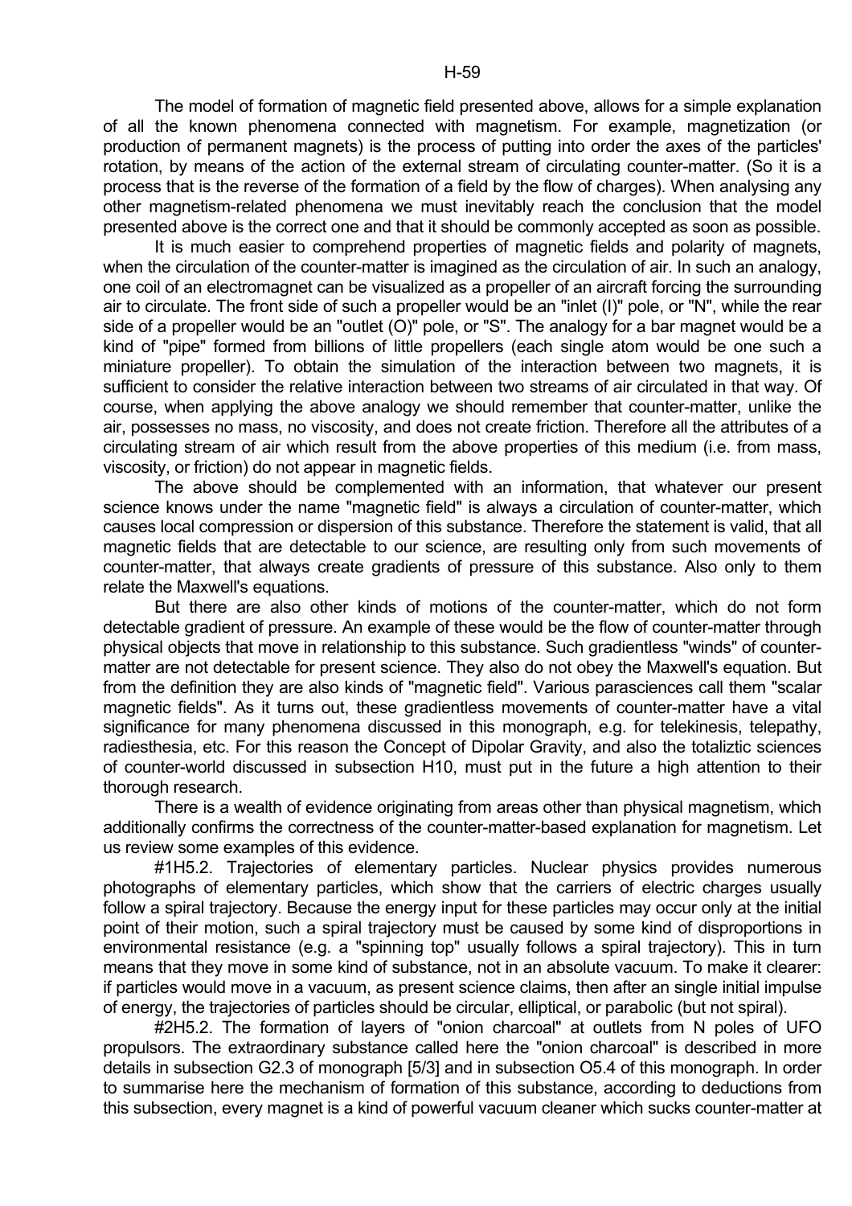The model of formation of magnetic field presented above, allows for a simple explanation of all the known phenomena connected with magnetism. For example, magnetization (or production of permanent magnets) is the process of putting into order the axes of the particles' rotation, by means of the action of the external stream of circulating counter-matter. (So it is a process that is the reverse of the formation of a field by the flow of charges). When analysing any other magnetism-related phenomena we must inevitably reach the conclusion that the model presented above is the correct one and that it should be commonly accepted as soon as possible.

It is much easier to comprehend properties of magnetic fields and polarity of magnets, when the circulation of the counter-matter is imagined as the circulation of air. In such an analogy, one coil of an electromagnet can be visualized as a propeller of an aircraft forcing the surrounding air to circulate. The front side of such a propeller would be an "inlet (I)" pole, or "N", while the rear side of a propeller would be an "outlet (O)" pole, or "S". The analogy for a bar magnet would be a kind of "pipe" formed from billions of little propellers (each single atom would be one such a miniature propeller). To obtain the simulation of the interaction between two magnets, it is sufficient to consider the relative interaction between two streams of air circulated in that way. Of course, when applying the above analogy we should remember that counter-matter, unlike the air, possesses no mass, no viscosity, and does not create friction. Therefore all the attributes of a circulating stream of air which result from the above properties of this medium (i.e. from mass, viscosity, or friction) do not appear in magnetic fields.

The above should be complemented with an information, that whatever our present science knows under the name "magnetic field" is always a circulation of counter-matter, which causes local compression or dispersion of this substance. Therefore the statement is valid, that all magnetic fields that are detectable to our science, are resulting only from such movements of counter-matter, that always create gradients of pressure of this substance. Also only to them relate the Maxwell's equations.

But there are also other kinds of motions of the counter-matter, which do not form detectable gradient of pressure. An example of these would be the flow of counter-matter through physical objects that move in relationship to this substance. Such gradientless "winds" of counter-matter are not detectable for present science. They also do not obey the Maxwell's equation. But from the definition they are also kinds of "magnetic field". Various parasciences call them "scalar magnetic fields". As it turns out, these gradientless movements of counter-matter have a vital significance for many phenomena discussed in this monograph, e.g. for telekinesis, telepathy, radiesthesia, etc. For this reason the Concept of Dipolar Gravity, and also the totaliztic sciences of counter-world discussed in subsection H10, must put in the future a high attention to their thorough research.

There is a wealth of evidence originating from areas other than physical magnetism, which additionally confirms the correctness of the counter-matter-based explanation for magnetism. Let us review some examples of this evidence.

#1H5.2. Trajectories of elementary particles. Nuclear physics provides numerous photographs of elementary particles, which show that the carriers of electric charges usually follow a spiral trajectory. Because the energy input for these particles may occur only at the initial point of their motion, such a spiral trajectory must be caused by some kind of disproportions in environmental resistance (e.g. a "spinning top" usually follows a spiral trajectory). This in turn means that they move in some kind of substance, not in an absolute vacuum. To make it clearer: if particles would move in a vacuum, as present science claims, then after an single initial impulse of energy, the trajectories of particles should be circular, elliptical, or parabolic (but not spiral).

#2H5.2. The formation of layers of "onion charcoal" at outlets from N poles of UFO propulsors. The extraordinary substance called here the "onion charcoal" is described in more details in subsection G2.3 of monograph [5/3] and in subsection O5.4 of this monograph. In order to summarise here the mechanism of formation of this substance, according to deductions from this subsection, every magnet is a kind of powerful vacuum cleaner which sucks counter-matter at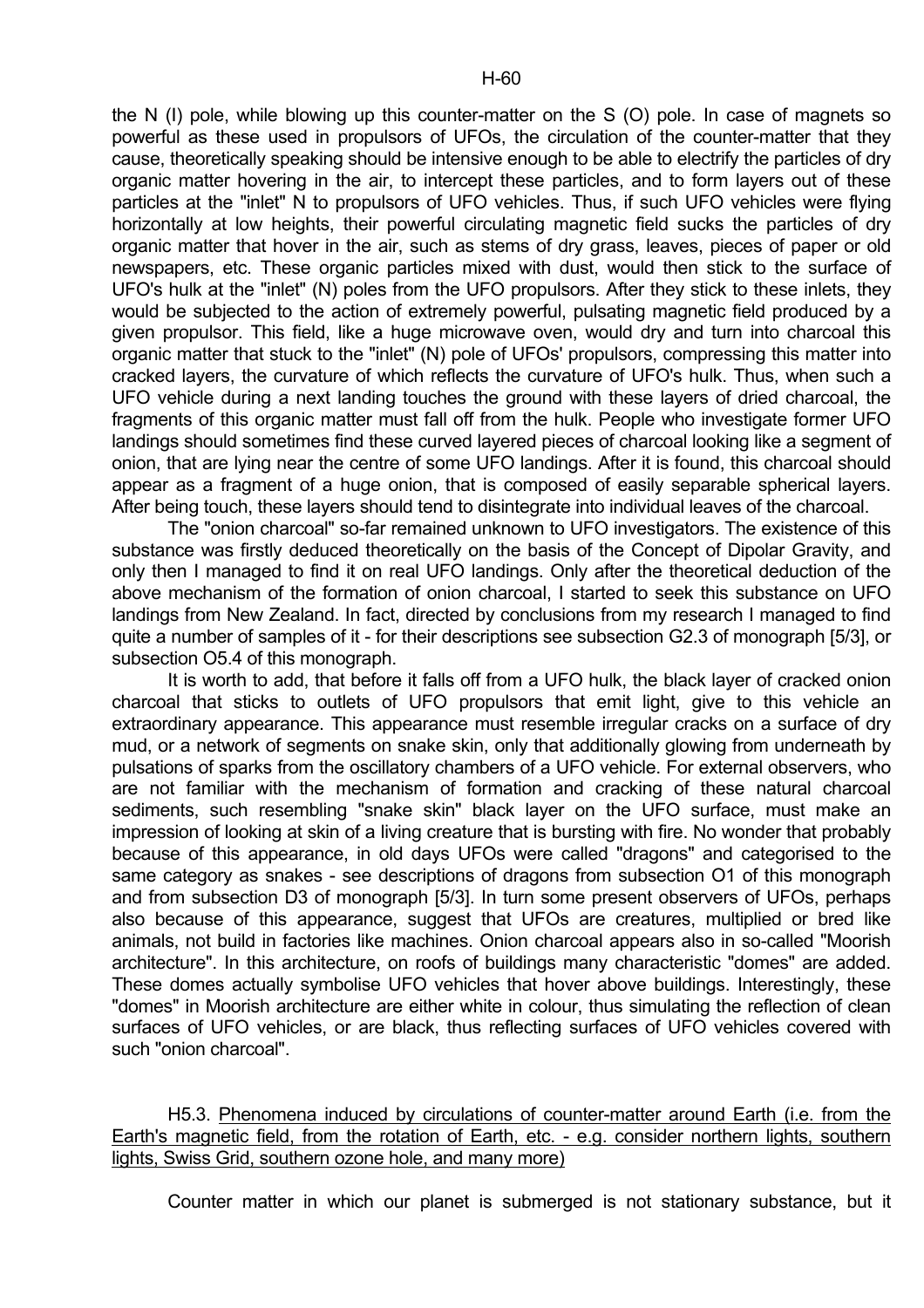the N (I) pole, while blowing up this counter-matter on the S (O) pole. In case of magnets so powerful as these used in propulsors of UFOs, the circulation of the counter-matter that they cause, theoretically speaking should be intensive enough to be able to electrify the particles of dry organic matter hovering in the air, to intercept these particles, and to form layers out of these particles at the "inlet" N to propulsors of UFO vehicles. Thus, if such UFO vehicles were flying horizontally at low heights, their powerful circulating magnetic field sucks the particles of dry organic matter that hover in the air, such as stems of dry grass, leaves, pieces of paper or old newspapers, etc. These organic particles mixed with dust, would then stick to the surface of UFO's hulk at the "inlet" (N) poles from the UFO propulsors. After they stick to these inlets, they would be subjected to the action of extremely powerful, pulsating magnetic field produced by a given propulsor. This field, like a huge microwave oven, would dry and turn into charcoal this organic matter that stuck to the "inlet" (N) pole of UFOs' propulsors, compressing this matter into cracked layers, the curvature of which reflects the curvature of UFO's hulk. Thus, when such a UFO vehicle during a next landing touches the ground with these layers of dried charcoal, the fragments of this organic matter must fall off from the hulk. People who investigate former UFO landings should sometimes find these curved layered pieces of charcoal looking like a segment of onion, that are lying near the centre of some UFO landings. After it is found, this charcoal should appear as a fragment of a huge onion, that is composed of easily separable spherical layers. After being touch, these layers should tend to disintegrate into individual leaves of the charcoal.

The "onion charcoal" so-far remained unknown to UFO investigators. The existence of this substance was firstly deduced theoretically on the basis of the Concept of Dipolar Gravity, and only then I managed to find it on real UFO landings. Only after the theoretical deduction of the above mechanism of the formation of onion charcoal, I started to seek this substance on UFO landings from New Zealand. In fact, directed by conclusions from my research I managed to find quite a number of samples of it - for their descriptions see subsection G2.3 of monograph [5/3], or subsection O5.4 of this monograph.

It is worth to add, that before it falls off from a UFO hulk, the black layer of cracked onion charcoal that sticks to outlets of UFO propulsors that emit light, give to this vehicle an extraordinary appearance. This appearance must resemble irregular cracks on a surface of dry mud, or a network of segments on snake skin, only that additionally glowing from underneath by pulsations of sparks from the oscillatory chambers of a UFO vehicle. For external observers, who are not familiar with the mechanism of formation and cracking of these natural charcoal sediments, such resembling "snake skin" black layer on the UFO surface, must make an impression of looking at skin of a living creature that is bursting with fire. No wonder that probably because of this appearance, in old days UFOs were called "dragons" and categorised to the same category as snakes - see descriptions of dragons from subsection O1 of this monograph and from subsection D3 of monograph [5/3]. In turn some present observers of UFOs, perhaps also because of this appearance, suggest that UFOs are creatures, multiplied or bred like animals, not build in factories like machines. Onion charcoal appears also in so-called "Moorish architecture". In this architecture, on roofs of buildings many characteristic "domes" are added. These domes actually symbolise UFO vehicles that hover above buildings. Interestingly, these "domes" in Moorish architecture are either white in colour, thus simulating the reflection of clean surfaces of UFO vehicles, or are black, thus reflecting surfaces of UFO vehicles covered with such "onion charcoal".

#### H5.3. Phenomena induced by circulations of counter-matter around Earth (i.e. from the Earth's magnetic field, from the rotation of Earth, etc. - e.g. consider northern lights, southern lights, Swiss Grid, southern ozone hole, and many more)

Counter matter in which our planet is submerged is not stationary substance, but it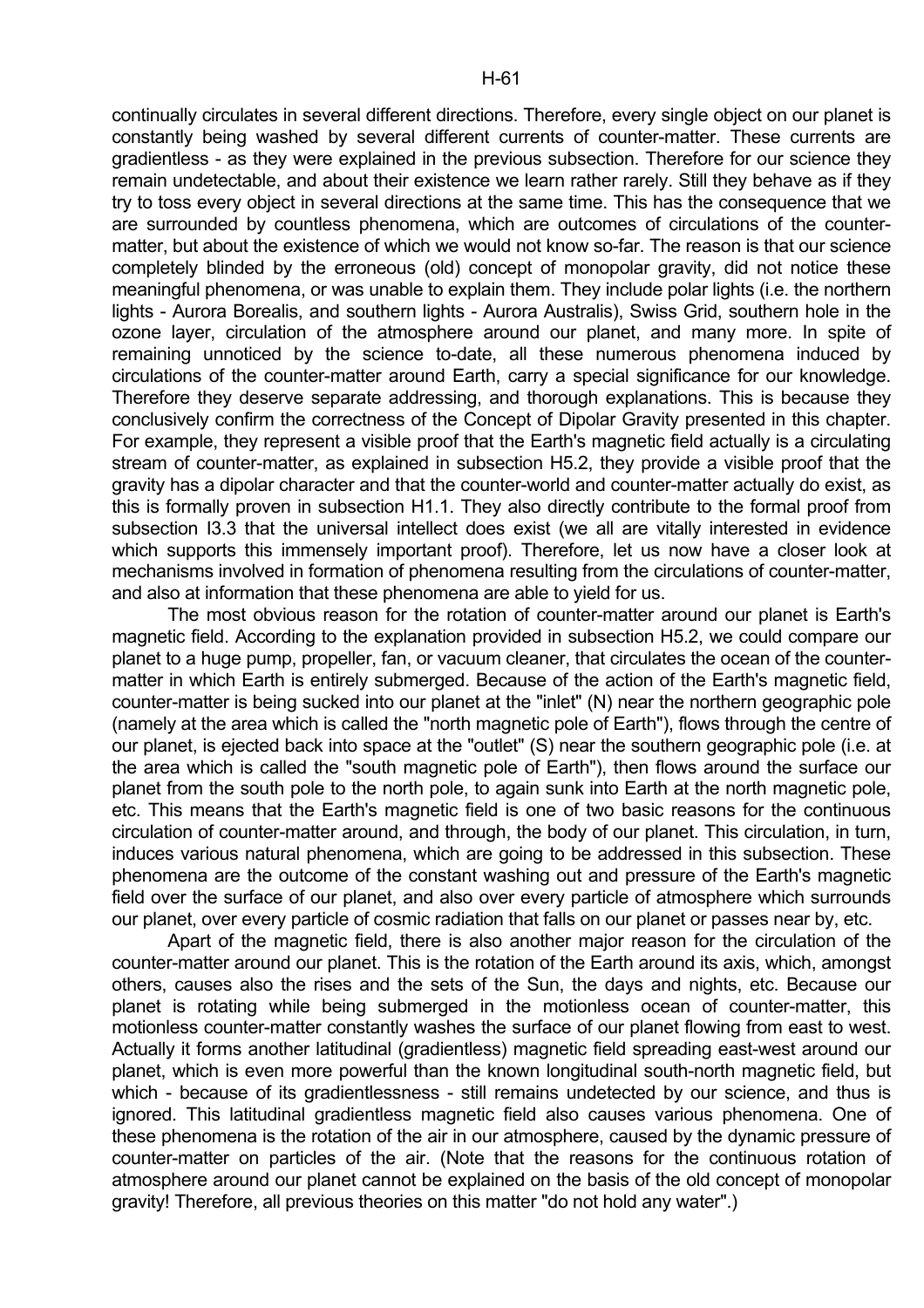continually circulates in several different directions. Therefore, every single object on our planet is constantly being washed by several different currents of counter-matter. These currents are gradientless - as they were explained in the previous subsection. Therefore for our science they remain undetectable, and about their existence we learn rather rarely. Still they behave as if they try to toss every object in several directions at the same time. This has the consequence that we are surrounded by countless phenomena, which are outcomes of circulations of the counter-matter, but about the existence of which we would not know so-far. The reason is that our science completely blinded by the erroneous (old) concept of monopolar gravity, did not notice these meaningful phenomena, or was unable to explain them. They include polar lights (i.e. the northern lights - Aurora Borealis, and southern lights - Aurora Australis), Swiss Grid, southern hole in the ozone layer, circulation of the atmosphere around our planet, and many more. In spite of remaining unnoticed by the science to-date, all these numerous phenomena induced by circulations of the counter-matter around Earth, carry a special significance for our knowledge. Therefore they deserve separate addressing, and thorough explanations. This is because they conclusively confirm the correctness of the Concept of Dipolar Gravity presented in this chapter. For example, they represent a visible proof that the Earth's magnetic field actually is a circulating stream of counter-matter, as explained in subsection H5.2, they provide a visible proof that the gravity has a dipolar character and that the counter-world and counter-matter actually do exist, as this is formally proven in subsection H1.1. They also directly contribute to the formal proof from subsection I3.3 that the universal intellect does exist (we all are vitally interested in evidence which supports this immensely important proof). Therefore, let us now have a closer look at mechanisms involved in formation of phenomena resulting from the circulations of counter-matter, and also at information that these phenomena are able to yield for us.

The most obvious reason for the rotation of counter-matter around our planet is Earth's magnetic field. According to the explanation provided in subsection H5.2, we could compare our planet to a huge pump, propeller, fan, or vacuum cleaner, that circulates the ocean of the counter-matter in which Earth is entirely submerged. Because of the action of the Earth's magnetic field, counter-matter is being sucked into our planet at the "inlet" (N) near the northern geographic pole (namely at the area which is called the "north magnetic pole of Earth"), flows through the centre of our planet, is ejected back into space at the "outlet" (S) near the southern geographic pole (i.e. at the area which is called the "south magnetic pole of Earth"), then flows around the surface our planet from the south pole to the north pole, to again sunk into Earth at the north magnetic pole, etc. This means that the Earth's magnetic field is one of two basic reasons for the continuous circulation of counter-matter around, and through, the body of our planet. This circulation, in turn, induces various natural phenomena, which are going to be addressed in this subsection. These phenomena are the outcome of the constant washing out and pressure of the Earth's magnetic field over the surface of our planet, and also over every particle of atmosphere which surrounds our planet, over every particle of cosmic radiation that falls on our planet or passes near by, etc.

Apart of the magnetic field, there is also another major reason for the circulation of the counter-matter around our planet. This is the rotation of the Earth around its axis, which, amongst others, causes also the rises and the sets of the Sun, the days and nights, etc. Because our planet is rotating while being submerged in the motionless ocean of counter-matter, this motionless counter-matter constantly washes the surface of our planet flowing from east to west. Actually it forms another latitudinal (gradientless) magnetic field spreading east-west around our planet, which is even more powerful than the known longitudinal south-north magnetic field, but which - because of its gradientlessness - still remains undetected by our science, and thus is ignored. This latitudinal gradientless magnetic field also causes various phenomena. One of these phenomena is the rotation of the air in our atmosphere, caused by the dynamic pressure of counter-matter on particles of the air. (Note that the reasons for the continuous rotation of atmosphere around our planet cannot be explained on the basis of the old concept of monopolar gravity! Therefore, all previous theories on this matter "do not hold any water".)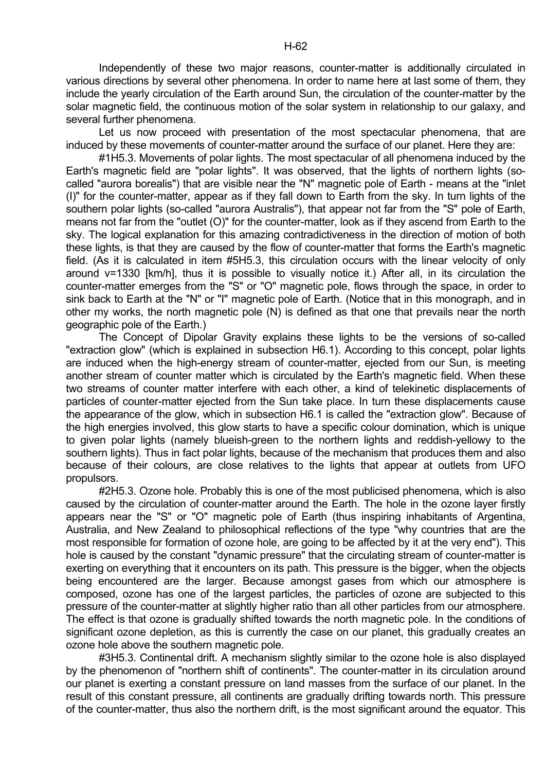Independently of these two major reasons, counter-matter is additionally circulated in various directions by several other phenomena. In order to name here at last some of them, they include the yearly circulation of the Earth around Sun, the circulation of the counter-matter by the solar magnetic field, the continuous motion of the solar system in relationship to our galaxy, and several further phenomena.

Let us now proceed with presentation of the most spectacular phenomena, that are induced by these movements of counter-matter around the surface of our planet. Here they are:

#1H5.3. Movements of polar lights. The most spectacular of all phenomena induced by the Earth's magnetic field are "polar lights". It was observed, that the lights of northern lights (so-called "aurora borealis") that are visible near the "N" magnetic pole of Earth - means at the "inlet (I)" for the counter-matter, appear as if they fall down to Earth from the sky. In turn lights of the southern polar lights (so-called "aurora Australis"), that appear not far from the "S" pole of Earth, means not far from the "outlet (O)" for the counter-matter, look as if they ascend from Earth to the sky. The logical explanation for this amazing contradictiveness in the direction of motion of both these lights, is that they are caused by the flow of counter-matter that forms the Earth's magnetic field. (As it is calculated in item #5H5.3, this circulation occurs with the linear velocity of only around v=1330 [km/h], thus it is possible to visually notice it.) After all, in its circulation the counter-matter emerges from the "S" or "O" magnetic pole, flows through the space, in order to sink back to Earth at the "N" or "I" magnetic pole of Earth. (Notice that in this monograph, and in other my works, the north magnetic pole (N) is defined as that one that prevails near the north geographic pole of the Earth.)

The Concept of Dipolar Gravity explains these lights to be the versions of so-called "extraction glow" (which is explained in subsection H6.1). According to this concept, polar lights are induced when the high-energy stream of counter-matter, ejected from our Sun, is meeting another stream of counter matter which is circulated by the Earth's magnetic field. When these two streams of counter matter interfere with each other, a kind of telekinetic displacements of particles of counter-matter ejected from the Sun take place. In turn these displacements cause the appearance of the glow, which in subsection H6.1 is called the "extraction glow". Because of the high energies involved, this glow starts to have a specific colour domination, which is unique to given polar lights (namely blueish-green to the northern lights and reddish-yellowy to the southern lights). Thus in fact polar lights, because of the mechanism that produces them and also because of their colours, are close relatives to the lights that appear at outlets from UFO propulsors.

#2H5.3. Ozone hole. Probably this is one of the most publicised phenomena, which is also caused by the circulation of counter-matter around the Earth. The hole in the ozone layer firstly appears near the "S" or "O" magnetic pole of Earth (thus inspiring inhabitants of Argentina, Australia, and New Zealand to philosophical reflections of the type "why countries that are the most responsible for formation of ozone hole, are going to be affected by it at the very end"). This hole is caused by the constant "dynamic pressure" that the circulating stream of counter-matter is exerting on everything that it encounters on its path. This pressure is the bigger, when the objects being encountered are the larger. Because amongst gases from which our atmosphere is composed, ozone has one of the largest particles, the particles of ozone are subjected to this pressure of the counter-matter at slightly higher ratio than all other particles from our atmosphere. The effect is that ozone is gradually shifted towards the north magnetic pole. In the conditions of significant ozone depletion, as this is currently the case on our planet, this gradually creates an ozone hole above the southern magnetic pole.

#3H5.3. Continental drift. A mechanism slightly similar to the ozone hole is also displayed by the phenomenon of "northern shift of continents". The counter-matter in its circulation around our planet is exerting a constant pressure on land masses from the surface of our planet. In the result of this constant pressure, all continents are gradually drifting towards north. This pressure of the counter-matter, thus also the northern drift, is the most significant around the equator. This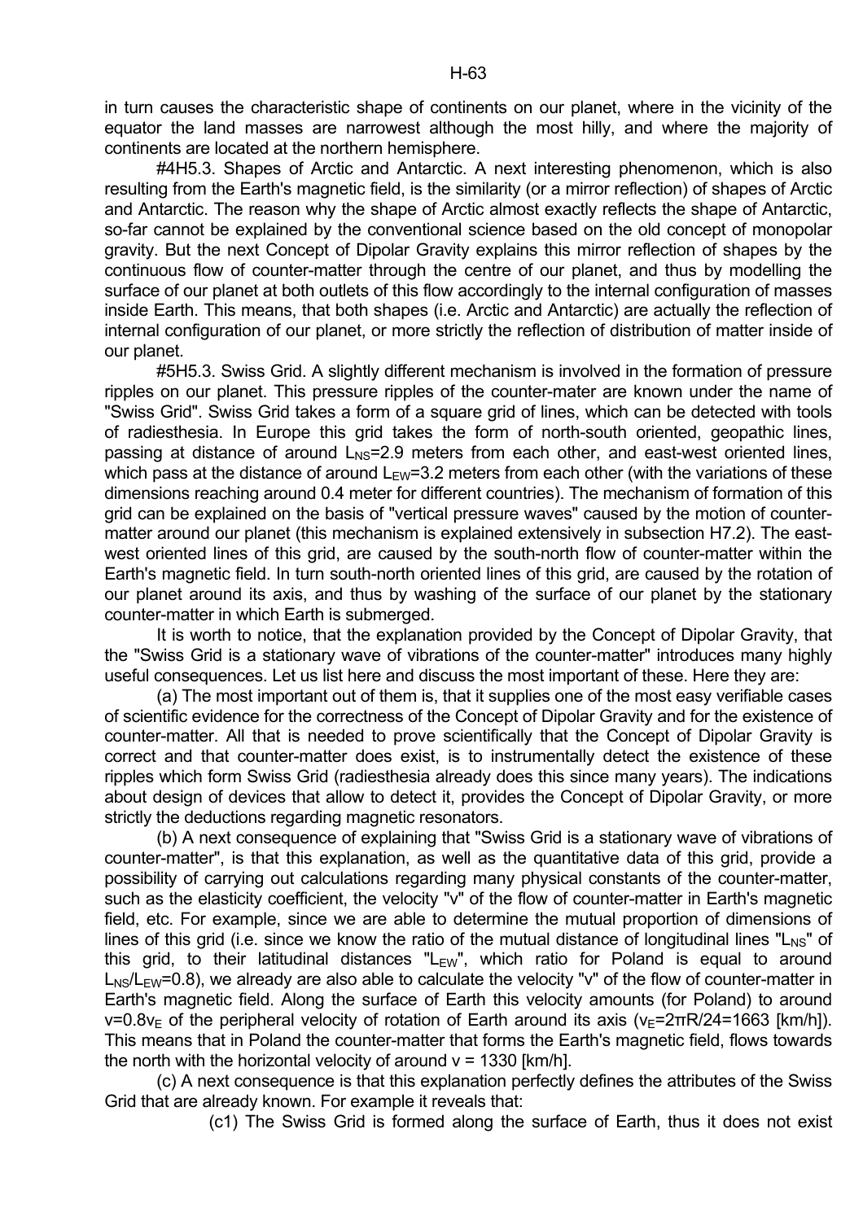in turn causes the characteristic shape of continents on our planet, where in the vicinity of the equator the land masses are narrowest although the most hilly, and where the majority of continents are located at the northern hemisphere.

#4H5.3. Shapes of Arctic and Antarctic. A next interesting phenomenon, which is also resulting from the Earth's magnetic field, is the similarity (or a mirror reflection) of shapes of Arctic and Antarctic. The reason why the shape of Arctic almost exactly reflects the shape of Antarctic, so-far cannot be explained by the conventional science based on the old concept of monopolar gravity. But the next Concept of Dipolar Gravity explains this mirror reflection of shapes by the continuous flow of counter-matter through the centre of our planet, and thus by modelling the surface of our planet at both outlets of this flow accordingly to the internal configuration of masses inside Earth. This means, that both shapes (i.e. Arctic and Antarctic) are actually the reflection of internal configuration of our planet, or more strictly the reflection of distribution of matter inside of our planet.

#5H5.3. Swiss Grid. A slightly different mechanism is involved in the formation of pressure ripples on our planet. This pressure ripples of the counter-mater are known under the name of "Swiss Grid". Swiss Grid takes a form of a square grid of lines, which can be detected with tools of radiesthesia. In Europe this grid takes the form of north-south oriented, geopathic lines, passing at distance of around $L_{NS}$=2.9 meters from each other, and east-west oriented lines, which pass at the distance of around $L_{EW}$=3.2 meters from each other (with the variations of these dimensions reaching around 0.4 meter for different countries). The mechanism of formation of this grid can be explained on the basis of "vertical pressure waves" caused by the motion of counter-matter around our planet (this mechanism is explained extensively in subsection H7.2). The east-west oriented lines of this grid, are caused by the south-north flow of counter-matter within the Earth's magnetic field. In turn south-north oriented lines of this grid, are caused by the rotation of our planet around its axis, and thus by washing of the surface of our planet by the stationary counter-matter in which Earth is submerged.

It is worth to notice, that the explanation provided by the Concept of Dipolar Gravity, that the "Swiss Grid is a stationary wave of vibrations of the counter-matter" introduces many highly useful consequences. Let us list here and discuss the most important of these. Here they are:

(a) The most important out of them is, that it supplies one of the most easy verifiable cases of scientific evidence for the correctness of the Concept of Dipolar Gravity and for the existence of counter-matter. All that is needed to prove scientifically that the Concept of Dipolar Gravity is correct and that counter-matter does exist, is to instrumentally detect the existence of these ripples which form Swiss Grid (radiesthesia already does this since many years). The indications about design of devices that allow to detect it, provides the Concept of Dipolar Gravity, or more strictly the deductions regarding magnetic resonators.

(b) A next consequence of explaining that "Swiss Grid is a stationary wave of vibrations of counter-matter", is that this explanation, as well as the quantitative data of this grid, provide a possibility of carrying out calculations regarding many physical constants of the counter-matter, such as the elasticity coefficient, the velocity "v" of the flow of counter-matter in Earth's magnetic field, etc. For example, since we are able to determine the mutual proportion of dimensions of lines of this grid (i.e. since we know the ratio of the mutual distance of longitudinal lines "$L_{NS}$" of this grid, to their latitudinal distances "$L_{EW}$", which ratio for Poland is equal to around $L_{NS}/L_{EW}$=0.8), we already are also able to calculate the velocity "v" of the flow of counter-matter in Earth's magnetic field. Along the surface of Earth this velocity amounts (for Poland) to around $v=0.8v_E$ of the peripheral velocity of rotation of Earth around its axis ($v_E=2\pi R/24=1663$ [km/h]). This means that in Poland the counter-matter that forms the Earth's magnetic field, flows towards the north with the horizontal velocity of around v = 1330 [km/h].

(c) A next consequence is that this explanation perfectly defines the attributes of the Swiss Grid that are already known. For example it reveals that:

(c1) The Swiss Grid is formed along the surface of Earth, thus it does not exist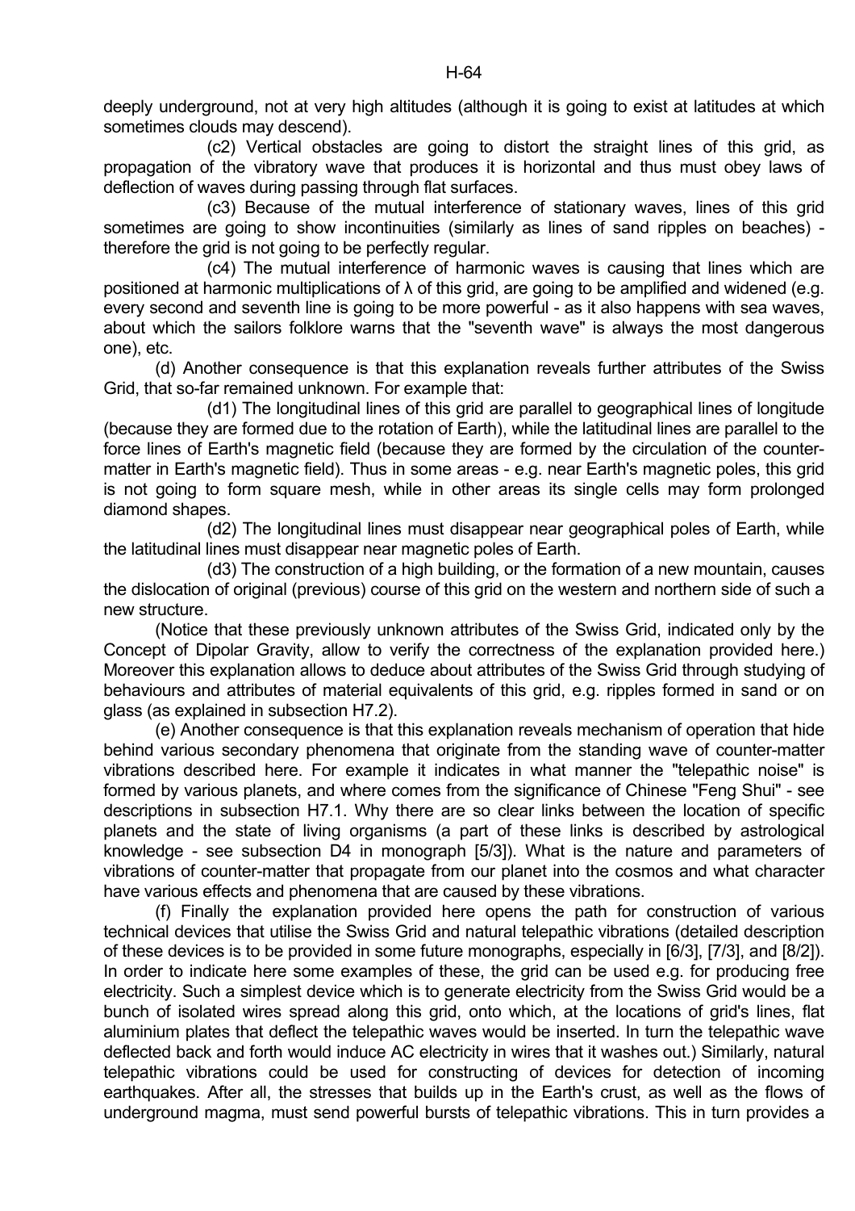deeply underground, not at very high altitudes (although it is going to exist at latitudes at which sometimes clouds may descend).

(c2) Vertical obstacles are going to distort the straight lines of this grid, as propagation of the vibratory wave that produces it is horizontal and thus must obey laws of deflection of waves during passing through flat surfaces.

(c3) Because of the mutual interference of stationary waves, lines of this grid sometimes are going to show incontinuities (similarly as lines of sand ripples on beaches) - therefore the grid is not going to be perfectly regular.

(c4) The mutual interference of harmonic waves is causing that lines which are positioned at harmonic multiplications of $\lambda$ of this grid, are going to be amplified and widened (e.g. every second and seventh line is going to be more powerful - as it also happens with sea waves, about which the sailors folklore warns that the "seventh wave" is always the most dangerous one), etc.

(d) Another consequence is that this explanation reveals further attributes of the Swiss Grid, that so-far remained unknown. For example that:

(d1) The longitudinal lines of this grid are parallel to geographical lines of longitude (because they are formed due to the rotation of Earth), while the latitudinal lines are parallel to the force lines of Earth's magnetic field (because they are formed by the circulation of the counter-matter in Earth's magnetic field). Thus in some areas - e.g. near Earth's magnetic poles, this grid is not going to form square mesh, while in other areas its single cells may form prolonged diamond shapes.

(d2) The longitudinal lines must disappear near geographical poles of Earth, while the latitudinal lines must disappear near magnetic poles of Earth.

(d3) The construction of a high building, or the formation of a new mountain, causes the dislocation of original (previous) course of this grid on the western and northern side of such a new structure.

(Notice that these previously unknown attributes of the Swiss Grid, indicated only by the Concept of Dipolar Gravity, allow to verify the correctness of the explanation provided here.) Moreover this explanation allows to deduce about attributes of the Swiss Grid through studying of behaviours and attributes of material equivalents of this grid, e.g. ripples formed in sand or on glass (as explained in subsection H7.2).

(e) Another consequence is that this explanation reveals mechanism of operation that hide behind various secondary phenomena that originate from the standing wave of counter-matter vibrations described here. For example it indicates in what manner the "telepathic noise" is formed by various planets, and where comes from the significance of Chinese "Feng Shui" - see descriptions in subsection H7.1. Why there are so clear links between the location of specific planets and the state of living organisms (a part of these links is described by astrological knowledge - see subsection D4 in monograph [5/3]). What is the nature and parameters of vibrations of counter-matter that propagate from our planet into the cosmos and what character have various effects and phenomena that are caused by these vibrations.

(f) Finally the explanation provided here opens the path for construction of various technical devices that utilise the Swiss Grid and natural telepathic vibrations (detailed description of these devices is to be provided in some future monographs, especially in [6/3], [7/3], and [8/2]). In order to indicate here some examples of these, the grid can be used e.g. for producing free electricity. Such a simplest device which is to generate electricity from the Swiss Grid would be a bunch of isolated wires spread along this grid, onto which, at the locations of grid's lines, flat aluminium plates that deflect the telepathic waves would be inserted. In turn the telepathic wave deflected back and forth would induce AC electricity in wires that it washes out.) Similarly, natural telepathic vibrations could be used for constructing of devices for detection of incoming earthquakes. After all, the stresses that builds up in the Earth's crust, as well as the flows of underground magma, must send powerful bursts of telepathic vibrations. This in turn provides a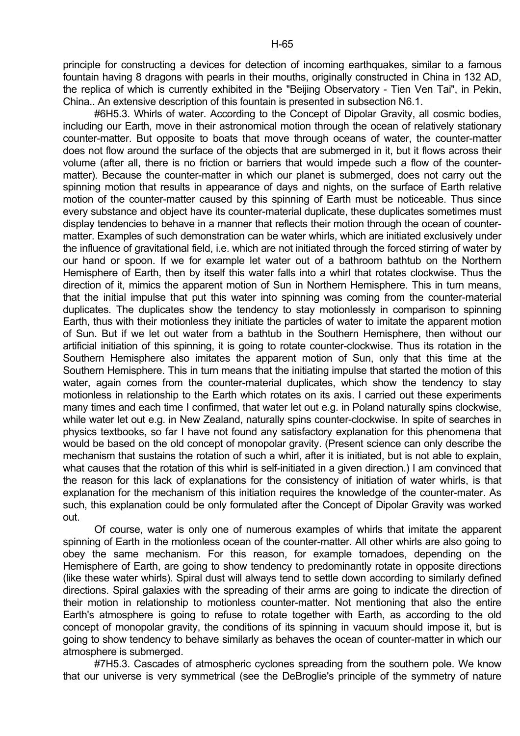principle for constructing a devices for detection of incoming earthquakes, similar to a famous fountain having 8 dragons with pearls in their mouths, originally constructed in China in 132 AD, the replica of which is currently exhibited in the "Beijing Observatory - Tien Ven Tai", in Pekin, China.. An extensive description of this fountain is presented in subsection N6.1.

#6H5.3. Whirls of water. According to the Concept of Dipolar Gravity, all cosmic bodies, including our Earth, move in their astronomical motion through the ocean of relatively stationary counter-matter. But opposite to boats that move through oceans of water, the counter-matter does not flow around the surface of the objects that are submerged in it, but it flows across their volume (after all, there is no friction or barriers that would impede such a flow of the counter-matter). Because the counter-matter in which our planet is submerged, does not carry out the spinning motion that results in appearance of days and nights, on the surface of Earth relative motion of the counter-matter caused by this spinning of Earth must be noticeable. Thus since every substance and object have its counter-material duplicate, these duplicates sometimes must display tendencies to behave in a manner that reflects their motion through the ocean of counter-matter. Examples of such demonstration can be water whirls, which are initiated exclusively under the influence of gravitational field, i.e. which are not initiated through the forced stirring of water by our hand or spoon. If we for example let water out of a bathroom bathtub on the Northern Hemisphere of Earth, then by itself this water falls into a whirl that rotates clockwise. Thus the direction of it, mimics the apparent motion of Sun in Northern Hemisphere. This in turn means, that the initial impulse that put this water into spinning was coming from the counter-material duplicates. The duplicates show the tendency to stay motionlessly in comparison to spinning Earth, thus with their motionless they initiate the particles of water to imitate the apparent motion of Sun. But if we let out water from a bathtub in the Southern Hemisphere, then without our artificial initiation of this spinning, it is going to rotate counter-clockwise. Thus its rotation in the Southern Hemisphere also imitates the apparent motion of Sun, only that this time at the Southern Hemisphere. This in turn means that the initiating impulse that started the motion of this water, again comes from the counter-material duplicates, which show the tendency to stay motionless in relationship to the Earth which rotates on its axis. I carried out these experiments many times and each time I confirmed, that water let out e.g. in Poland naturally spins clockwise, while water let out e.g. in New Zealand, naturally spins counter-clockwise. In spite of searches in physics textbooks, so far I have not found any satisfactory explanation for this phenomena that would be based on the old concept of monopolar gravity. (Present science can only describe the mechanism that sustains the rotation of such a whirl, after it is initiated, but is not able to explain, what causes that the rotation of this whirl is self-initiated in a given direction.) I am convinced that the reason for this lack of explanations for the consistency of initiation of water whirls, is that explanation for the mechanism of this initiation requires the knowledge of the counter-mater. As such, this explanation could be only formulated after the Concept of Dipolar Gravity was worked out.

Of course, water is only one of numerous examples of whirls that imitate the apparent spinning of Earth in the motionless ocean of the counter-matter. All other whirls are also going to obey the same mechanism. For this reason, for example tornadoes, depending on the Hemisphere of Earth, are going to show tendency to predominantly rotate in opposite directions (like these water whirls). Spiral dust will always tend to settle down according to similarly defined directions. Spiral galaxies with the spreading of their arms are going to indicate the direction of their motion in relationship to motionless counter-matter. Not mentioning that also the entire Earth's atmosphere is going to refuse to rotate together with Earth, as according to the old concept of monopolar gravity, the conditions of its spinning in vacuum should impose it, but is going to show tendency to behave similarly as behaves the ocean of counter-matter in which our atmosphere is submerged.

#7H5.3. Cascades of atmospheric cyclones spreading from the southern pole. We know that our universe is very symmetrical (see the DeBroglie's principle of the symmetry of nature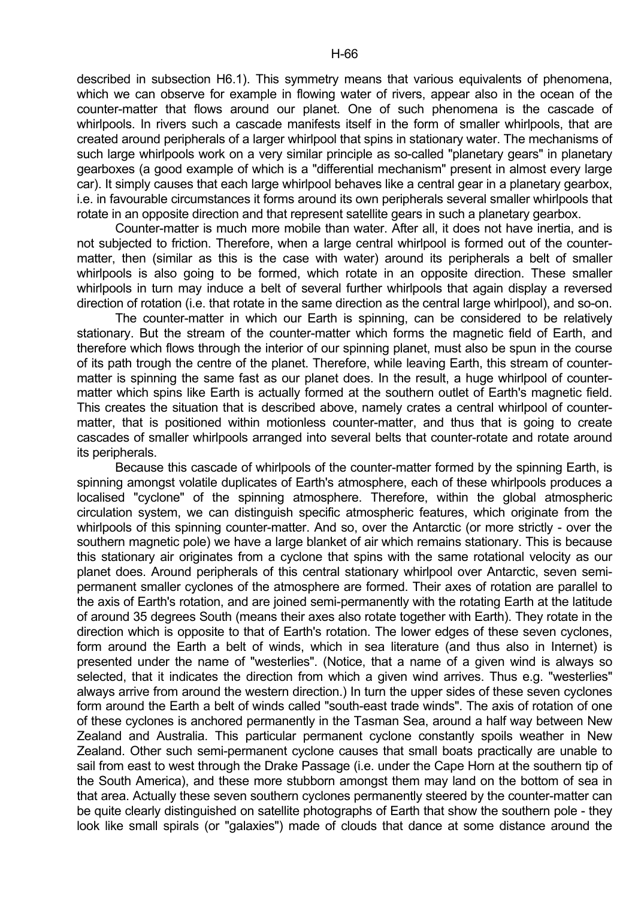described in subsection H6.1). This symmetry means that various equivalents of phenomena, which we can observe for example in flowing water of rivers, appear also in the ocean of the counter-matter that flows around our planet. One of such phenomena is the cascade of whirlpools. In rivers such a cascade manifests itself in the form of smaller whirlpools, that are created around peripherals of a larger whirlpool that spins in stationary water. The mechanisms of such large whirlpools work on a very similar principle as so-called "planetary gears" in planetary gearboxes (a good example of which is a "differential mechanism" present in almost every large car). It simply causes that each large whirlpool behaves like a central gear in a planetary gearbox, i.e. in favourable circumstances it forms around its own peripherals several smaller whirlpools that rotate in an opposite direction and that represent satellite gears in such a planetary gearbox.

Counter-matter is much more mobile than water. After all, it does not have inertia, and is not subjected to friction. Therefore, when a large central whirlpool is formed out of the counter-matter, then (similar as this is the case with water) around its peripherals a belt of smaller whirlpools is also going to be formed, which rotate in an opposite direction. These smaller whirlpools in turn may induce a belt of several further whirlpools that again display a reversed direction of rotation (i.e. that rotate in the same direction as the central large whirlpool), and so-on.

The counter-matter in which our Earth is spinning, can be considered to be relatively stationary. But the stream of the counter-matter which forms the magnetic field of Earth, and therefore which flows through the interior of our spinning planet, must also be spun in the course of its path trough the centre of the planet. Therefore, while leaving Earth, this stream of counter-matter is spinning the same fast as our planet does. In the result, a huge whirlpool of counter-matter which spins like Earth is actually formed at the southern outlet of Earth's magnetic field. This creates the situation that is described above, namely crates a central whirlpool of counter-matter, that is positioned within motionless counter-matter, and thus that is going to create cascades of smaller whirlpools arranged into several belts that counter-rotate and rotate around its peripherals.

Because this cascade of whirlpools of the counter-matter formed by the spinning Earth, is spinning amongst volatile duplicates of Earth's atmosphere, each of these whirlpools produces a localised "cyclone" of the spinning atmosphere. Therefore, within the global atmospheric circulation system, we can distinguish specific atmospheric features, which originate from the whirlpools of this spinning counter-matter. And so, over the Antarctic (or more strictly - over the southern magnetic pole) we have a large blanket of air which remains stationary. This is because this stationary air originates from a cyclone that spins with the same rotational velocity as our planet does. Around peripherals of this central stationary whirlpool over Antarctic, seven semi-permanent smaller cyclones of the atmosphere are formed. Their axes of rotation are parallel to the axis of Earth's rotation, and are joined semi-permanently with the rotating Earth at the latitude of around 35 degrees South (means their axes also rotate together with Earth). They rotate in the direction which is opposite to that of Earth's rotation. The lower edges of these seven cyclones, form around the Earth a belt of winds, which in sea literature (and thus also in Internet) is presented under the name of "westerlies". (Notice, that a name of a given wind is always so selected, that it indicates the direction from which a given wind arrives. Thus e.g. "westerlies" always arrive from around the western direction.) In turn the upper sides of these seven cyclones form around the Earth a belt of winds called "south-east trade winds". The axis of rotation of one of these cyclones is anchored permanently in the Tasman Sea, around a half way between New Zealand and Australia. This particular permanent cyclone constantly spoils weather in New Zealand. Other such semi-permanent cyclone causes that small boats practically are unable to sail from east to west through the Drake Passage (i.e. under the Cape Horn at the southern tip of the South America), and these more stubborn amongst them may land on the bottom of sea in that area. Actually these seven southern cyclones permanently steered by the counter-matter can be quite clearly distinguished on satellite photographs of Earth that show the southern pole - they look like small spirals (or "galaxies") made of clouds that dance at some distance around the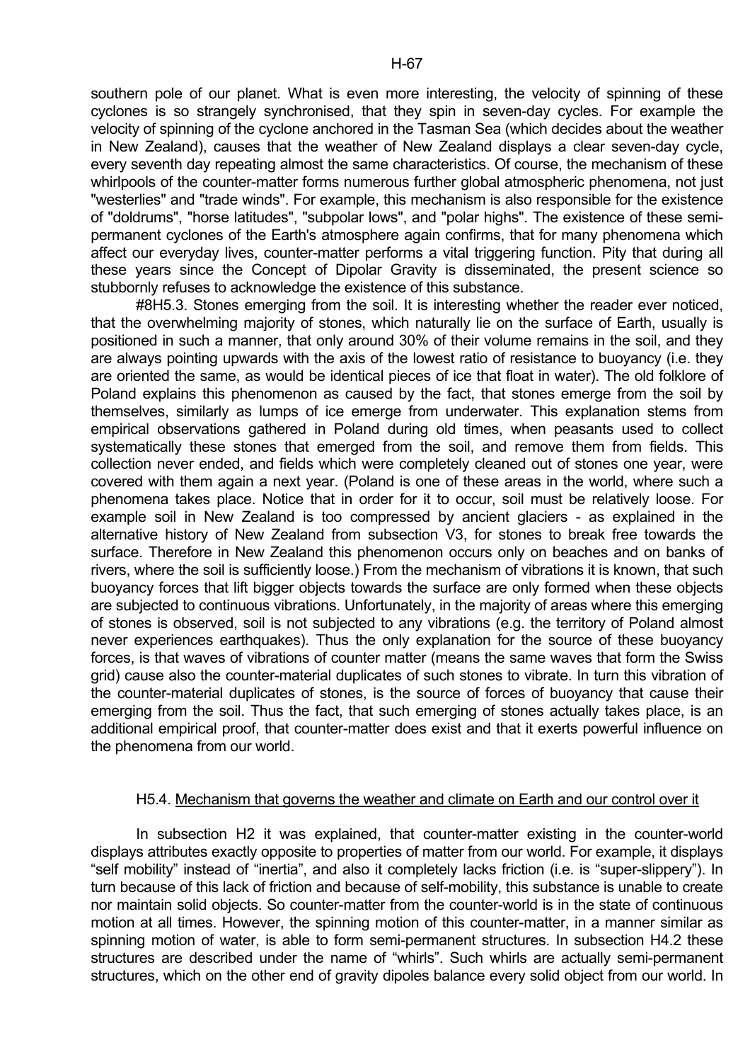southern pole of our planet. What is even more interesting, the velocity of spinning of these cyclones is so strangely synchronised, that they spin in seven-day cycles. For example the velocity of spinning of the cyclone anchored in the Tasman Sea (which decides about the weather in New Zealand), causes that the weather of New Zealand displays a clear seven-day cycle, every seventh day repeating almost the same characteristics. Of course, the mechanism of these whirlpools of the counter-matter forms numerous further global atmospheric phenomena, not just "westerlies" and "trade winds". For example, this mechanism is also responsible for the existence of "doldrums", "horse latitudes", "subpolar lows", and "polar highs". The existence of these semi-permanent cyclones of the Earth's atmosphere again confirms, that for many phenomena which affect our everyday lives, counter-matter performs a vital triggering function. Pity that during all these years since the Concept of Dipolar Gravity is disseminated, the present science so stubbornly refuses to acknowledge the existence of this substance.

#8H5.3. Stones emerging from the soil. It is interesting whether the reader ever noticed, that the overwhelming majority of stones, which naturally lie on the surface of Earth, usually is positioned in such a manner, that only around 30% of their volume remains in the soil, and they are always pointing upwards with the axis of the lowest ratio of resistance to buoyancy (i.e. they are oriented the same, as would be identical pieces of ice that float in water). The old folklore of Poland explains this phenomenon as caused by the fact, that stones emerge from the soil by themselves, similarly as lumps of ice emerge from underwater. This explanation stems from empirical observations gathered in Poland during old times, when peasants used to collect systematically these stones that emerged from the soil, and remove them from fields. This collection never ended, and fields which were completely cleaned out of stones one year, were covered with them again a next year. (Poland is one of these areas in the world, where such a phenomena takes place. Notice that in order for it to occur, soil must be relatively loose. For example soil in New Zealand is too compressed by ancient glaciers - as explained in the alternative history of New Zealand from subsection V3, for stones to break free towards the surface. Therefore in New Zealand this phenomenon occurs only on beaches and on banks of rivers, where the soil is sufficiently loose.) From the mechanism of vibrations it is known, that such buoyancy forces that lift bigger objects towards the surface are only formed when these objects are subjected to continuous vibrations. Unfortunately, in the majority of areas where this emerging of stones is observed, soil is not subjected to any vibrations (e.g. the territory of Poland almost never experiences earthquakes). Thus the only explanation for the source of these buoyancy forces, is that waves of vibrations of counter matter (means the same waves that form the Swiss grid) cause also the counter-material duplicates of such stones to vibrate. In turn this vibration of the counter-material duplicates of stones, is the source of forces of buoyancy that cause their emerging from the soil. Thus the fact, that such emerging of stones actually takes place, is an additional empirical proof, that counter-matter does exist and that it exerts powerful influence on the phenomena from our world.

### H5.4. Mechanism that governs the weather and climate on Earth and our control over it

In subsection H2 it was explained, that counter-matter existing in the counter-world displays attributes exactly opposite to properties of matter from our world. For example, it displays "self mobility" instead of "inertia", and also it completely lacks friction (i.e. is "super-slippery"). In turn because of this lack of friction and because of self-mobility, this substance is unable to create nor maintain solid objects. So counter-matter from the counter-world is in the state of continuous motion at all times. However, the spinning motion of this counter-matter, in a manner similar as spinning motion of water, is able to form semi-permanent structures. In subsection H4.2 these structures are described under the name of "whirls". Such whirls are actually semi-permanent structures, which on the other end of gravity dipoles balance every solid object from our world. In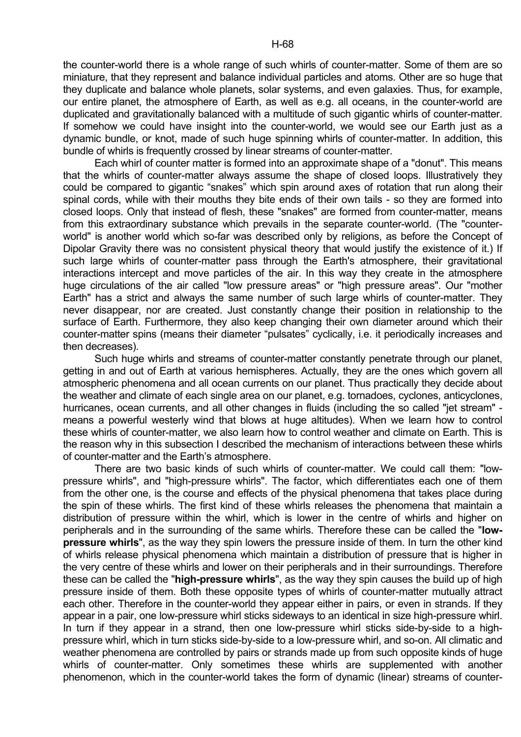the counter-world there is a whole range of such whirls of counter-matter. Some of them are so miniature, that they represent and balance individual particles and atoms. Other are so huge that they duplicate and balance whole planets, solar systems, and even galaxies. Thus, for example, our entire planet, the atmosphere of Earth, as well as e.g. all oceans, in the counter-world are duplicated and gravitationally balanced with a multitude of such gigantic whirls of counter-matter. If somehow we could have insight into the counter-world, we would see our Earth just as a dynamic bundle, or knot, made of such huge spinning whirls of counter-matter. In addition, this bundle of whirls is frequently crossed by linear streams of counter-matter.

Each whirl of counter matter is formed into an approximate shape of a "donut". This means that the whirls of counter-matter always assume the shape of closed loops. Illustratively they could be compared to gigantic "snakes" which spin around axes of rotation that run along their spinal cords, while with their mouths they bite ends of their own tails - so they are formed into closed loops. Only that instead of flesh, these "snakes" are formed from counter-matter, means from this extraordinary substance which prevails in the separate counter-world. (The "counter-world" is another world which so-far was described only by religions, as before the Concept of Dipolar Gravity there was no consistent physical theory that would justify the existence of it.) If such large whirls of counter-matter pass through the Earth's atmosphere, their gravitational interactions intercept and move particles of the air. In this way they create in the atmosphere huge circulations of the air called "low pressure areas" or "high pressure areas". Our "mother Earth" has a strict and always the same number of such large whirls of counter-matter. They never disappear, nor are created. Just constantly change their position in relationship to the surface of Earth. Furthermore, they also keep changing their own diameter around which their counter-matter spins (means their diameter "pulsates" cyclically, i.e. it periodically increases and then decreases).

Such huge whirls and streams of counter-matter constantly penetrate through our planet, getting in and out of Earth at various hemispheres. Actually, they are the ones which govern all atmospheric phenomena and all ocean currents on our planet. Thus practically they decide about the weather and climate of each single area on our planet, e.g. tornadoes, cyclones, anticyclones, hurricanes, ocean currents, and all other changes in fluids (including the so called "jet stream" - means a powerful westerly wind that blows at huge altitudes). When we learn how to control these whirls of counter-matter, we also learn how to control weather and climate on Earth. This is the reason why in this subsection I described the mechanism of interactions between these whirls of counter-matter and the Earth's atmosphere.

There are two basic kinds of such whirls of counter-matter. We could call them: "low-pressure whirls", and "high-pressure whirls". The factor, which differentiates each one of them from the other one, is the course and effects of the physical phenomena that takes place during the spin of these whirls. The first kind of these whirls releases the phenomena that maintain a distribution of pressure within the whirl, which is lower in the centre of whirls and higher on peripherals and in the surrounding of the same whirls. Therefore these can be called the "**low-pressure whirls**", as the way they spin lowers the pressure inside of them. In turn the other kind of whirls release physical phenomena which maintain a distribution of pressure that is higher in the very centre of these whirls and lower on their peripherals and in their surroundings. Therefore these can be called the "**high-pressure whirls**", as the way they spin causes the build up of high pressure inside of them. Both these opposite types of whirls of counter-matter mutually attract each other. Therefore in the counter-world they appear either in pairs, or even in strands. If they appear in a pair, one low-pressure whirl sticks sideways to an identical in size high-pressure whirl. In turn if they appear in a strand, then one low-pressure whirl sticks side-by-side to a high-pressure whirl, which in turn sticks side-by-side to a low-pressure whirl, and so-on. All climatic and weather phenomena are controlled by pairs or strands made up from such opposite kinds of huge whirls of counter-matter. Only sometimes these whirls are supplemented with another phenomenon, which in the counter-world takes the form of dynamic (linear) streams of counter-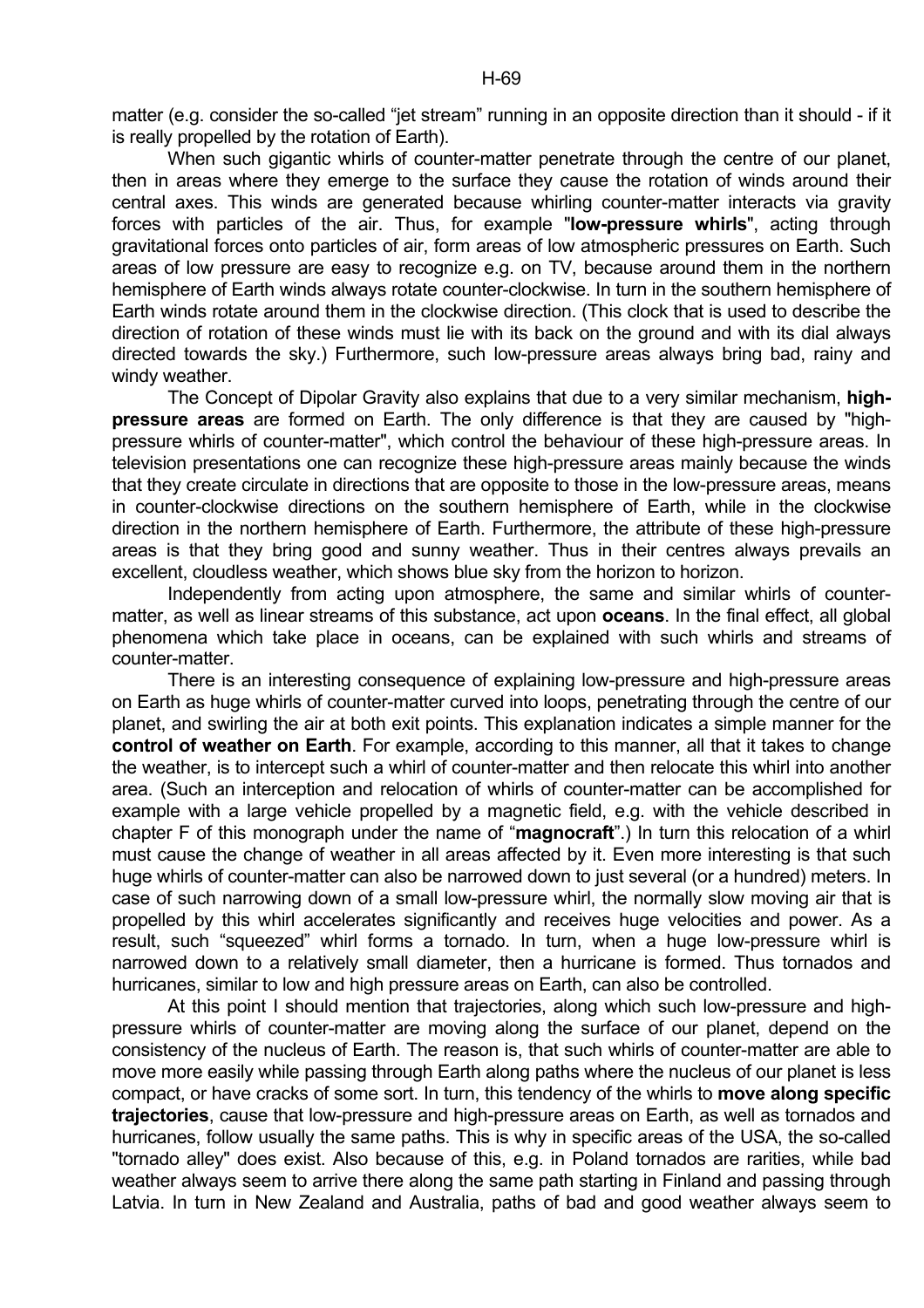matter (e.g. consider the so-called "jet stream" running in an opposite direction than it should - if it is really propelled by the rotation of Earth).

When such gigantic whirls of counter-matter penetrate through the centre of our planet, then in areas where they emerge to the surface they cause the rotation of winds around their central axes. This winds are generated because whirling counter-matter interacts via gravity forces with particles of the air. Thus, for example "**low-pressure whirls**", acting through gravitational forces onto particles of air, form areas of low atmospheric pressures on Earth. Such areas of low pressure are easy to recognize e.g. on TV, because around them in the northern hemisphere of Earth winds always rotate counter-clockwise. In turn in the southern hemisphere of Earth winds rotate around them in the clockwise direction. (This clock that is used to describe the direction of rotation of these winds must lie with its back on the ground and with its dial always directed towards the sky.) Furthermore, such low-pressure areas always bring bad, rainy and windy weather.

The Concept of Dipolar Gravity also explains that due to a very similar mechanism, **high-pressure areas** are formed on Earth. The only difference is that they are caused by "high-pressure whirls of counter-matter", which control the behaviour of these high-pressure areas. In television presentations one can recognize these high-pressure areas mainly because the winds that they create circulate in directions that are opposite to those in the low-pressure areas, means in counter-clockwise directions on the southern hemisphere of Earth, while in the clockwise direction in the northern hemisphere of Earth. Furthermore, the attribute of these high-pressure areas is that they bring good and sunny weather. Thus in their centres always prevails an excellent, cloudless weather, which shows blue sky from the horizon to horizon.

Independently from acting upon atmosphere, the same and similar whirls of counter-matter, as well as linear streams of this substance, act upon **oceans**. In the final effect, all global phenomena which take place in oceans, can be explained with such whirls and streams of counter-matter.

There is an interesting consequence of explaining low-pressure and high-pressure areas on Earth as huge whirls of counter-matter curved into loops, penetrating through the centre of our planet, and swirling the air at both exit points. This explanation indicates a simple manner for the **control of weather on Earth**. For example, according to this manner, all that it takes to change the weather, is to intercept such a whirl of counter-matter and then relocate this whirl into another area. (Such an interception and relocation of whirls of counter-matter can be accomplished for example with a large vehicle propelled by a magnetic field, e.g. with the vehicle described in chapter F of this monograph under the name of "**magnocraft**".) In turn this relocation of a whirl must cause the change of weather in all areas affected by it. Even more interesting is that such huge whirls of counter-matter can also be narrowed down to just several (or a hundred) meters. In case of such narrowing down of a small low-pressure whirl, the normally slow moving air that is propelled by this whirl accelerates significantly and receives huge velocities and power. As a result, such "squeezed" whirl forms a tornado. In turn, when a huge low-pressure whirl is narrowed down to a relatively small diameter, then a hurricane is formed. Thus tornados and hurricanes, similar to low and high pressure areas on Earth, can also be controlled.

At this point I should mention that trajectories, along which such low-pressure and high-pressure whirls of counter-matter are moving along the surface of our planet, depend on the consistency of the nucleus of Earth. The reason is, that such whirls of counter-matter are able to move more easily while passing through Earth along paths where the nucleus of our planet is less compact, or have cracks of some sort. In turn, this tendency of the whirls to **move along specific trajectories**, cause that low-pressure and high-pressure areas on Earth, as well as tornados and hurricanes, follow usually the same paths. This is why in specific areas of the USA, the so-called "tornado alley" does exist. Also because of this, e.g. in Poland tornados are rarities, while bad weather always seem to arrive there along the same path starting in Finland and passing through Latvia. In turn in New Zealand and Australia, paths of bad and good weather always seem to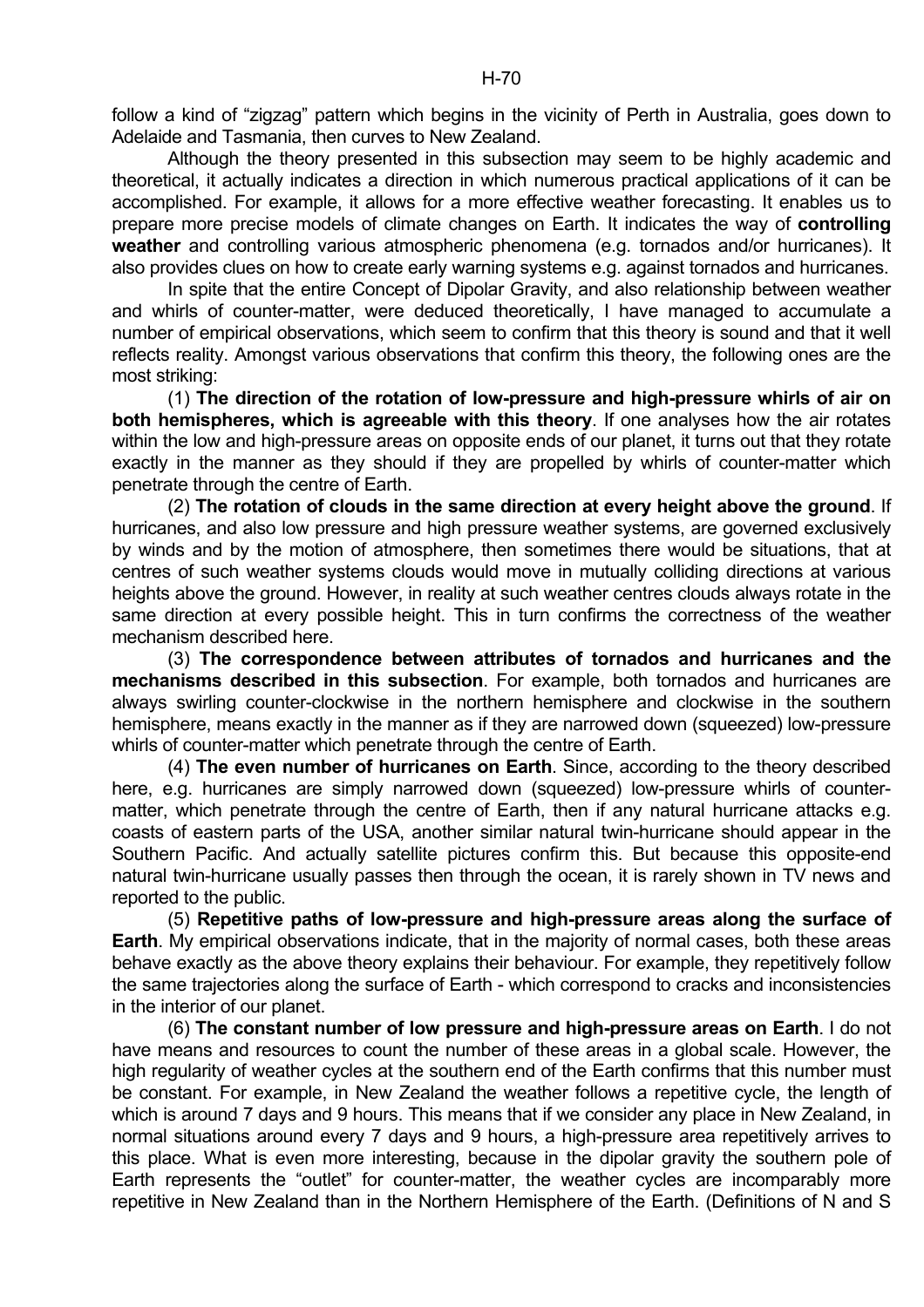follow a kind of "zigzag" pattern which begins in the vicinity of Perth in Australia, goes down to Adelaide and Tasmania, then curves to New Zealand.

Although the theory presented in this subsection may seem to be highly academic and theoretical, it actually indicates a direction in which numerous practical applications of it can be accomplished. For example, it allows for a more effective weather forecasting. It enables us to prepare more precise models of climate changes on Earth. It indicates the way of **controlling weather** and controlling various atmospheric phenomena (e.g. tornados and/or hurricanes). It also provides clues on how to create early warning systems e.g. against tornados and hurricanes.

In spite that the entire Concept of Dipolar Gravity, and also relationship between weather and whirls of counter-matter, were deduced theoretically, I have managed to accumulate a number of empirical observations, which seem to confirm that this theory is sound and that it well reflects reality. Amongst various observations that confirm this theory, the following ones are the most striking:

(1) **The direction of the rotation of low-pressure and high-pressure whirls of air on both hemispheres, which is agreeable with this theory**. If one analyses how the air rotates within the low and high-pressure areas on opposite ends of our planet, it turns out that they rotate exactly in the manner as they should if they are propelled by whirls of counter-matter which penetrate through the centre of Earth.

(2) **The rotation of clouds in the same direction at every height above the ground**. If hurricanes, and also low pressure and high pressure weather systems, are governed exclusively by winds and by the motion of atmosphere, then sometimes there would be situations, that at centres of such weather systems clouds would move in mutually colliding directions at various heights above the ground. However, in reality at such weather centres clouds always rotate in the same direction at every possible height. This in turn confirms the correctness of the weather mechanism described here.

(3) **The correspondence between attributes of tornados and hurricanes and the mechanisms described in this subsection**. For example, both tornados and hurricanes are always swirling counter-clockwise in the northern hemisphere and clockwise in the southern hemisphere, means exactly in the manner as if they are narrowed down (squeezed) low-pressure whirls of counter-matter which penetrate through the centre of Earth.

(4) **The even number of hurricanes on Earth**. Since, according to the theory described here, e.g. hurricanes are simply narrowed down (squeezed) low-pressure whirls of counter-matter, which penetrate through the centre of Earth, then if any natural hurricane attacks e.g. coasts of eastern parts of the USA, another similar natural twin-hurricane should appear in the Southern Pacific. And actually satellite pictures confirm this. But because this opposite-end natural twin-hurricane usually passes then through the ocean, it is rarely shown in TV news and reported to the public.

(5) **Repetitive paths of low-pressure and high-pressure areas along the surface of Earth**. My empirical observations indicate, that in the majority of normal cases, both these areas behave exactly as the above theory explains their behaviour. For example, they repetitively follow the same trajectories along the surface of Earth - which correspond to cracks and inconsistencies in the interior of our planet.

(6) **The constant number of low pressure and high-pressure areas on Earth**. I do not have means and resources to count the number of these areas in a global scale. However, the high regularity of weather cycles at the southern end of the Earth confirms that this number must be constant. For example, in New Zealand the weather follows a repetitive cycle, the length of which is around 7 days and 9 hours. This means that if we consider any place in New Zealand, in normal situations around every 7 days and 9 hours, a high-pressure area repetitively arrives to this place. What is even more interesting, because in the dipolar gravity the southern pole of Earth represents the "outlet" for counter-matter, the weather cycles are incomparably more repetitive in New Zealand than in the Northern Hemisphere of the Earth. (Definitions of N and S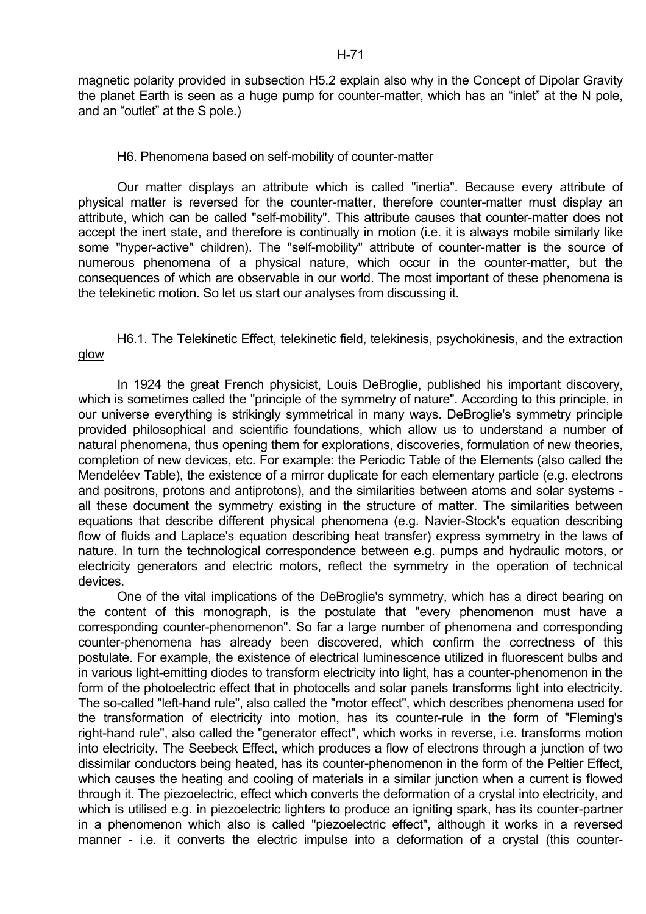magnetic polarity provided in subsection H5.2 explain also why in the Concept of Dipolar Gravity the planet Earth is seen as a huge pump for counter-matter, which has an "inlet" at the N pole, and an "outlet" at the S pole.)

## H6. Phenomena based on self-mobility of counter-matter

Our matter displays an attribute which is called "inertia". Because every attribute of physical matter is reversed for the counter-matter, therefore counter-matter must display an attribute, which can be called "self-mobility". This attribute causes that counter-matter does not accept the inert state, and therefore is continually in motion (i.e. it is always mobile similarly like some "hyper-active" children). The "self-mobility" attribute of counter-matter is the source of numerous phenomena of a physical nature, which occur in the counter-matter, but the consequences of which are observable in our world. The most important of these phenomena is the telekinetic motion. So let us start our analyses from discussing it.

### H6.1. The Telekinetic Effect, telekinetic field, telekinesis, psychokinesis, and the extraction glow

In 1924 the great French physicist, Louis DeBroglie, published his important discovery, which is sometimes called the "principle of the symmetry of nature". According to this principle, in our universe everything is strikingly symmetrical in many ways. DeBroglie's symmetry principle provided philosophical and scientific foundations, which allow us to understand a number of natural phenomena, thus opening them for explorations, discoveries, formulation of new theories, completion of new devices, etc. For example: the Periodic Table of the Elements (also called the Mendeléev Table), the existence of a mirror duplicate for each elementary particle (e.g. electrons and positrons, protons and antiprotons), and the similarities between atoms and solar systems - all these document the symmetry existing in the structure of matter. The similarities between equations that describe different physical phenomena (e.g. Navier-Stock's equation describing flow of fluids and Laplace's equation describing heat transfer) express symmetry in the laws of nature. In turn the technological correspondence between e.g. pumps and hydraulic motors, or electricity generators and electric motors, reflect the symmetry in the operation of technical devices.

One of the vital implications of the DeBroglie's symmetry, which has a direct bearing on the content of this monograph, is the postulate that "every phenomenon must have a corresponding counter-phenomenon". So far a large number of phenomena and corresponding counter-phenomena has already been discovered, which confirm the correctness of this postulate. For example, the existence of electrical luminescence utilized in fluorescent bulbs and in various light-emitting diodes to transform electricity into light, has a counter-phenomenon in the form of the photoelectric effect that in photocells and solar panels transforms light into electricity. The so-called "left-hand rule", also called the "motor effect", which describes phenomena used for the transformation of electricity into motion, has its counter-rule in the form of "Fleming's right-hand rule", also called the "generator effect", which works in reverse, i.e. transforms motion into electricity. The Seebeck Effect, which produces a flow of electrons through a junction of two dissimilar conductors being heated, has its counter-phenomenon in the form of the Peltier Effect, which causes the heating and cooling of materials in a similar junction when a current is flowed through it. The piezoelectric, effect which converts the deformation of a crystal into electricity, and which is utilised e.g. in piezoelectric lighters to produce an igniting spark, has its counter-partner in a phenomenon which also is called "piezoelectric effect", although it works in a reversed manner - i.e. it converts the electric impulse into a deformation of a crystal (this counter-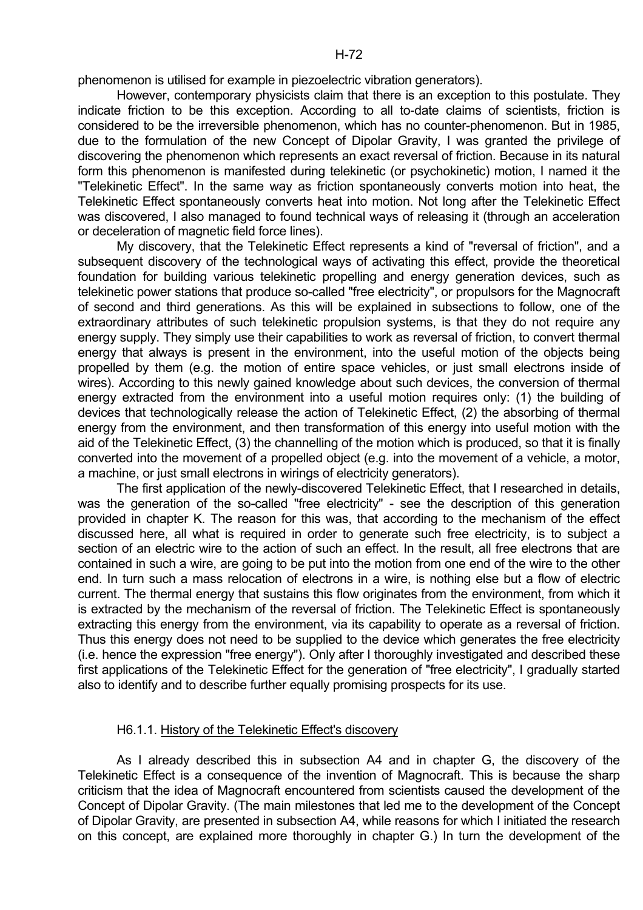phenomenon is utilised for example in piezoelectric vibration generators).

However, contemporary physicists claim that there is an exception to this postulate. They indicate friction to be this exception. According to all to-date claims of scientists, friction is considered to be the irreversible phenomenon, which has no counter-phenomenon. But in 1985, due to the formulation of the new Concept of Dipolar Gravity, I was granted the privilege of discovering the phenomenon which represents an exact reversal of friction. Because in its natural form this phenomenon is manifested during telekinetic (or psychokinetic) motion, I named it the "Telekinetic Effect". In the same way as friction spontaneously converts motion into heat, the Telekinetic Effect spontaneously converts heat into motion. Not long after the Telekinetic Effect was discovered, I also managed to found technical ways of releasing it (through an acceleration or deceleration of magnetic field force lines).

My discovery, that the Telekinetic Effect represents a kind of "reversal of friction", and a subsequent discovery of the technological ways of activating this effect, provide the theoretical foundation for building various telekinetic propelling and energy generation devices, such as telekinetic power stations that produce so-called "free electricity", or propulsors for the Magnocraft of second and third generations. As this will be explained in subsections to follow, one of the extraordinary attributes of such telekinetic propulsion systems, is that they do not require any energy supply. They simply use their capabilities to work as reversal of friction, to convert thermal energy that always is present in the environment, into the useful motion of the objects being propelled by them (e.g. the motion of entire space vehicles, or just small electrons inside of wires). According to this newly gained knowledge about such devices, the conversion of thermal energy extracted from the environment into a useful motion requires only: (1) the building of devices that technologically release the action of Telekinetic Effect, (2) the absorbing of thermal energy from the environment, and then transformation of this energy into useful motion with the aid of the Telekinetic Effect, (3) the channelling of the motion which is produced, so that it is finally converted into the movement of a propelled object (e.g. into the movement of a vehicle, a motor, a machine, or just small electrons in wirings of electricity generators).

The first application of the newly-discovered Telekinetic Effect, that I researched in details, was the generation of the so-called "free electricity" - see the description of this generation provided in chapter K. The reason for this was, that according to the mechanism of the effect discussed here, all what is required in order to generate such free electricity, is to subject a section of an electric wire to the action of such an effect. In the result, all free electrons that are contained in such a wire, are going to be put into the motion from one end of the wire to the other end. In turn such a mass relocation of electrons in a wire, is nothing else but a flow of electric current. The thermal energy that sustains this flow originates from the environment, from which it is extracted by the mechanism of the reversal of friction. The Telekinetic Effect is spontaneously extracting this energy from the environment, via its capability to operate as a reversal of friction. Thus this energy does not need to be supplied to the device which generates the free electricity (i.e. hence the expression "free energy"). Only after I thoroughly investigated and described these first applications of the Telekinetic Effect for the generation of "free electricity", I gradually started also to identify and to describe further equally promising prospects for its use.

### H6.1.1. History of the Telekinetic Effect's discovery

As I already described this in subsection A4 and in chapter G, the discovery of the Telekinetic Effect is a consequence of the invention of Magnocraft. This is because the sharp criticism that the idea of Magnocraft encountered from scientists caused the development of the Concept of Dipolar Gravity. (The main milestones that led me to the development of the Concept of Dipolar Gravity, are presented in subsection A4, while reasons for which I initiated the research on this concept, are explained more thoroughly in chapter G.) In turn the development of the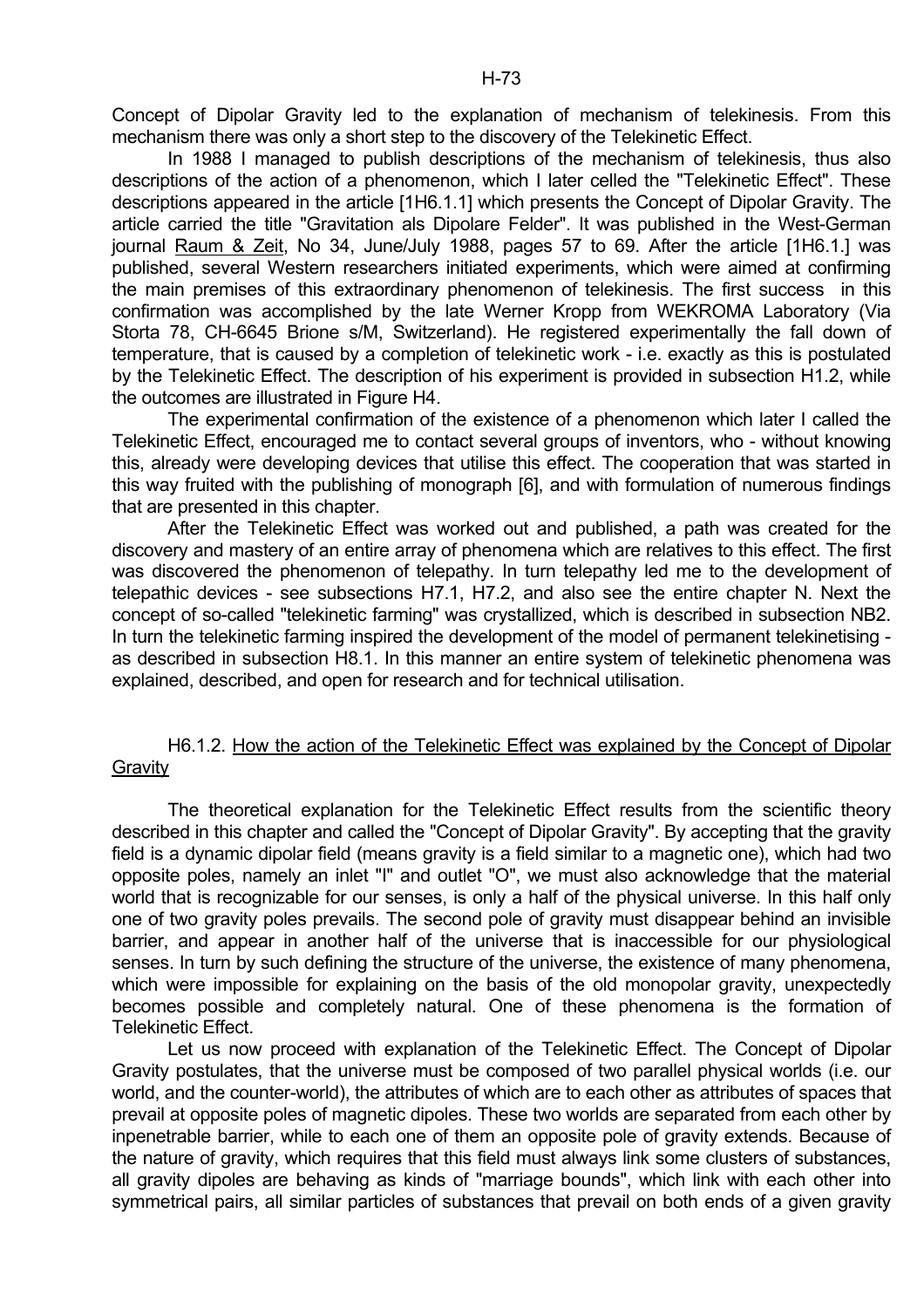Concept of Dipolar Gravity led to the explanation of mechanism of telekinesis. From this mechanism there was only a short step to the discovery of the Telekinetic Effect.

In 1988 I managed to publish descriptions of the mechanism of telekinesis, thus also descriptions of the action of a phenomenon, which I later celled the "Telekinetic Effect". These descriptions appeared in the article [1H6.1.1] which presents the Concept of Dipolar Gravity. The article carried the title "Gravitation als Dipolare Felder". It was published in the West-German journal Raum & Zeit, No 34, June/July 1988, pages 57 to 69. After the article [1H6.1.] was published, several Western researchers initiated experiments, which were aimed at confirming the main premises of this extraordinary phenomenon of telekinesis. The first success in this confirmation was accomplished by the late Werner Kropp from WEKROMA Laboratory (Via Storta 78, CH-6645 Brione s/M, Switzerland). He registered experimentally the fall down of temperature, that is caused by a completion of telekinetic work - i.e. exactly as this is postulated by the Telekinetic Effect. The description of his experiment is provided in subsection H1.2, while the outcomes are illustrated in Figure H4.

The experimental confirmation of the existence of a phenomenon which later I called the Telekinetic Effect, encouraged me to contact several groups of inventors, who - without knowing this, already were developing devices that utilise this effect. The cooperation that was started in this way fruited with the publishing of monograph [6], and with formulation of numerous findings that are presented in this chapter.

After the Telekinetic Effect was worked out and published, a path was created for the discovery and mastery of an entire array of phenomena which are relatives to this effect. The first was discovered the phenomenon of telepathy. In turn telepathy led me to the development of telepathic devices - see subsections H7.1, H7.2, and also see the entire chapter N. Next the concept of so-called "telekinetic farming" was crystallized, which is described in subsection NB2. In turn the telekinetic farming inspired the development of the model of permanent telekinetising - as described in subsection H8.1. In this manner an entire system of telekinetic phenomena was explained, described, and open for research and for technical utilisation.

### H6.1.2. How the action of the Telekinetic Effect was explained by the Concept of Dipolar Gravity

The theoretical explanation for the Telekinetic Effect results from the scientific theory described in this chapter and called the "Concept of Dipolar Gravity". By accepting that the gravity field is a dynamic dipolar field (means gravity is a field similar to a magnetic one), which had two opposite poles, namely an inlet "I" and outlet "O", we must also acknowledge that the material world that is recognizable for our senses, is only a half of the physical universe. In this half only one of two gravity poles prevails. The second pole of gravity must disappear behind an invisible barrier, and appear in another half of the universe that is inaccessible for our physiological senses. In turn by such defining the structure of the universe, the existence of many phenomena, which were impossible for explaining on the basis of the old monopolar gravity, unexpectedly becomes possible and completely natural. One of these phenomena is the formation of Telekinetic Effect.

Let us now proceed with explanation of the Telekinetic Effect. The Concept of Dipolar Gravity postulates, that the universe must be composed of two parallel physical worlds (i.e. our world, and the counter-world), the attributes of which are to each other as attributes of spaces that prevail at opposite poles of magnetic dipoles. These two worlds are separated from each other by inpenetrable barrier, while to each one of them an opposite pole of gravity extends. Because of the nature of gravity, which requires that this field must always link some clusters of substances, all gravity dipoles are behaving as kinds of "marriage bounds", which link with each other into symmetrical pairs, all similar particles of substances that prevail on both ends of a given gravity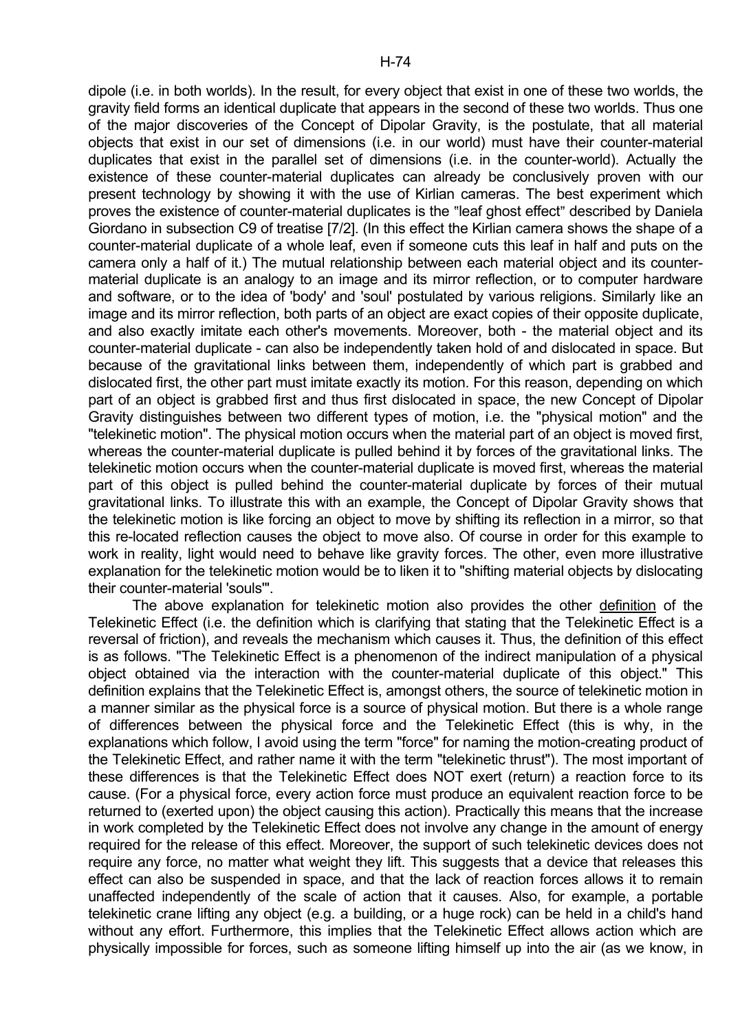dipole (i.e. in both worlds). In the result, for every object that exist in one of these two worlds, the gravity field forms an identical duplicate that appears in the second of these two worlds. Thus one of the major discoveries of the Concept of Dipolar Gravity, is the postulate, that all material objects that exist in our set of dimensions (i.e. in our world) must have their counter-material duplicates that exist in the parallel set of dimensions (i.e. in the counter-world). Actually the existence of these counter-material duplicates can already be conclusively proven with our present technology by showing it with the use of Kirlian cameras. The best experiment which proves the existence of counter-material duplicates is the "leaf ghost effect" described by Daniela Giordano in subsection C9 of treatise [7/2]. (In this effect the Kirlian camera shows the shape of a counter-material duplicate of a whole leaf, even if someone cuts this leaf in half and puts on the camera only a half of it.) The mutual relationship between each material object and its counter-material duplicate is an analogy to an image and its mirror reflection, or to computer hardware and software, or to the idea of 'body' and 'soul' postulated by various religions. Similarly like an image and its mirror reflection, both parts of an object are exact copies of their opposite duplicate, and also exactly imitate each other's movements. Moreover, both - the material object and its counter-material duplicate - can also be independently taken hold of and dislocated in space. But because of the gravitational links between them, independently of which part is grabbed and dislocated first, the other part must imitate exactly its motion. For this reason, depending on which part of an object is grabbed first and thus first dislocated in space, the new Concept of Dipolar Gravity distinguishes between two different types of motion, i.e. the "physical motion" and the "telekinetic motion". The physical motion occurs when the material part of an object is moved first, whereas the counter-material duplicate is pulled behind it by forces of the gravitational links. The telekinetic motion occurs when the counter-material duplicate is moved first, whereas the material part of this object is pulled behind the counter-material duplicate by forces of their mutual gravitational links. To illustrate this with an example, the Concept of Dipolar Gravity shows that the telekinetic motion is like forcing an object to move by shifting its reflection in a mirror, so that this re-located reflection causes the object to move also. Of course in order for this example to work in reality, light would need to behave like gravity forces. The other, even more illustrative explanation for the telekinetic motion would be to liken it to "shifting material objects by dislocating their counter-material 'souls'".

The above explanation for telekinetic motion also provides the other <u>definition</u> of the Telekinetic Effect (i.e. the definition which is clarifying that stating that the Telekinetic Effect is a reversal of friction), and reveals the mechanism which causes it. Thus, the definition of this effect is as follows. "The Telekinetic Effect is a phenomenon of the indirect manipulation of a physical object obtained via the interaction with the counter-material duplicate of this object." This definition explains that the Telekinetic Effect is, amongst others, the source of telekinetic motion in a manner similar as the physical force is a source of physical motion. But there is a whole range of differences between the physical force and the Telekinetic Effect (this is why, in the explanations which follow, I avoid using the term "force" for naming the motion-creating product of the Telekinetic Effect, and rather name it with the term "telekinetic thrust"). The most important of these differences is that the Telekinetic Effect does NOT exert (return) a reaction force to its cause. (For a physical force, every action force must produce an equivalent reaction force to be returned to (exerted upon) the object causing this action). Practically this means that the increase in work completed by the Telekinetic Effect does not involve any change in the amount of energy required for the release of this effect. Moreover, the support of such telekinetic devices does not require any force, no matter what weight they lift. This suggests that a device that releases this effect can also be suspended in space, and that the lack of reaction forces allows it to remain unaffected independently of the scale of action that it causes. Also, for example, a portable telekinetic crane lifting any object (e.g. a building, or a huge rock) can be held in a child's hand without any effort. Furthermore, this implies that the Telekinetic Effect allows action which are physically impossible for forces, such as someone lifting himself up into the air (as we know, in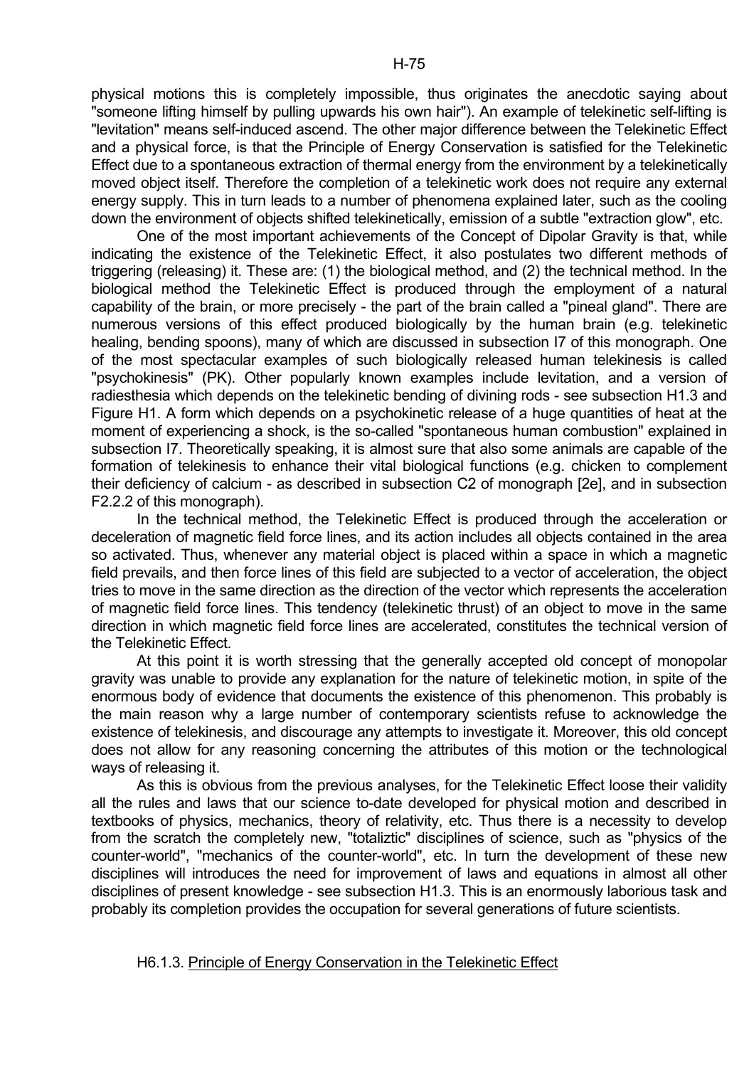physical motions this is completely impossible, thus originates the anecdotic saying about "someone lifting himself by pulling upwards his own hair"). An example of telekinetic self-lifting is "levitation" means self-induced ascend. The other major difference between the Telekinetic Effect and a physical force, is that the Principle of Energy Conservation is satisfied for the Telekinetic Effect due to a spontaneous extraction of thermal energy from the environment by a telekinetically moved object itself. Therefore the completion of a telekinetic work does not require any external energy supply. This in turn leads to a number of phenomena explained later, such as the cooling down the environment of objects shifted telekinetically, emission of a subtle "extraction glow", etc.

One of the most important achievements of the Concept of Dipolar Gravity is that, while indicating the existence of the Telekinetic Effect, it also postulates two different methods of triggering (releasing) it. These are: (1) the biological method, and (2) the technical method. In the biological method the Telekinetic Effect is produced through the employment of a natural capability of the brain, or more precisely - the part of the brain called a "pineal gland". There are numerous versions of this effect produced biologically by the human brain (e.g. telekinetic healing, bending spoons), many of which are discussed in subsection I7 of this monograph. One of the most spectacular examples of such biologically released human telekinesis is called "psychokinesis" (PK). Other popularly known examples include levitation, and a version of radiesthesia which depends on the telekinetic bending of divining rods - see subsection H1.3 and Figure H1. A form which depends on a psychokinetic release of a huge quantities of heat at the moment of experiencing a shock, is the so-called "spontaneous human combustion" explained in subsection I7. Theoretically speaking, it is almost sure that also some animals are capable of the formation of telekinesis to enhance their vital biological functions (e.g. chicken to complement their deficiency of calcium - as described in subsection C2 of monograph [2e], and in subsection F2.2.2 of this monograph).

In the technical method, the Telekinetic Effect is produced through the acceleration or deceleration of magnetic field force lines, and its action includes all objects contained in the area so activated. Thus, whenever any material object is placed within a space in which a magnetic field prevails, and then force lines of this field are subjected to a vector of acceleration, the object tries to move in the same direction as the direction of the vector which represents the acceleration of magnetic field force lines. This tendency (telekinetic thrust) of an object to move in the same direction in which magnetic field force lines are accelerated, constitutes the technical version of the Telekinetic Effect.

At this point it is worth stressing that the generally accepted old concept of monopolar gravity was unable to provide any explanation for the nature of telekinetic motion, in spite of the enormous body of evidence that documents the existence of this phenomenon. This probably is the main reason why a large number of contemporary scientists refuse to acknowledge the existence of telekinesis, and discourage any attempts to investigate it. Moreover, this old concept does not allow for any reasoning concerning the attributes of this motion or the technological ways of releasing it.

As this is obvious from the previous analyses, for the Telekinetic Effect loose their validity all the rules and laws that our science to-date developed for physical motion and described in textbooks of physics, mechanics, theory of relativity, etc. Thus there is a necessity to develop from the scratch the completely new, "totaliztic" disciplines of science, such as "physics of the counter-world", "mechanics of the counter-world", etc. In turn the development of these new disciplines will introduces the need for improvement of laws and equations in almost all other disciplines of present knowledge - see subsection H1.3. This is an enormously laborious task and probably its completion provides the occupation for several generations of future scientists.

### H6.1.3. Principle of Energy Conservation in the Telekinetic Effect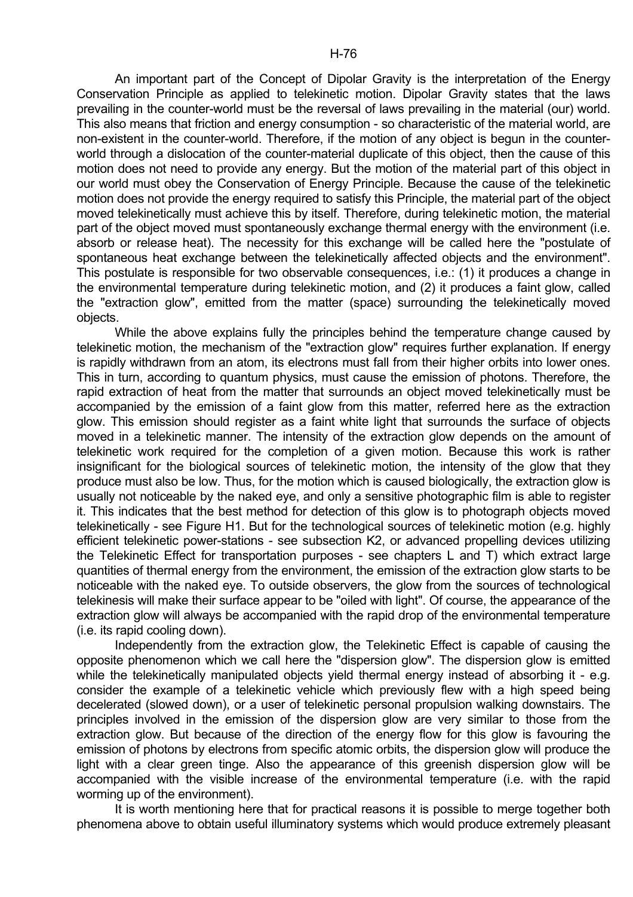An important part of the Concept of Dipolar Gravity is the interpretation of the Energy Conservation Principle as applied to telekinetic motion. Dipolar Gravity states that the laws prevailing in the counter-world must be the reversal of laws prevailing in the material (our) world. This also means that friction and energy consumption - so characteristic of the material world, are non-existent in the counter-world. Therefore, if the motion of any object is begun in the counter-world through a dislocation of the counter-material duplicate of this object, then the cause of this motion does not need to provide any energy. But the motion of the material part of this object in our world must obey the Conservation of Energy Principle. Because the cause of the telekinetic motion does not provide the energy required to satisfy this Principle, the material part of the object moved telekinetically must achieve this by itself. Therefore, during telekinetic motion, the material part of the object moved must spontaneously exchange thermal energy with the environment (i.e. absorb or release heat). The necessity for this exchange will be called here the "postulate of spontaneous heat exchange between the telekinetically affected objects and the environment". This postulate is responsible for two observable consequences, i.e.: (1) it produces a change in the environmental temperature during telekinetic motion, and (2) it produces a faint glow, called the "extraction glow", emitted from the matter (space) surrounding the telekinetically moved objects.

While the above explains fully the principles behind the temperature change caused by telekinetic motion, the mechanism of the "extraction glow" requires further explanation. If energy is rapidly withdrawn from an atom, its electrons must fall from their higher orbits into lower ones. This in turn, according to quantum physics, must cause the emission of photons. Therefore, the rapid extraction of heat from the matter that surrounds an object moved telekinetically must be accompanied by the emission of a faint glow from this matter, referred here as the extraction glow. This emission should register as a faint white light that surrounds the surface of objects moved in a telekinetic manner. The intensity of the extraction glow depends on the amount of telekinetic work required for the completion of a given motion. Because this work is rather insignificant for the biological sources of telekinetic motion, the intensity of the glow that they produce must also be low. Thus, for the motion which is caused biologically, the extraction glow is usually not noticeable by the naked eye, and only a sensitive photographic film is able to register it. This indicates that the best method for detection of this glow is to photograph objects moved telekinetically - see Figure H1. But for the technological sources of telekinetic motion (e.g. highly efficient telekinetic power-stations - see subsection K2, or advanced propelling devices utilizing the Telekinetic Effect for transportation purposes - see chapters L and T) which extract large quantities of thermal energy from the environment, the emission of the extraction glow starts to be noticeable with the naked eye. To outside observers, the glow from the sources of technological telekinesis will make their surface appear to be "oiled with light". Of course, the appearance of the extraction glow will always be accompanied with the rapid drop of the environmental temperature (i.e. its rapid cooling down).

Independently from the extraction glow, the Telekinetic Effect is capable of causing the opposite phenomenon which we call here the "dispersion glow". The dispersion glow is emitted while the telekinetically manipulated objects yield thermal energy instead of absorbing it - e.g. consider the example of a telekinetic vehicle which previously flew with a high speed being decelerated (slowed down), or a user of telekinetic personal propulsion walking downstairs. The principles involved in the emission of the dispersion glow are very similar to those from the extraction glow. But because of the direction of the energy flow for this glow is favouring the emission of photons by electrons from specific atomic orbits, the dispersion glow will produce the light with a clear green tinge. Also the appearance of this greenish dispersion glow will be accompanied with the visible increase of the environmental temperature (i.e. with the rapid worming up of the environment).

It is worth mentioning here that for practical reasons it is possible to merge together both phenomena above to obtain useful illuminatory systems which would produce extremely pleasant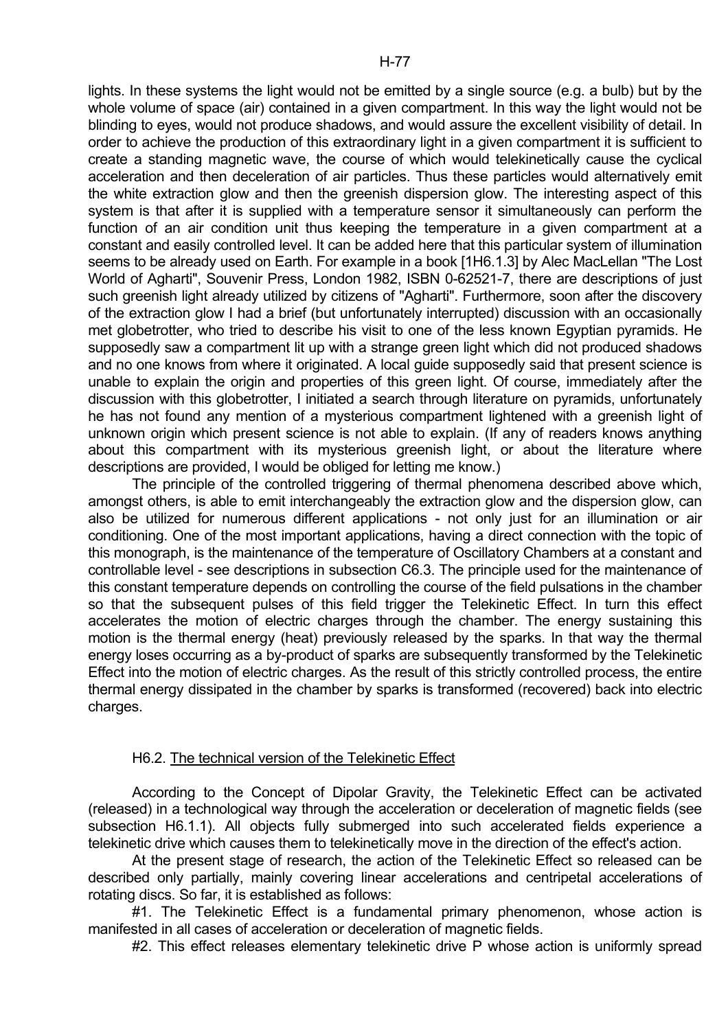lights. In these systems the light would not be emitted by a single source (e.g. a bulb) but by the whole volume of space (air) contained in a given compartment. In this way the light would not be blinding to eyes, would not produce shadows, and would assure the excellent visibility of detail. In order to achieve the production of this extraordinary light in a given compartment it is sufficient to create a standing magnetic wave, the course of which would telekinetically cause the cyclical acceleration and then deceleration of air particles. Thus these particles would alternatively emit the white extraction glow and then the greenish dispersion glow. The interesting aspect of this system is that after it is supplied with a temperature sensor it simultaneously can perform the function of an air condition unit thus keeping the temperature in a given compartment at a constant and easily controlled level. It can be added here that this particular system of illumination seems to be already used on Earth. For example in a book [1H6.1.3] by Alec MacLellan "The Lost World of Agharti", Souvenir Press, London 1982, ISBN 0-62521-7, there are descriptions of just such greenish light already utilized by citizens of "Agharti". Furthermore, soon after the discovery of the extraction glow I had a brief (but unfortunately interrupted) discussion with an occasionally met globetrotter, who tried to describe his visit to one of the less known Egyptian pyramids. He supposedly saw a compartment lit up with a strange green light which did not produced shadows and no one knows from where it originated. A local guide supposedly said that present science is unable to explain the origin and properties of this green light. Of course, immediately after the discussion with this globetrotter, I initiated a search through literature on pyramids, unfortunately he has not found any mention of a mysterious compartment lightened with a greenish light of unknown origin which present science is not able to explain. (If any of readers knows anything about this compartment with its mysterious greenish light, or about the literature where descriptions are provided, I would be obliged for letting me know.)

The principle of the controlled triggering of thermal phenomena described above which, amongst others, is able to emit interchangeably the extraction glow and the dispersion glow, can also be utilized for numerous different applications - not only just for an illumination or air conditioning. One of the most important applications, having a direct connection with the topic of this monograph, is the maintenance of the temperature of Oscillatory Chambers at a constant and controllable level - see descriptions in subsection C6.3. The principle used for the maintenance of this constant temperature depends on controlling the course of the field pulsations in the chamber so that the subsequent pulses of this field trigger the Telekinetic Effect. In turn this effect accelerates the motion of electric charges through the chamber. The energy sustaining this motion is the thermal energy (heat) previously released by the sparks. In that way the thermal energy loses occurring as a by-product of sparks are subsequently transformed by the Telekinetic Effect into the motion of electric charges. As the result of this strictly controlled process, the entire thermal energy dissipated in the chamber by sparks is transformed (recovered) back into electric charges.

### H6.2. The technical version of the Telekinetic Effect

According to the Concept of Dipolar Gravity, the Telekinetic Effect can be activated (released) in a technological way through the acceleration or deceleration of magnetic fields (see subsection H6.1.1). All objects fully submerged into such accelerated fields experience a telekinetic drive which causes them to telekinetically move in the direction of the effect's action.

At the present stage of research, the action of the Telekinetic Effect so released can be described only partially, mainly covering linear accelerations and centripetal accelerations of rotating discs. So far, it is established as follows:

#1. The Telekinetic Effect is a fundamental primary phenomenon, whose action is manifested in all cases of acceleration or deceleration of magnetic fields.

#2. This effect releases elementary telekinetic drive P whose action is uniformly spread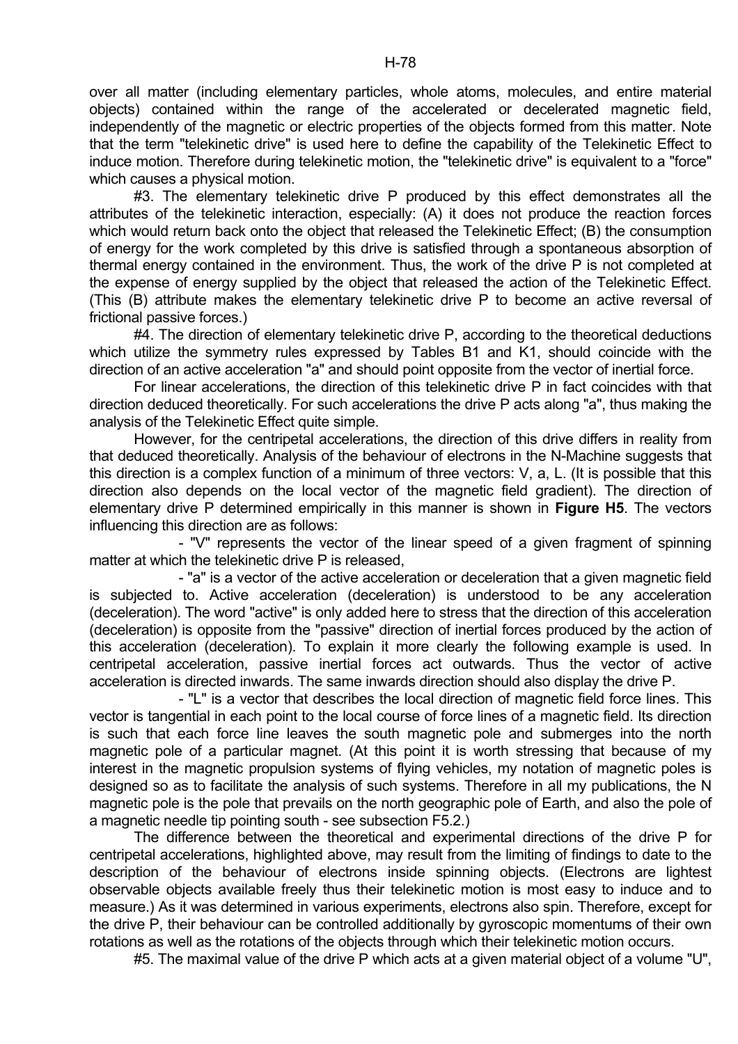over all matter (including elementary particles, whole atoms, molecules, and entire material objects) contained within the range of the accelerated or decelerated magnetic field, independently of the magnetic or electric properties of the objects formed from this matter. Note that the term "telekinetic drive" is used here to define the capability of the Telekinetic Effect to induce motion. Therefore during telekinetic motion, the "telekinetic drive" is equivalent to a "force" which causes a physical motion.

#3. The elementary telekinetic drive P produced by this effect demonstrates all the attributes of the telekinetic interaction, especially: (A) it does not produce the reaction forces which would return back onto the object that released the Telekinetic Effect; (B) the consumption of energy for the work completed by this drive is satisfied through a spontaneous absorption of thermal energy contained in the environment. Thus, the work of the drive P is not completed at the expense of energy supplied by the object that released the action of the Telekinetic Effect. (This (B) attribute makes the elementary telekinetic drive P to become an active reversal of frictional passive forces.)

#4. The direction of elementary telekinetic drive P, according to the theoretical deductions which utilize the symmetry rules expressed by Tables B1 and K1, should coincide with the direction of an active acceleration "a" and should point opposite from the vector of inertial force.

For linear accelerations, the direction of this telekinetic drive P in fact coincides with that direction deduced theoretically. For such accelerations the drive P acts along "a", thus making the analysis of the Telekinetic Effect quite simple.

However, for the centripetal accelerations, the direction of this drive differs in reality from that deduced theoretically. Analysis of the behaviour of electrons in the N-Machine suggests that this direction is a complex function of a minimum of three vectors: V, a, L. (It is possible that this direction also depends on the local vector of the magnetic field gradient). The direction of elementary drive P determined empirically in this manner is shown in **Figure H5**. The vectors influencing this direction are as follows:

- "V" represents the vector of the linear speed of a given fragment of spinning matter at which the telekinetic drive P is released,
- "a" is a vector of the active acceleration or deceleration that a given magnetic field is subjected to. Active acceleration (deceleration) is understood to be any acceleration (deceleration). The word "active" is only added here to stress that the direction of this acceleration (deceleration) is opposite from the "passive" direction of inertial forces produced by the action of this acceleration (deceleration). To explain it more clearly the following example is used. In centripetal acceleration, passive inertial forces act outwards. Thus the vector of active acceleration is directed inwards. The same inwards direction should also display the drive P.
- "L" is a vector that describes the local direction of magnetic field force lines. This vector is tangential in each point to the local course of force lines of a magnetic field. Its direction is such that each force line leaves the south magnetic pole and submerges into the north magnetic pole of a particular magnet. (At this point it is worth stressing that because of my interest in the magnetic propulsion systems of flying vehicles, my notation of magnetic poles is designed so as to facilitate the analysis of such systems. Therefore in all my publications, the N magnetic pole is the pole that prevails on the north geographic pole of Earth, and also the pole of a magnetic needle tip pointing south - see subsection F5.2.)

The difference between the theoretical and experimental directions of the drive P for centripetal accelerations, highlighted above, may result from the limiting of findings to date to the description of the behaviour of electrons inside spinning objects. (Electrons are lightest observable objects available freely thus their telekinetic motion is most easy to induce and to measure.) As it was determined in various experiments, electrons also spin. Therefore, except for the drive P, their behaviour can be controlled additionally by gyroscopic momentums of their own rotations as well as the rotations of the objects through which their telekinetic motion occurs.

#5. The maximal value of the drive P which acts at a given material object of a volume "U",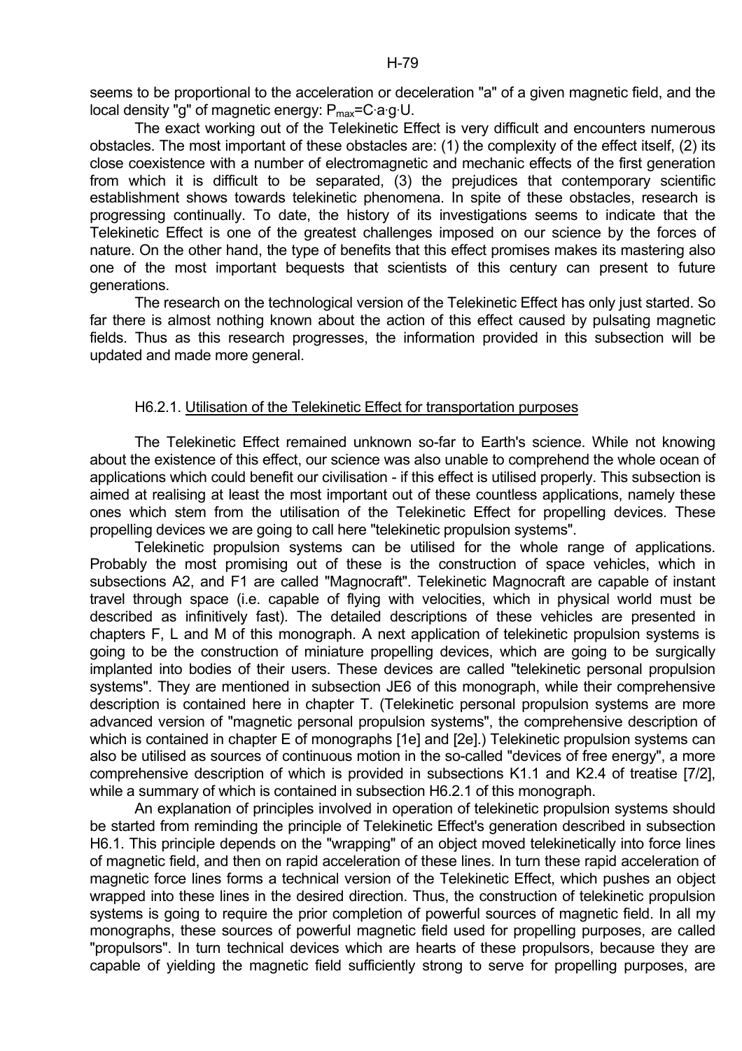seems to be proportional to the acceleration or deceleration "a" of a given magnetic field, and the local density "g" of magnetic energy: $P_{max}=C \cdot a \cdot g \cdot U$.

The exact working out of the Telekinetic Effect is very difficult and encounters numerous obstacles. The most important of these obstacles are: (1) the complexity of the effect itself, (2) its close coexistence with a number of electromagnetic and mechanic effects of the first generation from which it is difficult to be separated, (3) the prejudices that contemporary scientific establishment shows towards telekinetic phenomena. In spite of these obstacles, research is progressing continually. To date, the history of its investigations seems to indicate that the Telekinetic Effect is one of the greatest challenges imposed on our science by the forces of nature. On the other hand, the type of benefits that this effect promises makes its mastering also one of the most important bequests that scientists of this century can present to future generations.

The research on the technological version of the Telekinetic Effect has only just started. So far there is almost nothing known about the action of this effect caused by pulsating magnetic fields. Thus as this research progresses, the information provided in this subsection will be updated and made more general.

### H6.2.1. Utilisation of the Telekinetic Effect for transportation purposes

The Telekinetic Effect remained unknown so-far to Earth's science. While not knowing about the existence of this effect, our science was also unable to comprehend the whole ocean of applications which could benefit our civilisation - if this effect is utilised properly. This subsection is aimed at realising at least the most important out of these countless applications, namely these ones which stem from the utilisation of the Telekinetic Effect for propelling devices. These propelling devices we are going to call here "telekinetic propulsion systems".

Telekinetic propulsion systems can be utilised for the whole range of applications. Probably the most promising out of these is the construction of space vehicles, which in subsections A2, and F1 are called "Magnocraft". Telekinetic Magnocraft are capable of instant travel through space (i.e. capable of flying with velocities, which in physical world must be described as infinitively fast). The detailed descriptions of these vehicles are presented in chapters F, L and M of this monograph. A next application of telekinetic propulsion systems is going to be the construction of miniature propelling devices, which are going to be surgically implanted into bodies of their users. These devices are called "telekinetic personal propulsion systems". They are mentioned in subsection JE6 of this monograph, while their comprehensive description is contained here in chapter T. (Telekinetic personal propulsion systems are more advanced version of "magnetic personal propulsion systems", the comprehensive description of which is contained in chapter E of monographs [1e] and [2e].) Telekinetic propulsion systems can also be utilised as sources of continuous motion in the so-called "devices of free energy", a more comprehensive description of which is provided in subsections K1.1 and K2.4 of treatise [7/2], while a summary of which is contained in subsection H6.2.1 of this monograph.

An explanation of principles involved in operation of telekinetic propulsion systems should be started from reminding the principle of Telekinetic Effect's generation described in subsection H6.1. This principle depends on the "wrapping" of an object moved telekinetically into force lines of magnetic field, and then on rapid acceleration of these lines. In turn these rapid acceleration of magnetic force lines forms a technical version of the Telekinetic Effect, which pushes an object wrapped into these lines in the desired direction. Thus, the construction of telekinetic propulsion systems is going to require the prior completion of powerful sources of magnetic field. In all my monographs, these sources of powerful magnetic field used for propelling purposes, are called "propulsors". In turn technical devices which are hearts of these propulsors, because they are capable of yielding the magnetic field sufficiently strong to serve for propelling purposes, are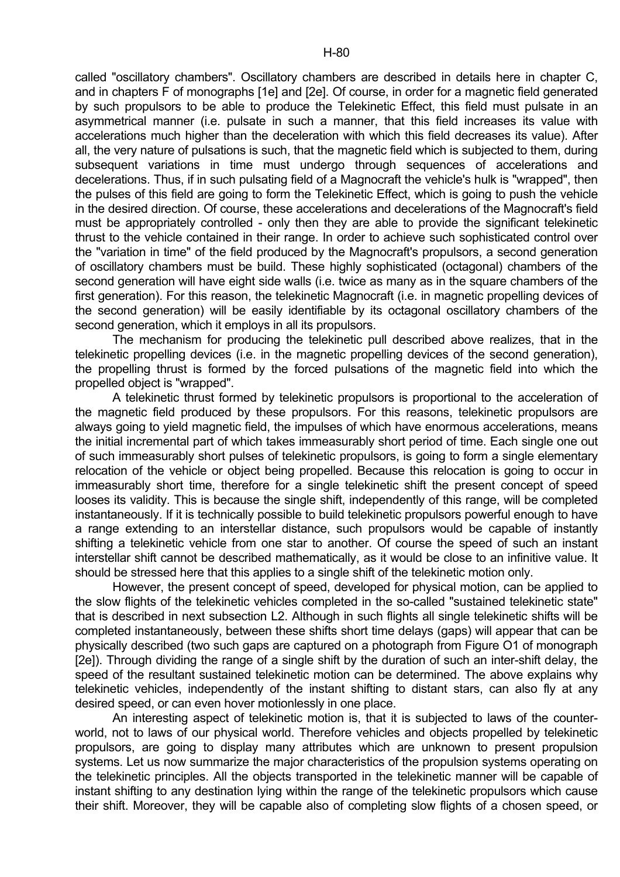called "oscillatory chambers". Oscillatory chambers are described in details here in chapter C, and in chapters F of monographs [1e] and [2e]. Of course, in order for a magnetic field generated by such propulsors to be able to produce the Telekinetic Effect, this field must pulsate in an asymmetrical manner (i.e. pulsate in such a manner, that this field increases its value with accelerations much higher than the deceleration with which this field decreases its value). After all, the very nature of pulsations is such, that the magnetic field which is subjected to them, during subsequent variations in time must undergo through sequences of accelerations and decelerations. Thus, if in such pulsating field of a Magnocraft the vehicle's hulk is "wrapped", then the pulses of this field are going to form the Telekinetic Effect, which is going to push the vehicle in the desired direction. Of course, these accelerations and decelerations of the Magnocraft's field must be appropriately controlled - only then they are able to provide the significant telekinetic thrust to the vehicle contained in their range. In order to achieve such sophisticated control over the "variation in time" of the field produced by the Magnocraft's propulsors, a second generation of oscillatory chambers must be build. These highly sophisticated (octagonal) chambers of the second generation will have eight side walls (i.e. twice as many as in the square chambers of the first generation). For this reason, the telekinetic Magnocraft (i.e. in magnetic propelling devices of the second generation) will be easily identifiable by its octagonal oscillatory chambers of the second generation, which it employs in all its propulsors.

The mechanism for producing the telekinetic pull described above realizes, that in the telekinetic propelling devices (i.e. in the magnetic propelling devices of the second generation), the propelling thrust is formed by the forced pulsations of the magnetic field into which the propelled object is "wrapped".

A telekinetic thrust formed by telekinetic propulsors is proportional to the acceleration of the magnetic field produced by these propulsors. For this reasons, telekinetic propulsors are always going to yield magnetic field, the impulses of which have enormous accelerations, means the initial incremental part of which takes immeasurably short period of time. Each single one out of such immeasurably short pulses of telekinetic propulsors, is going to form a single elementary relocation of the vehicle or object being propelled. Because this relocation is going to occur in immeasurably short time, therefore for a single telekinetic shift the present concept of speed looses its validity. This is because the single shift, independently of this range, will be completed instantaneously. If it is technically possible to build telekinetic propulsors powerful enough to have a range extending to an interstellar distance, such propulsors would be capable of instantly shifting a telekinetic vehicle from one star to another. Of course the speed of such an instant interstellar shift cannot be described mathematically, as it would be close to an infinitive value. It should be stressed here that this applies to a single shift of the telekinetic motion only.

However, the present concept of speed, developed for physical motion, can be applied to the slow flights of the telekinetic vehicles completed in the so-called "sustained telekinetic state" that is described in next subsection L2. Although in such flights all single telekinetic shifts will be completed instantaneously, between these shifts short time delays (gaps) will appear that can be physically described (two such gaps are captured on a photograph from Figure O1 of monograph [2e]). Through dividing the range of a single shift by the duration of such an inter-shift delay, the speed of the resultant sustained telekinetic motion can be determined. The above explains why telekinetic vehicles, independently of the instant shifting to distant stars, can also fly at any desired speed, or can even hover motionlessly in one place.

An interesting aspect of telekinetic motion is, that it is subjected to laws of the counter-world, not to laws of our physical world. Therefore vehicles and objects propelled by telekinetic propulsors, are going to display many attributes which are unknown to present propulsion systems. Let us now summarize the major characteristics of the propulsion systems operating on the telekinetic principles. All the objects transported in the telekinetic manner will be capable of instant shifting to any destination lying within the range of the telekinetic propulsors which cause their shift. Moreover, they will be capable also of completing slow flights of a chosen speed, or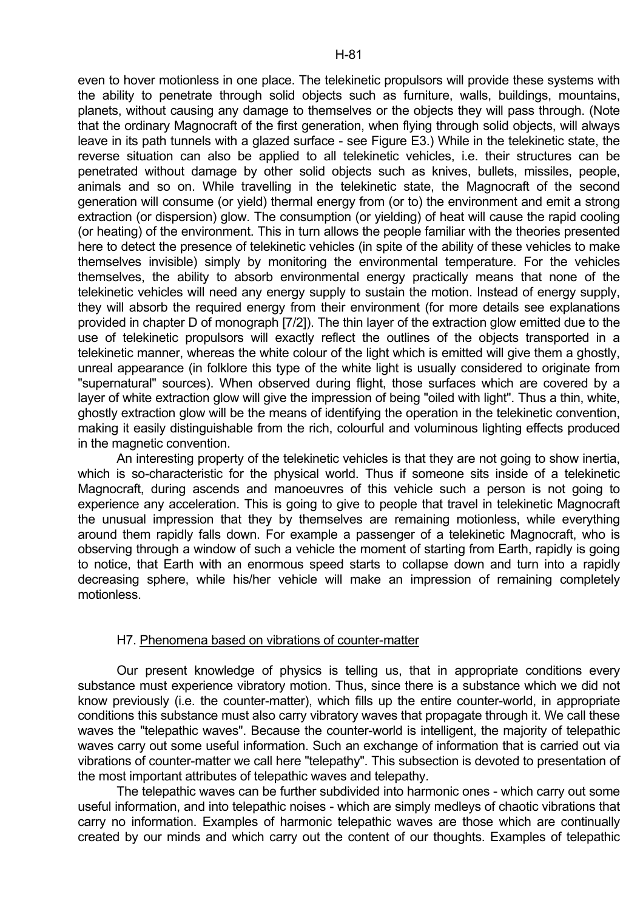even to hover motionless in one place. The telekinetic propulsors will provide these systems with the ability to penetrate through solid objects such as furniture, walls, buildings, mountains, planets, without causing any damage to themselves or the objects they will pass through. (Note that the ordinary Magnocraft of the first generation, when flying through solid objects, will always leave in its path tunnels with a glazed surface - see Figure E3.) While in the telekinetic state, the reverse situation can also be applied to all telekinetic vehicles, i.e. their structures can be penetrated without damage by other solid objects such as knives, bullets, missiles, people, animals and so on. While travelling in the telekinetic state, the Magnocraft of the second generation will consume (or yield) thermal energy from (or to) the environment and emit a strong extraction (or dispersion) glow. The consumption (or yielding) of heat will cause the rapid cooling (or heating) of the environment. This in turn allows the people familiar with the theories presented here to detect the presence of telekinetic vehicles (in spite of the ability of these vehicles to make themselves invisible) simply by monitoring the environmental temperature. For the vehicles themselves, the ability to absorb environmental energy practically means that none of the telekinetic vehicles will need any energy supply to sustain the motion. Instead of energy supply, they will absorb the required energy from their environment (for more details see explanations provided in chapter D of monograph [7/2]). The thin layer of the extraction glow emitted due to the use of telekinetic propulsors will exactly reflect the outlines of the objects transported in a telekinetic manner, whereas the white colour of the light which is emitted will give them a ghostly, unreal appearance (in folklore this type of the white light is usually considered to originate from "supernatural" sources). When observed during flight, those surfaces which are covered by a layer of white extraction glow will give the impression of being "oiled with light". Thus a thin, white, ghostly extraction glow will be the means of identifying the operation in the telekinetic convention, making it easily distinguishable from the rich, colourful and voluminous lighting effects produced in the magnetic convention.

An interesting property of the telekinetic vehicles is that they are not going to show inertia, which is so-characteristic for the physical world. Thus if someone sits inside of a telekinetic Magnocraft, during ascends and manoeuvres of this vehicle such a person is not going to experience any acceleration. This is going to give to people that travel in telekinetic Magnocraft the unusual impression that they by themselves are remaining motionless, while everything around them rapidly falls down. For example a passenger of a telekinetic Magnocraft, who is observing through a window of such a vehicle the moment of starting from Earth, rapidly is going to notice, that Earth with an enormous speed starts to collapse down and turn into a rapidly decreasing sphere, while his/her vehicle will make an impression of remaining completely motionless.

## H7. Phenomena based on vibrations of counter-matter

Our present knowledge of physics is telling us, that in appropriate conditions every substance must experience vibratory motion. Thus, since there is a substance which we did not know previously (i.e. the counter-matter), which fills up the entire counter-world, in appropriate conditions this substance must also carry vibratory waves that propagate through it. We call these waves the "telepathic waves". Because the counter-world is intelligent, the majority of telepathic waves carry out some useful information. Such an exchange of information that is carried out via vibrations of counter-matter we call here "telepathy". This subsection is devoted to presentation of the most important attributes of telepathic waves and telepathy.

The telepathic waves can be further subdivided into harmonic ones - which carry out some useful information, and into telepathic noises - which are simply medleys of chaotic vibrations that carry no information. Examples of harmonic telepathic waves are those which are continually created by our minds and which carry out the content of our thoughts. Examples of telepathic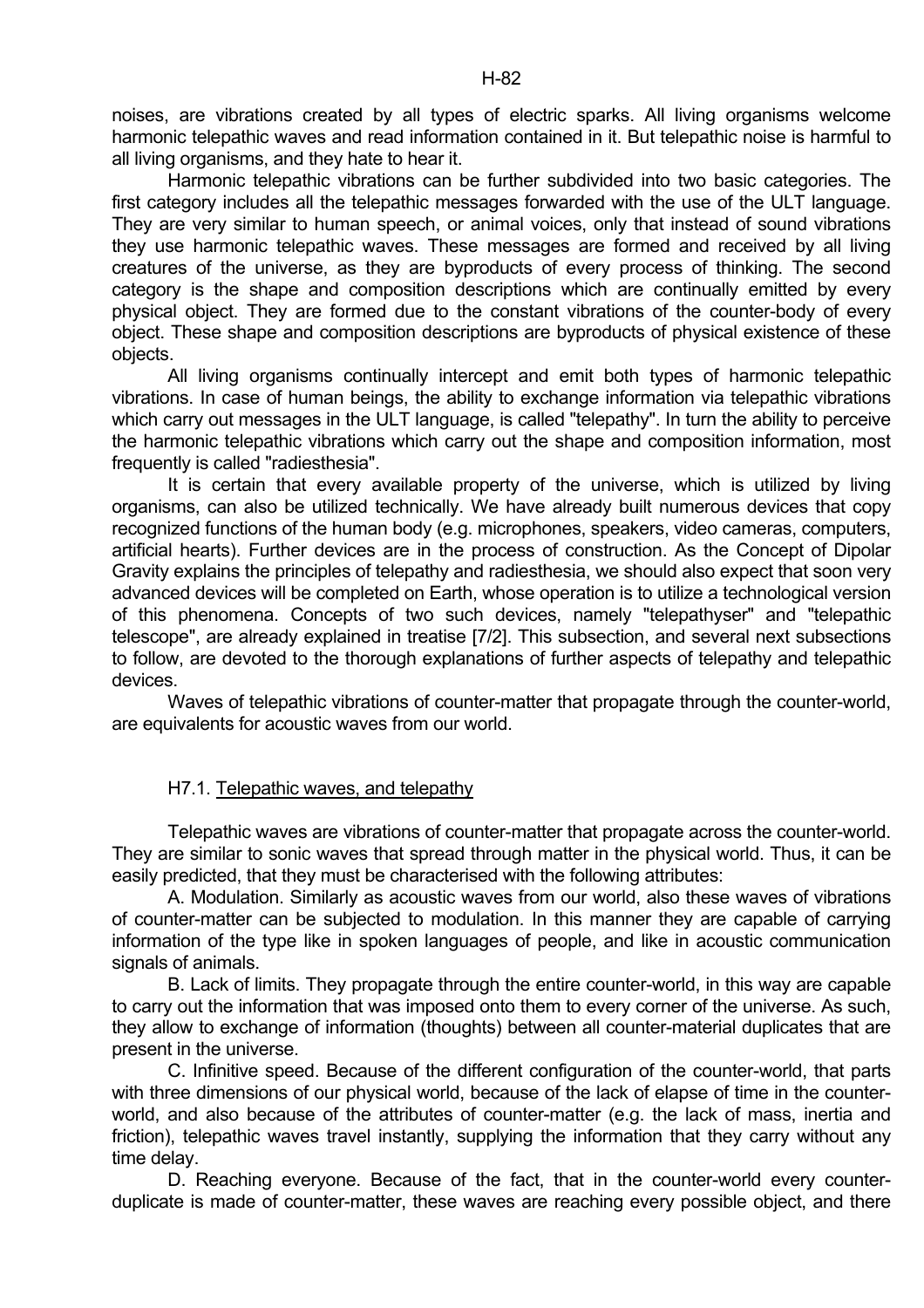noises, are vibrations created by all types of electric sparks. All living organisms welcome harmonic telepathic waves and read information contained in it. But telepathic noise is harmful to all living organisms, and they hate to hear it.

Harmonic telepathic vibrations can be further subdivided into two basic categories. The first category includes all the telepathic messages forwarded with the use of the ULT language. They are very similar to human speech, or animal voices, only that instead of sound vibrations they use harmonic telepathic waves. These messages are formed and received by all living creatures of the universe, as they are byproducts of every process of thinking. The second category is the shape and composition descriptions which are continually emitted by every physical object. They are formed due to the constant vibrations of the counter-body of every object. These shape and composition descriptions are byproducts of physical existence of these objects.

All living organisms continually intercept and emit both types of harmonic telepathic vibrations. In case of human beings, the ability to exchange information via telepathic vibrations which carry out messages in the ULT language, is called "telepathy". In turn the ability to perceive the harmonic telepathic vibrations which carry out the shape and composition information, most frequently is called "radiesthesia".

It is certain that every available property of the universe, which is utilized by living organisms, can also be utilized technically. We have already built numerous devices that copy recognized functions of the human body (e.g. microphones, speakers, video cameras, computers, artificial hearts). Further devices are in the process of construction. As the Concept of Dipolar Gravity explains the principles of telepathy and radiesthesia, we should also expect that soon very advanced devices will be completed on Earth, whose operation is to utilize a technological version of this phenomena. Concepts of two such devices, namely "telepathyser" and "telepathic telescope", are already explained in treatise [7/2]. This subsection, and several next subsections to follow, are devoted to the thorough explanations of further aspects of telepathy and telepathic devices.

Waves of telepathic vibrations of counter-matter that propagate through the counter-world, are equivalents for acoustic waves from our world.

## H7.1. Telepathic waves, and telepathy

Telepathic waves are vibrations of counter-matter that propagate across the counter-world. They are similar to sonic waves that spread through matter in the physical world. Thus, it can be easily predicted, that they must be characterised with the following attributes:

A. Modulation. Similarly as acoustic waves from our world, also these waves of vibrations of counter-matter can be subjected to modulation. In this manner they are capable of carrying information of the type like in spoken languages of people, and like in acoustic communication signals of animals.

B. Lack of limits. They propagate through the entire counter-world, in this way are capable to carry out the information that was imposed onto them to every corner of the universe. As such, they allow to exchange of information (thoughts) between all counter-material duplicates that are present in the universe.

C. Infinitive speed. Because of the different configuration of the counter-world, that parts with three dimensions of our physical world, because of the lack of elapse of time in the counter-world, and also because of the attributes of counter-matter (e.g. the lack of mass, inertia and friction), telepathic waves travel instantly, supplying the information that they carry without any time delay.

D. Reaching everyone. Because of the fact, that in the counter-world every counter-duplicate is made of counter-matter, these waves are reaching every possible object, and there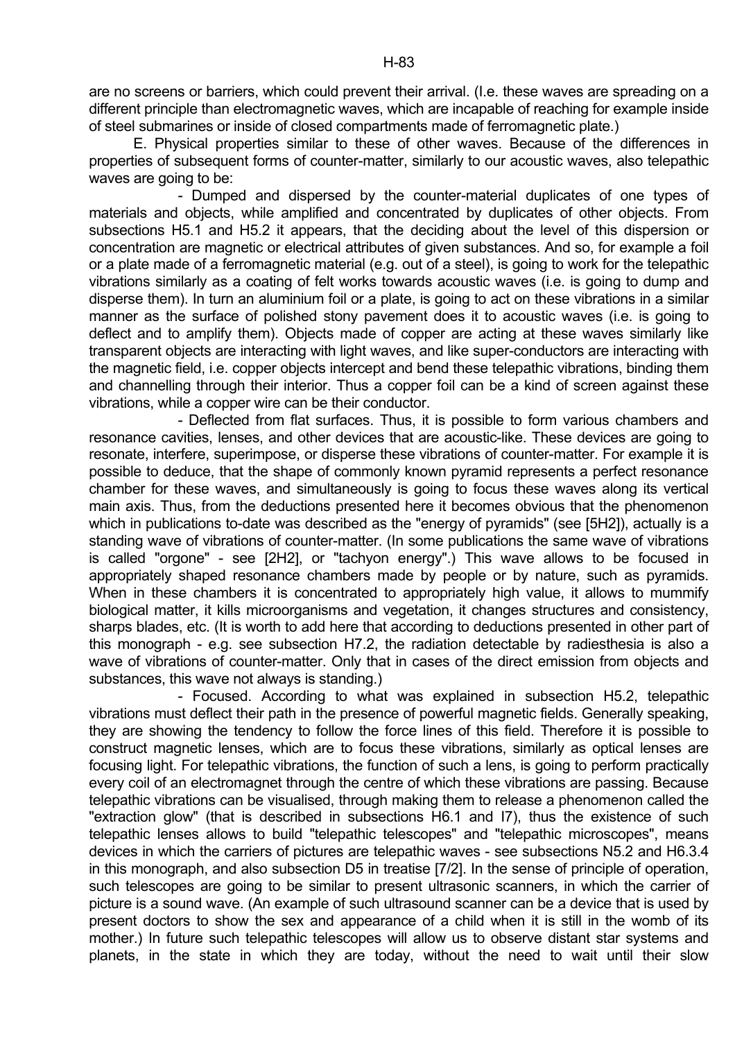are no screens or barriers, which could prevent their arrival. (I.e. these waves are spreading on a different principle than electromagnetic waves, which are incapable of reaching for example inside of steel submarines or inside of closed compartments made of ferromagnetic plate.)

E. Physical properties similar to these of other waves. Because of the differences in properties of subsequent forms of counter-matter, similarly to our acoustic waves, also telepathic waves are going to be:

- Dumped and dispersed by the counter-material duplicates of one types of materials and objects, while amplified and concentrated by duplicates of other objects. From subsections H5.1 and H5.2 it appears, that the deciding about the level of this dispersion or concentration are magnetic or electrical attributes of given substances. And so, for example a foil or a plate made of a ferromagnetic material (e.g. out of a steel), is going to work for the telepathic vibrations similarly as a coating of felt works towards acoustic waves (i.e. is going to dump and disperse them). In turn an aluminium foil or a plate, is going to act on these vibrations in a similar manner as the surface of polished stony pavement does it to acoustic waves (i.e. is going to deflect and to amplify them). Objects made of copper are acting at these waves similarly like transparent objects are interacting with light waves, and like super-conductors are interacting with the magnetic field, i.e. copper objects intercept and bend these telepathic vibrations, binding them and channelling through their interior. Thus a copper foil can be a kind of screen against these vibrations, while a copper wire can be their conductor.

- Deflected from flat surfaces. Thus, it is possible to form various chambers and resonance cavities, lenses, and other devices that are acoustic-like. These devices are going to resonate, interfere, superimpose, or disperse these vibrations of counter-matter. For example it is possible to deduce, that the shape of commonly known pyramid represents a perfect resonance chamber for these waves, and simultaneously is going to focus these waves along its vertical main axis. Thus, from the deductions presented here it becomes obvious that the phenomenon which in publications to-date was described as the "energy of pyramids" (see [5H2]), actually is a standing wave of vibrations of counter-matter. (In some publications the same wave of vibrations is called "orgone" - see [2H2], or "tachyon energy".) This wave allows to be focused in appropriately shaped resonance chambers made by people or by nature, such as pyramids. When in these chambers it is concentrated to appropriately high value, it allows to mummify biological matter, it kills microorganisms and vegetation, it changes structures and consistency, sharps blades, etc. (It is worth to add here that according to deductions presented in other part of this monograph - e.g. see subsection H7.2, the radiation detectable by radiesthesia is also a wave of vibrations of counter-matter. Only that in cases of the direct emission from objects and substances, this wave not always is standing.)

- Focused. According to what was explained in subsection H5.2, telepathic vibrations must deflect their path in the presence of powerful magnetic fields. Generally speaking, they are showing the tendency to follow the force lines of this field. Therefore it is possible to construct magnetic lenses, which are to focus these vibrations, similarly as optical lenses are focusing light. For telepathic vibrations, the function of such a lens, is going to perform practically every coil of an electromagnet through the centre of which these vibrations are passing. Because telepathic vibrations can be visualised, through making them to release a phenomenon called the "extraction glow" (that is described in subsections H6.1 and I7), thus the existence of such telepathic lenses allows to build "telepathic telescopes" and "telepathic microscopes", means devices in which the carriers of pictures are telepathic waves - see subsections N5.2 and H6.3.4 in this monograph, and also subsection D5 in treatise [7/2]. In the sense of principle of operation, such telescopes are going to be similar to present ultrasonic scanners, in which the carrier of picture is a sound wave. (An example of such ultrasound scanner can be a device that is used by present doctors to show the sex and appearance of a child when it is still in the womb of its mother.) In future such telepathic telescopes will allow us to observe distant star systems and planets, in the state in which they are today, without the need to wait until their slow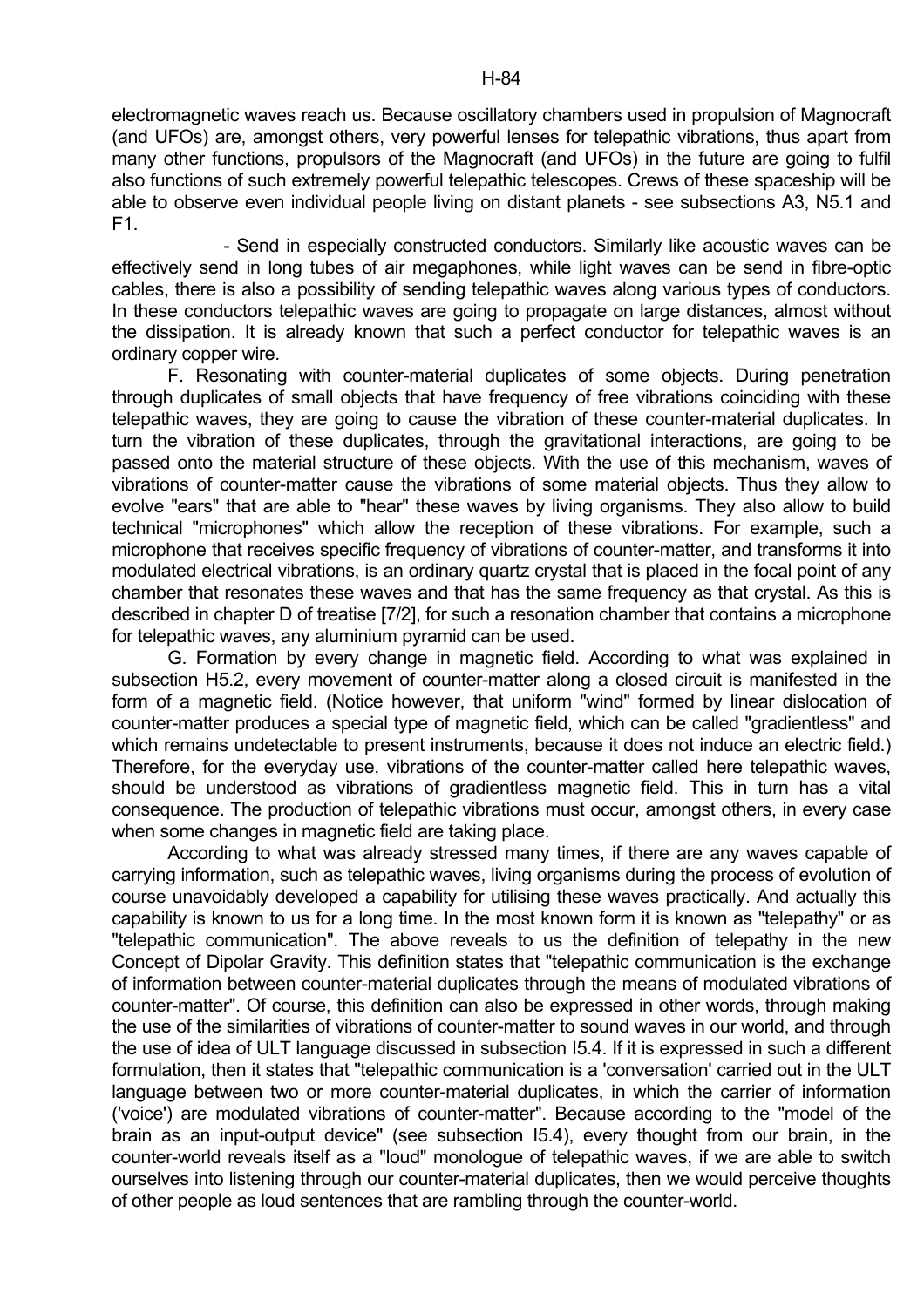electromagnetic waves reach us. Because oscillatory chambers used in propulsion of Magnocraft (and UFOs) are, amongst others, very powerful lenses for telepathic vibrations, thus apart from many other functions, propulsors of the Magnocraft (and UFOs) in the future are going to fulfil also functions of such extremely powerful telepathic telescopes. Crews of these spaceship will be able to observe even individual people living on distant planets - see subsections A3, N5.1 and F1.

- Send in especially constructed conductors. Similarly like acoustic waves can be effectively send in long tubes of air megaphones, while light waves can be send in fibre-optic cables, there is also a possibility of sending telepathic waves along various types of conductors. In these conductors telepathic waves are going to propagate on large distances, almost without the dissipation. It is already known that such a perfect conductor for telepathic waves is an ordinary copper wire.

F. Resonating with counter-material duplicates of some objects. During penetration through duplicates of small objects that have frequency of free vibrations coinciding with these telepathic waves, they are going to cause the vibration of these counter-material duplicates. In turn the vibration of these duplicates, through the gravitational interactions, are going to be passed onto the material structure of these objects. With the use of this mechanism, waves of vibrations of counter-matter cause the vibrations of some material objects. Thus they allow to evolve "ears" that are able to "hear" these waves by living organisms. They also allow to build technical "microphones" which allow the reception of these vibrations. For example, such a microphone that receives specific frequency of vibrations of counter-matter, and transforms it into modulated electrical vibrations, is an ordinary quartz crystal that is placed in the focal point of any chamber that resonates these waves and that has the same frequency as that crystal. As this is described in chapter D of treatise [7/2], for such a resonation chamber that contains a microphone for telepathic waves, any aluminium pyramid can be used.

G. Formation by every change in magnetic field. According to what was explained in subsection H5.2, every movement of counter-matter along a closed circuit is manifested in the form of a magnetic field. (Notice however, that uniform "wind" formed by linear dislocation of counter-matter produces a special type of magnetic field, which can be called "gradientless" and which remains undetectable to present instruments, because it does not induce an electric field.) Therefore, for the everyday use, vibrations of the counter-matter called here telepathic waves, should be understood as vibrations of gradientless magnetic field. This in turn has a vital consequence. The production of telepathic vibrations must occur, amongst others, in every case when some changes in magnetic field are taking place.

According to what was already stressed many times, if there are any waves capable of carrying information, such as telepathic waves, living organisms during the process of evolution of course unavoidably developed a capability for utilising these waves practically. And actually this capability is known to us for a long time. In the most known form it is known as "telepathy" or as "telepathic communication". The above reveals to us the definition of telepathy in the new Concept of Dipolar Gravity. This definition states that "telepathic communication is the exchange of information between counter-material duplicates through the means of modulated vibrations of counter-matter". Of course, this definition can also be expressed in other words, through making the use of the similarities of vibrations of counter-matter to sound waves in our world, and through the use of idea of ULT language discussed in subsection I5.4. If it is expressed in such a different formulation, then it states that "telepathic communication is a 'conversation' carried out in the ULT language between two or more counter-material duplicates, in which the carrier of information ('voice') are modulated vibrations of counter-matter". Because according to the "model of the brain as an input-output device" (see subsection I5.4), every thought from our brain, in the counter-world reveals itself as a "loud" monologue of telepathic waves, if we are able to switch ourselves into listening through our counter-material duplicates, then we would perceive thoughts of other people as loud sentences that are rambling through the counter-world.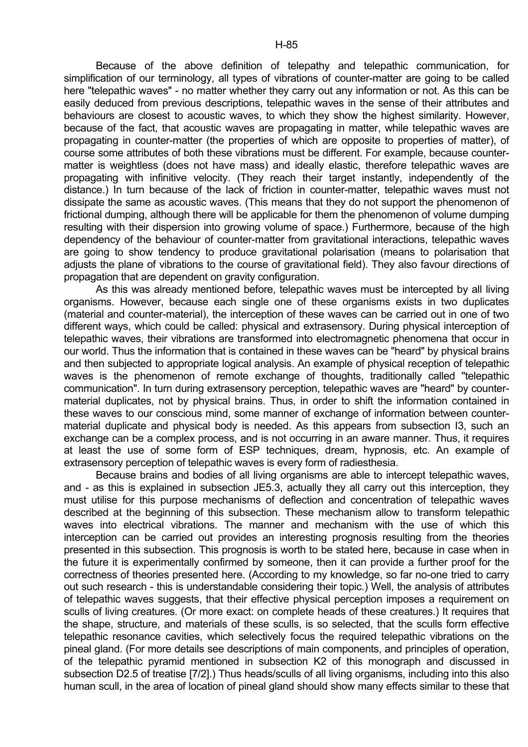Because of the above definition of telepathy and telepathic communication, for simplification of our terminology, all types of vibrations of counter-matter are going to be called here "telepathic waves" - no matter whether they carry out any information or not. As this can be easily deduced from previous descriptions, telepathic waves in the sense of their attributes and behaviours are closest to acoustic waves, to which they show the highest similarity. However, because of the fact, that acoustic waves are propagating in matter, while telepathic waves are propagating in counter-matter (the properties of which are opposite to properties of matter), of course some attributes of both these vibrations must be different. For example, because counter-matter is weightless (does not have mass) and ideally elastic, therefore telepathic waves are propagating with infinitive velocity. (They reach their target instantly, independently of the distance.) In turn because of the lack of friction in counter-matter, telepathic waves must not dissipate the same as acoustic waves. (This means that they do not support the phenomenon of frictional dumping, although there will be applicable for them the phenomenon of volume dumping resulting with their dispersion into growing volume of space.) Furthermore, because of the high dependency of the behaviour of counter-matter from gravitational interactions, telepathic waves are going to show tendency to produce gravitational polarisation (means to polarisation that adjusts the plane of vibrations to the course of gravitational field). They also favour directions of propagation that are dependent on gravity configuration.

As this was already mentioned before, telepathic waves must be intercepted by all living organisms. However, because each single one of these organisms exists in two duplicates (material and counter-material), the interception of these waves can be carried out in one of two different ways, which could be called: physical and extrasensory. During physical interception of telepathic waves, their vibrations are transformed into electromagnetic phenomena that occur in our world. Thus the information that is contained in these waves can be "heard" by physical brains and then subjected to appropriate logical analysis. An example of physical reception of telepathic waves is the phenomenon of remote exchange of thoughts, traditionally called "telepathic communication". In turn during extrasensory perception, telepathic waves are "heard" by counter-material duplicates, not by physical brains. Thus, in order to shift the information contained in these waves to our conscious mind, some manner of exchange of information between counter-material duplicate and physical body is needed. As this appears from subsection I3, such an exchange can be a complex process, and is not occurring in an aware manner. Thus, it requires at least the use of some form of ESP techniques, dream, hypnosis, etc. An example of extrasensory perception of telepathic waves is every form of radiesthesia.

Because brains and bodies of all living organisms are able to intercept telepathic waves, and - as this is explained in subsection JE5.3, actually they all carry out this interception, they must utilise for this purpose mechanisms of deflection and concentration of telepathic waves described at the beginning of this subsection. These mechanism allow to transform telepathic waves into electrical vibrations. The manner and mechanism with the use of which this interception can be carried out provides an interesting prognosis resulting from the theories presented in this subsection. This prognosis is worth to be stated here, because in case when in the future it is experimentally confirmed by someone, then it can provide a further proof for the correctness of theories presented here. (According to my knowledge, so far no-one tried to carry out such research - this is understandable considering their topic.) Well, the analysis of attributes of telepathic waves suggests, that their effective physical perception imposes a requirement on sculls of living creatures. (Or more exact: on complete heads of these creatures.) It requires that the shape, structure, and materials of these sculls, is so selected, that the sculls form effective telepathic resonance cavities, which selectively focus the required telepathic vibrations on the pineal gland. (For more details see descriptions of main components, and principles of operation, of the telepathic pyramid mentioned in subsection K2 of this monograph and discussed in subsection D2.5 of treatise [7/2].) Thus heads/sculls of all living organisms, including into this also human scull, in the area of location of pineal gland should show many effects similar to these that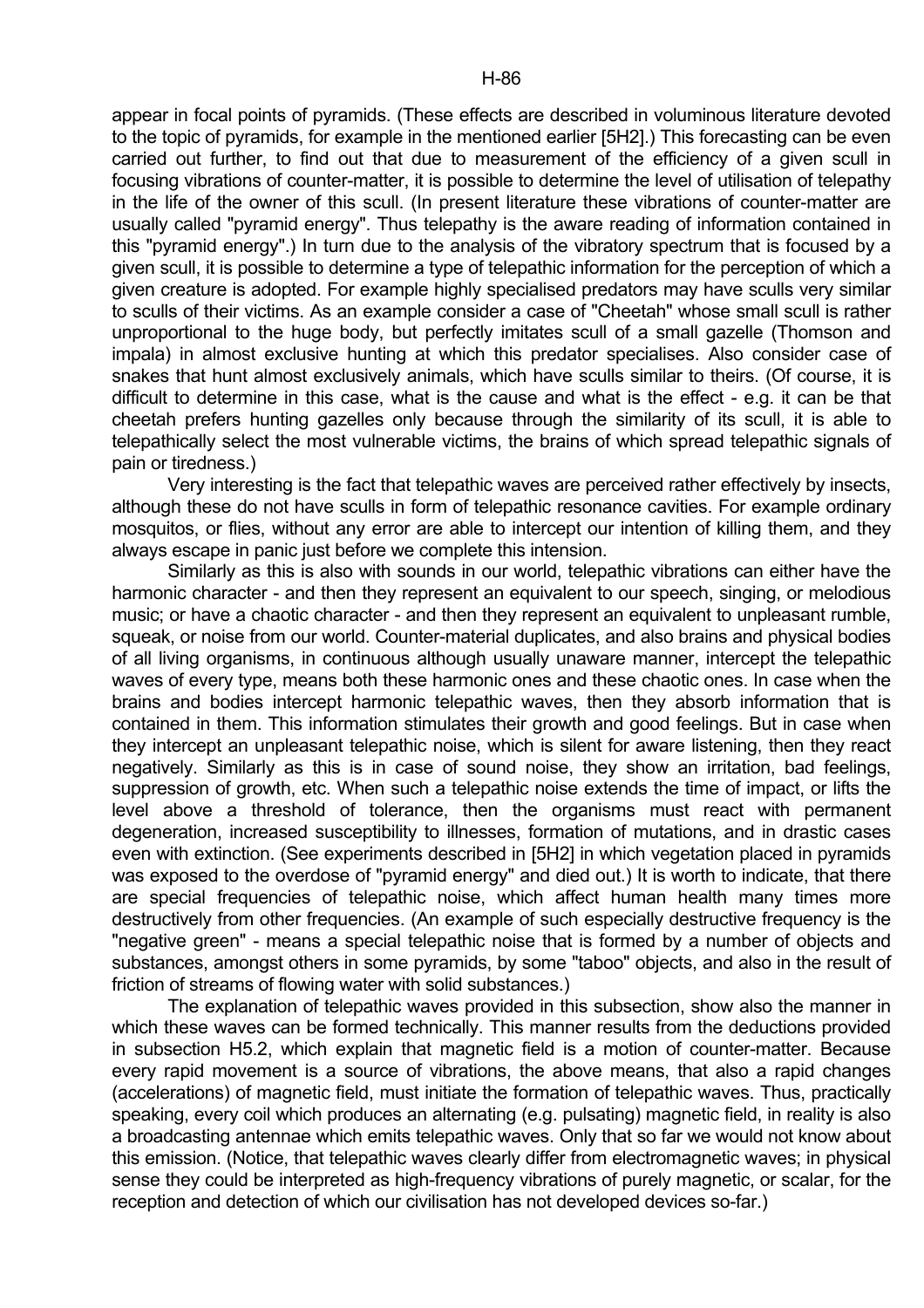appear in focal points of pyramids. (These effects are described in voluminous literature devoted to the topic of pyramids, for example in the mentioned earlier [5H2].) This forecasting can be even carried out further, to find out that due to measurement of the efficiency of a given scull in focusing vibrations of counter-matter, it is possible to determine the level of utilisation of telepathy in the life of the owner of this scull. (In present literature these vibrations of counter-matter are usually called "pyramid energy". Thus telepathy is the aware reading of information contained in this "pyramid energy".) In turn due to the analysis of the vibratory spectrum that is focused by a given scull, it is possible to determine a type of telepathic information for the perception of which a given creature is adopted. For example highly specialised predators may have sculls very similar to sculls of their victims. As an example consider a case of "Cheetah" whose small scull is rather unproportional to the huge body, but perfectly imitates scull of a small gazelle (Thomson and impala) in almost exclusive hunting at which this predator specialises. Also consider case of snakes that hunt almost exclusively animals, which have sculls similar to theirs. (Of course, it is difficult to determine in this case, what is the cause and what is the effect - e.g. it can be that cheetah prefers hunting gazelles only because through the similarity of its scull, it is able to telepathically select the most vulnerable victims, the brains of which spread telepathic signals of pain or tiredness.)

Very interesting is the fact that telepathic waves are perceived rather effectively by insects, although these do not have sculls in form of telepathic resonance cavities. For example ordinary mosquitos, or flies, without any error are able to intercept our intention of killing them, and they always escape in panic just before we complete this intension.

Similarly as this is also with sounds in our world, telepathic vibrations can either have the harmonic character - and then they represent an equivalent to our speech, singing, or melodious music; or have a chaotic character - and then they represent an equivalent to unpleasant rumble, squeak, or noise from our world. Counter-material duplicates, and also brains and physical bodies of all living organisms, in continuous although usually unaware manner, intercept the telepathic waves of every type, means both these harmonic ones and these chaotic ones. In case when the brains and bodies intercept harmonic telepathic waves, then they absorb information that is contained in them. This information stimulates their growth and good feelings. But in case when they intercept an unpleasant telepathic noise, which is silent for aware listening, then they react negatively. Similarly as this is in case of sound noise, they show an irritation, bad feelings, suppression of growth, etc. When such a telepathic noise extends the time of impact, or lifts the level above a threshold of tolerance, then the organisms must react with permanent degeneration, increased susceptibility to illnesses, formation of mutations, and in drastic cases even with extinction. (See experiments described in [5H2] in which vegetation placed in pyramids was exposed to the overdose of "pyramid energy" and died out.) It is worth to indicate, that there are special frequencies of telepathic noise, which affect human health many times more destructively from other frequencies. (An example of such especially destructive frequency is the "negative green" - means a special telepathic noise that is formed by a number of objects and substances, amongst others in some pyramids, by some "taboo" objects, and also in the result of friction of streams of flowing water with solid substances.)

The explanation of telepathic waves provided in this subsection, show also the manner in which these waves can be formed technically. This manner results from the deductions provided in subsection H5.2, which explain that magnetic field is a motion of counter-matter. Because every rapid movement is a source of vibrations, the above means, that also a rapid changes (accelerations) of magnetic field, must initiate the formation of telepathic waves. Thus, practically speaking, every coil which produces an alternating (e.g. pulsating) magnetic field, in reality is also a broadcasting antennae which emits telepathic waves. Only that so far we would not know about this emission. (Notice, that telepathic waves clearly differ from electromagnetic waves; in physical sense they could be interpreted as high-frequency vibrations of purely magnetic, or scalar, for the reception and detection of which our civilisation has not developed devices so-far.)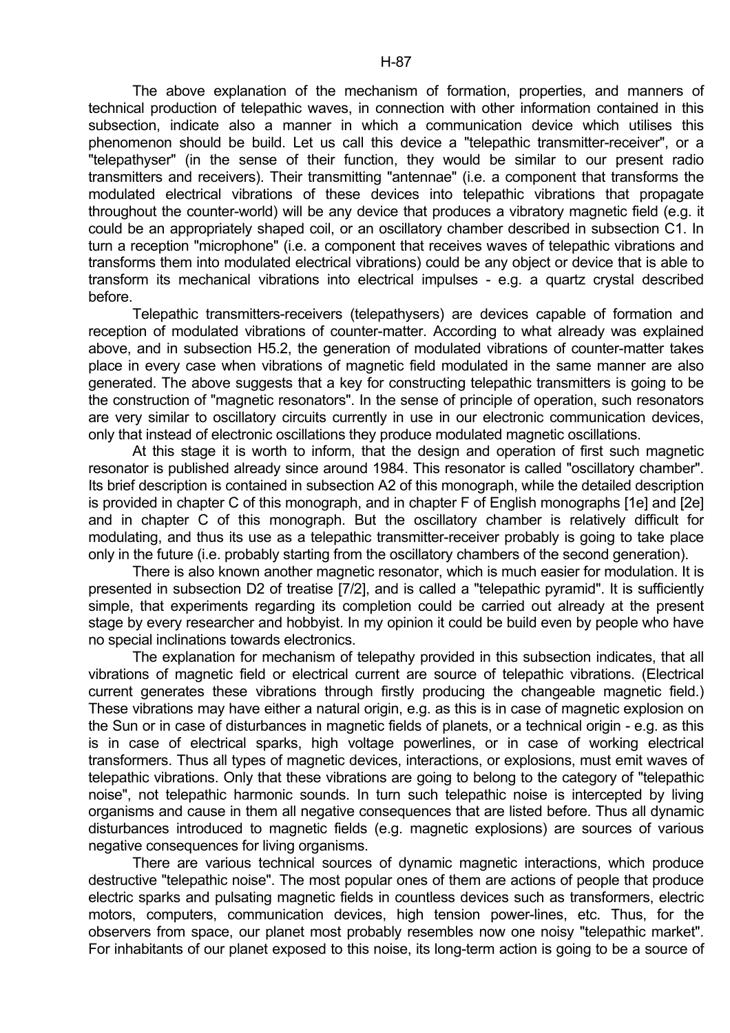The above explanation of the mechanism of formation, properties, and manners of technical production of telepathic waves, in connection with other information contained in this subsection, indicate also a manner in which a communication device which utilises this phenomenon should be build. Let us call this device a "telepathic transmitter-receiver", or a "telepathyser" (in the sense of their function, they would be similar to our present radio transmitters and receivers). Their transmitting "antennae" (i.e. a component that transforms the modulated electrical vibrations of these devices into telepathic vibrations that propagate throughout the counter-world) will be any device that produces a vibratory magnetic field (e.g. it could be an appropriately shaped coil, or an oscillatory chamber described in subsection C1. In turn a reception "microphone" (i.e. a component that receives waves of telepathic vibrations and transforms them into modulated electrical vibrations) could be any object or device that is able to transform its mechanical vibrations into electrical impulses - e.g. a quartz crystal described before.

Telepathic transmitters-receivers (telepathysers) are devices capable of formation and reception of modulated vibrations of counter-matter. According to what already was explained above, and in subsection H5.2, the generation of modulated vibrations of counter-matter takes place in every case when vibrations of magnetic field modulated in the same manner are also generated. The above suggests that a key for constructing telepathic transmitters is going to be the construction of "magnetic resonators". In the sense of principle of operation, such resonators are very similar to oscillatory circuits currently in use in our electronic communication devices, only that instead of electronic oscillations they produce modulated magnetic oscillations.

At this stage it is worth to inform, that the design and operation of first such magnetic resonator is published already since around 1984. This resonator is called "oscillatory chamber". Its brief description is contained in subsection A2 of this monograph, while the detailed description is provided in chapter C of this monograph, and in chapter F of English monographs [1e] and [2e] and in chapter C of this monograph. But the oscillatory chamber is relatively difficult for modulating, and thus its use as a telepathic transmitter-receiver probably is going to take place only in the future (i.e. probably starting from the oscillatory chambers of the second generation).

There is also known another magnetic resonator, which is much easier for modulation. It is presented in subsection D2 of treatise [7/2], and is called a "telepathic pyramid". It is sufficiently simple, that experiments regarding its completion could be carried out already at the present stage by every researcher and hobbyist. In my opinion it could be build even by people who have no special inclinations towards electronics.

The explanation for mechanism of telepathy provided in this subsection indicates, that all vibrations of magnetic field or electrical current are source of telepathic vibrations. (Electrical current generates these vibrations through firstly producing the changeable magnetic field.) These vibrations may have either a natural origin, e.g. as this is in case of magnetic explosion on the Sun or in case of disturbances in magnetic fields of planets, or a technical origin - e.g. as this is in case of electrical sparks, high voltage powerlines, or in case of working electrical transformers. Thus all types of magnetic devices, interactions, or explosions, must emit waves of telepathic vibrations. Only that these vibrations are going to belong to the category of "telepathic noise", not telepathic harmonic sounds. In turn such telepathic noise is intercepted by living organisms and cause in them all negative consequences that are listed before. Thus all dynamic disturbances introduced to magnetic fields (e.g. magnetic explosions) are sources of various negative consequences for living organisms.

There are various technical sources of dynamic magnetic interactions, which produce destructive "telepathic noise". The most popular ones of them are actions of people that produce electric sparks and pulsating magnetic fields in countless devices such as transformers, electric motors, computers, communication devices, high tension power-lines, etc. Thus, for the observers from space, our planet most probably resembles now one noisy "telepathic market". For inhabitants of our planet exposed to this noise, its long-term action is going to be a source of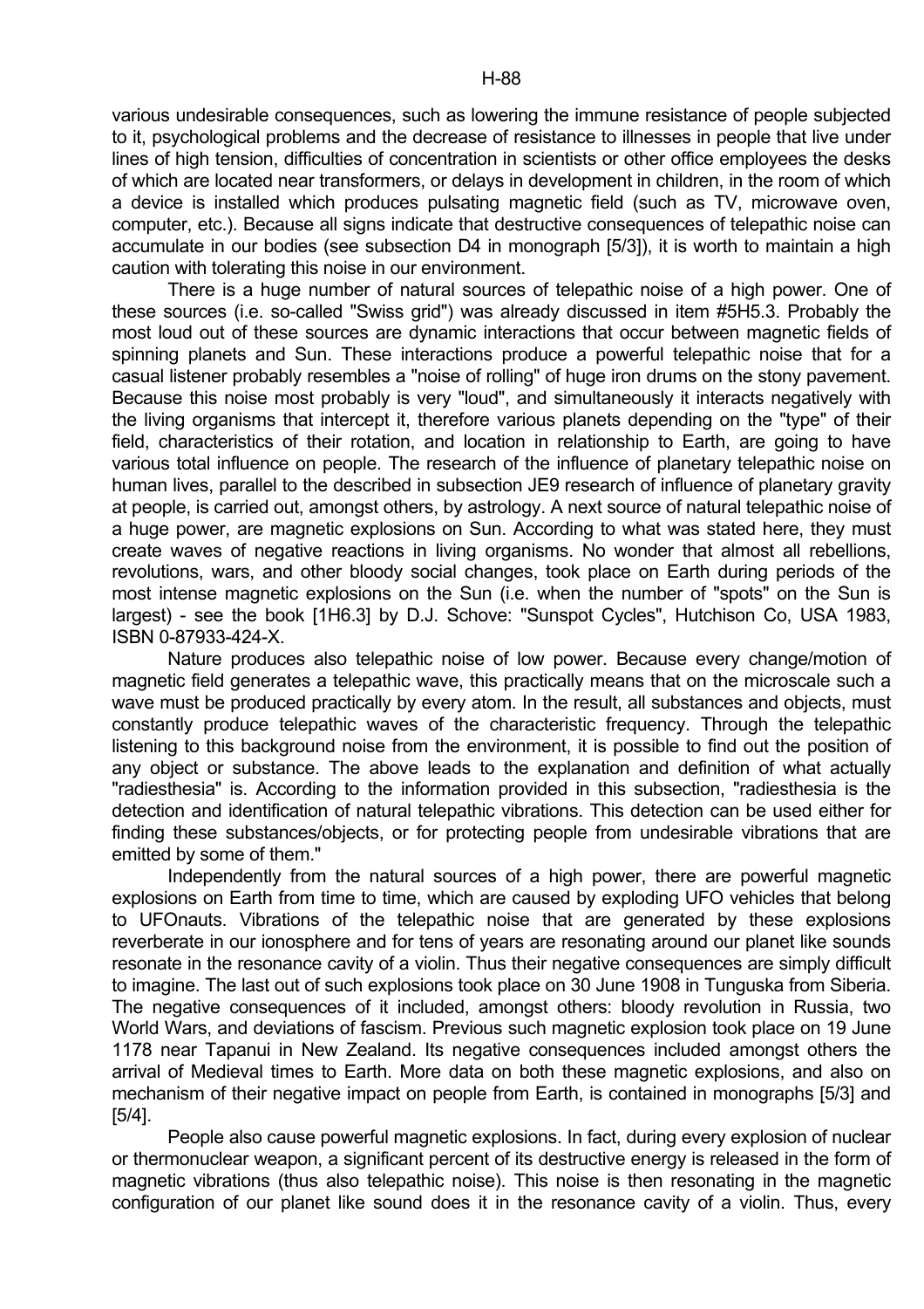various undesirable consequences, such as lowering the immune resistance of people subjected to it, psychological problems and the decrease of resistance to illnesses in people that live under lines of high tension, difficulties of concentration in scientists or other office employees the desks of which are located near transformers, or delays in development in children, in the room of which a device is installed which produces pulsating magnetic field (such as TV, microwave oven, computer, etc.). Because all signs indicate that destructive consequences of telepathic noise can accumulate in our bodies (see subsection D4 in monograph [5/3]), it is worth to maintain a high caution with tolerating this noise in our environment.

There is a huge number of natural sources of telepathic noise of a high power. One of these sources (i.e. so-called "Swiss grid") was already discussed in item #5H5.3. Probably the most loud out of these sources are dynamic interactions that occur between magnetic fields of spinning planets and Sun. These interactions produce a powerful telepathic noise that for a casual listener probably resembles a "noise of rolling" of huge iron drums on the stony pavement. Because this noise most probably is very "loud", and simultaneously it interacts negatively with the living organisms that intercept it, therefore various planets depending on the "type" of their field, characteristics of their rotation, and location in relationship to Earth, are going to have various total influence on people. The research of the influence of planetary telepathic noise on human lives, parallel to the described in subsection JE9 research of influence of planetary gravity at people, is carried out, amongst others, by astrology. A next source of natural telepathic noise of a huge power, are magnetic explosions on Sun. According to what was stated here, they must create waves of negative reactions in living organisms. No wonder that almost all rebellions, revolutions, wars, and other bloody social changes, took place on Earth during periods of the most intense magnetic explosions on the Sun (i.e. when the number of "spots" on the Sun is largest) - see the book [1H6.3] by D.J. Schove: "Sunspot Cycles", Hutchison Co, USA 1983, ISBN 0-87933-424-X.

Nature produces also telepathic noise of low power. Because every change/motion of magnetic field generates a telepathic wave, this practically means that on the microscale such a wave must be produced practically by every atom. In the result, all substances and objects, must constantly produce telepathic waves of the characteristic frequency. Through the telepathic listening to this background noise from the environment, it is possible to find out the position of any object or substance. The above leads to the explanation and definition of what actually "radiesthesia" is. According to the information provided in this subsection, "radiesthesia is the detection and identification of natural telepathic vibrations. This detection can be used either for finding these substances/objects, or for protecting people from undesirable vibrations that are emitted by some of them."

Independently from the natural sources of a high power, there are powerful magnetic explosions on Earth from time to time, which are caused by exploding UFO vehicles that belong to UFOnauts. Vibrations of the telepathic noise that are generated by these explosions reverberate in our ionosphere and for tens of years are resonating around our planet like sounds resonate in the resonance cavity of a violin. Thus their negative consequences are simply difficult to imagine. The last out of such explosions took place on 30 June 1908 in Tunguska from Siberia. The negative consequences of it included, amongst others: bloody revolution in Russia, two World Wars, and deviations of fascism. Previous such magnetic explosion took place on 19 June 1178 near Tapanui in New Zealand. Its negative consequences included amongst others the arrival of Medieval times to Earth. More data on both these magnetic explosions, and also on mechanism of their negative impact on people from Earth, is contained in monographs [5/3] and [5/4].

People also cause powerful magnetic explosions. In fact, during every explosion of nuclear or thermonuclear weapon, a significant percent of its destructive energy is released in the form of magnetic vibrations (thus also telepathic noise). This noise is then resonating in the magnetic configuration of our planet like sound does it in the resonance cavity of a violin. Thus, every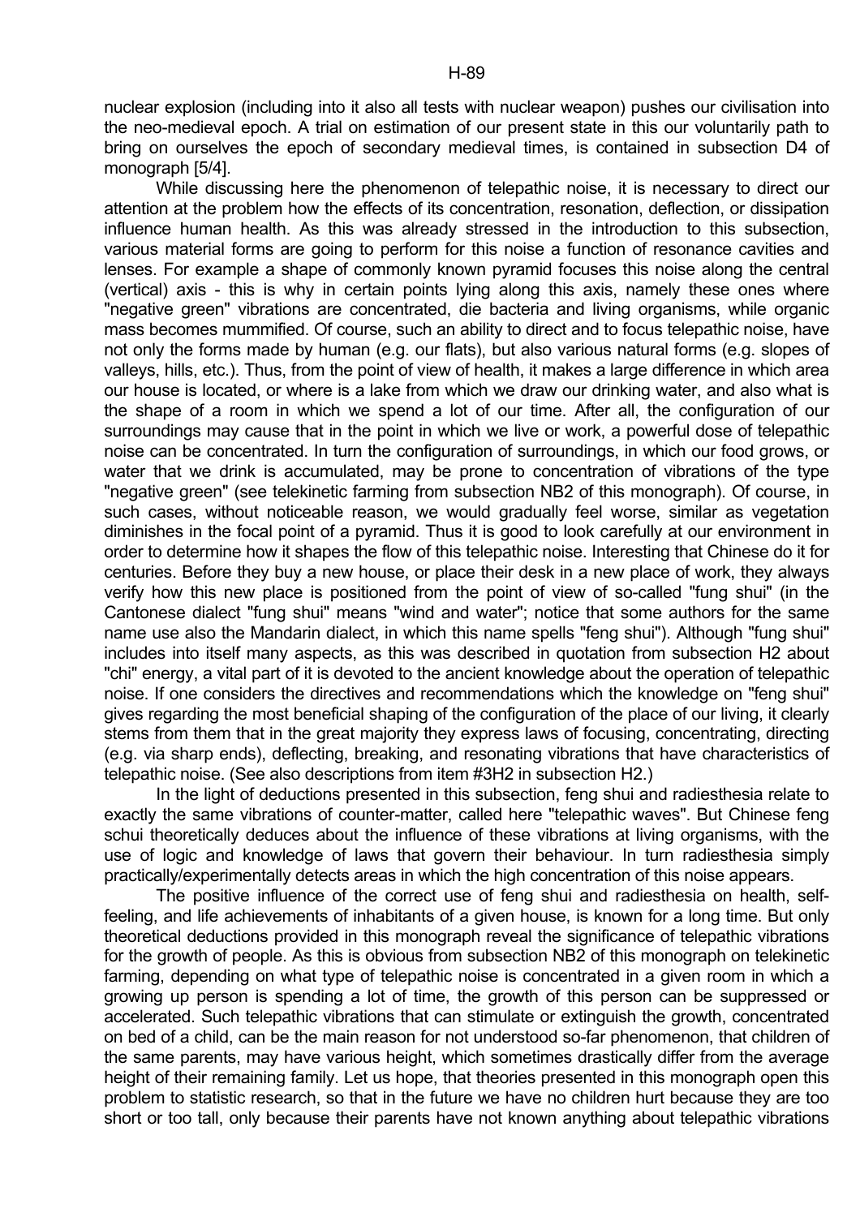nuclear explosion (including into it also all tests with nuclear weapon) pushes our civilisation into the neo-medieval epoch. A trial on estimation of our present state in this our voluntarily path to bring on ourselves the epoch of secondary medieval times, is contained in subsection D4 of monograph [5/4].

While discussing here the phenomenon of telepathic noise, it is necessary to direct our attention at the problem how the effects of its concentration, resonation, deflection, or dissipation influence human health. As this was already stressed in the introduction to this subsection, various material forms are going to perform for this noise a function of resonance cavities and lenses. For example a shape of commonly known pyramid focuses this noise along the central (vertical) axis - this is why in certain points lying along this axis, namely these ones where "negative green" vibrations are concentrated, die bacteria and living organisms, while organic mass becomes mummified. Of course, such an ability to direct and to focus telepathic noise, have not only the forms made by human (e.g. our flats), but also various natural forms (e.g. slopes of valleys, hills, etc.). Thus, from the point of view of health, it makes a large difference in which area our house is located, or where is a lake from which we draw our drinking water, and also what is the shape of a room in which we spend a lot of our time. After all, the configuration of our surroundings may cause that in the point in which we live or work, a powerful dose of telepathic noise can be concentrated. In turn the configuration of surroundings, in which our food grows, or water that we drink is accumulated, may be prone to concentration of vibrations of the type "negative green" (see telekinetic farming from subsection NB2 of this monograph). Of course, in such cases, without noticeable reason, we would gradually feel worse, similar as vegetation diminishes in the focal point of a pyramid. Thus it is good to look carefully at our environment in order to determine how it shapes the flow of this telepathic noise. Interesting that Chinese do it for centuries. Before they buy a new house, or place their desk in a new place of work, they always verify how this new place is positioned from the point of view of so-called "fung shui" (in the Cantonese dialect "fung shui" means "wind and water"; notice that some authors for the same name use also the Mandarin dialect, in which this name spells "feng shui"). Although "fung shui" includes into itself many aspects, as this was described in quotation from subsection H2 about "chi" energy, a vital part of it is devoted to the ancient knowledge about the operation of telepathic noise. If one considers the directives and recommendations which the knowledge on "feng shui" gives regarding the most beneficial shaping of the configuration of the place of our living, it clearly stems from them that in the great majority they express laws of focusing, concentrating, directing (e.g. via sharp ends), deflecting, breaking, and resonating vibrations that have characteristics of telepathic noise. (See also descriptions from item #3H2 in subsection H2.)

In the light of deductions presented in this subsection, feng shui and radiesthesia relate to exactly the same vibrations of counter-matter, called here "telepathic waves". But Chinese feng schui theoretically deduces about the influence of these vibrations at living organisms, with the use of logic and knowledge of laws that govern their behaviour. In turn radiesthesia simply practically/experimentally detects areas in which the high concentration of this noise appears.

The positive influence of the correct use of feng shui and radiesthesia on health, self-feeling, and life achievements of inhabitants of a given house, is known for a long time. But only theoretical deductions provided in this monograph reveal the significance of telepathic vibrations for the growth of people. As this is obvious from subsection NB2 of this monograph on telekinetic farming, depending on what type of telepathic noise is concentrated in a given room in which a growing up person is spending a lot of time, the growth of this person can be suppressed or accelerated. Such telepathic vibrations that can stimulate or extinguish the growth, concentrated on bed of a child, can be the main reason for not understood so-far phenomenon, that children of the same parents, may have various height, which sometimes drastically differ from the average height of their remaining family. Let us hope, that theories presented in this monograph open this problem to statistic research, so that in the future we have no children hurt because they are too short or too tall, only because their parents have not known anything about telepathic vibrations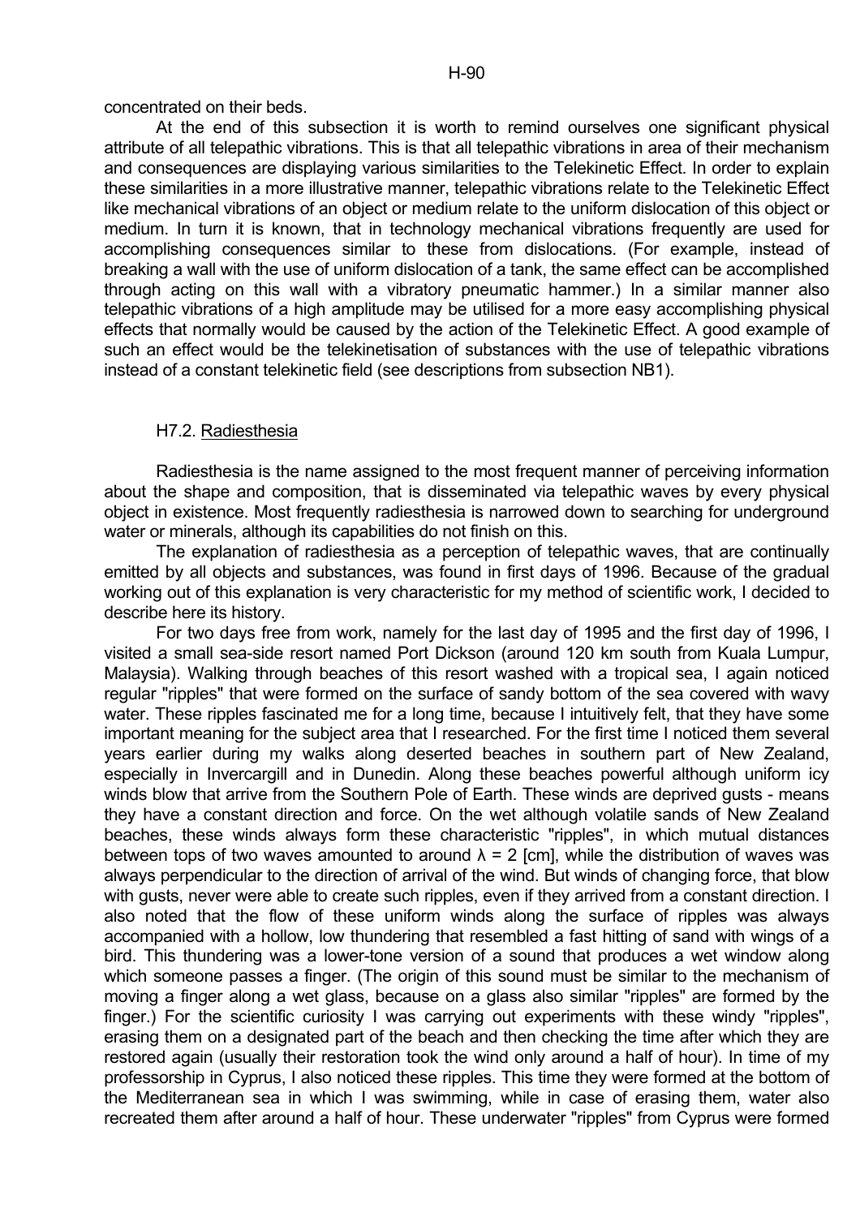concentrated on their beds.

At the end of this subsection it is worth to remind ourselves one significant physical attribute of all telepathic vibrations. This is that all telepathic vibrations in area of their mechanism and consequences are displaying various similarities to the Telekinetic Effect. In order to explain these similarities in a more illustrative manner, telepathic vibrations relate to the Telekinetic Effect like mechanical vibrations of an object or medium relate to the uniform dislocation of this object or medium. In turn it is known, that in technology mechanical vibrations frequently are used for accomplishing consequences similar to these from dislocations. (For example, instead of breaking a wall with the use of uniform dislocation of a tank, the same effect can be accomplished through acting on this wall with a vibratory pneumatic hammer.) In a similar manner also telepathic vibrations of a high amplitude may be utilised for a more easy accomplishing physical effects that normally would be caused by the action of the Telekinetic Effect. A good example of such an effect would be the telekinetisation of substances with the use of telepathic vibrations instead of a constant telekinetic field (see descriptions from subsection NB1).

## H7.2. Radiesthesia

Radiesthesia is the name assigned to the most frequent manner of perceiving information about the shape and composition, that is disseminated via telepathic waves by every physical object in existence. Most frequently radiesthesia is narrowed down to searching for underground water or minerals, although its capabilities do not finish on this.

The explanation of radiesthesia as a perception of telepathic waves, that are continually emitted by all objects and substances, was found in first days of 1996. Because of the gradual working out of this explanation is very characteristic for my method of scientific work, I decided to describe here its history.

For two days free from work, namely for the last day of 1995 and the first day of 1996, I visited a small sea-side resort named Port Dickson (around 120 km south from Kuala Lumpur, Malaysia). Walking through beaches of this resort washed with a tropical sea, I again noticed regular "ripples" that were formed on the surface of sandy bottom of the sea covered with wavy water. These ripples fascinated me for a long time, because I intuitively felt, that they have some important meaning for the subject area that I researched. For the first time I noticed them several years earlier during my walks along deserted beaches in southern part of New Zealand, especially in Invercargill and in Dunedin. Along these beaches powerful although uniform icy winds blow that arrive from the Southern Pole of Earth. These winds are deprived gusts - means they have a constant direction and force. On the wet although volatile sands of New Zealand beaches, these winds always form these characteristic "ripples", in which mutual distances between tops of two waves amounted to around $\lambda = 2$ [cm], while the distribution of waves was always perpendicular to the direction of arrival of the wind. But winds of changing force, that blow with gusts, never were able to create such ripples, even if they arrived from a constant direction. I also noted that the flow of these uniform winds along the surface of ripples was always accompanied with a hollow, low thundering that resembled a fast hitting of sand with wings of a bird. This thundering was a lower-tone version of a sound that produces a wet window along which someone passes a finger. (The origin of this sound must be similar to the mechanism of moving a finger along a wet glass, because on a glass also similar "ripples" are formed by the finger.) For the scientific curiosity I was carrying out experiments with these windy "ripples", erasing them on a designated part of the beach and then checking the time after which they are restored again (usually their restoration took the wind only around a half of hour). In time of my professorship in Cyprus, I also noticed these ripples. This time they were formed at the bottom of the Mediterranean sea in which I was swimming, while in case of erasing them, water also recreated them after around a half of hour. These underwater "ripples" from Cyprus were formed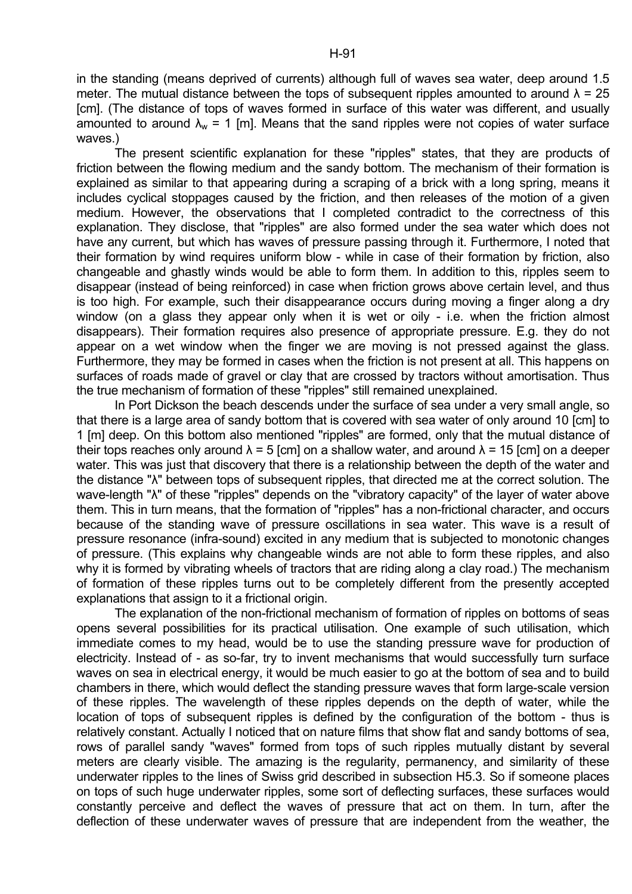in the standing (means deprived of currents) although full of waves sea water, deep around 1.5 meter. The mutual distance between the tops of subsequent ripples amounted to around $\lambda$ = 25 [cm]. (The distance of tops of waves formed in surface of this water was different, and usually amounted to around $\lambda_w$ = 1 [m]. Means that the sand ripples were not copies of water surface waves.)

The present scientific explanation for these "ripples" states, that they are products of friction between the flowing medium and the sandy bottom. The mechanism of their formation is explained as similar to that appearing during a scraping of a brick with a long spring, means it includes cyclical stoppages caused by the friction, and then releases of the motion of a given medium. However, the observations that I completed contradict to the correctness of this explanation. They disclose, that "ripples" are also formed under the sea water which does not have any current, but which has waves of pressure passing through it. Furthermore, I noted that their formation by wind requires uniform blow - while in case of their formation by friction, also changeable and ghastly winds would be able to form them. In addition to this, ripples seem to disappear (instead of being reinforced) in case when friction grows above certain level, and thus is too high. For example, such their disappearance occurs during moving a finger along a dry window (on a glass they appear only when it is wet or oily - i.e. when the friction almost disappears). Their formation requires also presence of appropriate pressure. E.g. they do not appear on a wet window when the finger we are moving is not pressed against the glass. Furthermore, they may be formed in cases when the friction is not present at all. This happens on surfaces of roads made of gravel or clay that are crossed by tractors without amortisation. Thus the true mechanism of formation of these "ripples" still remained unexplained.

In Port Dickson the beach descends under the surface of sea under a very small angle, so that there is a large area of sandy bottom that is covered with sea water of only around 10 [cm] to 1 [m] deep. On this bottom also mentioned "ripples" are formed, only that the mutual distance of their tops reaches only around $\lambda$ = 5 [cm] on a shallow water, and around $\lambda$ = 15 [cm] on a deeper water. This was just that discovery that there is a relationship between the depth of the water and the distance "$\lambda$" between tops of subsequent ripples, that directed me at the correct solution. The wave-length "$\lambda$" of these "ripples" depends on the "vibratory capacity" of the layer of water above them. This in turn means, that the formation of "ripples" has a non-frictional character, and occurs because of the standing wave of pressure oscillations in sea water. This wave is a result of pressure resonance (infra-sound) excited in any medium that is subjected to monotonic changes of pressure. (This explains why changeable winds are not able to form these ripples, and also why it is formed by vibrating wheels of tractors that are riding along a clay road.) The mechanism of formation of these ripples turns out to be completely different from the presently accepted explanations that assign to it a frictional origin.

The explanation of the non-frictional mechanism of formation of ripples on bottoms of seas opens several possibilities for its practical utilisation. One example of such utilisation, which immediate comes to my head, would be to use the standing pressure wave for production of electricity. Instead of - as so-far, try to invent mechanisms that would successfully turn surface waves on sea in electrical energy, it would be much easier to go at the bottom of sea and to build chambers in there, which would deflect the standing pressure waves that form large-scale version of these ripples. The wavelength of these ripples depends on the depth of water, while the location of tops of subsequent ripples is defined by the configuration of the bottom - thus is relatively constant. Actually I noticed that on nature films that show flat and sandy bottoms of sea, rows of parallel sandy "waves" formed from tops of such ripples mutually distant by several meters are clearly visible. The amazing is the regularity, permanency, and similarity of these underwater ripples to the lines of Swiss grid described in subsection H5.3. So if someone places on tops of such huge underwater ripples, some sort of deflecting surfaces, these surfaces would constantly perceive and deflect the waves of pressure that act on them. In turn, after the deflection of these underwater waves of pressure that are independent from the weather, the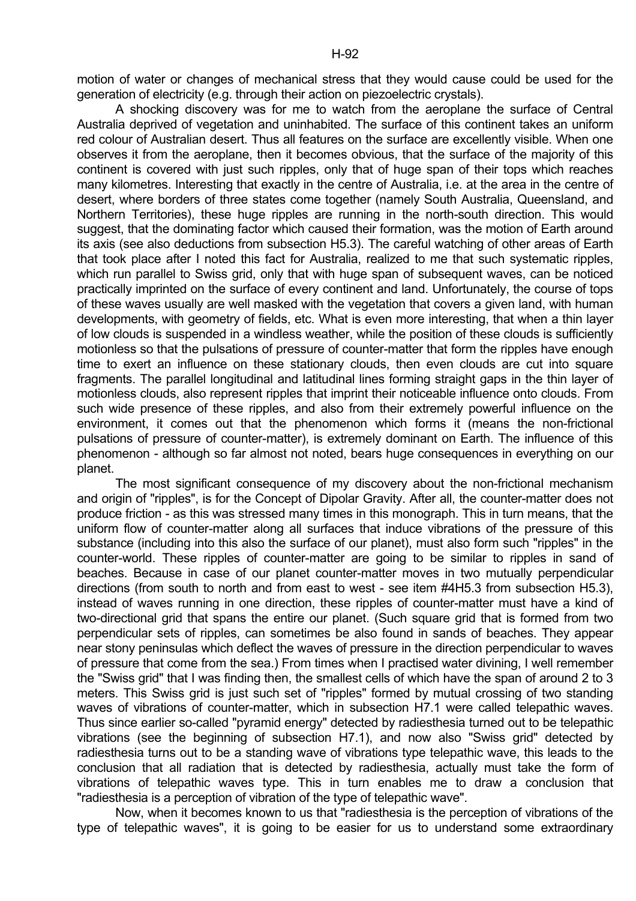motion of water or changes of mechanical stress that they would cause could be used for the generation of electricity (e.g. through their action on piezoelectric crystals).

A shocking discovery was for me to watch from the aeroplane the surface of Central Australia deprived of vegetation and uninhabited. The surface of this continent takes an uniform red colour of Australian desert. Thus all features on the surface are excellently visible. When one observes it from the aeroplane, then it becomes obvious, that the surface of the majority of this continent is covered with just such ripples, only that of huge span of their tops which reaches many kilometres. Interesting that exactly in the centre of Australia, i.e. at the area in the centre of desert, where borders of three states come together (namely South Australia, Queensland, and Northern Territories), these huge ripples are running in the north-south direction. This would suggest, that the dominating factor which caused their formation, was the motion of Earth around its axis (see also deductions from subsection H5.3). The careful watching of other areas of Earth that took place after I noted this fact for Australia, realized to me that such systematic ripples, which run parallel to Swiss grid, only that with huge span of subsequent waves, can be noticed practically imprinted on the surface of every continent and land. Unfortunately, the course of tops of these waves usually are well masked with the vegetation that covers a given land, with human developments, with geometry of fields, etc. What is even more interesting, that when a thin layer of low clouds is suspended in a windless weather, while the position of these clouds is sufficiently motionless so that the pulsations of pressure of counter-matter that form the ripples have enough time to exert an influence on these stationary clouds, then even clouds are cut into square fragments. The parallel longitudinal and latitudinal lines forming straight gaps in the thin layer of motionless clouds, also represent ripples that imprint their noticeable influence onto clouds. From such wide presence of these ripples, and also from their extremely powerful influence on the environment, it comes out that the phenomenon which forms it (means the non-frictional pulsations of pressure of counter-matter), is extremely dominant on Earth. The influence of this phenomenon - although so far almost not noted, bears huge consequences in everything on our planet.

The most significant consequence of my discovery about the non-frictional mechanism and origin of "ripples", is for the Concept of Dipolar Gravity. After all, the counter-matter does not produce friction - as this was stressed many times in this monograph. This in turn means, that the uniform flow of counter-matter along all surfaces that induce vibrations of the pressure of this substance (including into this also the surface of our planet), must also form such "ripples" in the counter-world. These ripples of counter-matter are going to be similar to ripples in sand of beaches. Because in case of our planet counter-matter moves in two mutually perpendicular directions (from south to north and from east to west - see item #4H5.3 from subsection H5.3), instead of waves running in one direction, these ripples of counter-matter must have a kind of two-directional grid that spans the entire our planet. (Such square grid that is formed from two perpendicular sets of ripples, can sometimes be also found in sands of beaches. They appear near stony peninsulas which deflect the waves of pressure in the direction perpendicular to waves of pressure that come from the sea.) From times when I practised water divining, I well remember the "Swiss grid" that I was finding then, the smallest cells of which have the span of around 2 to 3 meters. This Swiss grid is just such set of "ripples" formed by mutual crossing of two standing waves of vibrations of counter-matter, which in subsection H7.1 were called telepathic waves. Thus since earlier so-called "pyramid energy" detected by radiesthesia turned out to be telepathic vibrations (see the beginning of subsection H7.1), and now also "Swiss grid" detected by radiesthesia turns out to be a standing wave of vibrations type telepathic wave, this leads to the conclusion that all radiation that is detected by radiesthesia, actually must take the form of vibrations of telepathic waves type. This in turn enables me to draw a conclusion that "radiesthesia is a perception of vibration of the type of telepathic wave".

Now, when it becomes known to us that "radiesthesia is the perception of vibrations of the type of telepathic waves", it is going to be easier for us to understand some extraordinary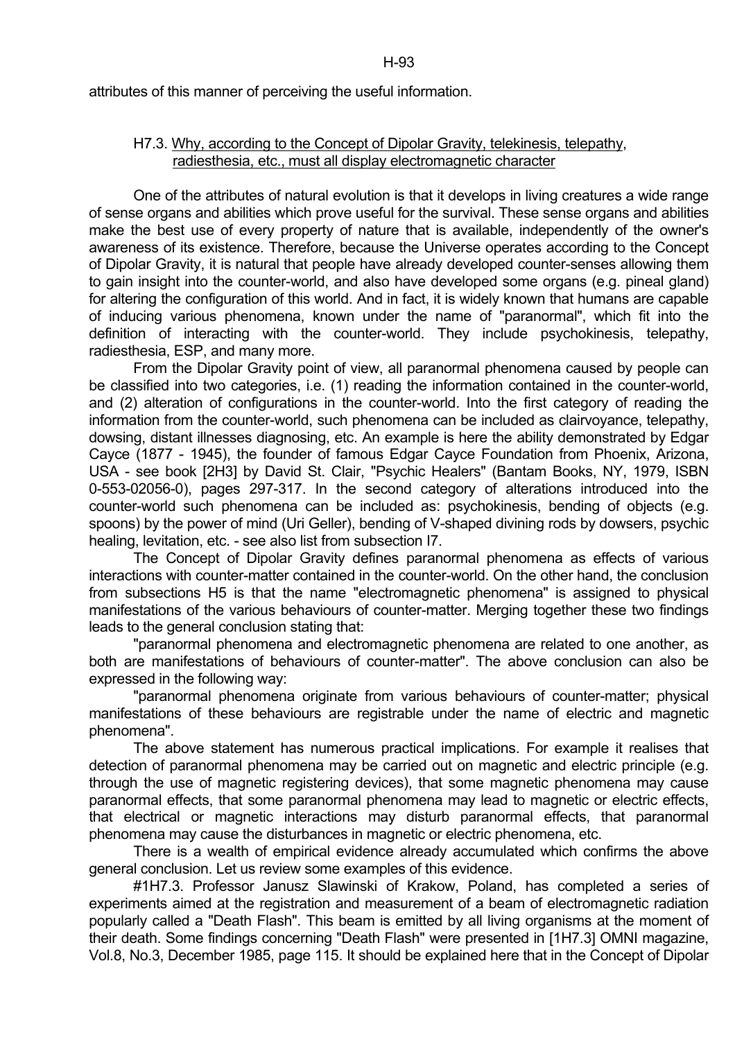attributes of this manner of perceiving the useful information.

### H7.3. Why, according to the Concept of Dipolar Gravity, telekinesis, telepathy, radiesthesia, etc., must all display electromagnetic character

One of the attributes of natural evolution is that it develops in living creatures a wide range of sense organs and abilities which prove useful for the survival. These sense organs and abilities make the best use of every property of nature that is available, independently of the owner's awareness of its existence. Therefore, because the Universe operates according to the Concept of Dipolar Gravity, it is natural that people have already developed counter-senses allowing them to gain insight into the counter-world, and also have developed some organs (e.g. pineal gland) for altering the configuration of this world. And in fact, it is widely known that humans are capable of inducing various phenomena, known under the name of "paranormal", which fit into the definition of interacting with the counter-world. They include psychokinesis, telepathy, radiesthesia, ESP, and many more.

From the Dipolar Gravity point of view, all paranormal phenomena caused by people can be classified into two categories, i.e. (1) reading the information contained in the counter-world, and (2) alteration of configurations in the counter-world. Into the first category of reading the information from the counter-world, such phenomena can be included as clairvoyance, telepathy, dowsing, distant illnesses diagnosing, etc. An example is here the ability demonstrated by Edgar Cayce (1877 - 1945), the founder of famous Edgar Cayce Foundation from Phoenix, Arizona, USA - see book [2H3] by David St. Clair, "Psychic Healers" (Bantam Books, NY, 1979, ISBN 0-553-02056-0), pages 297-317. In the second category of alterations introduced into the counter-world such phenomena can be included as: psychokinesis, bending of objects (e.g. spoons) by the power of mind (Uri Geller), bending of V-shaped divining rods by dowsers, psychic healing, levitation, etc. - see also list from subsection I7.

The Concept of Dipolar Gravity defines paranormal phenomena as effects of various interactions with counter-matter contained in the counter-world. On the other hand, the conclusion from subsections H5 is that the name "electromagnetic phenomena" is assigned to physical manifestations of the various behaviours of counter-matter. Merging together these two findings leads to the general conclusion stating that:

"paranormal phenomena and electromagnetic phenomena are related to one another, as both are manifestations of behaviours of counter-matter". The above conclusion can also be expressed in the following way:

"paranormal phenomena originate from various behaviours of counter-matter; physical manifestations of these behaviours are registrable under the name of electric and magnetic phenomena".

The above statement has numerous practical implications. For example it realises that detection of paranormal phenomena may be carried out on magnetic and electric principle (e.g. through the use of magnetic registering devices), that some magnetic phenomena may cause paranormal effects, that some paranormal phenomena may lead to magnetic or electric effects, that electrical or magnetic interactions may disturb paranormal effects, that paranormal phenomena may cause the disturbances in magnetic or electric phenomena, etc.

There is a wealth of empirical evidence already accumulated which confirms the above general conclusion. Let us review some examples of this evidence.

#1H7.3. Professor Janusz Slawinski of Krakow, Poland, has completed a series of experiments aimed at the registration and measurement of a beam of electromagnetic radiation popularly called a "Death Flash". This beam is emitted by all living organisms at the moment of their death. Some findings concerning "Death Flash" were presented in [1H7.3] OMNI magazine, Vol.8, No.3, December 1985, page 115. It should be explained here that in the Concept of Dipolar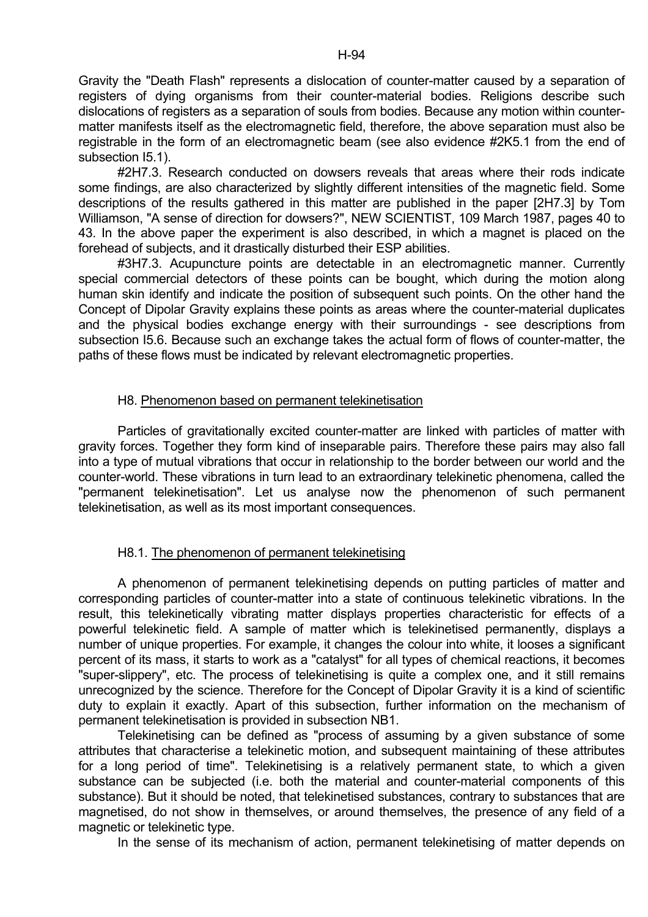Gravity the "Death Flash" represents a dislocation of counter-matter caused by a separation of registers of dying organisms from their counter-material bodies. Religions describe such dislocations of registers as a separation of souls from bodies. Because any motion within counter-matter manifests itself as the electromagnetic field, therefore, the above separation must also be registrable in the form of an electromagnetic beam (see also evidence #2K5.1 from the end of subsection I5.1).

#2H7.3. Research conducted on dowsers reveals that areas where their rods indicate some findings, are also characterized by slightly different intensities of the magnetic field. Some descriptions of the results gathered in this matter are published in the paper [2H7.3] by Tom Williamson, "A sense of direction for dowsers?", NEW SCIENTIST, 109 March 1987, pages 40 to 43. In the above paper the experiment is also described, in which a magnet is placed on the forehead of subjects, and it drastically disturbed their ESP abilities.

#3H7.3. Acupuncture points are detectable in an electromagnetic manner. Currently special commercial detectors of these points can be bought, which during the motion along human skin identify and indicate the position of subsequent such points. On the other hand the Concept of Dipolar Gravity explains these points as areas where the counter-material duplicates and the physical bodies exchange energy with their surroundings - see descriptions from subsection I5.6. Because such an exchange takes the actual form of flows of counter-matter, the paths of these flows must be indicated by relevant electromagnetic properties.

## H8. Phenomenon based on permanent telekinetisation

Particles of gravitationally excited counter-matter are linked with particles of matter with gravity forces. Together they form kind of inseparable pairs. Therefore these pairs may also fall into a type of mutual vibrations that occur in relationship to the border between our world and the counter-world. These vibrations in turn lead to an extraordinary telekinetic phenomena, called the "permanent telekinetisation". Let us analyse now the phenomenon of such permanent telekinetisation, as well as its most important consequences.

### H8.1. The phenomenon of permanent telekinetising

A phenomenon of permanent telekinetising depends on putting particles of matter and corresponding particles of counter-matter into a state of continuous telekinetic vibrations. In the result, this telekinetically vibrating matter displays properties characteristic for effects of a powerful telekinetic field. A sample of matter which is telekinetised permanently, displays a number of unique properties. For example, it changes the colour into white, it looses a significant percent of its mass, it starts to work as a "catalyst" for all types of chemical reactions, it becomes "super-slippery", etc. The process of telekinetising is quite a complex one, and it still remains unrecognized by the science. Therefore for the Concept of Dipolar Gravity it is a kind of scientific duty to explain it exactly. Apart of this subsection, further information on the mechanism of permanent telekinetisation is provided in subsection NB1.

Telekinetising can be defined as "process of assuming by a given substance of some attributes that characterise a telekinetic motion, and subsequent maintaining of these attributes for a long period of time". Telekinetising is a relatively permanent state, to which a given substance can be subjected (i.e. both the material and counter-material components of this substance). But it should be noted, that telekinetised substances, contrary to substances that are magnetised, do not show in themselves, or around themselves, the presence of any field of a magnetic or telekinetic type.

In the sense of its mechanism of action, permanent telekinetising of matter depends on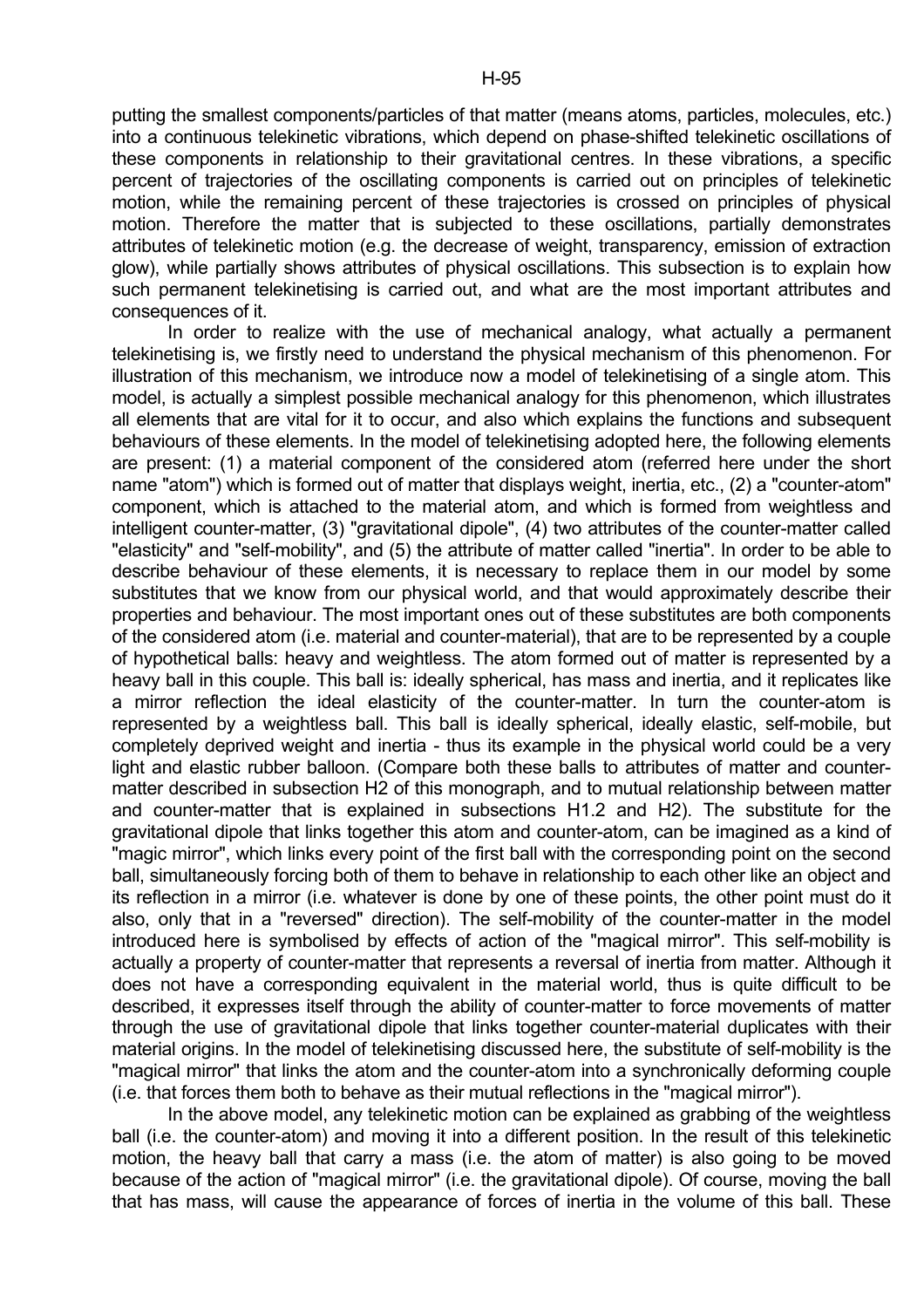putting the smallest components/particles of that matter (means atoms, particles, molecules, etc.) into a continuous telekinetic vibrations, which depend on phase-shifted telekinetic oscillations of these components in relationship to their gravitational centres. In these vibrations, a specific percent of trajectories of the oscillating components is carried out on principles of telekinetic motion, while the remaining percent of these trajectories is crossed on principles of physical motion. Therefore the matter that is subjected to these oscillations, partially demonstrates attributes of telekinetic motion (e.g. the decrease of weight, transparency, emission of extraction glow), while partially shows attributes of physical oscillations. This subsection is to explain how such permanent telekinetising is carried out, and what are the most important attributes and consequences of it.

In order to realize with the use of mechanical analogy, what actually a permanent telekinetising is, we firstly need to understand the physical mechanism of this phenomenon. For illustration of this mechanism, we introduce now a model of telekinetising of a single atom. This model, is actually a simplest possible mechanical analogy for this phenomenon, which illustrates all elements that are vital for it to occur, and also which explains the functions and subsequent behaviours of these elements. In the model of telekinetising adopted here, the following elements are present: (1) a material component of the considered atom (referred here under the short name "atom") which is formed out of matter that displays weight, inertia, etc., (2) a "counter-atom" component, which is attached to the material atom, and which is formed from weightless and intelligent counter-matter, (3) "gravitational dipole", (4) two attributes of the counter-matter called "elasticity" and "self-mobility", and (5) the attribute of matter called "inertia". In order to be able to describe behaviour of these elements, it is necessary to replace them in our model by some substitutes that we know from our physical world, and that would approximately describe their properties and behaviour. The most important ones out of these substitutes are both components of the considered atom (i.e. material and counter-material), that are to be represented by a couple of hypothetical balls: heavy and weightless. The atom formed out of matter is represented by a heavy ball in this couple. This ball is: ideally spherical, has mass and inertia, and it replicates like a mirror reflection the ideal elasticity of the counter-matter. In turn the counter-atom is represented by a weightless ball. This ball is ideally spherical, ideally elastic, self-mobile, but completely deprived weight and inertia - thus its example in the physical world could be a very light and elastic rubber balloon. (Compare both these balls to attributes of matter and counter-matter described in subsection H2 of this monograph, and to mutual relationship between matter and counter-matter that is explained in subsections H1.2 and H2). The substitute for the gravitational dipole that links together this atom and counter-atom, can be imagined as a kind of "magic mirror", which links every point of the first ball with the corresponding point on the second ball, simultaneously forcing both of them to behave in relationship to each other like an object and its reflection in a mirror (i.e. whatever is done by one of these points, the other point must do it also, only that in a "reversed" direction). The self-mobility of the counter-matter in the model introduced here is symbolised by effects of action of the "magical mirror". This self-mobility is actually a property of counter-matter that represents a reversal of inertia from matter. Although it does not have a corresponding equivalent in the material world, thus is quite difficult to be described, it expresses itself through the ability of counter-matter to force movements of matter through the use of gravitational dipole that links together counter-material duplicates with their material origins. In the model of telekinetising discussed here, the substitute of self-mobility is the "magical mirror" that links the atom and the counter-atom into a synchronically deforming couple (i.e. that forces them both to behave as their mutual reflections in the "magical mirror").

In the above model, any telekinetic motion can be explained as grabbing of the weightless ball (i.e. the counter-atom) and moving it into a different position. In the result of this telekinetic motion, the heavy ball that carry a mass (i.e. the atom of matter) is also going to be moved because of the action of "magical mirror" (i.e. the gravitational dipole). Of course, moving the ball that has mass, will cause the appearance of forces of inertia in the volume of this ball. These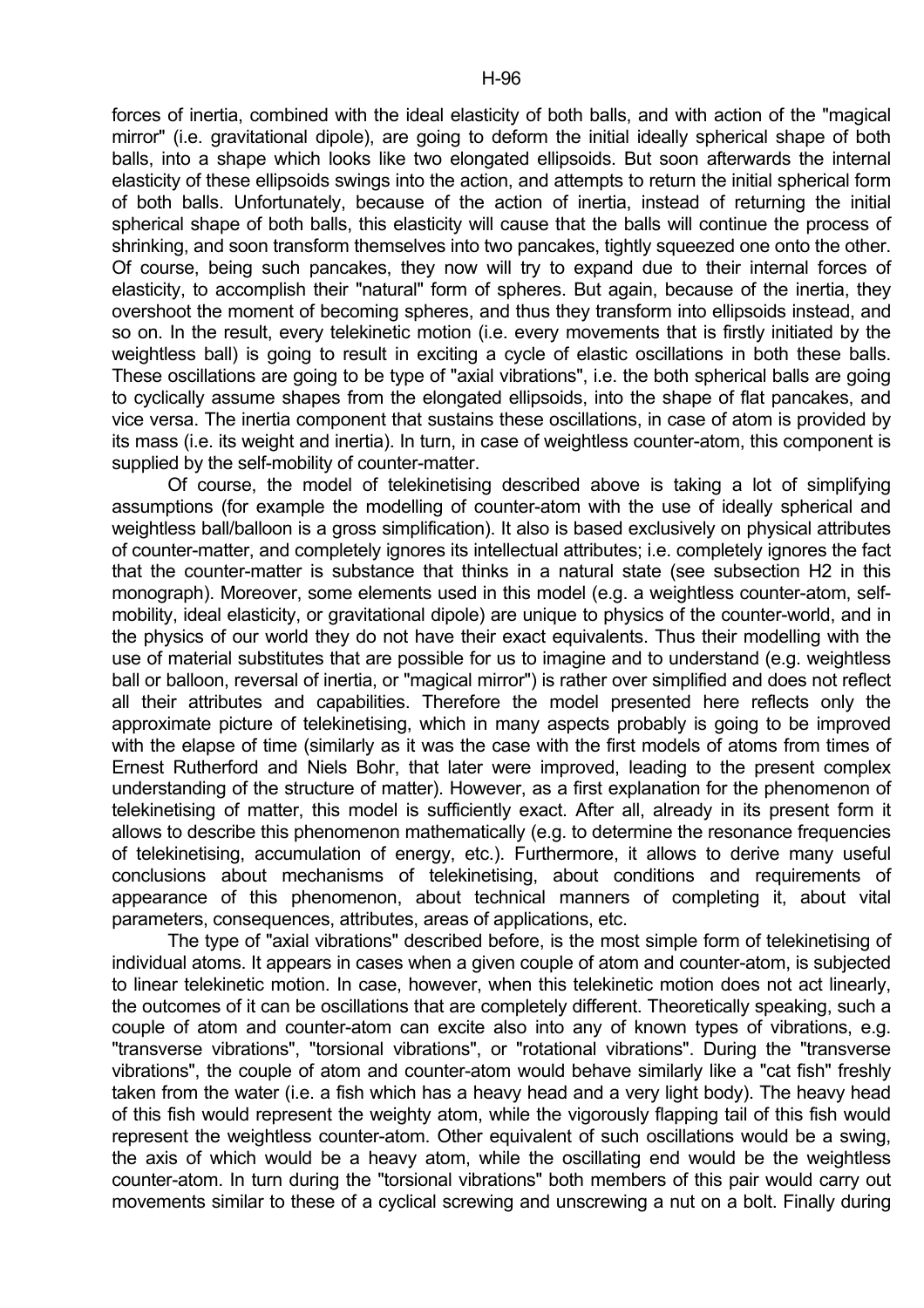forces of inertia, combined with the ideal elasticity of both balls, and with action of the "magical mirror" (i.e. gravitational dipole), are going to deform the initial ideally spherical shape of both balls, into a shape which looks like two elongated ellipsoids. But soon afterwards the internal elasticity of these ellipsoids swings into the action, and attempts to return the initial spherical form of both balls. Unfortunately, because of the action of inertia, instead of returning the initial spherical shape of both balls, this elasticity will cause that the balls will continue the process of shrinking, and soon transform themselves into two pancakes, tightly squeezed one onto the other. Of course, being such pancakes, they now will try to expand due to their internal forces of elasticity, to accomplish their "natural" form of spheres. But again, because of the inertia, they overshoot the moment of becoming spheres, and thus they transform into ellipsoids instead, and so on. In the result, every telekinetic motion (i.e. every movements that is firstly initiated by the weightless ball) is going to result in exciting a cycle of elastic oscillations in both these balls. These oscillations are going to be type of "axial vibrations", i.e. the both spherical balls are going to cyclically assume shapes from the elongated ellipsoids, into the shape of flat pancakes, and vice versa. The inertia component that sustains these oscillations, in case of atom is provided by its mass (i.e. its weight and inertia). In turn, in case of weightless counter-atom, this component is supplied by the self-mobility of counter-matter.

Of course, the model of telekinetising described above is taking a lot of simplifying assumptions (for example the modelling of counter-atom with the use of ideally spherical and weightless ball/balloon is a gross simplification). It also is based exclusively on physical attributes of counter-matter, and completely ignores its intellectual attributes; i.e. completely ignores the fact that the counter-matter is substance that thinks in a natural state (see subsection H2 in this monograph). Moreover, some elements used in this model (e.g. a weightless counter-atom, self-mobility, ideal elasticity, or gravitational dipole) are unique to physics of the counter-world, and in the physics of our world they do not have their exact equivalents. Thus their modelling with the use of material substitutes that are possible for us to imagine and to understand (e.g. weightless ball or balloon, reversal of inertia, or "magical mirror") is rather over simplified and does not reflect all their attributes and capabilities. Therefore the model presented here reflects only the approximate picture of telekinetising, which in many aspects probably is going to be improved with the elapse of time (similarly as it was the case with the first models of atoms from times of Ernest Rutherford and Niels Bohr, that later were improved, leading to the present complex understanding of the structure of matter). However, as a first explanation for the phenomenon of telekinetising of matter, this model is sufficiently exact. After all, already in its present form it allows to describe this phenomenon mathematically (e.g. to determine the resonance frequencies of telekinetising, accumulation of energy, etc.). Furthermore, it allows to derive many useful conclusions about mechanisms of telekinetising, about conditions and requirements of appearance of this phenomenon, about technical manners of completing it, about vital parameters, consequences, attributes, areas of applications, etc.

The type of "axial vibrations" described before, is the most simple form of telekinetising of individual atoms. It appears in cases when a given couple of atom and counter-atom, is subjected to linear telekinetic motion. In case, however, when this telekinetic motion does not act linearly, the outcomes of it can be oscillations that are completely different. Theoretically speaking, such a couple of atom and counter-atom can excite also into any of known types of vibrations, e.g. "transverse vibrations", "torsional vibrations", or "rotational vibrations". During the "transverse vibrations", the couple of atom and counter-atom would behave similarly like a "cat fish" freshly taken from the water (i.e. a fish which has a heavy head and a very light body). The heavy head of this fish would represent the weighty atom, while the vigorously flapping tail of this fish would represent the weightless counter-atom. Other equivalent of such oscillations would be a swing, the axis of which would be a heavy atom, while the oscillating end would be the weightless counter-atom. In turn during the "torsional vibrations" both members of this pair would carry out movements similar to these of a cyclical screwing and unscrewing a nut on a bolt. Finally during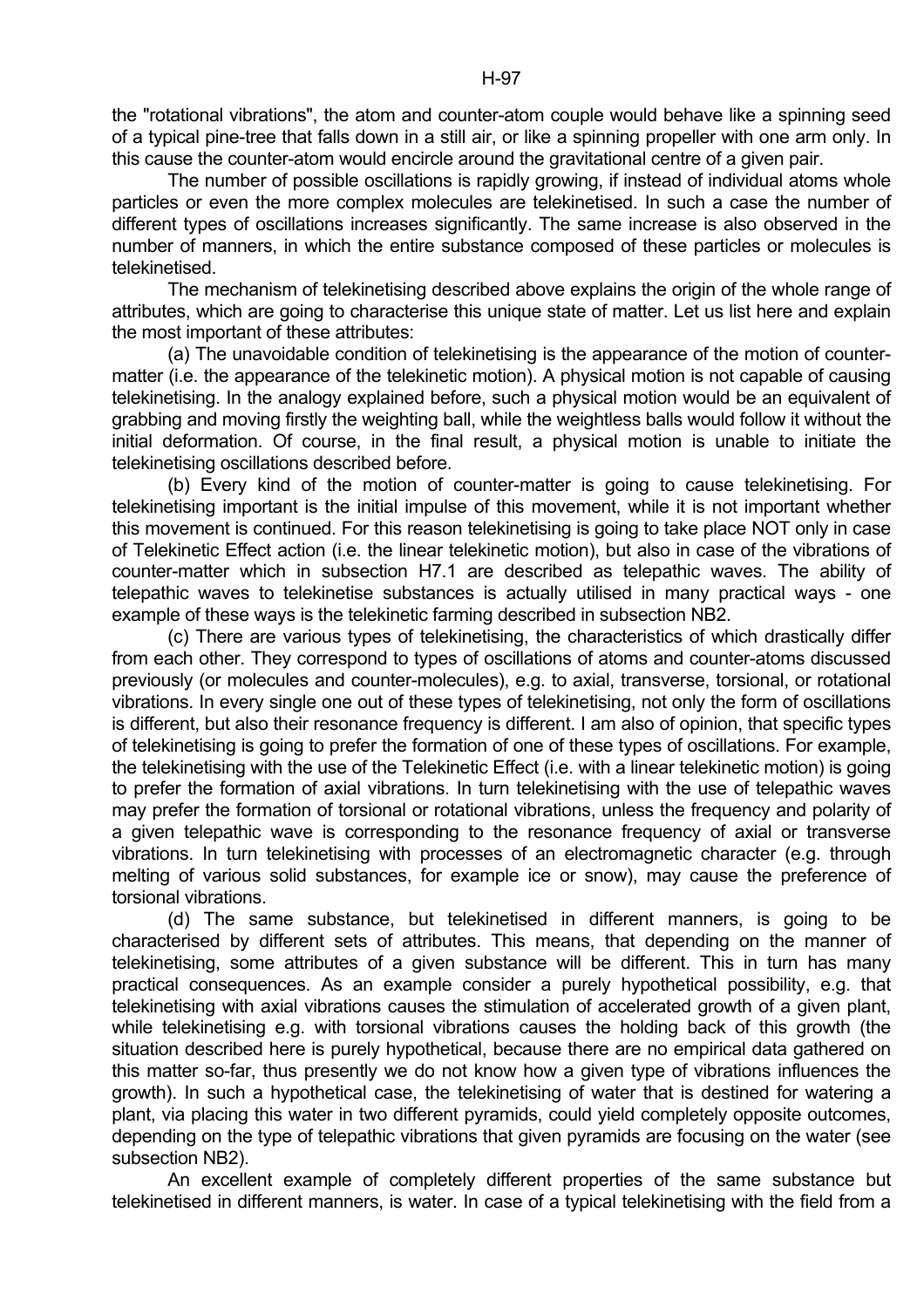the "rotational vibrations", the atom and counter-atom couple would behave like a spinning seed of a typical pine-tree that falls down in a still air, or like a spinning propeller with one arm only. In this cause the counter-atom would encircle around the gravitational centre of a given pair.

The number of possible oscillations is rapidly growing, if instead of individual atoms whole particles or even the more complex molecules are telekinetised. In such a case the number of different types of oscillations increases significantly. The same increase is also observed in the number of manners, in which the entire substance composed of these particles or molecules is telekinetised.

The mechanism of telekinetising described above explains the origin of the whole range of attributes, which are going to characterise this unique state of matter. Let us list here and explain the most important of these attributes:

(a) The unavoidable condition of telekinetising is the appearance of the motion of counter-matter (i.e. the appearance of the telekinetic motion). A physical motion is not capable of causing telekinetising. In the analogy explained before, such a physical motion would be an equivalent of grabbing and moving firstly the weighting ball, while the weightless balls would follow it without the initial deformation. Of course, in the final result, a physical motion is unable to initiate the telekinetising oscillations described before.

(b) Every kind of the motion of counter-matter is going to cause telekinetising. For telekinetising important is the initial impulse of this movement, while it is not important whether this movement is continued. For this reason telekinetising is going to take place NOT only in case of Telekinetic Effect action (i.e. the linear telekinetic motion), but also in case of the vibrations of counter-matter which in subsection H7.1 are described as telepathic waves. The ability of telepathic waves to telekinetise substances is actually utilised in many practical ways - one example of these ways is the telekinetic farming described in subsection NB2.

(c) There are various types of telekinetising, the characteristics of which drastically differ from each other. They correspond to types of oscillations of atoms and counter-atoms discussed previously (or molecules and counter-molecules), e.g. to axial, transverse, torsional, or rotational vibrations. In every single one out of these types of telekinetising, not only the form of oscillations is different, but also their resonance frequency is different. I am also of opinion, that specific types of telekinetising is going to prefer the formation of one of these types of oscillations. For example, the telekinetising with the use of the Telekinetic Effect (i.e. with a linear telekinetic motion) is going to prefer the formation of axial vibrations. In turn telekinetising with the use of telepathic waves may prefer the formation of torsional or rotational vibrations, unless the frequency and polarity of a given telepathic wave is corresponding to the resonance frequency of axial or transverse vibrations. In turn telekinetising with processes of an electromagnetic character (e.g. through melting of various solid substances, for example ice or snow), may cause the preference of torsional vibrations.

(d) The same substance, but telekinetised in different manners, is going to be characterised by different sets of attributes. This means, that depending on the manner of telekinetising, some attributes of a given substance will be different. This in turn has many practical consequences. As an example consider a purely hypothetical possibility, e.g. that telekinetising with axial vibrations causes the stimulation of accelerated growth of a given plant, while telekinetising e.g. with torsional vibrations causes the holding back of this growth (the situation described here is purely hypothetical, because there are no empirical data gathered on this matter so-far, thus presently we do not know how a given type of vibrations influences the growth). In such a hypothetical case, the telekinetising of water that is destined for watering a plant, via placing this water in two different pyramids, could yield completely opposite outcomes, depending on the type of telepathic vibrations that given pyramids are focusing on the water (see subsection NB2).

An excellent example of completely different properties of the same substance but telekinetised in different manners, is water. In case of a typical telekinetising with the field from a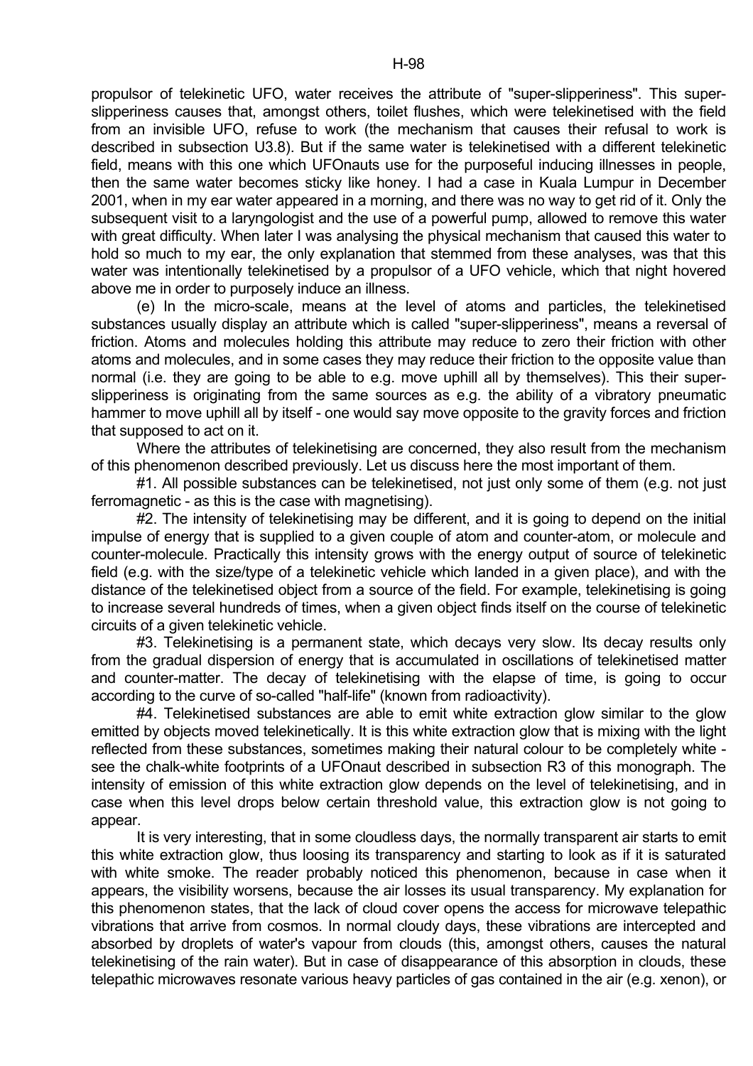propulsor of telekinetic UFO, water receives the attribute of "super-slipperiness". This super-slipperiness causes that, amongst others, toilet flushes, which were telekinetised with the field from an invisible UFO, refuse to work (the mechanism that causes their refusal to work is described in subsection U3.8). But if the same water is telekinetised with a different telekinetic field, means with this one which UFOnauts use for the purposeful inducing illnesses in people, then the same water becomes sticky like honey. I had a case in Kuala Lumpur in December 2001, when in my ear water appeared in a morning, and there was no way to get rid of it. Only the subsequent visit to a laryngologist and the use of a powerful pump, allowed to remove this water with great difficulty. When later I was analysing the physical mechanism that caused this water to hold so much to my ear, the only explanation that stemmed from these analyses, was that this water was intentionally telekinetised by a propulsor of a UFO vehicle, which that night hovered above me in order to purposely induce an illness.

(e) In the micro-scale, means at the level of atoms and particles, the telekinetised substances usually display an attribute which is called "super-slipperiness", means a reversal of friction. Atoms and molecules holding this attribute may reduce to zero their friction with other atoms and molecules, and in some cases they may reduce their friction to the opposite value than normal (i.e. they are going to be able to e.g. move uphill all by themselves). This their super-slipperiness is originating from the same sources as e.g. the ability of a vibratory pneumatic hammer to move uphill all by itself - one would say move opposite to the gravity forces and friction that supposed to act on it.

Where the attributes of telekinetising are concerned, they also result from the mechanism of this phenomenon described previously. Let us discuss here the most important of them.

#1. All possible substances can be telekinetised, not just only some of them (e.g. not just ferromagnetic - as this is the case with magnetising).

#2. The intensity of telekinetising may be different, and it is going to depend on the initial impulse of energy that is supplied to a given couple of atom and counter-atom, or molecule and counter-molecule. Practically this intensity grows with the energy output of source of telekinetic field (e.g. with the size/type of a telekinetic vehicle which landed in a given place), and with the distance of the telekinetised object from a source of the field. For example, telekinetising is going to increase several hundreds of times, when a given object finds itself on the course of telekinetic circuits of a given telekinetic vehicle.

#3. Telekinetising is a permanent state, which decays very slow. Its decay results only from the gradual dispersion of energy that is accumulated in oscillations of telekinetised matter and counter-matter. The decay of telekinetising with the elapse of time, is going to occur according to the curve of so-called "half-life" (known from radioactivity).

#4. Telekinetised substances are able to emit white extraction glow similar to the glow emitted by objects moved telekinetically. It is this white extraction glow that is mixing with the light reflected from these substances, sometimes making their natural colour to be completely white - see the chalk-white footprints of a UFOnaut described in subsection R3 of this monograph. The intensity of emission of this white extraction glow depends on the level of telekinetising, and in case when this level drops below certain threshold value, this extraction glow is not going to appear.

It is very interesting, that in some cloudless days, the normally transparent air starts to emit this white extraction glow, thus loosing its transparency and starting to look as if it is saturated with white smoke. The reader probably noticed this phenomenon, because in case when it appears, the visibility worsens, because the air losses its usual transparency. My explanation for this phenomenon states, that the lack of cloud cover opens the access for microwave telepathic vibrations that arrive from cosmos. In normal cloudy days, these vibrations are intercepted and absorbed by droplets of water's vapour from clouds (this, amongst others, causes the natural telekinetising of the rain water). But in case of disappearance of this absorption in clouds, these telepathic microwaves resonate various heavy particles of gas contained in the air (e.g. xenon), or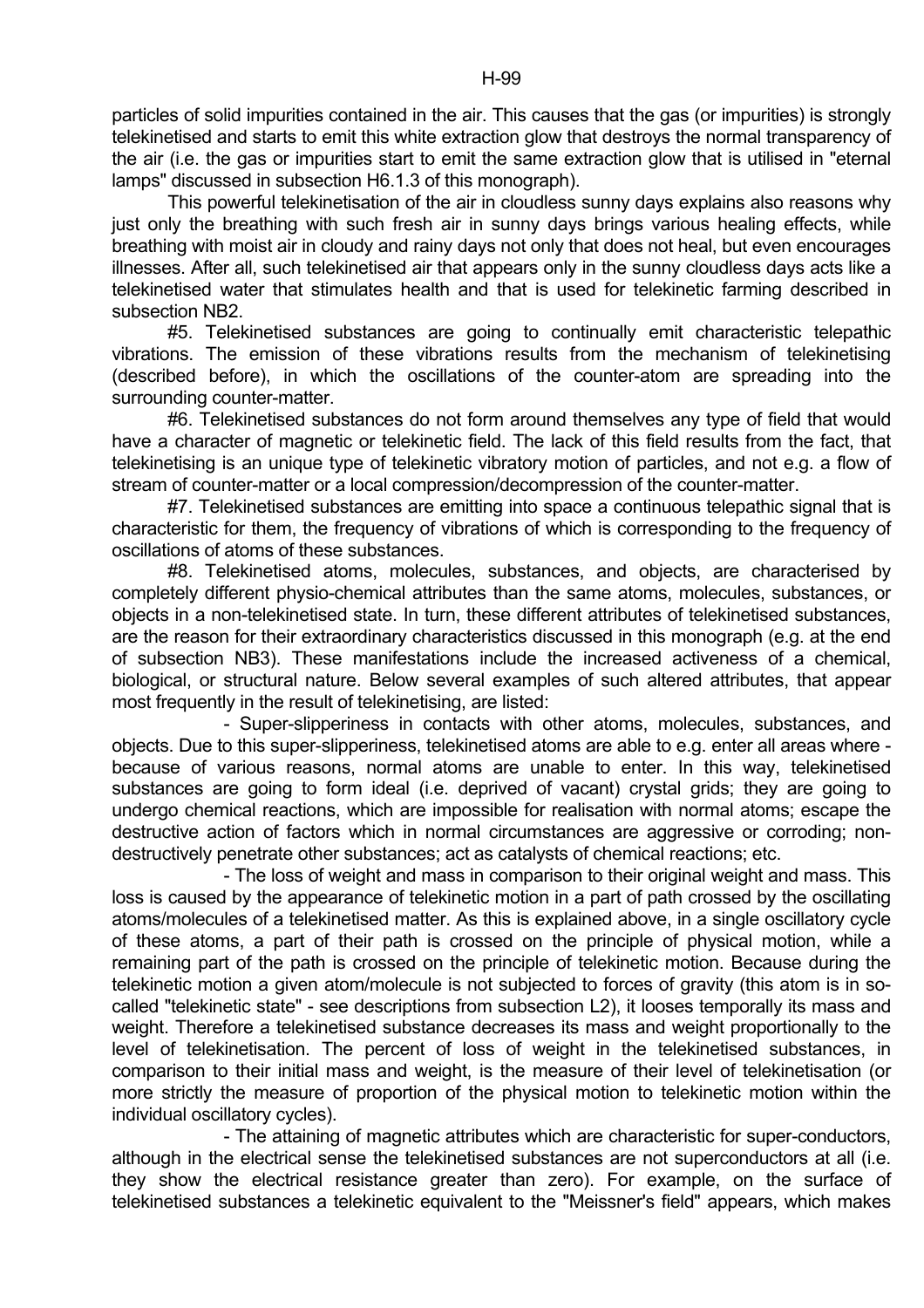particles of solid impurities contained in the air. This causes that the gas (or impurities) is strongly telekinetised and starts to emit this white extraction glow that destroys the normal transparency of the air (i.e. the gas or impurities start to emit the same extraction glow that is utilised in "eternal lamps" discussed in subsection H6.1.3 of this monograph).

This powerful telekinetisation of the air in cloudless sunny days explains also reasons why just only the breathing with such fresh air in sunny days brings various healing effects, while breathing with moist air in cloudy and rainy days not only that does not heal, but even encourages illnesses. After all, such telekinetised air that appears only in the sunny cloudless days acts like a telekinetised water that stimulates health and that is used for telekinetic farming described in subsection NB2.

#5. Telekinetised substances are going to continually emit characteristic telepathic vibrations. The emission of these vibrations results from the mechanism of telekinetising (described before), in which the oscillations of the counter-atom are spreading into the surrounding counter-matter.

#6. Telekinetised substances do not form around themselves any type of field that would have a character of magnetic or telekinetic field. The lack of this field results from the fact, that telekinetising is an unique type of telekinetic vibratory motion of particles, and not e.g. a flow of stream of counter-matter or a local compression/decompression of the counter-matter.

#7. Telekinetised substances are emitting into space a continuous telepathic signal that is characteristic for them, the frequency of vibrations of which is corresponding to the frequency of oscillations of atoms of these substances.

#8. Telekinetised atoms, molecules, substances, and objects, are characterised by completely different physio-chemical attributes than the same atoms, molecules, substances, or objects in a non-telekinetised state. In turn, these different attributes of telekinetised substances, are the reason for their extraordinary characteristics discussed in this monograph (e.g. at the end of subsection NB3). These manifestations include the increased activeness of a chemical, biological, or structural nature. Below several examples of such altered attributes, that appear most frequently in the result of telekinetising, are listed:

- Super-slipperiness in contacts with other atoms, molecules, substances, and objects. Due to this super-slipperiness, telekinetised atoms are able to e.g. enter all areas where - because of various reasons, normal atoms are unable to enter. In this way, telekinetised substances are going to form ideal (i.e. deprived of vacant) crystal grids; they are going to undergo chemical reactions, which are impossible for realisation with normal atoms; escape the destructive action of factors which in normal circumstances are aggressive or corroding; non-destructively penetrate other substances; act as catalysts of chemical reactions; etc.

- The loss of weight and mass in comparison to their original weight and mass. This loss is caused by the appearance of telekinetic motion in a part of path crossed by the oscillating atoms/molecules of a telekinetised matter. As this is explained above, in a single oscillatory cycle of these atoms, a part of their path is crossed on the principle of physical motion, while a remaining part of the path is crossed on the principle of telekinetic motion. Because during the telekinetic motion a given atom/molecule is not subjected to forces of gravity (this atom is in so-called "telekinetic state" - see descriptions from subsection L2), it looses temporally its mass and weight. Therefore a telekinetised substance decreases its mass and weight proportionally to the level of telekinetisation. The percent of loss of weight in the telekinetised substances, in comparison to their initial mass and weight, is the measure of their level of telekinetisation (or more strictly the measure of proportion of the physical motion to telekinetic motion within the individual oscillatory cycles).

- The attaining of magnetic attributes which are characteristic for super-conductors, although in the electrical sense the telekinetised substances are not superconductors at all (i.e. they show the electrical resistance greater than zero). For example, on the surface of telekinetised substances a telekinetic equivalent to the "Meissner's field" appears, which makes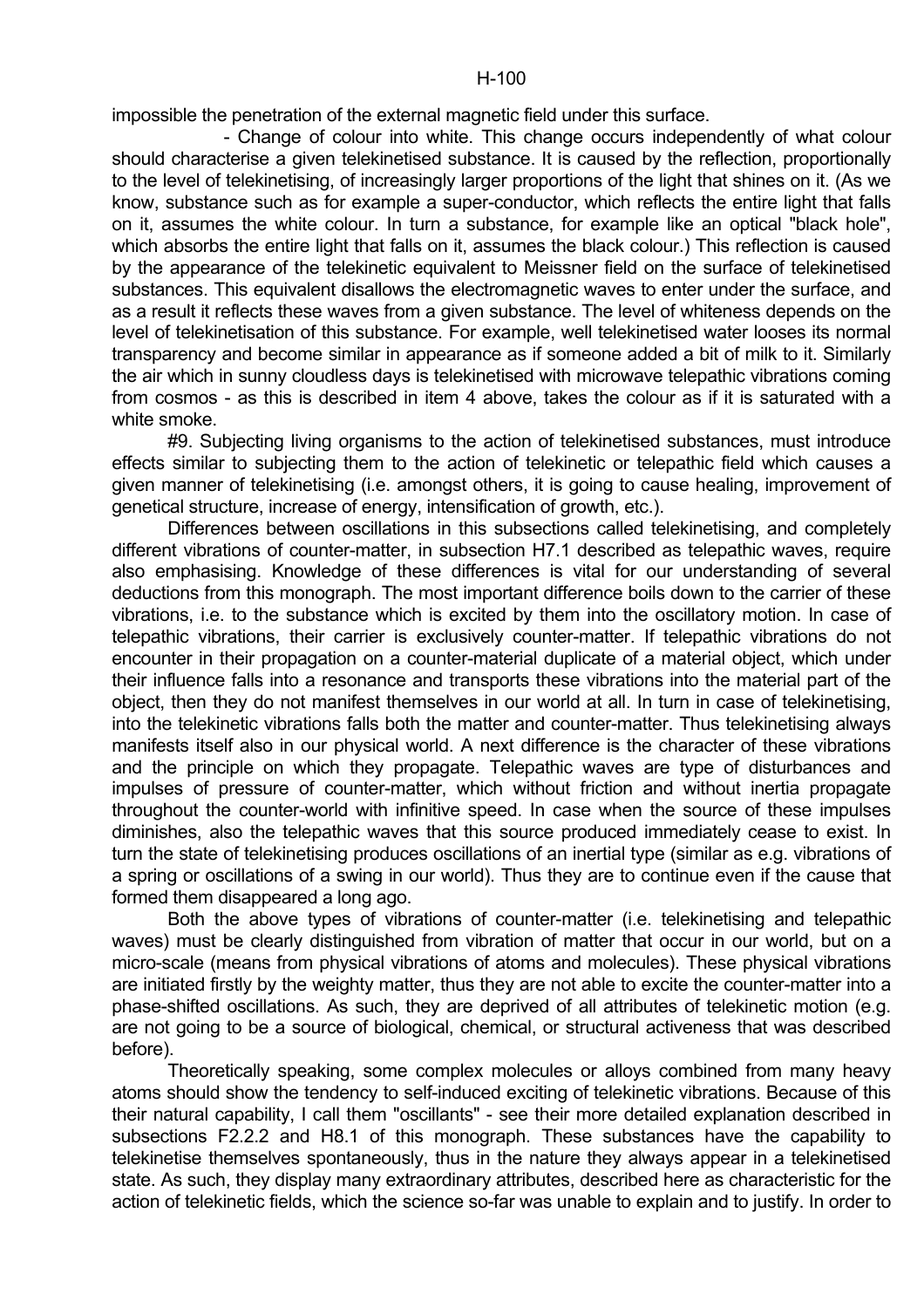impossible the penetration of the external magnetic field under this surface.

- Change of colour into white. This change occurs independently of what colour should characterise a given telekinetised substance. It is caused by the reflection, proportionally to the level of telekinetising, of increasingly larger proportions of the light that shines on it. (As we know, substance such as for example a super-conductor, which reflects the entire light that falls on it, assumes the white colour. In turn a substance, for example like an optical "black hole", which absorbs the entire light that falls on it, assumes the black colour.) This reflection is caused by the appearance of the telekinetic equivalent to Meissner field on the surface of telekinetised substances. This equivalent disallows the electromagnetic waves to enter under the surface, and as a result it reflects these waves from a given substance. The level of whiteness depends on the level of telekinetisation of this substance. For example, well telekinetised water looses its normal transparency and become similar in appearance as if someone added a bit of milk to it. Similarly the air which in sunny cloudless days is telekinetised with microwave telepathic vibrations coming from cosmos - as this is described in item 4 above, takes the colour as if it is saturated with a white smoke.

#9. Subjecting living organisms to the action of telekinetised substances, must introduce effects similar to subjecting them to the action of telekinetic or telepathic field which causes a given manner of telekinetising (i.e. amongst others, it is going to cause healing, improvement of genetical structure, increase of energy, intensification of growth, etc.).

Differences between oscillations in this subsections called telekinetising, and completely different vibrations of counter-matter, in subsection H7.1 described as telepathic waves, require also emphasising. Knowledge of these differences is vital for our understanding of several deductions from this monograph. The most important difference boils down to the carrier of these vibrations, i.e. to the substance which is excited by them into the oscillatory motion. In case of telepathic vibrations, their carrier is exclusively counter-matter. If telepathic vibrations do not encounter in their propagation on a counter-material duplicate of a material object, which under their influence falls into a resonance and transports these vibrations into the material part of the object, then they do not manifest themselves in our world at all. In turn in case of telekinetising, into the telekinetic vibrations falls both the matter and counter-matter. Thus telekinetising always manifests itself also in our physical world. A next difference is the character of these vibrations and the principle on which they propagate. Telepathic waves are type of disturbances and impulses of pressure of counter-matter, which without friction and without inertia propagate throughout the counter-world with infinitive speed. In case when the source of these impulses diminishes, also the telepathic waves that this source produced immediately cease to exist. In turn the state of telekinetising produces oscillations of an inertial type (similar as e.g. vibrations of a spring or oscillations of a swing in our world). Thus they are to continue even if the cause that formed them disappeared a long ago.

Both the above types of vibrations of counter-matter (i.e. telekinetising and telepathic waves) must be clearly distinguished from vibration of matter that occur in our world, but on a micro-scale (means from physical vibrations of atoms and molecules). These physical vibrations are initiated firstly by the weighty matter, thus they are not able to excite the counter-matter into a phase-shifted oscillations. As such, they are deprived of all attributes of telekinetic motion (e.g. are not going to be a source of biological, chemical, or structural activeness that was described before).

Theoretically speaking, some complex molecules or alloys combined from many heavy atoms should show the tendency to self-induced exciting of telekinetic vibrations. Because of this their natural capability, I call them "oscillants" - see their more detailed explanation described in subsections F2.2.2 and H8.1 of this monograph. These substances have the capability to telekinetise themselves spontaneously, thus in the nature they always appear in a telekinetised state. As such, they display many extraordinary attributes, described here as characteristic for the action of telekinetic fields, which the science so-far was unable to explain and to justify. In order to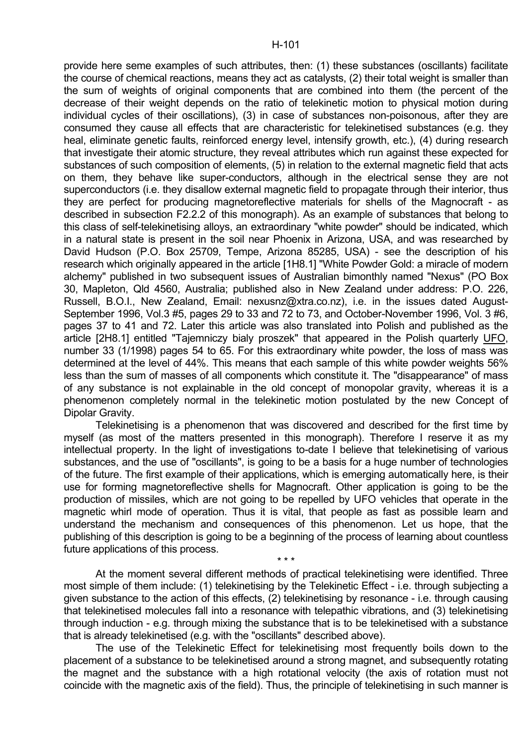provide here seme examples of such attributes, then: (1) these substances (oscillants) facilitate the course of chemical reactions, means they act as catalysts, (2) their total weight is smaller than the sum of weights of original components that are combined into them (the percent of the decrease of their weight depends on the ratio of telekinetic motion to physical motion during individual cycles of their oscillations), (3) in case of substances non-poisonous, after they are consumed they cause all effects that are characteristic for telekinetised substances (e.g. they heal, eliminate genetic faults, reinforced energy level, intensify growth, etc.), (4) during research that investigate their atomic structure, they reveal attributes which run against these expected for substances of such composition of elements, (5) in relation to the external magnetic field that acts on them, they behave like super-conductors, although in the electrical sense they are not superconductors (i.e. they disallow external magnetic field to propagate through their interior, thus they are perfect for producing magnetoreflective materials for shells of the Magnocraft - as described in subsection F2.2.2 of this monograph). As an example of substances that belong to this class of self-telekinetising alloys, an extraordinary "white powder" should be indicated, which in a natural state is present in the soil near Phoenix in Arizona, USA, and was researched by David Hudson (P.O. Box 25709, Tempe, Arizona 85285, USA) - see the description of his research which originally appeared in the article [1H8.1] "White Powder Gold: a miracle of modern alchemy" published in two subsequent issues of Australian bimonthly named "Nexus" (PO Box 30, Mapleton, Qld 4560, Australia; published also in New Zealand under address: P.O. 226, Russell, B.O.I., New Zealand, Email: nexusnz@xtra.co.nz), i.e. in the issues dated August-September 1996, Vol.3 #5, pages 29 to 33 and 72 to 73, and October-November 1996, Vol. 3 #6, pages 37 to 41 and 72. Later this article was also translated into Polish and published as the article [2H8.1] entitled "Tajemniczy bialy proszek" that appeared in the Polish quarterly UFO, number 33 (1/1998) pages 54 to 65. For this extraordinary white powder, the loss of mass was determined at the level of 44%. This means that each sample of this white powder weights 56% less than the sum of masses of all components which constitute it. The "disappearance" of mass of any substance is not explainable in the old concept of monopolar gravity, whereas it is a phenomenon completely normal in the telekinetic motion postulated by the new Concept of Dipolar Gravity.

Telekinetising is a phenomenon that was discovered and described for the first time by myself (as most of the matters presented in this monograph). Therefore I reserve it as my intellectual property. In the light of investigations to-date I believe that telekinetising of various substances, and the use of "oscillants", is going to be a basis for a huge number of technologies of the future. The first example of their applications, which is emerging automatically here, is their use for forming magnetoreflective shells for Magnocraft. Other application is going to be the production of missiles, which are not going to be repelled by UFO vehicles that operate in the magnetic whirl mode of operation. Thus it is vital, that people as fast as possible learn and understand the mechanism and consequences of this phenomenon. Let us hope, that the publishing of this description is going to be a beginning of the process of learning about countless future applications of this process.

\* \* \*

At the moment several different methods of practical telekinetising were identified. Three most simple of them include: (1) telekinetising by the Telekinetic Effect - i.e. through subjecting a given substance to the action of this effects, (2) telekinetising by resonance - i.e. through causing that telekinetised molecules fall into a resonance with telepathic vibrations, and (3) telekinetising through induction - e.g. through mixing the substance that is to be telekinetised with a substance that is already telekinetised (e.g. with the "oscillants" described above).

The use of the Telekinetic Effect for telekinetising most frequently boils down to the placement of a substance to be telekinetised around a strong magnet, and subsequently rotating the magnet and the substance with a high rotational velocity (the axis of rotation must not coincide with the magnetic axis of the field). Thus, the principle of telekinetising in such manner is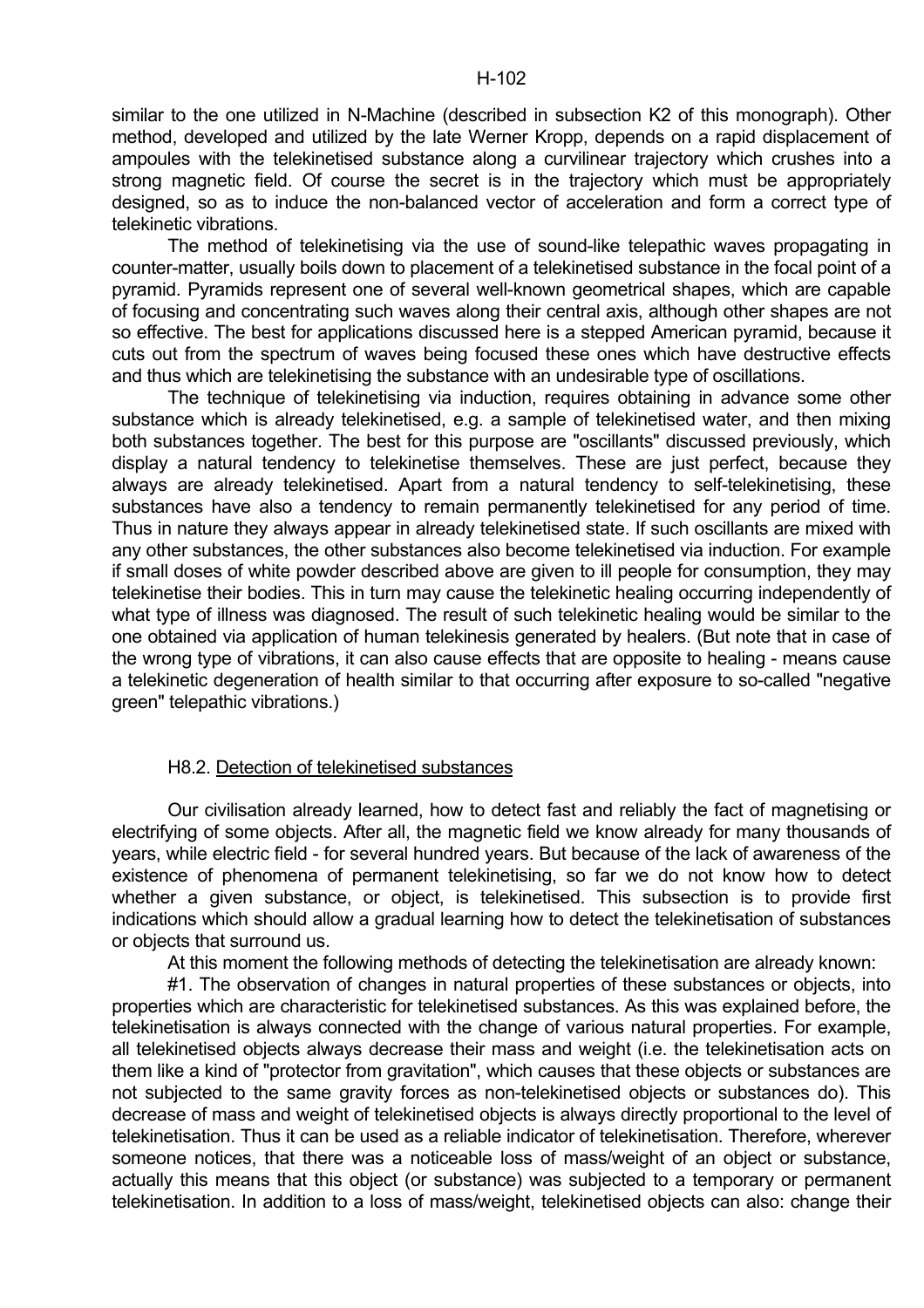similar to the one utilized in N-Machine (described in subsection K2 of this monograph). Other method, developed and utilized by the late Werner Kropp, depends on a rapid displacement of ampoules with the telekinetised substance along a curvilinear trajectory which crushes into a strong magnetic field. Of course the secret is in the trajectory which must be appropriately designed, so as to induce the non-balanced vector of acceleration and form a correct type of telekinetic vibrations.

The method of telekinetising via the use of sound-like telepathic waves propagating in counter-matter, usually boils down to placement of a telekinetised substance in the focal point of a pyramid. Pyramids represent one of several well-known geometrical shapes, which are capable of focusing and concentrating such waves along their central axis, although other shapes are not so effective. The best for applications discussed here is a stepped American pyramid, because it cuts out from the spectrum of waves being focused these ones which have destructive effects and thus which are telekinetising the substance with an undesirable type of oscillations.

The technique of telekinetising via induction, requires obtaining in advance some other substance which is already telekinetised, e.g. a sample of telekinetised water, and then mixing both substances together. The best for this purpose are "oscillants" discussed previously, which display a natural tendency to telekinetise themselves. These are just perfect, because they always are already telekinetised. Apart from a natural tendency to self-telekinetising, these substances have also a tendency to remain permanently telekinetised for any period of time. Thus in nature they always appear in already telekinetised state. If such oscillants are mixed with any other substances, the other substances also become telekinetised via induction. For example if small doses of white powder described above are given to ill people for consumption, they may telekinetise their bodies. This in turn may cause the telekinetic healing occurring independently of what type of illness was diagnosed. The result of such telekinetic healing would be similar to the one obtained via application of human telekinesis generated by healers. (But note that in case of the wrong type of vibrations, it can also cause effects that are opposite to healing - means cause a telekinetic degeneration of health similar to that occurring after exposure to so-called "negative green" telepathic vibrations.)

### H8.2. Detection of telekinetised substances

Our civilisation already learned, how to detect fast and reliably the fact of magnetising or electrifying of some objects. After all, the magnetic field we know already for many thousands of years, while electric field - for several hundred years. But because of the lack of awareness of the existence of phenomena of permanent telekinetising, so far we do not know how to detect whether a given substance, or object, is telekinetised. This subsection is to provide first indications which should allow a gradual learning how to detect the telekinetisation of substances or objects that surround us.

At this moment the following methods of detecting the telekinetisation are already known:

#1. The observation of changes in natural properties of these substances or objects, into properties which are characteristic for telekinetised substances. As this was explained before, the telekinetisation is always connected with the change of various natural properties. For example, all telekinetised objects always decrease their mass and weight (i.e. the telekinetisation acts on them like a kind of "protector from gravitation", which causes that these objects or substances are not subjected to the same gravity forces as non-telekinetised objects or substances do). This decrease of mass and weight of telekinetised objects is always directly proportional to the level of telekinetisation. Thus it can be used as a reliable indicator of telekinetisation. Therefore, wherever someone notices, that there was a noticeable loss of mass/weight of an object or substance, actually this means that this object (or substance) was subjected to a temporary or permanent telekinetisation. In addition to a loss of mass/weight, telekinetised objects can also: change their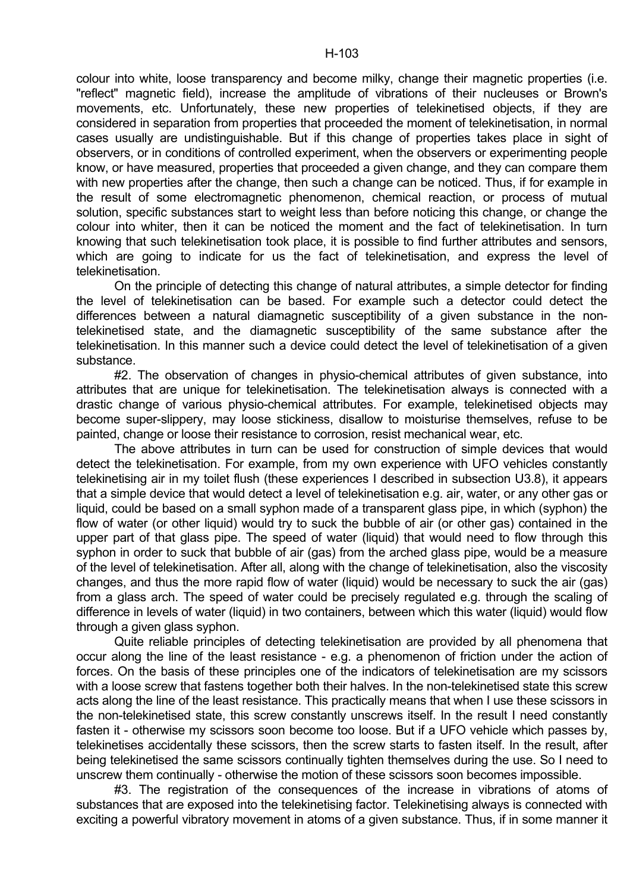colour into white, loose transparency and become milky, change their magnetic properties (i.e. "reflect" magnetic field), increase the amplitude of vibrations of their nucleuses or Brown's movements, etc. Unfortunately, these new properties of telekinetised objects, if they are considered in separation from properties that proceeded the moment of telekinetisation, in normal cases usually are undistinguishable. But if this change of properties takes place in sight of observers, or in conditions of controlled experiment, when the observers or experimenting people know, or have measured, properties that proceeded a given change, and they can compare them with new properties after the change, then such a change can be noticed. Thus, if for example in the result of some electromagnetic phenomenon, chemical reaction, or process of mutual solution, specific substances start to weight less than before noticing this change, or change the colour into whiter, then it can be noticed the moment and the fact of telekinetisation. In turn knowing that such telekinetisation took place, it is possible to find further attributes and sensors, which are going to indicate for us the fact of telekinetisation, and express the level of telekinetisation.

On the principle of detecting this change of natural attributes, a simple detector for finding the level of telekinetisation can be based. For example such a detector could detect the differences between a natural diamagnetic susceptibility of a given substance in the non-telekinetised state, and the diamagnetic susceptibility of the same substance after the telekinetisation. In this manner such a device could detect the level of telekinetisation of a given substance.

#2. The observation of changes in physio-chemical attributes of given substance, into attributes that are unique for telekinetisation. The telekinetisation always is connected with a drastic change of various physio-chemical attributes. For example, telekinetised objects may become super-slippery, may loose stickiness, disallow to moisturise themselves, refuse to be painted, change or loose their resistance to corrosion, resist mechanical wear, etc.

The above attributes in turn can be used for construction of simple devices that would detect the telekinetisation. For example, from my own experience with UFO vehicles constantly telekinetising air in my toilet flush (these experiences I described in subsection U3.8), it appears that a simple device that would detect a level of telekinetisation e.g. air, water, or any other gas or liquid, could be based on a small syphon made of a transparent glass pipe, in which (syphon) the flow of water (or other liquid) would try to suck the bubble of air (or other gas) contained in the upper part of that glass pipe. The speed of water (liquid) that would need to flow through this syphon in order to suck that bubble of air (gas) from the arched glass pipe, would be a measure of the level of telekinetisation. After all, along with the change of telekinetisation, also the viscosity changes, and thus the more rapid flow of water (liquid) would be necessary to suck the air (gas) from a glass arch. The speed of water could be precisely regulated e.g. through the scaling of difference in levels of water (liquid) in two containers, between which this water (liquid) would flow through a given glass syphon.

Quite reliable principles of detecting telekinetisation are provided by all phenomena that occur along the line of the least resistance - e.g. a phenomenon of friction under the action of forces. On the basis of these principles one of the indicators of telekinetisation are my scissors with a loose screw that fastens together both their halves. In the non-telekinetised state this screw acts along the line of the least resistance. This practically means that when I use these scissors in the non-telekinetised state, this screw constantly unscrews itself. In the result I need constantly fasten it - otherwise my scissors soon become too loose. But if a UFO vehicle which passes by, telekinetises accidentally these scissors, then the screw starts to fasten itself. In the result, after being telekinetised the same scissors continually tighten themselves during the use. So I need to unscrew them continually - otherwise the motion of these scissors soon becomes impossible.

#3. The registration of the consequences of the increase in vibrations of atoms of substances that are exposed into the telekinetising factor. Telekinetising always is connected with exciting a powerful vibratory movement in atoms of a given substance. Thus, if in some manner it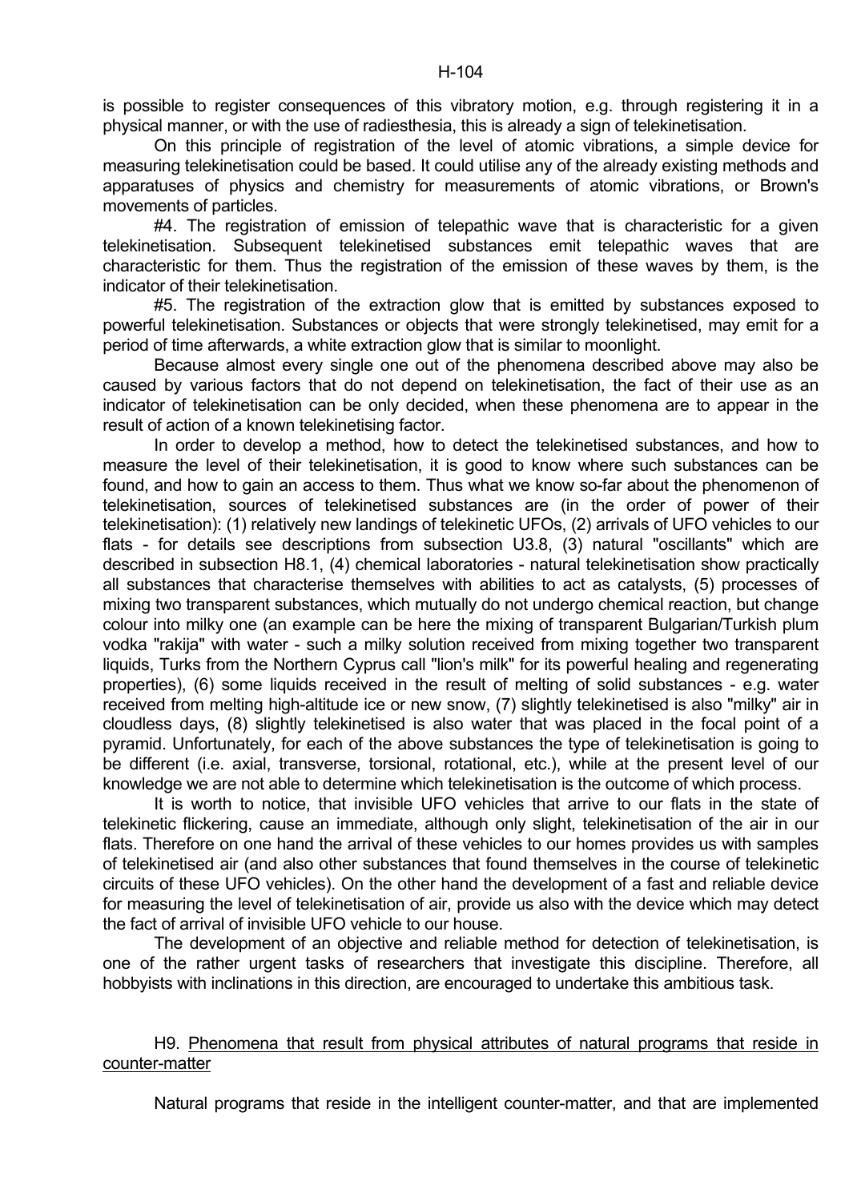is possible to register consequences of this vibratory motion, e.g. through registering it in a physical manner, or with the use of radiesthesia, this is already a sign of telekinetisation.

On this principle of registration of the level of atomic vibrations, a simple device for measuring telekinetisation could be based. It could utilise any of the already existing methods and apparatuses of physics and chemistry for measurements of atomic vibrations, or Brown's movements of particles.

#4. The registration of emission of telepathic wave that is characteristic for a given telekinetisation. Subsequent telekinetised substances emit telepathic waves that are characteristic for them. Thus the registration of the emission of these waves by them, is the indicator of their telekinetisation.

#5. The registration of the extraction glow that is emitted by substances exposed to powerful telekinetisation. Substances or objects that were strongly telekinetised, may emit for a period of time afterwards, a white extraction glow that is similar to moonlight.

Because almost every single one out of the phenomena described above may also be caused by various factors that do not depend on telekinetisation, the fact of their use as an indicator of telekinetisation can be only decided, when these phenomena are to appear in the result of action of a known telekinetising factor.

In order to develop a method, how to detect the telekinetised substances, and how to measure the level of their telekinetisation, it is good to know where such substances can be found, and how to gain an access to them. Thus what we know so-far about the phenomenon of telekinetisation, sources of telekinetised substances are (in the order of power of their telekinetisation): (1) relatively new landings of telekinetic UFOs, (2) arrivals of UFO vehicles to our flats - for details see descriptions from subsection U3.8, (3) natural "oscillants" which are described in subsection H8.1, (4) chemical laboratories - natural telekinetisation show practically all substances that characterise themselves with abilities to act as catalysts, (5) processes of mixing two transparent substances, which mutually do not undergo chemical reaction, but change colour into milky one (an example can be here the mixing of transparent Bulgarian/Turkish plum vodka "rakija" with water - such a milky solution received from mixing together two transparent liquids, Turks from the Northern Cyprus call "lion's milk" for its powerful healing and regenerating properties), (6) some liquids received in the result of melting of solid substances - e.g. water received from melting high-altitude ice or new snow, (7) slightly telekinetised is also "milky" air in cloudless days, (8) slightly telekinetised is also water that was placed in the focal point of a pyramid. Unfortunately, for each of the above substances the type of telekinetisation is going to be different (i.e. axial, transverse, torsional, rotational, etc.), while at the present level of our knowledge we are not able to determine which telekinetisation is the outcome of which process.

It is worth to notice, that invisible UFO vehicles that arrive to our flats in the state of telekinetic flickering, cause an immediate, although only slight, telekinetisation of the air in our flats. Therefore on one hand the arrival of these vehicles to our homes provides us with samples of telekinetised air (and also other substances that found themselves in the course of telekinetic circuits of these UFO vehicles). On the other hand the development of a fast and reliable device for measuring the level of telekinetisation of air, provide us also with the device which may detect the fact of arrival of invisible UFO vehicle to our house.

The development of an objective and reliable method for detection of telekinetisation, is one of the rather urgent tasks of researchers that investigate this discipline. Therefore, all hobbyists with inclinations in this direction, are encouraged to undertake this ambitious task.

## H9. Phenomena that result from physical attributes of natural programs that reside in counter-matter

Natural programs that reside in the intelligent counter-matter, and that are implemented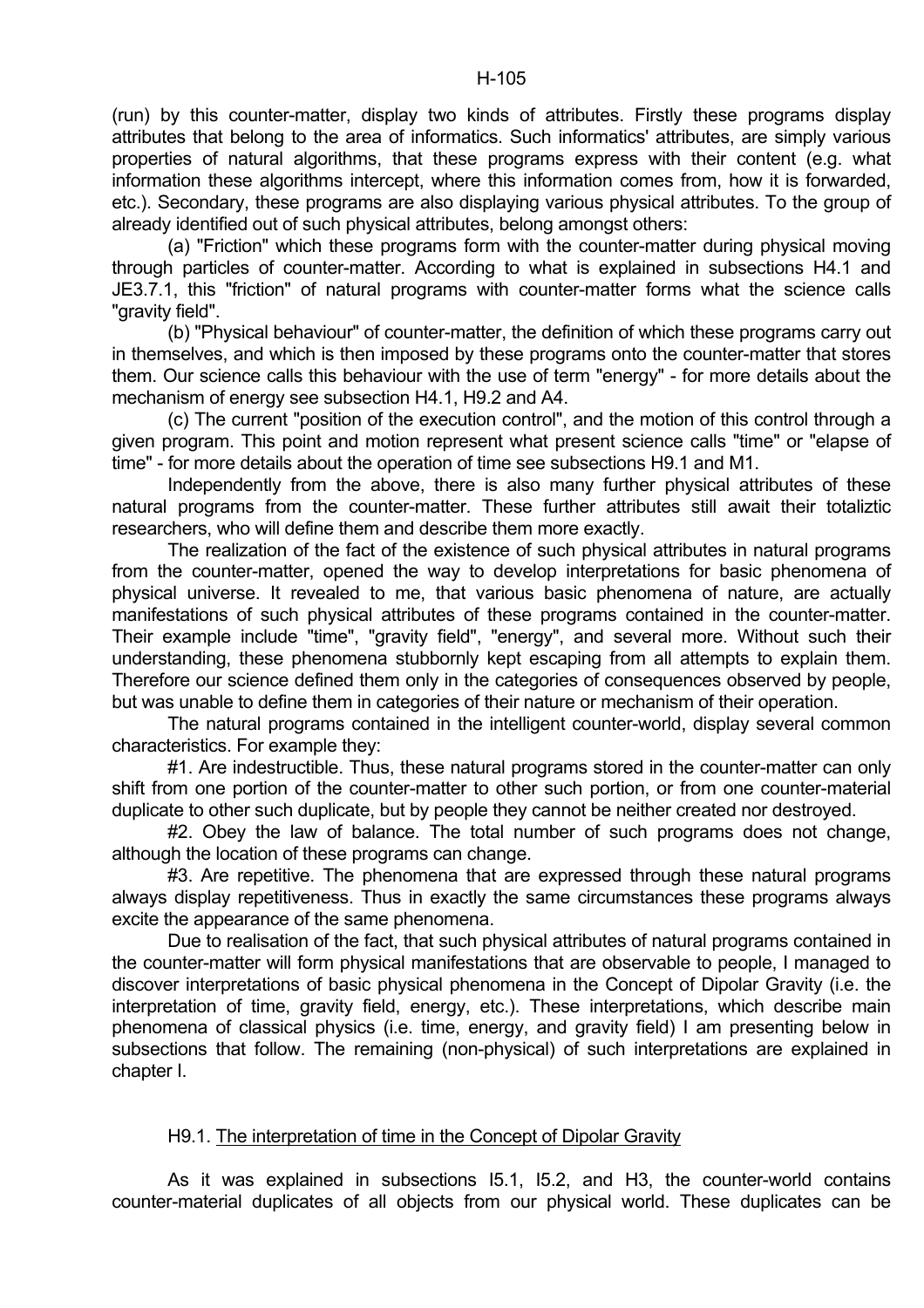(run) by this counter-matter, display two kinds of attributes. Firstly these programs display attributes that belong to the area of informatics. Such informatics' attributes, are simply various properties of natural algorithms, that these programs express with their content (e.g. what information these algorithms intercept, where this information comes from, how it is forwarded, etc.). Secondary, these programs are also displaying various physical attributes. To the group of already identified out of such physical attributes, belong amongst others:

(a) "Friction" which these programs form with the counter-matter during physical moving through particles of counter-matter. According to what is explained in subsections H4.1 and JE3.7.1, this "friction" of natural programs with counter-matter forms what the science calls "gravity field".

(b) "Physical behaviour" of counter-matter, the definition of which these programs carry out in themselves, and which is then imposed by these programs onto the counter-matter that stores them. Our science calls this behaviour with the use of term "energy" - for more details about the mechanism of energy see subsection H4.1, H9.2 and A4.

(c) The current "position of the execution control", and the motion of this control through a given program. This point and motion represent what present science calls "time" or "elapse of time" - for more details about the operation of time see subsections H9.1 and M1.

Independently from the above, there is also many further physical attributes of these natural programs from the counter-matter. These further attributes still await their totaliztic researchers, who will define them and describe them more exactly.

The realization of the fact of the existence of such physical attributes in natural programs from the counter-matter, opened the way to develop interpretations for basic phenomena of physical universe. It revealed to me, that various basic phenomena of nature, are actually manifestations of such physical attributes of these programs contained in the counter-matter. Their example include "time", "gravity field", "energy", and several more. Without such their understanding, these phenomena stubbornly kept escaping from all attempts to explain them. Therefore our science defined them only in the categories of consequences observed by people, but was unable to define them in categories of their nature or mechanism of their operation.

The natural programs contained in the intelligent counter-world, display several common characteristics. For example they:

#1. Are indestructible. Thus, these natural programs stored in the counter-matter can only shift from one portion of the counter-matter to other such portion, or from one counter-material duplicate to other such duplicate, but by people they cannot be neither created nor destroyed.

#2. Obey the law of balance. The total number of such programs does not change, although the location of these programs can change.

#3. Are repetitive. The phenomena that are expressed through these natural programs always display repetitiveness. Thus in exactly the same circumstances these programs always excite the appearance of the same phenomena.

Due to realisation of the fact, that such physical attributes of natural programs contained in the counter-matter will form physical manifestations that are observable to people, I managed to discover interpretations of basic physical phenomena in the Concept of Dipolar Gravity (i.e. the interpretation of time, gravity field, energy, etc.). These interpretations, which describe main phenomena of classical physics (i.e. time, energy, and gravity field) I am presenting below in subsections that follow. The remaining (non-physical) of such interpretations are explained in chapter I.

### H9.1. The interpretation of time in the Concept of Dipolar Gravity

As it was explained in subsections I5.1, I5.2, and H3, the counter-world contains counter-material duplicates of all objects from our physical world. These duplicates can be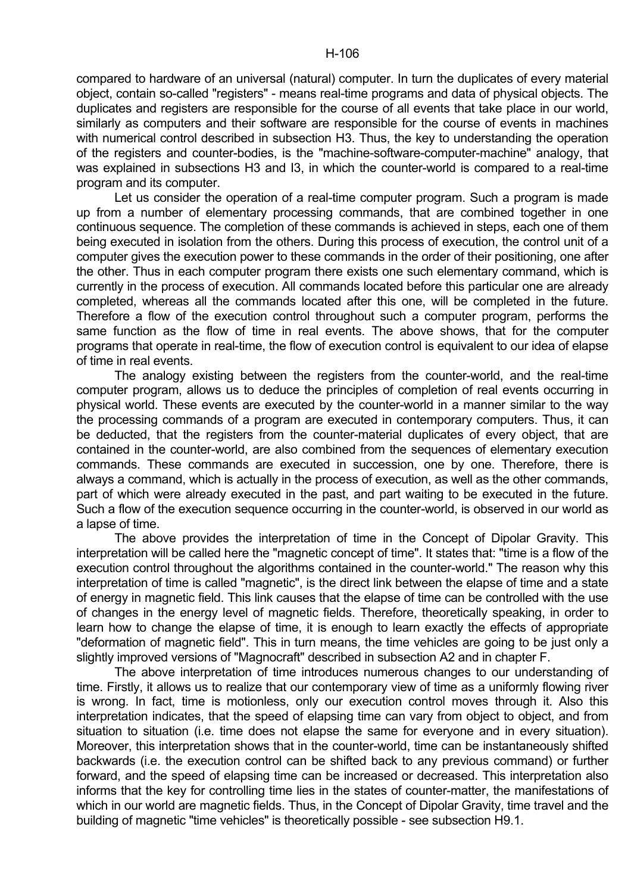compared to hardware of an universal (natural) computer. In turn the duplicates of every material object, contain so-called "registers" - means real-time programs and data of physical objects. The duplicates and registers are responsible for the course of all events that take place in our world, similarly as computers and their software are responsible for the course of events in machines with numerical control described in subsection H3. Thus, the key to understanding the operation of the registers and counter-bodies, is the "machine-software-computer-machine" analogy, that was explained in subsections H3 and I3, in which the counter-world is compared to a real-time program and its computer.

Let us consider the operation of a real-time computer program. Such a program is made up from a number of elementary processing commands, that are combined together in one continuous sequence. The completion of these commands is achieved in steps, each one of them being executed in isolation from the others. During this process of execution, the control unit of a computer gives the execution power to these commands in the order of their positioning, one after the other. Thus in each computer program there exists one such elementary command, which is currently in the process of execution. All commands located before this particular one are already completed, whereas all the commands located after this one, will be completed in the future. Therefore a flow of the execution control throughout such a computer program, performs the same function as the flow of time in real events. The above shows, that for the computer programs that operate in real-time, the flow of execution control is equivalent to our idea of elapse of time in real events.

The analogy existing between the registers from the counter-world, and the real-time computer program, allows us to deduce the principles of completion of real events occurring in physical world. These events are executed by the counter-world in a manner similar to the way the processing commands of a program are executed in contemporary computers. Thus, it can be deducted, that the registers from the counter-material duplicates of every object, that are contained in the counter-world, are also combined from the sequences of elementary execution commands. These commands are executed in succession, one by one. Therefore, there is always a command, which is actually in the process of execution, as well as the other commands, part of which were already executed in the past, and part waiting to be executed in the future. Such a flow of the execution sequence occurring in the counter-world, is observed in our world as a lapse of time.

The above provides the interpretation of time in the Concept of Dipolar Gravity. This interpretation will be called here the "magnetic concept of time". It states that: "time is a flow of the execution control throughout the algorithms contained in the counter-world." The reason why this interpretation of time is called "magnetic", is the direct link between the elapse of time and a state of energy in magnetic field. This link causes that the elapse of time can be controlled with the use of changes in the energy level of magnetic fields. Therefore, theoretically speaking, in order to learn how to change the elapse of time, it is enough to learn exactly the effects of appropriate "deformation of magnetic field". This in turn means, the time vehicles are going to be just only a slightly improved versions of "Magnocraft" described in subsection A2 and in chapter F.

The above interpretation of time introduces numerous changes to our understanding of time. Firstly, it allows us to realize that our contemporary view of time as a uniformly flowing river is wrong. In fact, time is motionless, only our execution control moves through it. Also this interpretation indicates, that the speed of elapsing time can vary from object to object, and from situation to situation (i.e. time does not elapse the same for everyone and in every situation). Moreover, this interpretation shows that in the counter-world, time can be instantaneously shifted backwards (i.e. the execution control can be shifted back to any previous command) or further forward, and the speed of elapsing time can be increased or decreased. This interpretation also informs that the key for controlling time lies in the states of counter-matter, the manifestations of which in our world are magnetic fields. Thus, in the Concept of Dipolar Gravity, time travel and the building of magnetic "time vehicles" is theoretically possible - see subsection H9.1.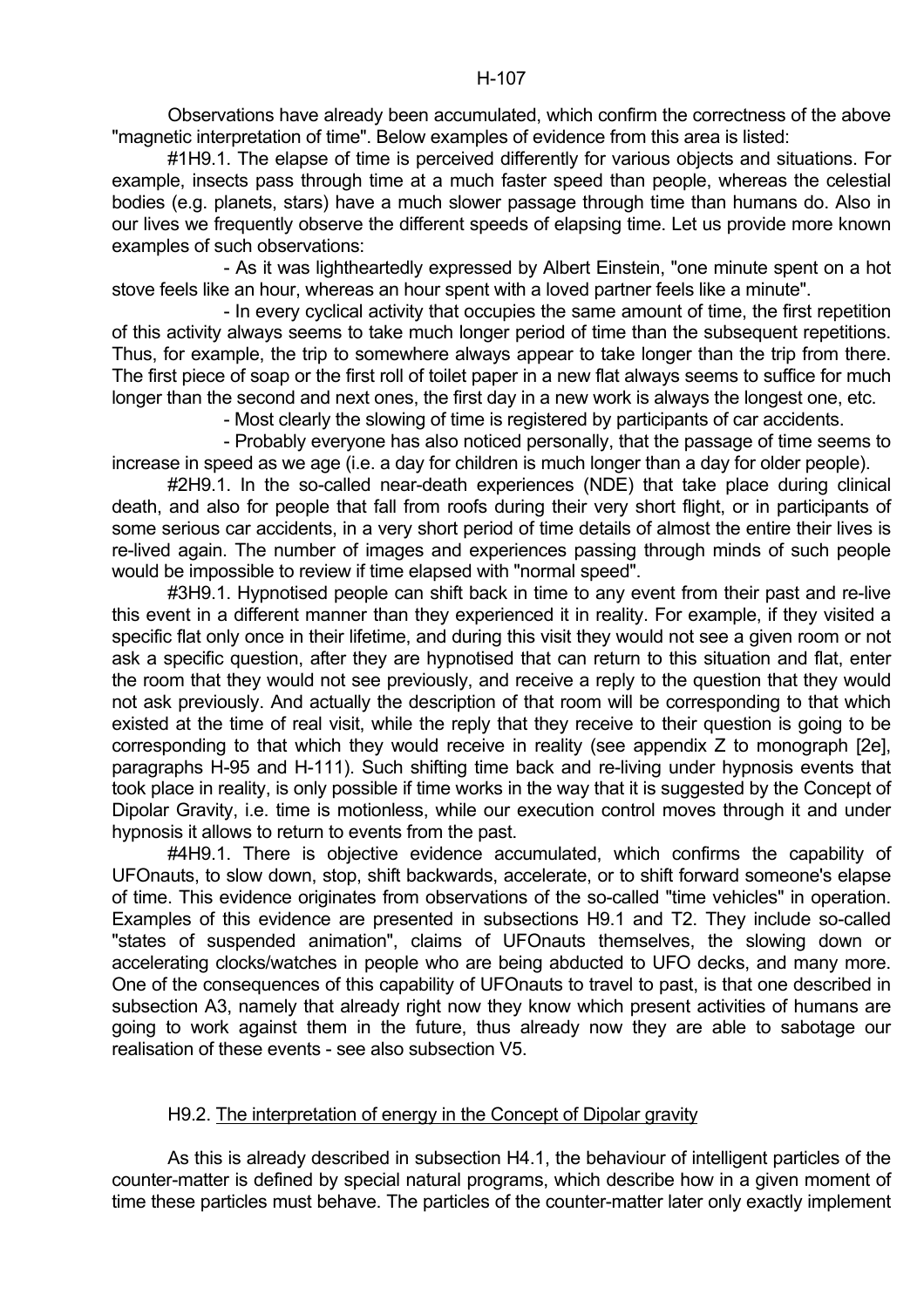Observations have already been accumulated, which confirm the correctness of the above "magnetic interpretation of time". Below examples of evidence from this area is listed:

#1H9.1. The elapse of time is perceived differently for various objects and situations. For example, insects pass through time at a much faster speed than people, whereas the celestial bodies (e.g. planets, stars) have a much slower passage through time than humans do. Also in our lives we frequently observe the different speeds of elapsing time. Let us provide more known examples of such observations:

- As it was lightheartedly expressed by Albert Einstein, "one minute spent on a hot stove feels like an hour, whereas an hour spent with a loved partner feels like a minute".
- In every cyclical activity that occupies the same amount of time, the first repetition of this activity always seems to take much longer period of time than the subsequent repetitions. Thus, for example, the trip to somewhere always appear to take longer than the trip from there. The first piece of soap or the first roll of toilet paper in a new flat always seems to suffice for much longer than the second and next ones, the first day in a new work is always the longest one, etc.
- Most clearly the slowing of time is registered by participants of car accidents.
- Probably everyone has also noticed personally, that the passage of time seems to increase in speed as we age (i.e. a day for children is much longer than a day for older people).

#2H9.1. In the so-called near-death experiences (NDE) that take place during clinical death, and also for people that fall from roofs during their very short flight, or in participants of some serious car accidents, in a very short period of time details of almost the entire their lives is re-lived again. The number of images and experiences passing through minds of such people would be impossible to review if time elapsed with "normal speed".

#3H9.1. Hypnotised people can shift back in time to any event from their past and re-live this event in a different manner than they experienced it in reality. For example, if they visited a specific flat only once in their lifetime, and during this visit they would not see a given room or not ask a specific question, after they are hypnotised that can return to this situation and flat, enter the room that they would not see previously, and receive a reply to the question that they would not ask previously. And actually the description of that room will be corresponding to that which existed at the time of real visit, while the reply that they receive to their question is going to be corresponding to that which they would receive in reality (see appendix Z to monograph [2e], paragraphs H-95 and H-111). Such shifting time back and re-living under hypnosis events that took place in reality, is only possible if time works in the way that it is suggested by the Concept of Dipolar Gravity, i.e. time is motionless, while our execution control moves through it and under hypnosis it allows to return to events from the past.

#4H9.1. There is objective evidence accumulated, which confirms the capability of UFOnauts, to slow down, stop, shift backwards, accelerate, or to shift forward someone's elapse of time. This evidence originates from observations of the so-called "time vehicles" in operation. Examples of this evidence are presented in subsections H9.1 and T2. They include so-called "states of suspended animation", claims of UFOnauts themselves, the slowing down or accelerating clocks/watches in people who are being abducted to UFO decks, and many more. One of the consequences of this capability of UFOnauts to travel to past, is that one described in subsection A3, namely that already right now they know which present activities of humans are going to work against them in the future, thus already now they are able to sabotage our realisation of these events - see also subsection V5.

## H9.2. The interpretation of energy in the Concept of Dipolar gravity

As this is already described in subsection H4.1, the behaviour of intelligent particles of the counter-matter is defined by special natural programs, which describe how in a given moment of time these particles must behave. The particles of the counter-matter later only exactly implement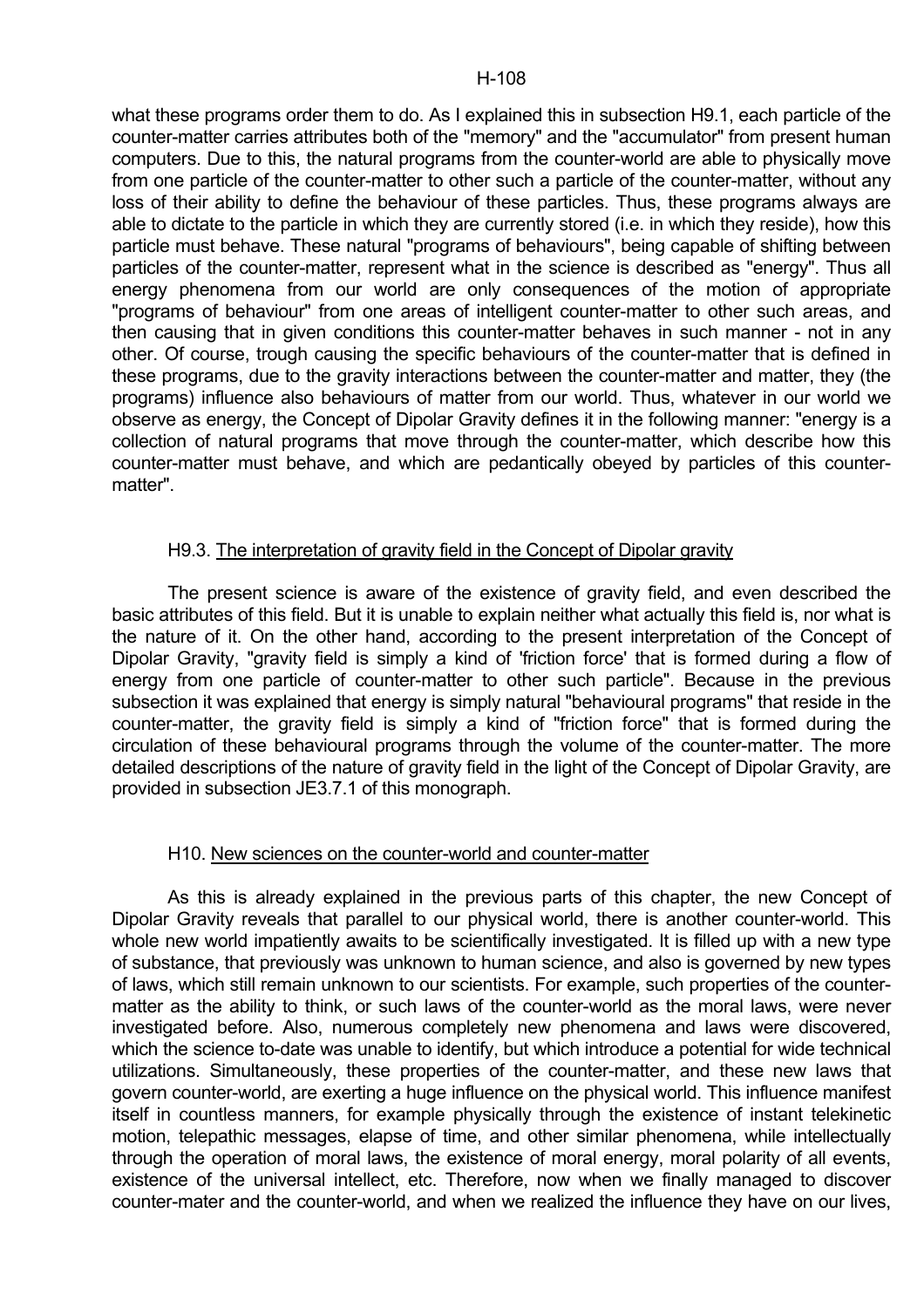what these programs order them to do. As I explained this in subsection H9.1, each particle of the counter-matter carries attributes both of the "memory" and the "accumulator" from present human computers. Due to this, the natural programs from the counter-world are able to physically move from one particle of the counter-matter to other such a particle of the counter-matter, without any loss of their ability to define the behaviour of these particles. Thus, these programs always are able to dictate to the particle in which they are currently stored (i.e. in which they reside), how this particle must behave. These natural "programs of behaviours", being capable of shifting between particles of the counter-matter, represent what in the science is described as "energy". Thus all energy phenomena from our world are only consequences of the motion of appropriate "programs of behaviour" from one areas of intelligent counter-matter to other such areas, and then causing that in given conditions this counter-matter behaves in such manner - not in any other. Of course, trough causing the specific behaviours of the counter-matter that is defined in these programs, due to the gravity interactions between the counter-matter and matter, they (the programs) influence also behaviours of matter from our world. Thus, whatever in our world we observe as energy, the Concept of Dipolar Gravity defines it in the following manner: "energy is a collection of natural programs that move through the counter-matter, which describe how this counter-matter must behave, and which are pedantically obeyed by particles of this counter-matter".

### H9.3. <u>The interpretation of gravity field in the Concept of Dipolar gravity</u>

The present science is aware of the existence of gravity field, and even described the basic attributes of this field. But it is unable to explain neither what actually this field is, nor what is the nature of it. On the other hand, according to the present interpretation of the Concept of Dipolar Gravity, "gravity field is simply a kind of 'friction force' that is formed during a flow of energy from one particle of counter-matter to other such particle". Because in the previous subsection it was explained that energy is simply natural "behavioural programs" that reside in the counter-matter, the gravity field is simply a kind of "friction force" that is formed during the circulation of these behavioural programs through the volume of the counter-matter. The more detailed descriptions of the nature of gravity field in the light of the Concept of Dipolar Gravity, are provided in subsection JE3.7.1 of this monograph.

## H10. <u>New sciences on the counter-world and counter-matter</u>

As this is already explained in the previous parts of this chapter, the new Concept of Dipolar Gravity reveals that parallel to our physical world, there is another counter-world. This whole new world impatiently awaits to be scientifically investigated. It is filled up with a new type of substance, that previously was unknown to human science, and also is governed by new types of laws, which still remain unknown to our scientists. For example, such properties of the counter-matter as the ability to think, or such laws of the counter-world as the moral laws, were never investigated before. Also, numerous completely new phenomena and laws were discovered, which the science to-date was unable to identify, but which introduce a potential for wide technical utilizations. Simultaneously, these properties of the counter-matter, and these new laws that govern counter-world, are exerting a huge influence on the physical world. This influence manifest itself in countless manners, for example physically through the existence of instant telekinetic motion, telepathic messages, elapse of time, and other similar phenomena, while intellectually through the operation of moral laws, the existence of moral energy, moral polarity of all events, existence of the universal intellect, etc. Therefore, now when we finally managed to discover counter-mater and the counter-world, and when we realized the influence they have on our lives,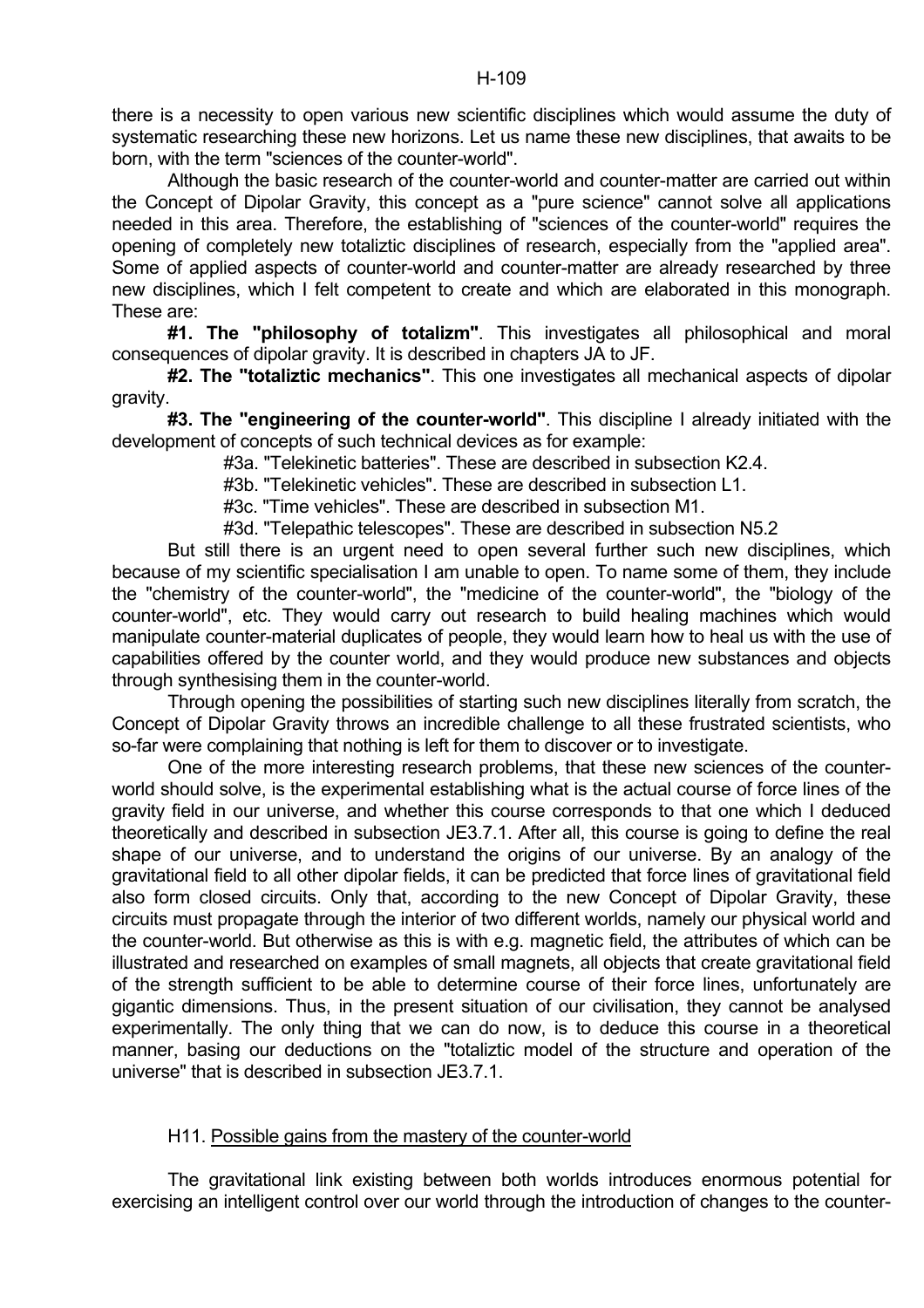there is a necessity to open various new scientific disciplines which would assume the duty of systematic researching these new horizons. Let us name these new disciplines, that awaits to be born, with the term "sciences of the counter-world".

Although the basic research of the counter-world and counter-matter are carried out within the Concept of Dipolar Gravity, this concept as a "pure science" cannot solve all applications needed in this area. Therefore, the establishing of "sciences of the counter-world" requires the opening of completely new totaliztic disciplines of research, especially from the "applied area". Some of applied aspects of counter-world and counter-matter are already researched by three new disciplines, which I felt competent to create and which are elaborated in this monograph. These are:

**#1. The "philosophy of totalizm"**. This investigates all philosophical and moral consequences of dipolar gravity. It is described in chapters JA to JF.

**#2. The "totaliztic mechanics"**. This one investigates all mechanical aspects of dipolar gravity.

**#3. The "engineering of the counter-world"**. This discipline I already initiated with the development of concepts of such technical devices as for example:

#3a. "Telekinetic batteries". These are described in subsection K2.4.

#3b. "Telekinetic vehicles". These are described in subsection L1.

#3c. "Time vehicles". These are described in subsection M1.

#3d. "Telepathic telescopes". These are described in subsection N5.2

But still there is an urgent need to open several further such new disciplines, which because of my scientific specialisation I am unable to open. To name some of them, they include the "chemistry of the counter-world", the "medicine of the counter-world", the "biology of the counter-world", etc. They would carry out research to build healing machines which would manipulate counter-material duplicates of people, they would learn how to heal us with the use of capabilities offered by the counter world, and they would produce new substances and objects through synthesising them in the counter-world.

Through opening the possibilities of starting such new disciplines literally from scratch, the Concept of Dipolar Gravity throws an incredible challenge to all these frustrated scientists, who so-far were complaining that nothing is left for them to discover or to investigate.

One of the more interesting research problems, that these new sciences of the counter-world should solve, is the experimental establishing what is the actual course of force lines of the gravity field in our universe, and whether this course corresponds to that one which I deduced theoretically and described in subsection JE3.7.1. After all, this course is going to define the real shape of our universe, and to understand the origins of our universe. By an analogy of the gravitational field to all other dipolar fields, it can be predicted that force lines of gravitational field also form closed circuits. Only that, according to the new Concept of Dipolar Gravity, these circuits must propagate through the interior of two different worlds, namely our physical world and the counter-world. But otherwise as this is with e.g. magnetic field, the attributes of which can be illustrated and researched on examples of small magnets, all objects that create gravitational field of the strength sufficient to be able to determine course of their force lines, unfortunately are gigantic dimensions. Thus, in the present situation of our civilisation, they cannot be analysed experimentally. The only thing that we can do now, is to deduce this course in a theoretical manner, basing our deductions on the "totaliztic model of the structure and operation of the universe" that is described in subsection JE3.7.1.

## H11. Possible gains from the mastery of the counter-world

The gravitational link existing between both worlds introduces enormous potential for exercising an intelligent control over our world through the introduction of changes to the counter-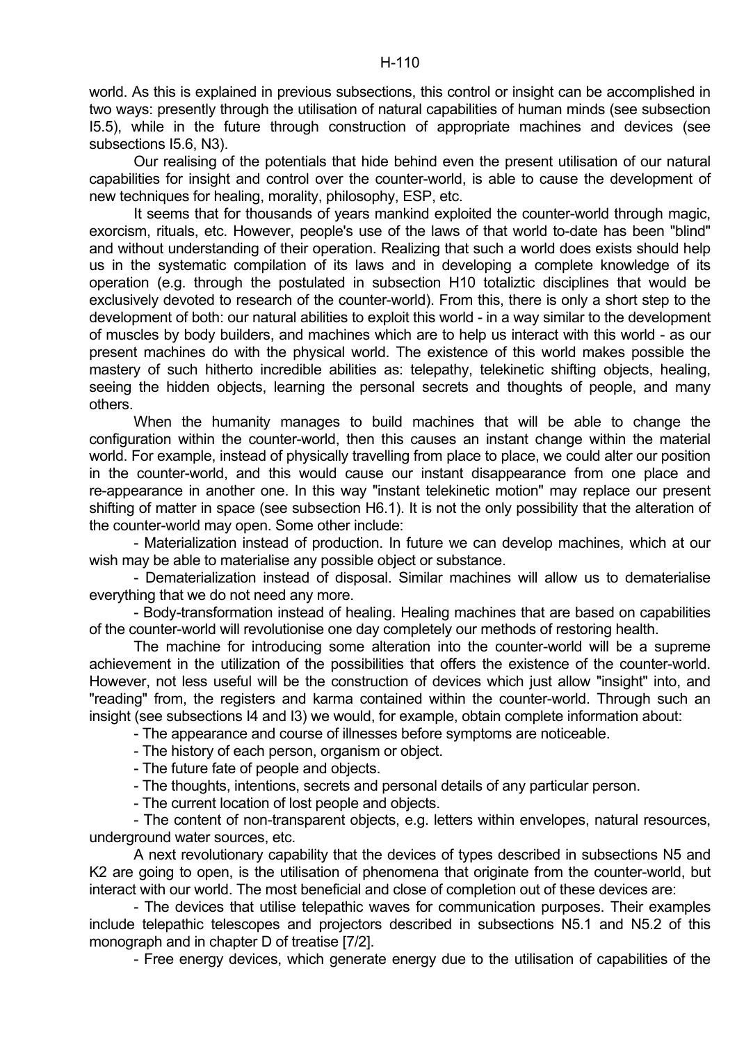world. As this is explained in previous subsections, this control or insight can be accomplished in two ways: presently through the utilisation of natural capabilities of human minds (see subsection I5.5), while in the future through construction of appropriate machines and devices (see subsections I5.6, N3).

Our realising of the potentials that hide behind even the present utilisation of our natural capabilities for insight and control over the counter-world, is able to cause the development of new techniques for healing, morality, philosophy, ESP, etc.

It seems that for thousands of years mankind exploited the counter-world through magic, exorcism, rituals, etc. However, people's use of the laws of that world to-date has been "blind" and without understanding of their operation. Realizing that such a world does exists should help us in the systematic compilation of its laws and in developing a complete knowledge of its operation (e.g. through the postulated in subsection H10 totaliztic disciplines that would be exclusively devoted to research of the counter-world). From this, there is only a short step to the development of both: our natural abilities to exploit this world - in a way similar to the development of muscles by body builders, and machines which are to help us interact with this world - as our present machines do with the physical world. The existence of this world makes possible the mastery of such hitherto incredible abilities as: telepathy, telekinetic shifting objects, healing, seeing the hidden objects, learning the personal secrets and thoughts of people, and many others.

When the humanity manages to build machines that will be able to change the configuration within the counter-world, then this causes an instant change within the material world. For example, instead of physically travelling from place to place, we could alter our position in the counter-world, and this would cause our instant disappearance from one place and re-appearance in another one. In this way "instant telekinetic motion" may replace our present shifting of matter in space (see subsection H6.1). It is not the only possibility that the alteration of the counter-world may open. Some other include:

- Materialization instead of production. In future we can develop machines, which at our wish may be able to materialise any possible object or substance.

- Dematerialization instead of disposal. Similar machines will allow us to dematerialise everything that we do not need any more.

- Body-transformation instead of healing. Healing machines that are based on capabilities of the counter-world will revolutionise one day completely our methods of restoring health.

The machine for introducing some alteration into the counter-world will be a supreme achievement in the utilization of the possibilities that offers the existence of the counter-world. However, not less useful will be the construction of devices which just allow "insight" into, and "reading" from, the registers and karma contained within the counter-world. Through such an insight (see subsections I4 and I3) we would, for example, obtain complete information about:

- The appearance and course of illnesses before symptoms are noticeable.

- The history of each person, organism or object.

- The future fate of people and objects.

- The thoughts, intentions, secrets and personal details of any particular person.

- The current location of lost people and objects.

- The content of non-transparent objects, e.g. letters within envelopes, natural resources, underground water sources, etc.

A next revolutionary capability that the devices of types described in subsections N5 and K2 are going to open, is the utilisation of phenomena that originate from the counter-world, but interact with our world. The most beneficial and close of completion out of these devices are:

- The devices that utilise telepathic waves for communication purposes. Their examples include telepathic telescopes and projectors described in subsections N5.1 and N5.2 of this monograph and in chapter D of treatise [7/2].

- Free energy devices, which generate energy due to the utilisation of capabilities of the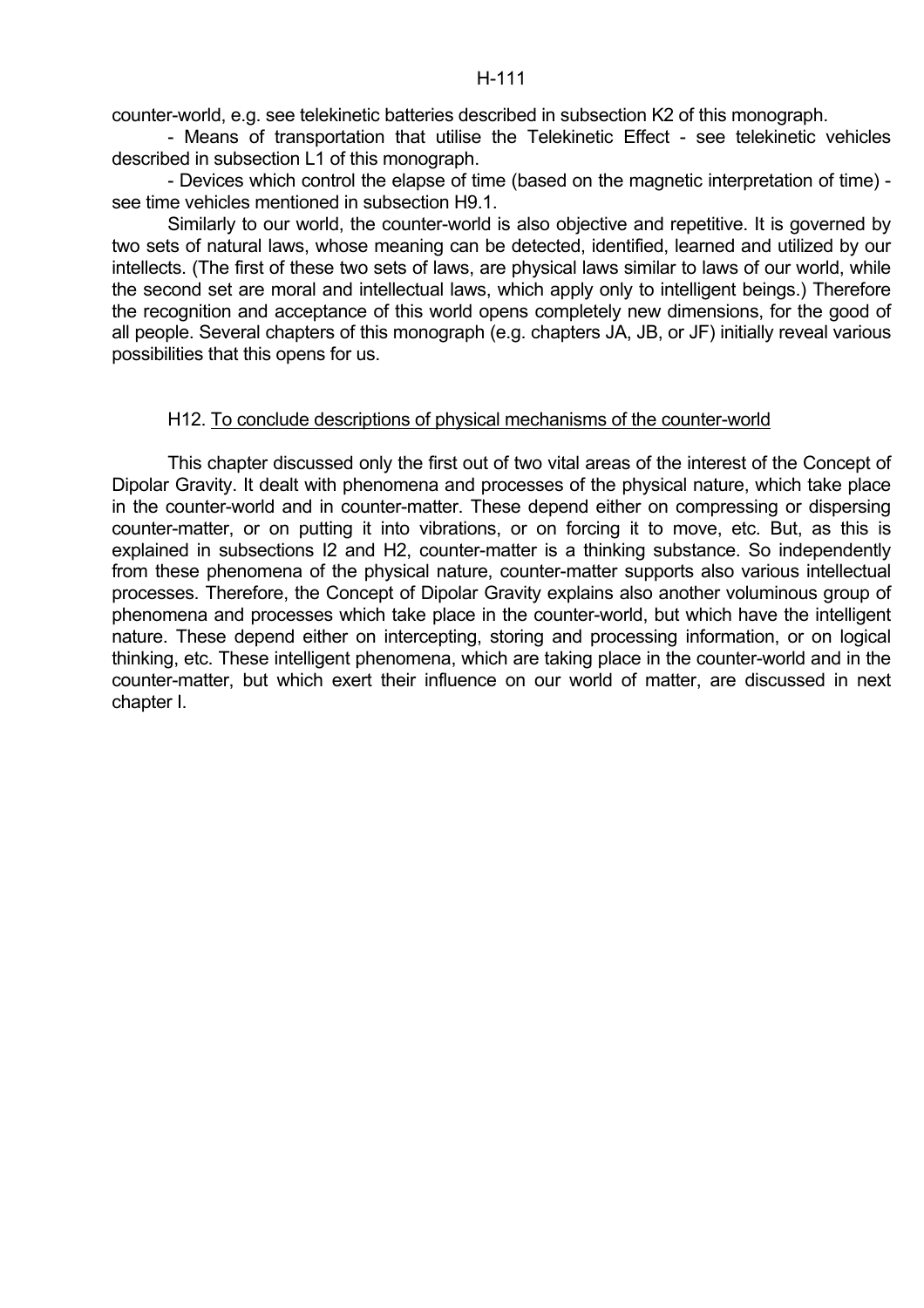counter-world, e.g. see telekinetic batteries described in subsection K2 of this monograph.

- Means of transportation that utilise the Telekinetic Effect - see telekinetic vehicles described in subsection L1 of this monograph.

- Devices which control the elapse of time (based on the magnetic interpretation of time) - see time vehicles mentioned in subsection H9.1.

Similarly to our world, the counter-world is also objective and repetitive. It is governed by two sets of natural laws, whose meaning can be detected, identified, learned and utilized by our intellects. (The first of these two sets of laws, are physical laws similar to laws of our world, while the second set are moral and intellectual laws, which apply only to intelligent beings.) Therefore the recognition and acceptance of this world opens completely new dimensions, for the good of all people. Several chapters of this monograph (e.g. chapters JA, JB, or JF) initially reveal various possibilities that this opens for us.

### H12. To conclude descriptions of physical mechanisms of the counter-world

This chapter discussed only the first out of two vital areas of the interest of the Concept of Dipolar Gravity. It dealt with phenomena and processes of the physical nature, which take place in the counter-world and in counter-matter. These depend either on compressing or dispersing counter-matter, or on putting it into vibrations, or on forcing it to move, etc. But, as this is explained in subsections I2 and H2, counter-matter is a thinking substance. So independently from these phenomena of the physical nature, counter-matter supports also various intellectual processes. Therefore, the Concept of Dipolar Gravity explains also another voluminous group of phenomena and processes which take place in the counter-world, but which have the intelligent nature. These depend either on intercepting, storing and processing information, or on logical thinking, etc. These intelligent phenomena, which are taking place in the counter-world and in the counter-matter, but which exert their influence on our world of matter, are discussed in next chapter I.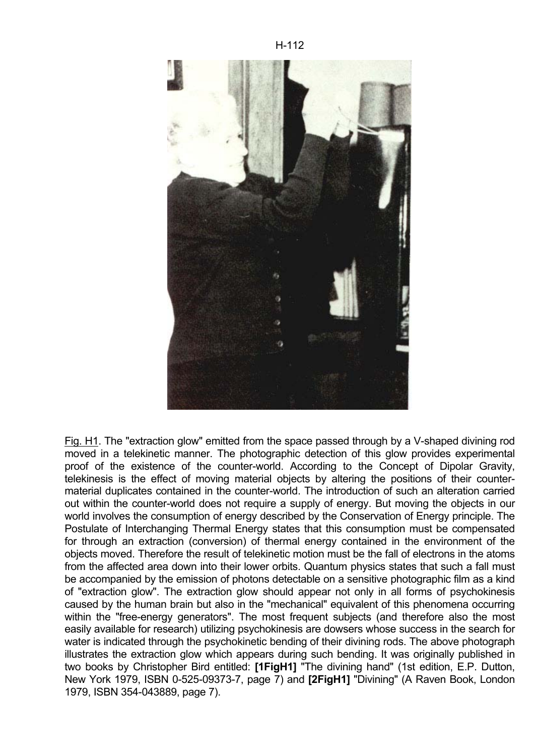Fig. H1. The "extraction glow" emitted from the space passed through by a V-shaped divining rod moved in a telekinetic manner. The photographic detection of this glow provides experimental proof of the existence of the counter-world. According to the Concept of Dipolar Gravity, telekinesis is the effect of moving material objects by altering the positions of their counter-material duplicates contained in the counter-world. The introduction of such an alteration carried out within the counter-world does not require a supply of energy. But moving the objects in our world involves the consumption of energy described by the Conservation of Energy principle. The Postulate of Interchanging Thermal Energy states that this consumption must be compensated for through an extraction (conversion) of thermal energy contained in the environment of the objects moved. Therefore the result of telekinetic motion must be the fall of electrons in the atoms from the affected area down into their lower orbits. Quantum physics states that such a fall must be accompanied by the emission of photons detectable on a sensitive photographic film as a kind of "extraction glow". The extraction glow should appear not only in all forms of psychokinesis caused by the human brain but also in the "mechanical" equivalent of this phenomena occurring within the "free-energy generators". The most frequent subjects (and therefore also the most easily available for research) utilizing psychokinesis are dowsers whose success in the search for water is indicated through the psychokinetic bending of their divining rods. The above photograph illustrates the extraction glow which appears during such bending. It was originally published in two books by Christopher Bird entitled: **[1FigH1]** "The divining hand" (1st edition, E.P. Dutton, New York 1979, ISBN 0-525-09373-7, page 7) and **[2FigH1]** "Divining" (A Raven Book, London 1979, ISBN 354-043889, page 7).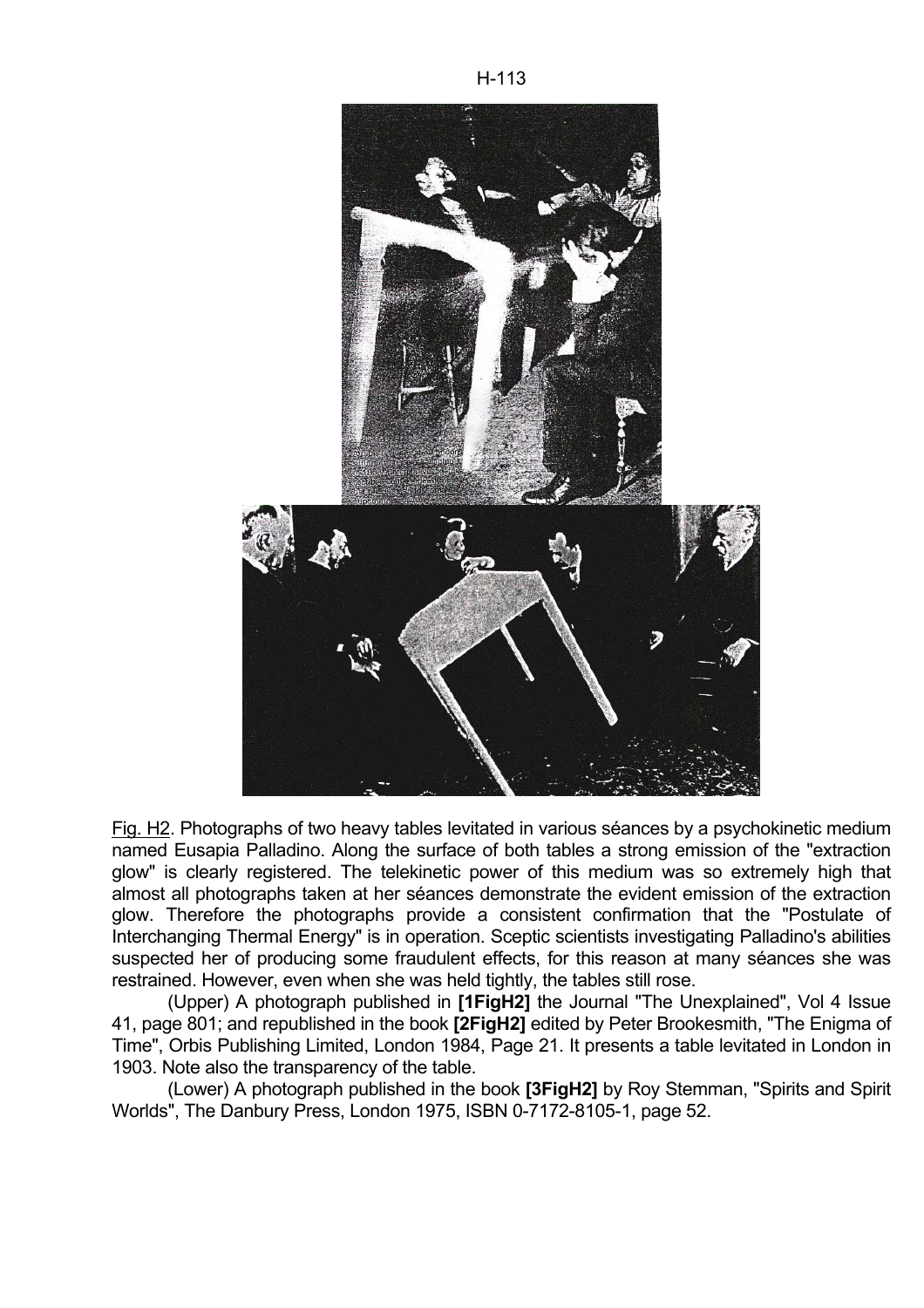Fig. H2. Photographs of two heavy tables levitated in various séances by a psychokinetic medium named Eusapia Palladino. Along the surface of both tables a strong emission of the "extraction glow" is clearly registered. The telekinetic power of this medium was so extremely high that almost all photographs taken at her séances demonstrate the evident emission of the extraction glow. Therefore the photographs provide a consistent confirmation that the "Postulate of Interchanging Thermal Energy" is in operation. Sceptic scientists investigating Palladino's abilities suspected her of producing some fraudulent effects, for this reason at many séances she was restrained. However, even when she was held tightly, the tables still rose.

(Upper) A photograph published in **[1FigH2]** the Journal "The Unexplained", Vol 4 Issue 41, page 801; and republished in the book **[2FigH2]** edited by Peter Brookesmith, "The Enigma of Time", Orbis Publishing Limited, London 1984, Page 21. It presents a table levitated in London in 1903. Note also the transparency of the table.

(Lower) A photograph published in the book **[3FigH2]** by Roy Stemman, "Spirits and Spirit Worlds", The Danbury Press, London 1975, ISBN 0-7172-8105-1, page 52.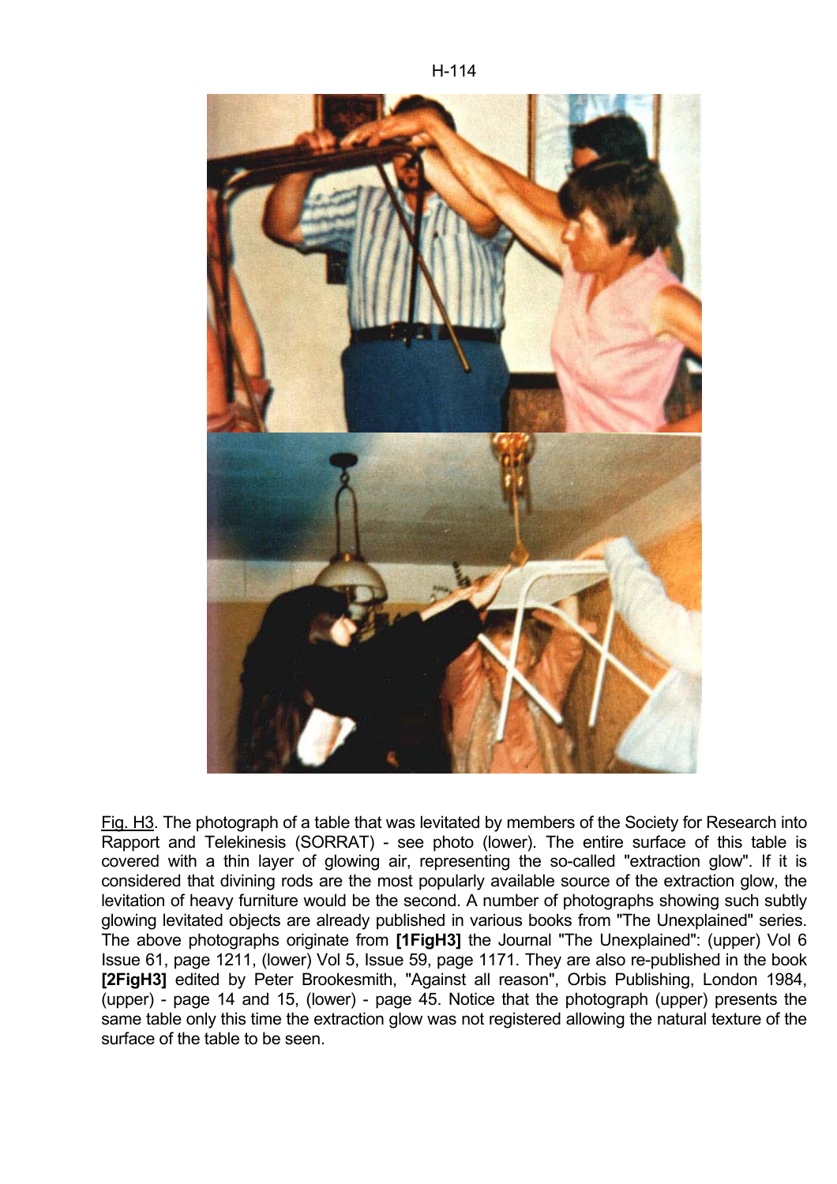Fig. H3. The photograph of a table that was levitated by members of the Society for Research into Rapport and Telekinesis (SORRAT) - see photo (lower). The entire surface of this table is covered with a thin layer of glowing air, representing the so-called "extraction glow". If it is considered that divining rods are the most popularly available source of the extraction glow, the levitation of heavy furniture would be the second. A number of photographs showing such subtly glowing levitated objects are already published in various books from "The Unexplained" series. The above photographs originate from **[1FigH3]** the Journal "The Unexplained": (upper) Vol 6 Issue 61, page 1211, (lower) Vol 5, Issue 59, page 1171. They are also re-published in the book **[2FigH3]** edited by Peter Brookesmith, "Against all reason", Orbis Publishing, London 1984, (upper) - page 14 and 15, (lower) - page 45. Notice that the photograph (upper) presents the same table only this time the extraction glow was not registered allowing the natural texture of the surface of the table to be seen.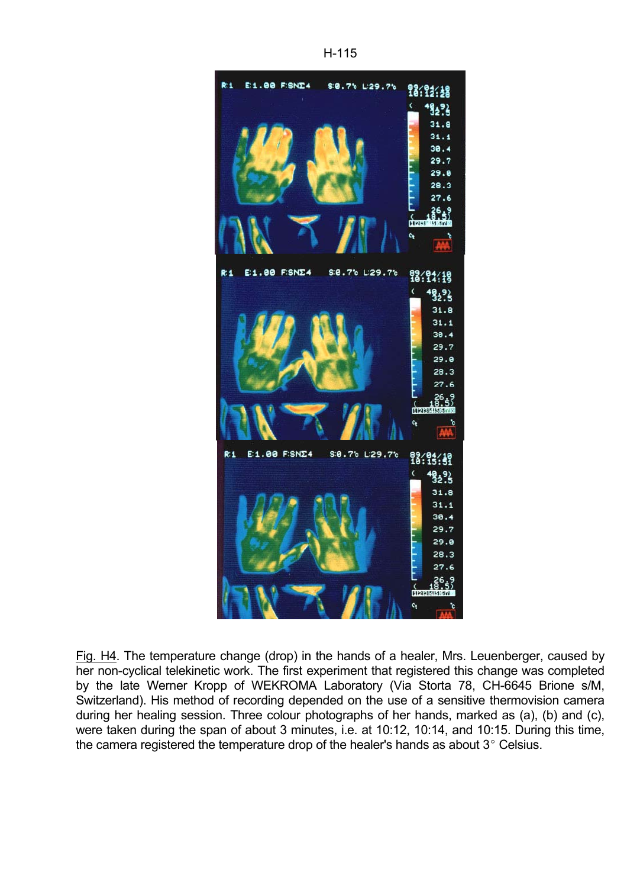Fig. H4. The temperature change (drop) in the hands of a healer, Mrs. Leuenberger, caused by her non-cyclical telekinetic work. The first experiment that registered this change was completed by the late Werner Kropp of WEKROMA Laboratory (Via Storta 78, CH-6645 Brione s/M, Switzerland). His method of recording depended on the use of a sensitive thermovision camera during her healing session. Three colour photographs of her hands, marked as (a), (b) and (c), were taken during the span of about 3 minutes, i.e. at 10:12, 10:14, and 10:15. During this time, the camera registered the temperature drop of the healer's hands as about 3° Celsius.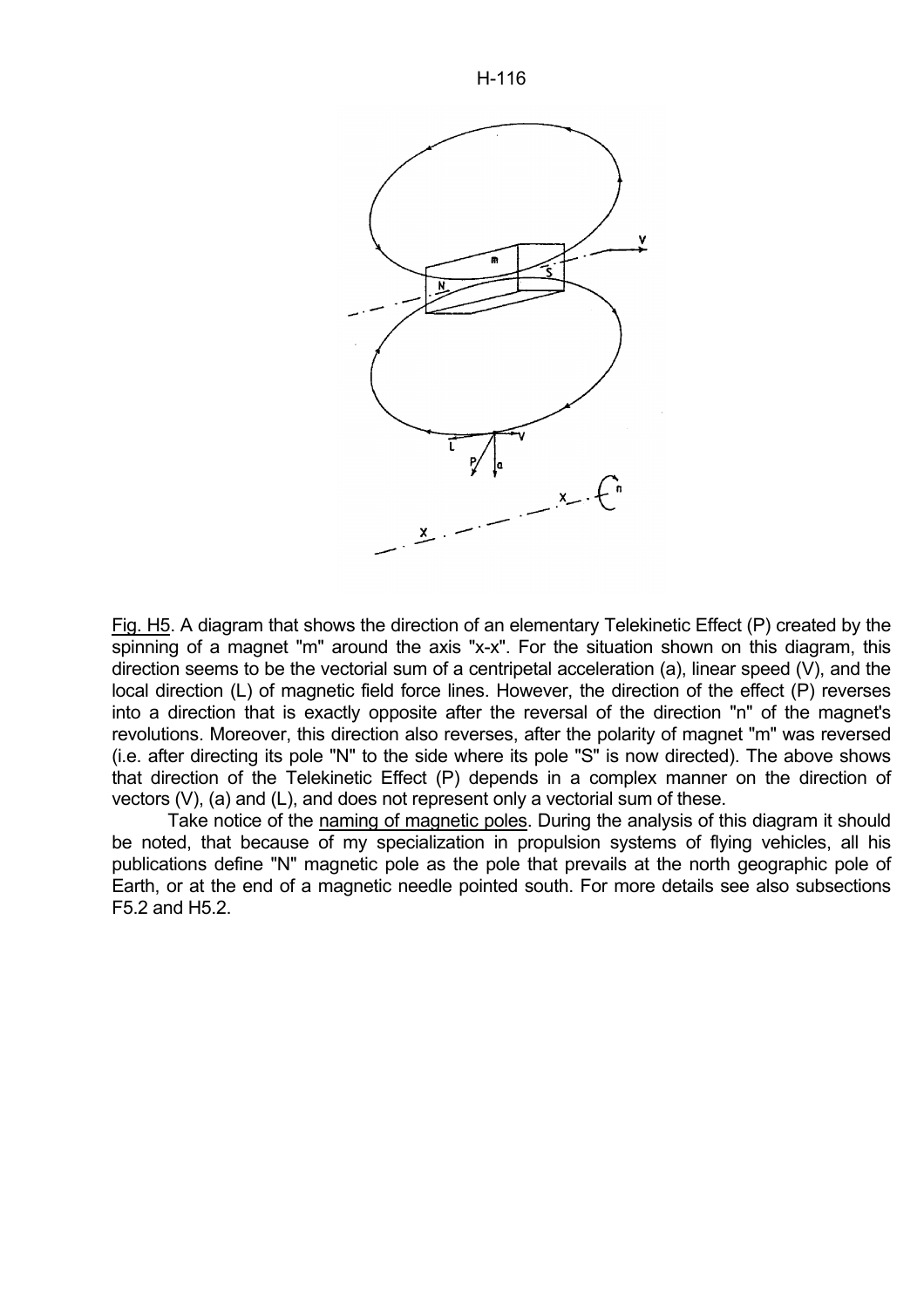Fig. H5. A diagram that shows the direction of an elementary Telekinetic Effect (P) created by the spinning of a magnet "m" around the axis "x-x". For the situation shown on this diagram, this direction seems to be the vectorial sum of a centripetal acceleration (a), linear speed (V), and the local direction (L) of magnetic field force lines. However, the direction of the effect (P) reverses into a direction that is exactly opposite after the reversal of the direction "n" of the magnet's revolutions. Moreover, this direction also reverses, after the polarity of magnet "m" was reversed (i.e. after directing its pole "N" to the side where its pole "S" is now directed). The above shows that direction of the Telekinetic Effect (P) depends in a complex manner on the direction of vectors (V), (a) and (L), and does not represent only a vectorial sum of these.

Take notice of the naming of magnetic poles. During the analysis of this diagram it should be noted, that because of my specialization in propulsion systems of flying vehicles, all his publications define "N" magnetic pole as the pole that prevails at the north geographic pole of Earth, or at the end of a magnetic needle pointed south. For more details see also subsections F5.2 and H5.2.